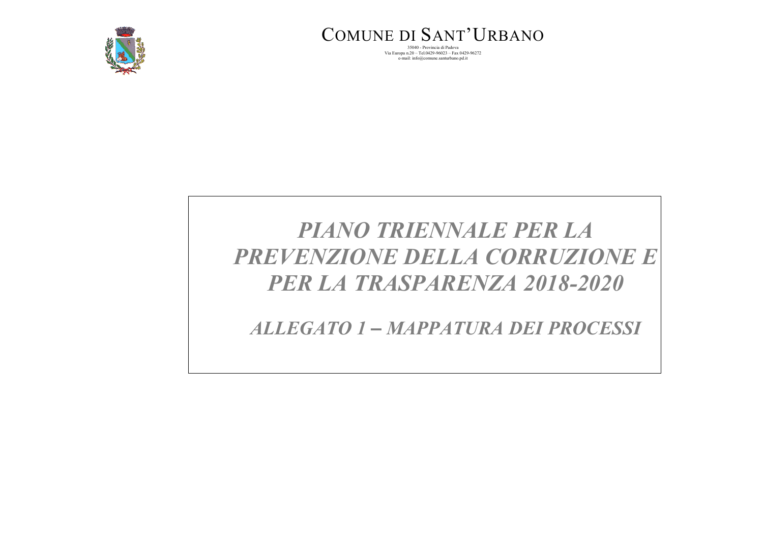# COMUNE DI SANT'URBANO

35040 - Provincia di Padova
Via Europa n.20 – Tel.0429-96023 – Fax 0429-96272
e-mail: info@comune.santurbano.pd.it

# *PIANO TRIENNALE PER LA PREVENZIONE DELLA CORRUZIONE E PER LA TRASPARENZA 2018-2020*

## *ALLEGATO 1 – MAPPATURA DEI PROCESSI*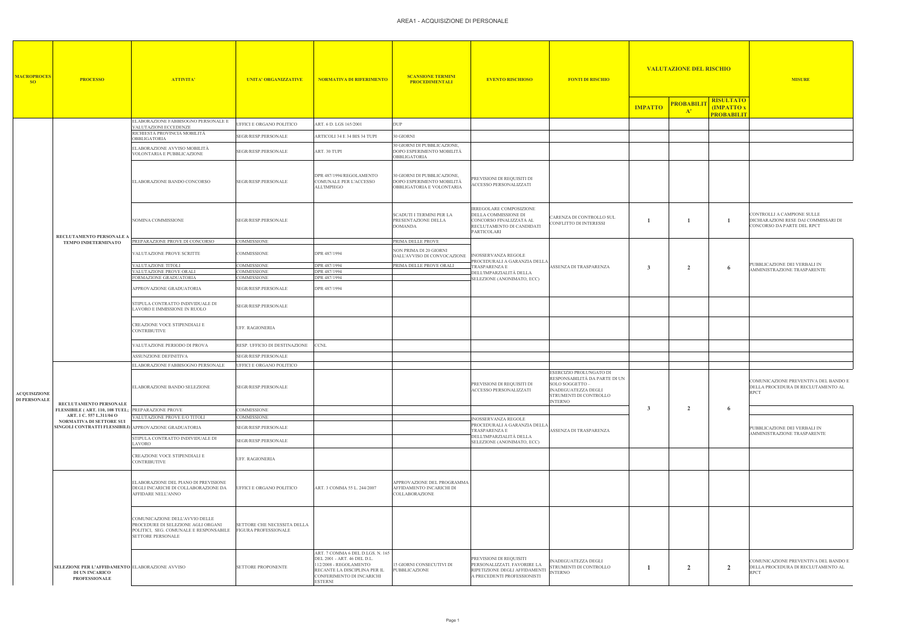# AREA1 - ACQUISIZIONE DI PERSONALE

| MACROPROCESSO | PROCESSO | ATTIVITA' | UNITA' ORGANIZZATIVE | NORMATIVA DI RIFERIMENTO | SCANSIONE TERMINI PROCEDIMENTALI | EVENTO RISCHIOSO | FONTI DI RISCHIO | VALUTAZIONE DEL RISCHIO | | | MISURE |
|---|---|---|---|---|---|---|---|---|---|---|---|
| | | | | | | | | IMPATTO | PROBABILITA' | RISULTATO (IMPATTO x PROBABILITA') | |
| ACQUISIZIONE DI PERSONALE | RECLUTAMENTO PERSONALE A TEMPO INDETERMINATO | ELABORAZIONE FABBISOGNO PERSONALE E VALUTAZIONI ECCEDENZE | UFFICI E ORGANO POLITICO | ART. 6 D. LGS 165/2001 | DUP | | | | | | |
| | | RICHIESTA PROVINCIA MOBILITÀ OBBLIGATORIA | SEGR/RESP.PERSONALE | ARTICOLI 34 E 34 BIS 34 TUPI | 30 GIORNI | | | | | | |
| | | ELABORAZIONE AVVISO MOBILITÀ VOLONTARIA E PUBBLICAZIONE | SEGR/RESP.PERSONALE | ART. 30 TUPI | 30 GIORNI DI PUBBLICAZIONE, DOPO ESPERIMENTO MOBILITÀ OBBLIGATORIA | | | | | | |
| | | ELABORAZIONE BANDO CONCORSO | SEGR/RESP.PERSONALE | DPR 487/1994/REGOLAMENTO COMUNALE PER L'ACCESSO ALL'IMPIEGO | 30 GIORNI DI PUBBLICAZIONE, DOPO ESPERIMENTO MOBILITÀ OBBLIGATORIA E VOLONTARIA | PREVISIONI DI REQUISITI DI ACCESSO PERSONALIZZATI | | | | | |
| | | NOMINA COMMISSIONE | SEGR/RESP.PERSONALE | | SCADUTI I TERMINI PER LA PRESENTAZIONE DELLA DOMANDA | IRREGOLARE COMPOSIZIONE DELLA COMMISSIONE DI CONCORSO FINALIZZATA AL RECLUTAMENTO DI CANDIDATI PARTICOLARI | CARENZA DI CONTROLLO SUL CONFLITTO DI INTERESSI | 1 | 1 | 1 | CONTROLLI A CAMPIONE SULLE DICHIARAZIONI RESE DAI COMMISSARI DI CONCORSO DA PARTE DEL RPCT |
| | | PREPARAZIONE PROVE DI CONCORSO | COMMISSIONE | | PRIMA DELLE PROVE | | | | | | |
| | | VALUTAZIONE PROVE SCRITTE | COMMISSIONE | DPR 487/1994 | NON PRIMA DI 20 GIORNI DALL'AVVISO DI CONVOCAZIONE | INOSSERVANZA REGOLE PROCEDURALI A GARANZIA DELLA TRASPARENZA E DELL'IMPARZIALITÀ DELLA SELEZIONE (ANONIMATO, ECC) | ASSENZA DI TRASPARENZA | 3 | 2 | 6 | PUBBLICAZIONE DEI VERBALI IN AMMINISTRAZIONE TRASPARENTE |
| | | VALUTAZIONE TITOLI | COMMISSIONE | DPR 487/1994 | PRIMA DELLE PROVE ORALI | | | | | | |
| | | VALUTAZIONE PROVE ORALI | COMMISSIONE | DPR 487/1994 | | | | | | | |
| | | FORMAZIONE GRADUATORIA | COMMISSIONE | DPR 487/1994 | | | | | | | |
| | | APPROVAZIONE GRADUATORIA | SEGR/RESP.PERSONALE | DPR 487/1994 | | | | | | | |
| | | STIPULA CONTRATTO INDIVIDUALE DI LAVORO E IMMISSIONE IN RUOLO | SEGR/RESP.PERSONALE | | | | | | | | |
| | | CREAZIONE VOCE STIPENDIALI E CONTRIBUTIVE | UFF. RAGIONERIA | | | | | | | | |
| | | VALUTAZIONE PERIODO DI PROVA | RESP. UFFICIO DI DESTINAZIONE | CCNL | | | | | | | |
| | | ASSUNZIONE DEFINITIVA | SEGR/RESP.PERSONALE | | | | | | | | |
| | RECLUTAMENTO PERSONALE FLESSIBILE ( ART. 110, 108 TUEL; ART. 1 C. 557 L.311/04 O NORMATIVA DI SETTORE SUI SINGOLI CONTRATTI FLESSIBILI) | ELABORAZIONE FABBISOGNO PERSONALE | UFFICI E ORGANO POLITICO | | | | | | | | |
| | | ELABORAZIONE BANDO SELEZIONE | SEGR/RESP.PERSONALE | | | PREVISIONI DI REQUISITI DI ACCESSO PERSONALIZZATI | ESERCIZIO PROLUNGATO DI RESPONSABILITÀ DA PARTE DI UN SOLO SOGGETTO – INADEGUATEZZA DEGLI STRUMENTI DI CONTROLLO INTERNO | 3 | 2 | 6 | COMUNICAZIONE PREVENTIVA DEL BANDO E DELLA PROCEDURA DI RECLUTAMENTO AL RPCT |
| | | PREPARAZIONE PROVE | COMMISSIONE | | | | | | | | |
| | | VALUTAZIONE PROVE E/O TITOLI | COMMISSIONE | | | INOSSERVANZA REGOLE PROCEDURALI A GARANZIA DELLA TRASPARENZA E DELL'IMPARZIALITÀ DELLA SELEZIONE (ANONIMATO, ECC) | ASSENZA DI TRASPARENZA | | | | PUBBLICAZIONE DEI VERBALI IN AMMINISTRAZIONE TRASPARENTE |
| | | APPROVAZIONE GRADUATORIA | SEGR/RESP.PERSONALE | | | | | | | | |
| | | STIPULA CONTRATTO INDIVIDUALE DI LAVORO | SEGR/RESP.PERSONALE | | | | | | | | |
| | | CREAZIONE VOCE STIPENDIALI E CONTRIBUTIVE | UFF. RAGIONERIA | | | | | | | | |
| | SELEZIONE PER L'AFFIDAMENTO DI UN INCARICO PROFESSIONALE | ELABORAZIONE DEL PIANO DI PREVISIONE DEGLI INCARICHI DI COLLABORAZIONE DA AFFIDARE NELL'ANNO | UFFICI E ORGANO POLITICO | ART. 3 COMMA 55 L. 244/2007 | APPROVAZIONE DEL PROGRAMMA AFFIDAMENTO INCARICHI DI COLLABORAZIONE | | | | | | |
| | | COMUNICAZIONE DELL'AVVIO DELLE PROCEDURE DI SELEZIONE AGLI ORGANI POLITICI, SEG. COMUNALE E RESPONSABILE SETTORE PERSONALE | SETTORE CHE NECESSITA DELLA FIGURA PROFESSIONALE | | | | | | | | |
| | | ELABORAZIONE AVVISO | SETTORE PROPONENTE | ART. 7 COMMA 6 DEL D.LGS. N. 165 DEL 2001 - ART. 46 DEL D.L. 112/2008 - REGOLAMENTO RECANTE LA DISCIPLINA PER IL CONFERIMENTO DI INCARICHI ESTERNI | 15 GIORNI CONSECUTIVI DI PUBBLICAZIONE | PREVISIONI DI REQUISITI PERSONALIZZATI. FAVORIRE LA RIPETIZIONE DEGLI AFFIDAMENTI A PRECEDENTI PROFESSIONISTI | INADEGUATEZZA DEGLI STRUMENTI DI CONTROLLO INTERNO | 1 | 2 | 2 | COMUNICAZIONE PREVENTIVA DEL BANDO E DELLA PROCEDURA DI RECLUTAMENTO AL RPCT |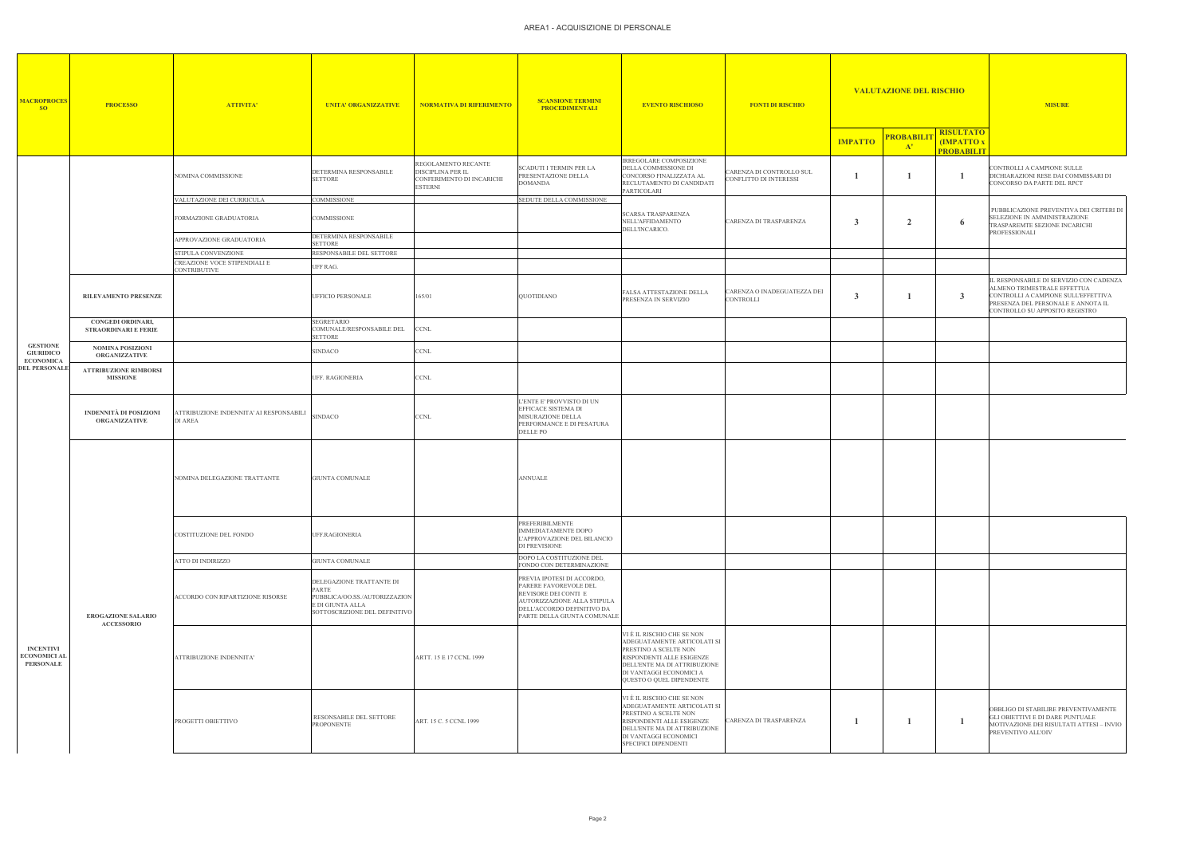# AREA1 - ACQUISIZIONE DI PERSONALE

| MACROPROCESSO | PROCESSO | ATTIVITA' | UNITA' ORGANIZZATIVE | NORMATIVA DI RIFERIMENTO | SCANSIONE TERMINI PROCEDIMENTALI | EVENTO RISCHIOSO | FONTI DI RISCHIO | VALUTAZIONE DEL RISCHIO | | | MISURE |
|---|---|---|---|---|---|---|---|---|---|---|---|
| | | | | | | | | IMPATTO | PROBABILITA' | RISULTATO (IMPATTO x PROBABILITA') | |
| | | NOMINA COMMISSIONE | DETERMINA RESPONSABILE SETTORE | REGOLAMENTO RECANTE DISCIPLINA PER IL CONFERIMENTO DI INCARICHI ESTERNI | SCADUTI I TERMIN PER LA PRESENTAZIONE DELLA DOMANDA | IRREGOLARE COMPOSIZIONE DELLA COMMISSIONE DI CONCORSO FINALIZZATA AL RECLUTAMENTO DI CANDIDATI PARTICOLARI | CARENZA DI CONTROLLO SUL CONFLITTO DI INTERESSI | 1 | 1 | 1 | CONTROLLI A CAMPIONE SULLE DICHIARAZIONI RESE DAI COMMISSARI DI CONCORSO DA PARTE DEL RPCT |
| | | VALUTAZIONE DEI CURRICULA | COMMISSIONE | | SEDUTE DELLA COMMISSIONE | | | | | | |
| | | FORMAZIONE GRADUATORIA | COMMISSIONE | | | SCARSA TRASPARENZA NELL'AFFIDAMENTO DELL'INCARICO. | CARENZA DI TRASPARENZA | 3 | 2 | 6 | PUBBLICAZIONE PREVENTIVA DEI CRITERI DI SELEZIONE IN AMMINISTRAZIONE TRASPAREMTE SEZIONE INCARICHI PROFESSIONALI |
| | | APPROVAZIONE GRADUATORIA | DETERMINA RESPONSABILE SETTORE | | | | | | | | |
| | | STIPULA CONVENZIONE | RESPONSABILE DEL SETTORE | | | | | | | | |
| | | CREAZIONE VOCE STIPENDIALI E CONTRIBUTIVE | UFF RAG. | | | | | | | | |
| GESTIONE GIURIDICO ECONOMICA DEL PERSONALE | RILEVAMENTO PRESENZE | | UFFICIO PERSONALE | 165/01 | QUOTIDIANO | FALSA ATTESTAZIONE DELLA PRESENZA IN SERVIZIO | CARENZA O INADEGUATEZZA DEI CONTROLLI | 3 | 1 | 3 | IL RESPONSABILE DI SERVIZIO CON CADENZA ALMENO TRIMESTRALE EFFETTUA CONTROLLI A CAMPIONE SULL'EFFETTIVA PRESENZA DEL PERSONALE E ANNOTA IL CONTROLLO SU APPOSITO REGISTRO |
| | CONGEDI ORDINARI, STRAORDINARI E FERIE | | SEGRETARIO COMUNALE/RESPONSABILE DEL SETTORE | CCNL | | | | | | | |
| | NOMINA POSIZIONI ORGANIZZATIVE | | SINDACO | CCNL | | | | | | | |
| | ATTRIBUZIONE RIMBORSI MISSIONE | | UFF. RAGIONERIA | CCNL | | | | | | | |
| | INDENNITÀ DI POSIZIONI ORGANIZZATIVE | ATTRIBUZIONE INDENNITA' AI RESPONSABILI DI AREA | SINDACO | CCNL | L'ENTE E' PROVVISTO DI UN EFFICACE SISTEMA DI MISURAZIONE DELLA PERFORMANCE E DI PESATURA DELLE PO | | | | | | |
| INCENTIVI ECONOMICI AL PERSONALE | EROGAZIONE SALARIO ACCESSORIO | NOMINA DELEGAZIONE TRATTANTE | GIUNTA COMUNALE | | ANNUALE | | | | | | |
| | | COSTITUZIONE DEL FONDO | UFF.RAGIONERIA | | PREFERIBILMENTE IMMEDIATAMENTE DOPO L'APPROVAZIONE DEL BILANCIO DI PREVISIONE | | | | | | |
| | | ATTO DI INDIRIZZO | GIUNTA COMUNALE | | DOPO LA COSTITUZIONE DEL FONDO CON DETERMINAZIONE | | | | | | |
| | | ACCORDO CON RIPARTIZIONE RISORSE | DELEGAZIONE TRATTANTE DI PARTE PUBBLICA/OO.SS./AUTORIZZAZIONE DI GIUNTA ALLA SOTTOSCRIZIONE DEL DEFINITIVO | | PREVIA IPOTESI DI ACCORDO, PARERE FAVOREVOLE DEL REVISORE DEI CONTI E AUTORIZZAZIONE ALLA STIPULA DELL'ACCORDO DEFINITIVO DA PARTE DELLA GIUNTA COMUNALE | | | | | | |
| | | ATTRIBUZIONE INDENNITA' | | ARTT. 15 E 17 CCNL 1999 | | VI È IL RISCHIO CHE SE NON ADEGUATAMENTE ARTICOLATI SI PRESTINO A SCELTE NON RISPONDENTI ALLE ESIGENZE DELL'ENTE MA DI ATTRIBUZIONE DI VANTAGGI ECONOMICI A QUESTO O QUEL DIPENDENTE | | | | | |
| | | PROGETTI OBIETTIVO | RESONSABILE DEL SETTORE PROPONENTE | ART. 15 C. 5 CCNL 1999 | | VI È IL RISCHIO CHE SE NON ADEGUATAMENTE ARTICOLATI SI PRESTINO A SCELTE NON RISPONDENTI ALLE ESIGENZE DELL'ENTE MA DI ATTRIBUZIONE DI VANTAGGI ECONOMICI SPECIFICI DIPENDENTI | CARENZA DI TRASPARENZA | 1 | 1 | 1 | OBBLIGO DI STABILIRE PREVENTIVAMENTE GLI OBIETTIVI E DI DARE PUNTUALE MOTIVAZIONE DEI RISULTATI ATTESI – INVIO PREVENTIVO ALL'OIV |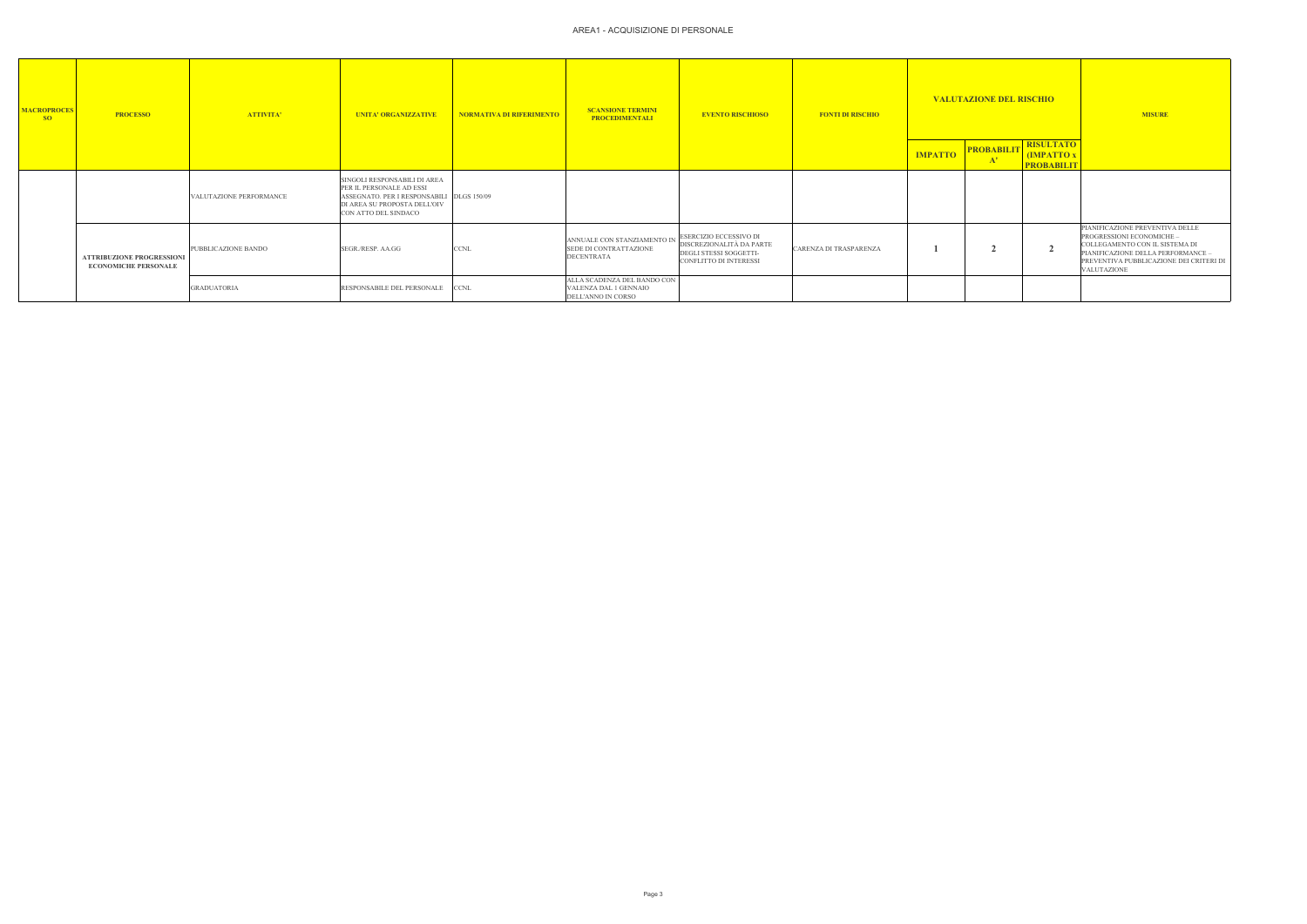# AREA1 - ACQUISIZIONE DI PERSONALE

| MACROPROCESSO | PROCESSO | ATTIVITA' | UNITA' ORGANIZZATIVE | NORMATIVA DI RIFERIMENTO | SCANSIONE TERMINI PROCEDIMENTALI | EVENTO RISCHIOSO | FONTI DI RISCHIO | VALUTAZIONE DEL RISCHIO | | | MISURE |
|---|---|---|---|---|---|---|---|---|---|---|---|
| | | | | | | | | IMPATTO | PROBABILITA' | RISULTATO (IMPATTO x PROBABILITA') | |
| | ATTRIBUZIONE PROGRESSIONI ECONOMICHE PERSONALE | VALUTAZIONE PERFORMANCE | SINGOLI RESPONSABILI DI AREA PER IL PERSONALE AD ESSI ASSEGNATO. PER I RESPONSABILI DI AREA SU PROPOSTA DELL'OIV CON ATTO DEL SINDACO | DLGS 150/09 | | | | | | | |
| | | PUBBLICAZIONE BANDO | SEGR./RESP. AA.GG | CCNL | ANNUALE CON STANZIAMENTO IN SEDE DI CONTRATTAZIONE DECENTRATA | ESERCIZIO ECCESSIVO DI DISCREZIONALITÀ DA PARTE DEGLI STESSI SOGGETTI-CONFLITTO DI INTERESSI | CARENZA DI TRASPARENZA | 1 | 2 | 2 | PIANIFICAZIONE PREVENTIVA DELLE PROGRESSIONI ECONOMICHE – COLLEGAMENTO CON IL SISTEMA DI PIANIFICAZIONE DELLA PERFORMANCE – PREVENTIVA PUBBLICAZIONE DEI CRITERI DI VALUTAZIONE |
| | | GRADUATORIA | RESPONSABILE DEL PERSONALE | CCNL | ALLA SCADENZA DEL BANDO CON VALENZA DAL 1 GENNAIO DELL'ANNO IN CORSO | | | | | | |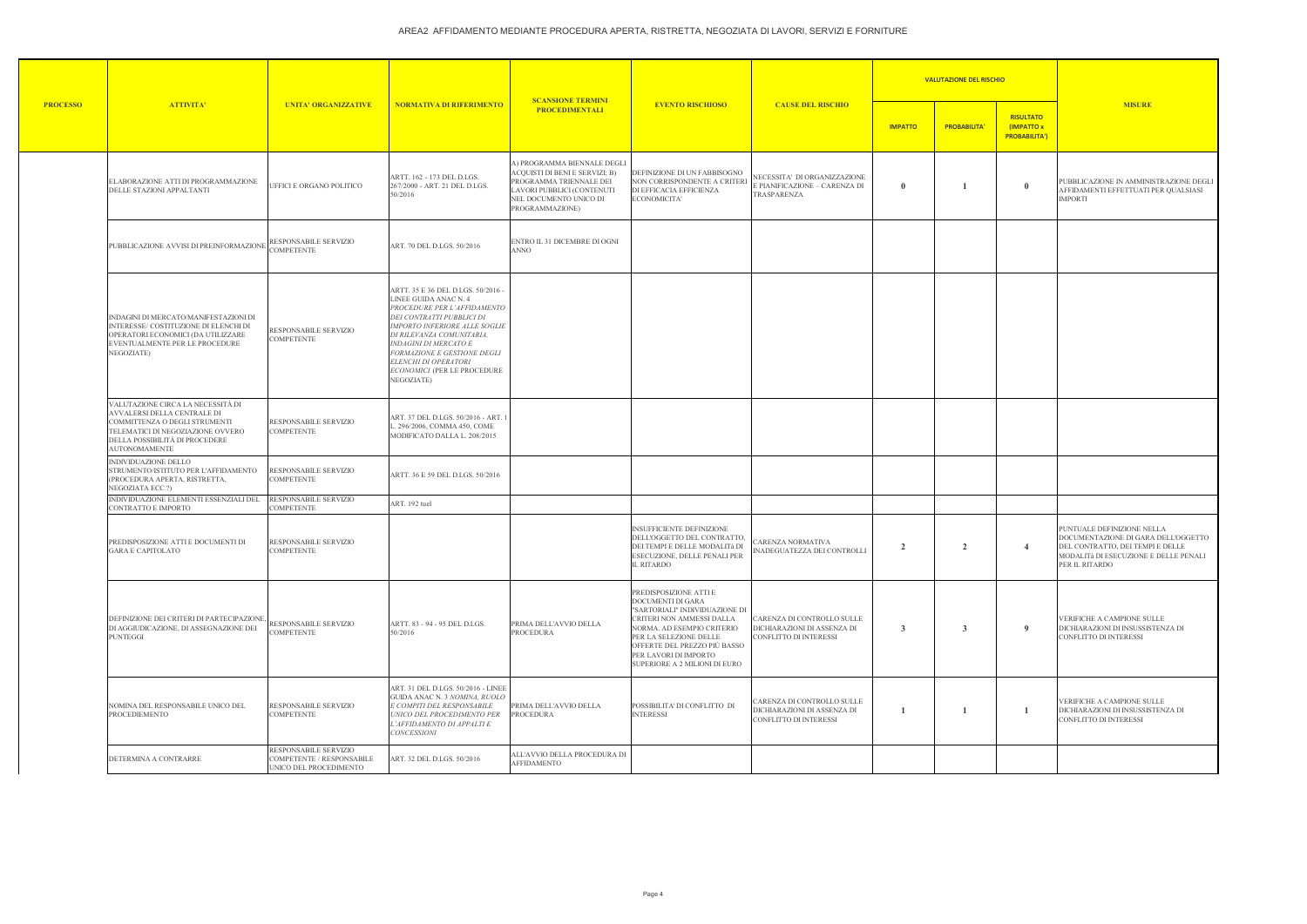# AREA2 AFFIDAMENTO MEDIANTE PROCEDURA APERTA, RISTRETTA, NEGOZIATA DI LAVORI, SERVIZI E FORNITURE

| PROCESSO | ATTIVITA' | UNITA' ORGANIZZATIVE | NORMATIVA DI RIFERIMENTO | SCANSIONE TERMINI PROCEDIMENTALI | EVENTO RISCHIOSO | CAUSE DEL RISCHIO | VALUTAZIONE DEL RISCHIO | | | MISURE |
|---|---|---|---|---|---|---|---|---|---|---|
| | | | | | | | IMPATTO | PROBABILITA' | RISULTATO (IMPATTO x PROBABILITA') | |
| | ELABORAZIONE ATTI DI PROGRAMMAZIONE DELLE STAZIONI APPALTANTI | UFFICI E ORGANO POLITICO | ARTT. 162 - 173 DEL D.LGS. 267/2000 - ART. 21 DEL D.LGS. 50/2016 | A) PROGRAMMA BIENNALE DEGLI ACQUISTI DI BENI E SERVIZI; B) PROGRAMMA TRIENNALE DEI LAVORI PUBBLICI (CONTENUTI NEL DOCUMENTO UNICO DI PROGRAMMAZIONE) | DEFINIZIONE DI UN FABBISOGNO NON CORRISPONDENTE A CRITERI DI EFFICACIA EFFICIENZA ECONOMICITA' | NECESSITA' DI ORGANIZZAZIONE E PIANIFICAZIONE – CARENZA DI TRASPARENZA | 0 | 1 | 0 | PUBBLICAZIONE IN AMMINISTRAZIONE DEGLI AFFIDAMENTI EFFETTUATI PER QUALSIASI IMPORTI |
| | PUBBLICAZIONE AVVISI DI PREINFORMAZIONE | RESPONSABILE SERVIZIO COMPETENTE | ART. 70 DEL D.LGS. 50/2016 | ENTRO IL 31 DICEMBRE DI OGNI ANNO | | | | | | |
| | INDAGINI DI MERCATO/MANIFESTAZIONI DI INTERESSE/ COSTITUZIONE DI ELENCHI DI OPERATORI ECONOMICI (DA UTILIZZARE EVENTUALMENTE PER LE PROCEDURE NEGOZIATE) | RESPONSABILE SERVIZIO COMPETENTE | ARTT. 35 E 36 DEL D.LGS. 50/2016 - LINEE GUIDA ANAC N. 4 *PROCEDURE PER L'AFFIDAMENTO DEI CONTRATTI PUBBLICI DI IMPORTO INFERIORE ALLE SOGLIE DI RILEVANZA COMUNITARIA, INDAGINI DI MERCATO E FORMAZIONE E GESTIONE DEGLI ELENCHI DI OPERATORI ECONOMICI* (PER LE PROCEDURE NEGOZIATE) | | | | | | | |
| | VALUTAZIONE CIRCA LA NECESSITÀ DI AVVALERSI DELLA CENTRALE DI COMMITTENZA O DEGLI STRUMENTI TELEMATICI DI NEGOZIAZIONE OVVERO DELLA POSSIBILITÀ DI PROCEDERE AUTONOMAMENTE | RESPONSABILE SERVIZIO COMPETENTE | ART. 37 DEL D.LGS. 50/2016 - ART. 1 L. 296/2006, COMMA 450, COME MODIFICATO DALLA L. 208/2015 | | | | | | | |
| | INDIVIDUAZIONE DELLO STRUMENTO/ISTITUTO PER L'AFFIDAMENTO (PROCEDURA APERTA, RISTRETTA, NEGOZIATA ECC.?) | RESPONSABILE SERVIZIO COMPETENTE | ARTT. 36 E 59 DEL D.LGS. 50/2016 | | | | | | | |
| | INDIVIDUAZIONE ELEMENTI ESSENZIALI DEL CONTRATTO E IMPORTO | RESPONSABILE SERVIZIO COMPETENTE | ART. 192 tuel | | | | | | | |
| | PREDISPOSIZIONE ATTI E DOCUMENTI DI GARA E CAPITOLATO | RESPONSABILE SERVIZIO COMPETENTE | | | INSUFFICIENTE DEFINIZIONE DELL'OGGETTO DEL CONTRATTO, DEI TEMPI E DELLE MODALITà DI ESECUZIONE, DELLE PENALI PER IL RITARDO | CARENZA NORMATIVA INADEGUATEZZA DEI CONTROLLI | 2 | 2 | 4 | PUNTUALE DEFINIZIONE NELLA DOCUMENTAZIONE DI GARA DELL'OGGETTO DEL CONTRATTO, DEI TEMPI E DELLE MODALITà DI ESECUZIONE E DELLE PENALI PER IL RITARDO |
| | DEFINIZIONE DEI CRITERI DI PARTECIPAZIONE, DI AGGIUDICAZIONE, DI ASSEGNAZIONE DEI PUNTEGGI | RESPONSABILE SERVIZIO COMPETENTE | ARTT. 83 - 94 - 95 DEL D.LGS. 50/2016 | PRIMA DELL'AVVIO DELLA PROCEDURA | PREDISPOSIZIONE ATTI E DOCUMENTI DI GARA "SARTORIALI" INDIVIDUAZIONE DI CRITERI NON AMMESSI DALLA NORMA. AD ESEMPIO CRITERIO PER LA SELEZIONE DELLE OFFERTE DEL PREZZO PIÙ BASSO PER LAVORI DI IMPORTO SUPERIORE A 2 MILIONI DI EURO | CARENZA DI CONTROLLO SULLE DICHIARAZIONI DI ASSENZA DI CONFLITTO DI INTERESSI | 3 | 3 | 9 | VERIFICHE A CAMPIONE SULLE DICHIARAZIONI DI INSUSSISTENZA DI CONFLITTO DI INTERESSI |
| | NOMINA DEL RESPONSABILE UNICO DEL PROCEDIEMENTO | RESPONSABILE SERVIZIO COMPETENTE | ART. 31 DEL D.LGS. 50/2016 - LINEE GUIDA ANAC N. 3 *NOMINA, RUOLO E COMPITI DEL RESPONSABILE UNICO DEL PROCEDIMENTO PER L'AFFIDAMENTO DI APPALTI E CONCESSIONI* | PRIMA DELL'AVVIO DELLA PROCEDURA | POSSIBILITA' DI CONFLITTO DI INTERESSI | CARENZA DI CONTROLLO SULLE DICHIARAZIONI DI ASSENZA DI CONFLITTO DI INTERESSI | 1 | 1 | 1 | VERIFICHE A CAMPIONE SULLE DICHIARAZIONI DI INSUSSISTENZA DI CONFLITTO DI INTERESSI |
| | DETERMINA A CONTRARRE | RESPONSABILE SERVIZIO COMPETENTE / RESPONSABILE UNICO DEL PROCEDIMENTO | ART. 32 DEL D.LGS. 50/2016 | ALL'AVVIO DELLA PROCEDURA DI AFFIDAMENTO | | | | | | |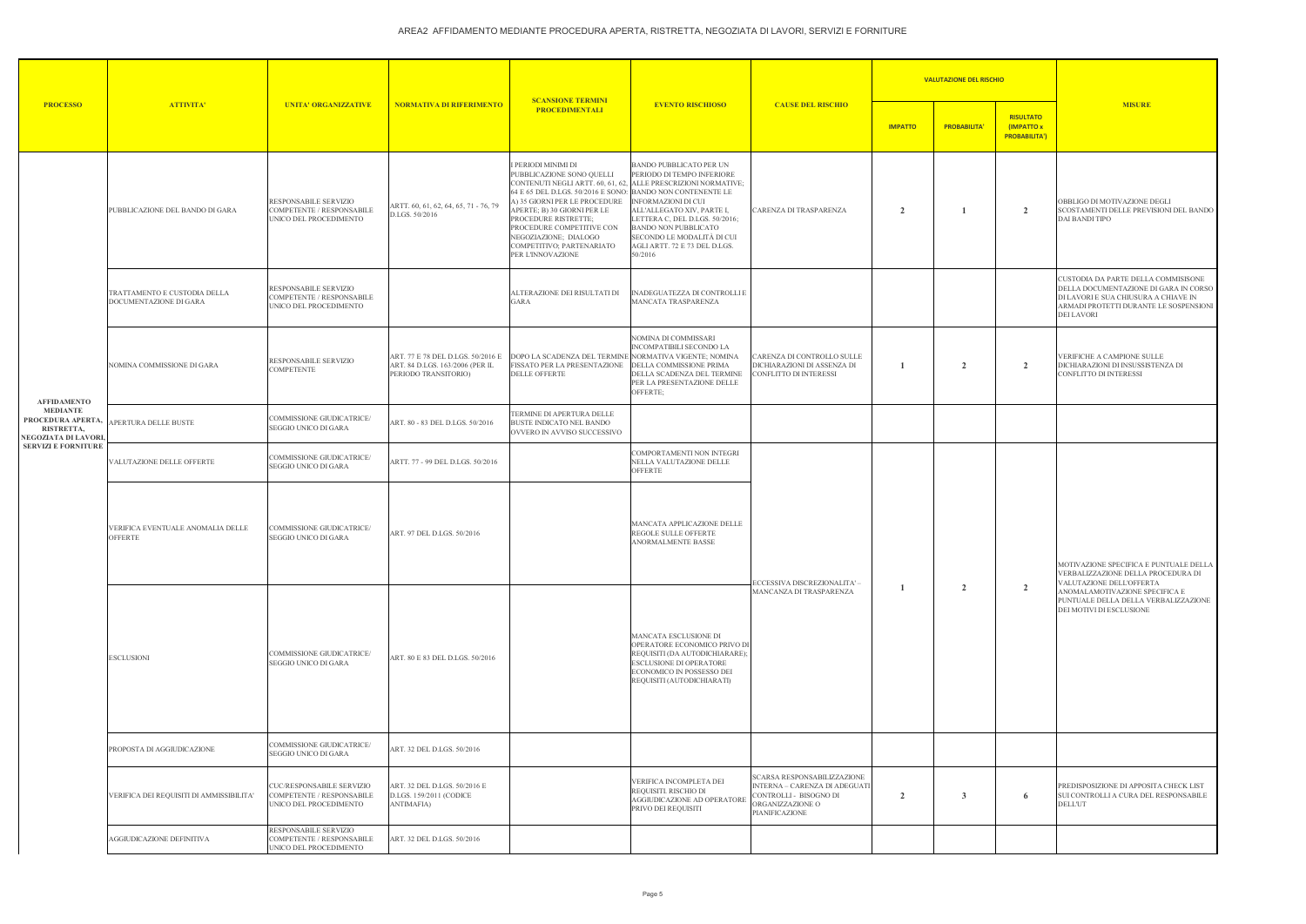# AREA2 AFFIDAMENTO MEDIANTE PROCEDURA APERTA, RISTRETTA, NEGOZIATA DI LAVORI, SERVIZI E FORNITURE

| PROCESSO | ATTIVITA' | UNITA' ORGANIZZATIVE | NORMATIVA DI RIFERIMENTO | SCANSIONE TERMINI PROCEDIMENTALI | EVENTO RISCHIOSO | CAUSE DEL RISCHIO | VALUTAZIONE DEL RISCHIO | | | MISURE |
|---|---|---|---|---|---|---|---|---|---|---|
| | | | | | | | IMPATTO | PROBABILITA' | RISULTATO (IMPATTO x PROBABILITA') | |
| AFFIDAMENTO MEDIANTE PROCEDURA APERTA, RISTRETTA, NEGOZIATA DI LAVORI, SERVIZI E FORNITURE | PUBBLICAZIONE DEL BANDO DI GARA | RESPONSABILE SERVIZIO COMPETENTE / RESPONSABILE UNICO DEL PROCEDIMENTO | ARTT. 60, 61, 62, 64, 65, 71 - 76, 79 D.LGS. 50/2016 | I PERIODI MINIMI DI PUBBLICAZIONE SONO QUELLI CONTENUTI NEGLI ARTT. 60, 61, 62, 64 E 65 DEL D.LGS. 50/2016 E SONO: A) 35 GIORNI PER LE PROCEDURE APERTE; B) 30 GIORNI PER LE PROCEDURE RISTRETTE; PROCEDURE COMPETITIVE CON NEGOZIAZIONE; DIALOGO COMPETITIVO; PARTENARIATO PER L'INNOVAZIONE | BANDO PUBBLICATO PER UN PERIODO DI TEMPO INFERIORE ALLE PRESCRIZIONI NORMATIVE; BANDO NON CONTENENTE LE INFORMAZIONI DI CUI ALL'ALLEGATO XIV, PARTE I, LETTERA C, DEL D.LGS. 50/2016; BANDO NON PUBBLICATO SECONDO LE MODALITÀ DI CUI AGLI ARTT. 72 E 73 DEL D.LGS. 50/2016 | CARENZA DI TRASPARENZA | 2 | 1 | 2 | OBBLIGO DI MOTIVAZIONE DEGLI SCOSTAMENTI DELLE PREVISIONI DEL BANDO DAI BANDI TIPO |
| | TRATTAMENTO E CUSTODIA DELLA DOCUMENTAZIONE DI GARA | RESPONSABILE SERVIZIO COMPETENTE / RESPONSABILE UNICO DEL PROCEDIMENTO | | ALTERAZIONE DEI RISULTATI DI GARA | INADEGUATEZZA DI CONTROLLI E MANCATA TRASPARENZA | | | | | CUSTODIA DA PARTE DELLA COMMISISONE DELLA DOCUMENTAZIONE DI GARA IN CORSO DI LAVORI E SUA CHIUSURA A CHIAVE IN ARMADI PROTETTI DURANTE LE SOSPENSIONI DEI LAVORI |
| | NOMINA COMMISSIONE DI GARA | RESPONSABILE SERVIZIO COMPETENTE | ART. 77 E 78 DEL D.LGS. 50/2016 E ART. 84 D.LGS. 163/2006 (PER IL PERIODO TRANSITORIO) | DOPO LA SCADENZA DEL TERMINE FISSATO PER LA PRESENTAZIONE DELLE OFFERTE | NOMINA DI COMMISSARI INCOMPATIBILI SECONDO LA NORMATIVA VIGENTE; NOMINA DELLA COMMISSIONE PRIMA DELLA SCADENZA DEL TERMINE PER LA PRESENTAZIONE DELLE OFFERTE; | CARENZA DI CONTROLLO SULLE DICHIARAZIONI DI ASSENZA DI CONFLITTO DI INTERESSI | 1 | 2 | 2 | VERIFICHE A CAMPIONE SULLE DICHIARAZIONI DI INSUSSISTENZA DI CONFLITTO DI INTERESSI |
| | APERTURA DELLE BUSTE | COMMISSIONE GIUDICATRICE/ SEGGIO UNICO DI GARA | ART. 80 - 83 DEL D.LGS. 50/2016 | TERMINE DI APERTURA DELLE BUSTE INDICATO NEL BANDO OVVERO IN AVVISO SUCCESSIVO | | | | | | |
| | VALUTAZIONE DELLE OFFERTE | COMMISSIONE GIUDICATRICE/ SEGGIO UNICO DI GARA | ARTT. 77 - 99 DEL D.LGS. 50/2016 | | COMPORTAMENTI NON INTEGRI NELLA VALUTAZIONE DELLE OFFERTE | ECCESSIVA DISCREZIONALITA' – MANCANZA DI TRASPARENZA | 1 | 2 | 2 | MOTIVAZIONE SPECIFICA E PUNTUALE DELLA VERBALIZZAZIONE DELLA PROCEDURA DI VALUTAZIONE DELL'OFFERTA ANOMALAMOTIVAZIONE SPECIFICA E PUNTUALE DELLA DELLA VERBALIZZAZIONE DEI MOTIVI DI ESCLUSIONE |
| | VERIFICA EVENTUALE ANOMALIA DELLE OFFERTE | COMMISSIONE GIUDICATRICE/ SEGGIO UNICO DI GARA | ART. 97 DEL D.LGS. 50/2016 | | MANCATA APPLICAZIONE DELLE REGOLE SULLE OFFERTE ANORMALMENTE BASSE | | | | | |
| | ESCLUSIONI | COMMISSIONE GIUDICATRICE/ SEGGIO UNICO DI GARA | ART. 80 E 83 DEL D.LGS. 50/2016 | | MANCATA ESCLUSIONE DI OPERATORE ECONOMICO PRIVO DI REQUISITI (DA AUTODICHIARARE); ESCLUSIONE DI OPERATORE ECONOMICO IN POSSESSO DEI REQUISITI (AUTODICHIARATI) | | | | | |
| | PROPOSTA DI AGGIUDICAZIONE | COMMISSIONE GIUDICATRICE/ SEGGIO UNICO DI GARA | ART. 32 DEL D.LGS. 50/2016 | | | | | | | |
| | VERIFICA DEI REQUISITI DI AMMISSIBILITA' | CUC/RESPONSABILE SERVIZIO COMPETENTE / RESPONSABILE UNICO DEL PROCEDIMENTO | ART. 32 DEL D.LGS. 50/2016 E D.LGS. 159/2011 (CODICE ANTIMAFIA) | | VERIFICA INCOMPLETA DEI REQUISITI. RISCHIO DI AGGIUDICAZIONE AD OPERATORE PRIVO DEI REQUISITI | SCARSA RESPONSABILIZZAZIONE INTERNA – CARENZA DI ADEGUATI CONTROLLI - BISOGNO DI ORGANIZZAZIONE O PIANIFICAZIONE | 2 | 3 | 6 | PREDISPOSIZIONE DI APPOSITA CHECK LIST SUI CONTROLLI A CURA DEL RESPONSABILE DELL'UT |
| | AGGIUDICAZIONE DEFINITIVA | RESPONSABILE SERVIZIO COMPETENTE / RESPONSABILE UNICO DEL PROCEDIMENTO | ART. 32 DEL D.LGS. 50/2016 | | | | | | | |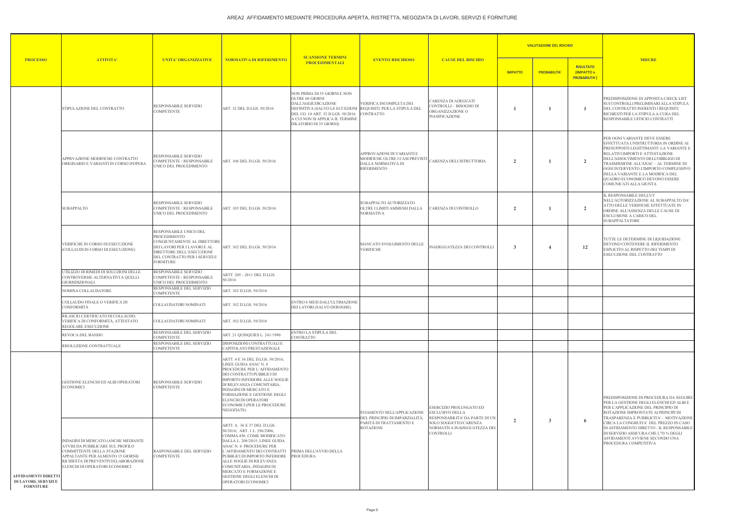# AREA2 AFFIDAMENTO MEDIANTE PROCEDURA APERTA, RISTRETTA, NEGOZIATA DI LAVORI, SERVIZI E FORNITURE

| PROCESSO | ATTIVITA' | UNITA' ORGANIZZATIVE | NORMATIVA DI RIFERIMENTO | SCANSIONE TERMINI PROCEDIMENTALI | EVENTO RISCHIOSO | CAUSE DEL RISCHIO | VALUTAZIONE DEL RISCHIO | | | MISURE |
|---|---|---|---|---|---|---|---|---|---|---|
| | | | | | | | IMPATTO | PROBABILITA' | RISULTATO (IMPATTO x PROBABILITA') | |
| | STIPULAZIONE DEL CONTRATTO | RESPONSABILE SERVIZIO COMPETENTE | ART. 32 DEL D.LGS. 50/2016 | NON PRIMA DI 35 GIORNI E NON OLTRE 60 GIORNI DALL'AGGIUDICAZIONE DEFINITIVA (SALVO LE ECCEZIONI DEL CO. 10 ART. 32 D.LGS. 50/2016 A CUI NON SI APPLICA IL TERMINE DILATORIO DI 35 GIORNI) | VERIFICA INCOMPLETA DEI REQUISITI PER LA STIPULA DEL CONTRATTO | CARENZA DI ADEGUATI CONTROLLI - BISOGNO DI ORGANIZZAZIONE O PIANIFICAZIONE | 1 | 1 | 1 | PREDISPOSIZIONE DI APPOSITA CHECK LIST SUI CONTROLLI PRELIMINARI ALLA STIPULA DEL CONTRATTO INERENTI I REQUISITI RICHIESTI PER LA STIPULA A CURA DEL RESPONSABILE UFFICIO CONTRATTI |
| | APPRVAZIONE MODIFICHE CONTRATTO ORIGINARIO E VARIANTI IN CORSO D'OPERA | RESPONSABILE SERVIZIO COMPETENTE / RESPONSABILE UNICO DEL PROCEDIMENTO | ART. 106 DEL D.LGS. 50/2016 | | APPROVAZIONI DI VARIANTI E MODIFICHE OLTRE I CASI PREVISTI DALLA NORMATIVA DI RIFERIMENTO | CARENZA DELL'ISTRUTTORIA | 2 | 1 | 2 | PER OGNI VARIANTE DEVE ESSERE EFFETTUATA UN'ISTRUTTORIA IN ORDINE AI PRESUPPOSTI LEGITTIMANTI LA VARIANTE E RELATIVI IMPORTI E ATTESTAZIONE DELL'ASSOLVIMENTO DELL'OBBLIGO DI TRASMISSIONE ALL'ANAC – AL TERMINE DI OGNI INTERVENTO L'IMPORTO COMPLESSIVO DELLA VARIANTE E LA MODIFICA DEL QUADRO ECONOMICO DEVONO ESSERE COMUNICATI ALLA GIUNTA |
| | SUBAPPALTO | RESPONSABILE SERVIZIO COMPETENTE / RESPONSABILE UNICO DEL PROCEDIMENTO | ART. 105 DEL D.LGS. 50/2016 | | SUBAPPALTO AUTORIZZATO OLTRE I LIMITI AMMESSI DALLA NORMATIVA | CARENZA DI CONTROLLO | 2 | 1 | 2 | IL RESPONSABILE DELL'UT NELL'AUTORIZZAZIONE AL SUBAPPALTO DA' ATTO DELLE VERIFICHE EFFETTUATE IN ORDINE ALL'ASSENZA DELLE CAUSE DI ESCLUSIONE A CARICO DEL SUBAPPALTATORE |
| | VERIFICHE IN CORSO DI ESECUZIONE (COLLAUDI IN CORSO DI ESECUZIONE) | RESPONSABILE UNICO DEL PROCEDIMENTO CONGIUNTAMENTE AL DIRETTORE DEI LAVORI PER I LAVORI E AL DIRETTORE DELL'ESECUZIONE DEL CONTRATTO PER I SERVIZI E FORNITURE | ART. 102 DEL D.LGS. 50/2016 | | MANCATO SVOLGIMENTO DELLE VERIFICHE | INADEGUATEZZA DEI CONTROLLI | 3 | 4 | 12 | TUTTE LE DETERMINE DI LIQUIDAZIONE DEVONO CONTENERE IL RIFERIMENTO ESPLICITO AL RISPETTO DEI TEMPI DI ESECUZIONE DEL CONTRATTO |
| | UTILIZZO DI RIMEDI DI SOLUZIONI DELLE CONTROVERSIE ALTERNATIVI A QUELLI GIURISDIZIONALI | RESPONSABILE SERVIZIO COMPETENTE / RESPONSABILE UNICO DEL PROCEDIMENTO | ARTT. 205 - 2011 DEL D.LGS. 50/2016 | | | | | | | |
| | NOMINA COLLAUDATORE | RESPONSABILE DEL SERVIZIO COMPETENTE | ART. 102 D.LGS. 50/2016 | | | | | | | |
| | COLLAUDO FINALE O VERIFICA DI CONFORMITÀ | COLLAUDATORI NOMINATI | ART. 102 D.LGS. 50/2016 | ENTRO 6 MESI DALL'ULTIMAZIONE DEI LAVORI (SALVO DEROGHE) | | | | | | |
| | RILASCIO CERTIFICATO DI COLLAUDO, VERIFICA DI CONFORMITÀ, ATTESTATO REGOLARE ESECUZIONE | COLLAUDATORI NOMINATI | ART. 102 D.LGS. 50/2016 | | | | | | | |
| | REVOCA DEL BANDO | RESPONSABILE DEL SERVIZIO COMPETENTE | ART. 21 QUINQUIES L. 241/1990 | ENTRO LA STIPULA DEL CONTRATTO | | | | | | |
| | RISOLUZIONE CONTRATTUALE | RESPONSABILE DEL SERVIZIO COMPETENTE | DISPOSIZIONI CONTRATTUALI E CAPITOLATO PRESTAZIONALE | | | | | | | |
| AFFIDAMENTI DIRETTI DI LAVORI, SERVIZI E FORNITURE | GESTIONE ELENCHI ED ALBI OPERATORI ECONOMICI | RESPONSABILE SERVIZIO COMPETENTE | ARTT. 4 E 36 DEL D.LGS. 50/2016; LINEE GUIDA ANAC N. 4 PROCEDURE PER L'AFFIDAMENTO DEI CONTRATTI PUBBLICI DI IMPORTO INFERIORE ALLE SOGLIE DI RILEVANZA COMUNITARIA, INDAGINI DI MERCATO E FORMAZIONE E GESTIONE DEGLI ELENCHI DI OPERATORI ECONOMICI (PER LE PROCEDURE NEGOZIATE) | | SVIAMENTO NELL'APPLICAZIONE DEL PRINCIPIO DI IMPARZIALITÀ, PARITÀ DI TRATTAMENTO E ROTAZIONE | ESERCIZIO PROLUNGATO ED ESCLUSIVO DELLA RESPONSABILITA' DA PARTE DI UN SOLO SOGGETTO/CARENZA NORMATIVA INADEGUATEZZA DEI CONTROLLI | 2 | 3 | 6 | PREDISPOSIZIONE DI PROCEDURA DA SEGUIRE PER LA GESTIONE DEGLI ELENCHI ED ALBI E PER L'APPLICAZIONE DEL PRINCIPIO DI ROTAZIONE IMPRONTATE AI PRINCIPI DI TRASPARENZA E PUBBLICITA' - MOTIVAZIONE CIRCA LA CONGRUITA' DEL PREZZO IN CASO DI AFFIDAMENTO DIRETTO - IL RESPONSABILE DI SERVIZIO ASSICURA CHE L'70 % DEGLI AFFIDAMENTI AVVIENE SECONDO UNA PROCEDURA COMPETITIVA |
| | INDAGINI DI MERCATO (ANCHE MEDIANTE AVVISI DA PUBBLICARE SUL PROFILO COMMITTENTE DELLA STAZIONE APPALTANTE PER ALMENTO 15 GIORNI)/ RICHIESTA DI PREVENTIVI/ELABORAZIONE ELENCHI DI OPERATORI ECONOMICI | RASPONSABILE DEL SERVIZIO COMPETENTE | ARTT. 4, 36 E 37 DEL D.LGS. 50/2016; ART. 1 L. 296/2006, COMMA 450, COME MODIFICATO DALLA L. 208/2015; LINEE GUIDA ANAC N. 4 PROCEDURE PER L'AFFIDAMENTO DEI CONTRATTI PUBBLICI DI IMPORTO INFERIORE ALLE SOGLIE DI RILEVANZA COMUNITARIA, INDAGINI DI MERCATO E FORMAZIONE E GESTIONE DEGLI ELENCHI DI OPERATORI ECONOMICI | PRIMA DELL'AVVIO DELLA PROCEDURA | | | | | | |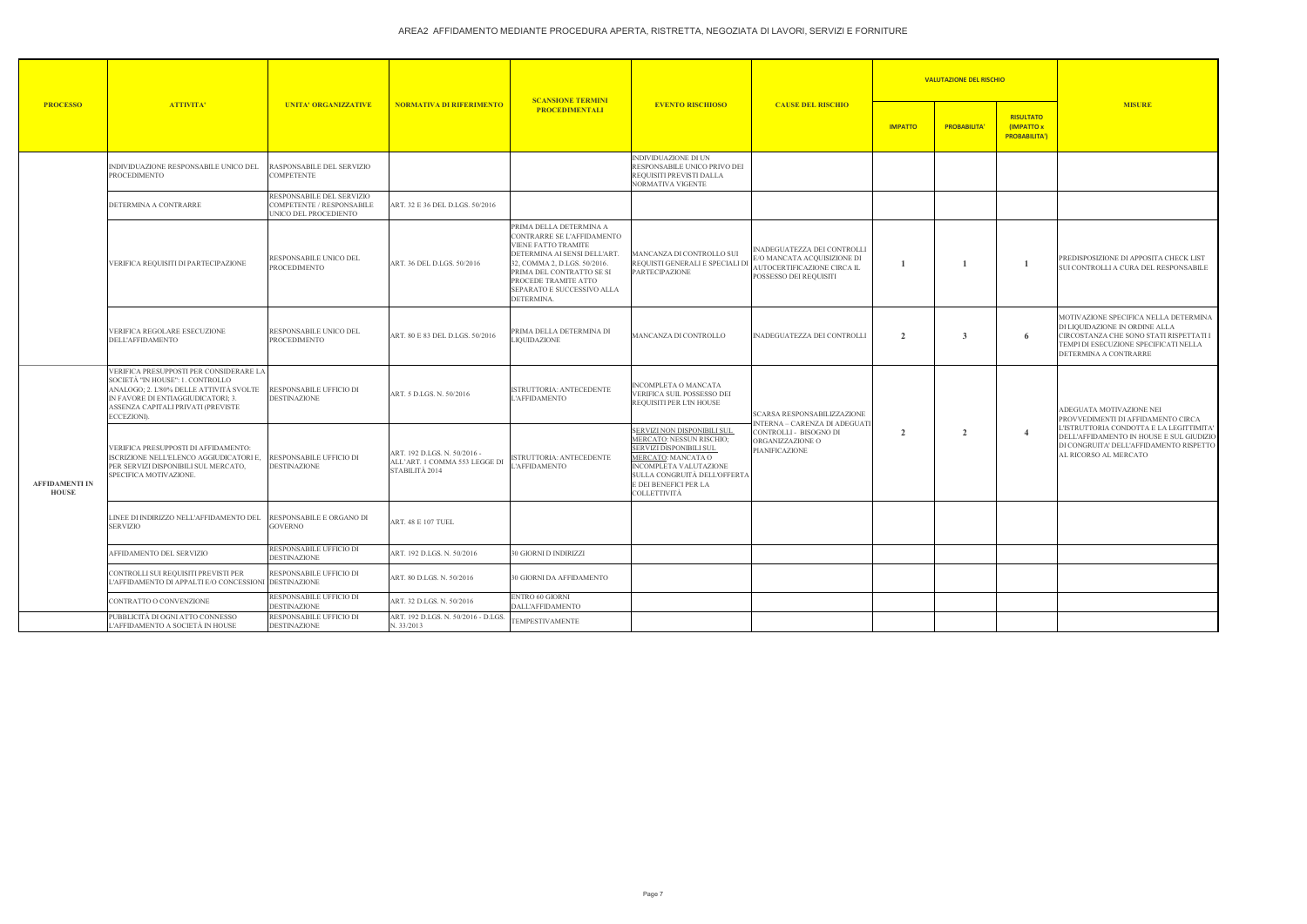# AREA2 AFFIDAMENTO MEDIANTE PROCEDURA APERTA, RISTRETTA, NEGOZIATA DI LAVORI, SERVIZI E FORNITURE

| PROCESSO | ATTIVITA' | UNITA' ORGANIZZATIVE | NORMATIVA DI RIFERIMENTO | SCANSIONE TERMINI PROCEDIMENTALI | EVENTO RISCHIOSO | CAUSE DEL RISCHIO | VALUTAZIONE DEL RISCHIO | | | MISURE |
|---|---|---|---|---|---|---|---|---|---|---|
| | | | | | | | IMPATTO | PROBABILITA' | RISULTATO (IMPATTO x PROBABILITA') | |
| | INDIVIDUAZIONE RESPONSABILE UNICO DEL PROCEDIMENTO | RASPONSABILE DEL SERVIZIO COMPETENTE | | | INDIVIDUAZIONE DI UN RESPONSABILE UNICO PRIVO DEI REQUISITI PREVISTI DALLA NORMATIVA VIGENTE | | | | | |
| | DETERMINA A CONTRARRE | RESPONSABILE DEL SERVIZIO COMPETENTE / RESPONSABILE UNICO DEL PROCEDIMENTO | ART. 32 E 36 DEL D.LGS. 50/2016 | | | | | | | |
| | VERIFICA REQUISITI DI PARTECIPAZIONE | RESPONSABILE UNICO DEL PROCEDIMENTO | ART. 36 DEL D.LGS. 50/2016 | PRIMA DELLA DETERMINA A CONTRARRE SE L'AFFIDAMENTO VIENE FATTO TRAMITE DETERMINA AI SENSI DELL'ART. 32, COMMA 2, D.LGS. 50/2016. PRIMA DEL CONTRATTO SE SI PROCEDE TRAMITE ATTO SEPARATO E SUCCESSIVO ALLA DETERMINA. | MANCANZA DI CONTROLLO SUI REQUISITI GENERALI E SPECIALI DI PARTECIPAZIONE | INADEGUATEZZA DEI CONTROLLI E/O MANCATA ACQUISIZIONE DI AUTOCERTIFICAZIONE CIRCA IL POSSESSO DEI REQUISITI | 1 | 1 | 1 | PREDISPOSIZIONE DI APPOSITA CHECK LIST SUI CONTROLLI A CURA DEL RESPONSABILE |
| | VERIFICA REGOLARE ESECUZIONE DELL'AFFIDAMENTO | RESPONSABILE UNICO DEL PROCEDIMENTO | ART. 80 E 83 DEL D.LGS. 50/2016 | PRIMA DELLA DETERMINA DI LIQUIDAZIONE | MANCANZA DI CONTROLLO | INADEGUATEZZA DEI CONTROLLI | 2 | 3 | 6 | MOTIVAZIONE SPECIFICA NELLA DETERMINA DI LIQUIDAZIONE IN ORDINE ALLA CIRCOSTANZA CHE SONO STATI RISPETTATI I TEMPI DI ESECUZIONE SPECIFICATI NELLA DETERMINA A CONTRARRE |
| AFFIDAMENTI IN HOUSE | VERIFICA PRESUPPOSTI PER CONSIDERARE LA SOCIETÀ "IN HOUSE": 1. CONTROLLO ANALOGO; 2. L'80% DELLE ATTIVITÀ SVOLTE IN FAVORE DI ENTI AGGIUDICATORI; 3. ASSENZA CAPITALI PRIVATI (PREVISTE ECCEZIONI). | RESPONSABILE UFFICIO DI DESTINAZIONE | ART. 5 D.LGS. N. 50/2016 | ISTRUTTORIA: ANTECEDENTE L'AFFIDAMENTO | INCOMPLETA O MANCATA VERIFICA SUIL POSSESSO DEI REQUISITI PER L'IN HOUSE | SCARSA RESPONSABILIZZAZIONE INTERNA – CARENZA DI ADEGUATI CONTROLLI - BISOGNO DI ORGANIZZAZIONE O PIANIFICAZIONE | 2 | 2 | 4 | ADEGUATA MOTIVAZIONE NEI PROVVEDIMENTI DI AFFIDAMENTO CIRCA L'ISTRUTTORIA CONDOTTA E LA LEGITTIMITA' DELL'AFFIDAMENTO IN HOUSE E SUL GIUDIZIO DI CONGRUITA' DELL'AFFIDAMENTO RISPETTO AL RICORSO AL MERCATO |
| | VERIFICA PRESUPPOSTI DI AFFIDAMENTO: ISCRIZIONE NELL'ELENCO AGGIUDICATORI E, PER SERVIZI DISPONIBILI SUL MERCATO, SPECIFICA MOTIVAZIONE. | RESPONSABILE UFFICIO DI DESTINAZIONE | ART. 192 D.LGS. N. 50/2016 - ALL'ART. 1 COMMA 553 LEGGE DI STABILITÀ 2014 | ISTRUTTORIA: ANTECEDENTE L'AFFIDAMENTO | SERVIZI NON DISPONIBILI SUL MERCATO: NESSUN RISCHIO; SERVIZI DISPONIBILI SUL MERCATO: MANCATA O INCOMPLETA VALUTAZIONE SULLA CONGRUITÀ DELL'OFFERTA E DEI BENEFICI PER LA COLLETTIVITÀ | | | | | |
| | LINEE DI INDIRIZZO NELL'AFFIDAMENTO DEL SERVIZIO | RESPONSABILE E ORGANO DI GOVERNO | ART. 48 E 107 TUEL | | | | | | | |
| | AFFIDAMENTO DEL SERVIZIO | RESPONSABILE UFFICIO DI DESTINAZIONE | ART. 192 D.LGS. N. 50/2016 | 30 GIORNI D INDIRIZZI | | | | | | |
| | CONTROLLI SUI REQUISITI PREVISTI PER L'AFFIDAMENTO DI APPALTI E/O CONCESSIONI | RESPONSABILE UFFICIO DI DESTINAZIONE | ART. 80 D.LGS. N. 50/2016 | 30 GIORNI DA AFFIDAMENTO | | | | | | |
| | CONTRATTO O CONVENZIONE | RESPONSABILE UFFICIO DI DESTINAZIONE | ART. 32 D.LGS. N. 50/2016 | ENTRO 60 GIORNI DALL'AFFIDAMENTO | | | | | | |
| | PUBBLICITÀ DI OGNI ATTO CONNESSO L'AFFIDAMENTO A SOCIETÀ IN HOUSE | RESPONSABILE UFFICIO DI DESTINAZIONE | ART. 192 D.LGS. N. 50/2016 - D.LGS. N. 33/2013 | TEMPESTIVAMENTE | | | | | | |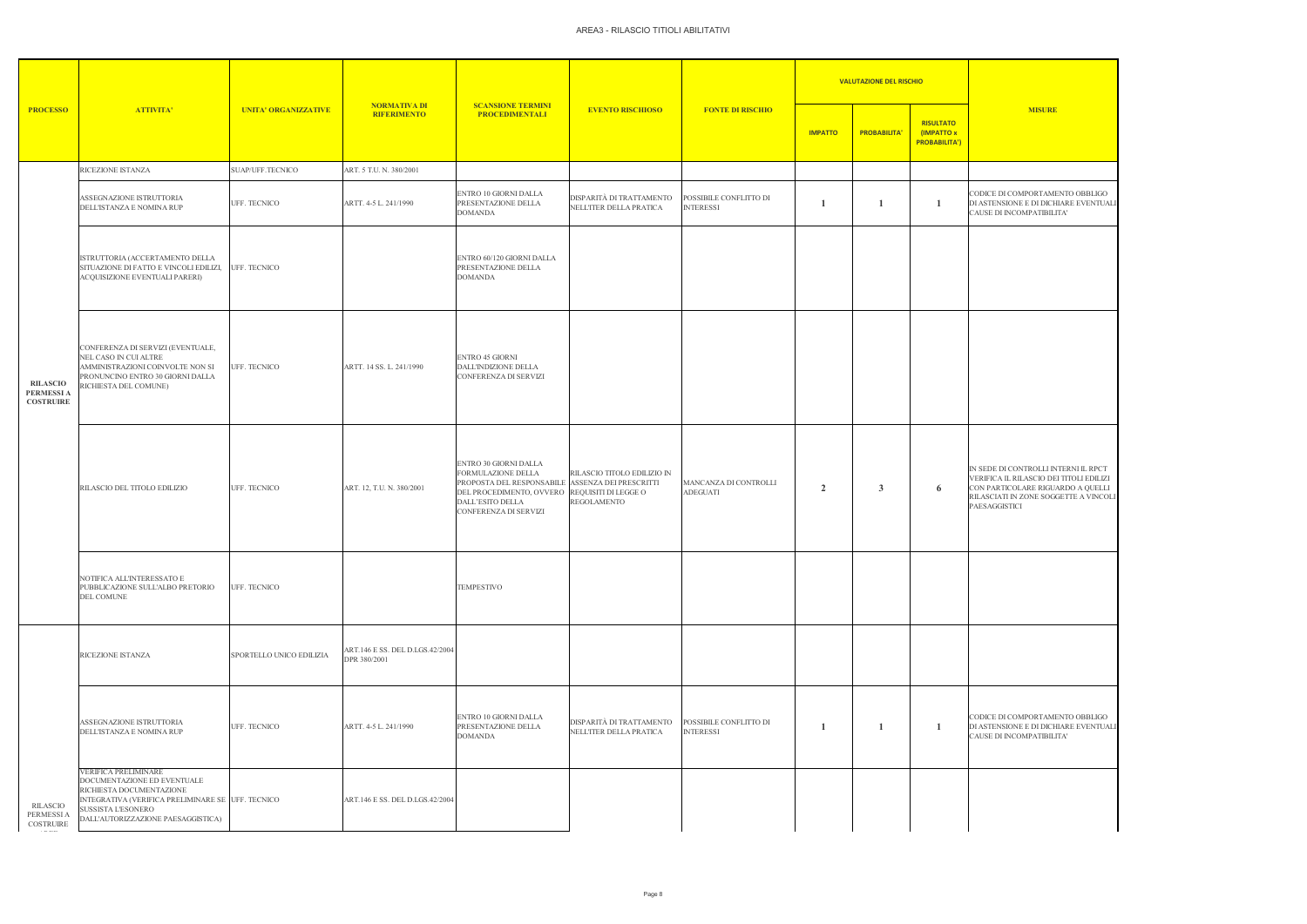# AREA3 - RILASCIO TITOLI ABILITATIVI

| PROCESSO | ATTIVITA' | UNITA' ORGANIZZATIVE | NORMATIVA DI RIFERIMENTO | SCANSIONE TERMINI PROCEDIMENTALI | EVENTO RISCHIOSO | FONTE DI RISCHIO | VALUTAZIONE DEL RISCHIO | | | MISURE |
|---|---|---|---|---|---|---|---|---|---|---|
| | | | | | | | IMPATTO | PROBABILITA' | RISULTATO (IMPATTO x PROBABILITA') | |
| RILASCIO PERMESSI A COSTRUIRE | RICEZIONE ISTANZA | SUAP/UFF.TECNICO | ART. 5 T.U. N. 380/2001 | | | | | | | |
| | ASSEGNAZIONE ISTRUTTORIA DELL'ISTANZA E NOMINA RUP | UFF. TECNICO | ARTT. 4-5 L. 241/1990 | ENTRO 10 GIORNI DALLA PRESENTAZIONE DELLA DOMANDA | DISPARITÀ DI TRATTAMENTO NELL'ITER DELLA PRATICA | POSSIBILE CONFLITTO DI INTERESSI | 1 | 1 | 1 | CODICE DI COMPORTAMENTO OBBLIGO DI ASTENSIONE E DI DICHIARE EVENTUALI CAUSE DI INCOMPATIBILITA' |
| | ISTRUTTORIA (ACCERTAMENTO DELLA SITUAZIONE DI FATTO E VINCOLI EDILIZI, ACQUISIZIONE EVENTUALI PARERI) | UFF. TECNICO | | ENTRO 60/120 GIORNI DALLA PRESENTAZIONE DELLA DOMANDA | | | | | | |
| | CONFERENZA DI SERVIZI (EVENTUALE, NEL CASO IN CUI ALTRE AMMINISTRAZIONI COINVOLTE NON SI PRONUNCINO ENTRO 30 GIORNI DALLA RICHIESTA DEL COMUNE) | UFF. TECNICO | ARTT. 14 SS. L. 241/1990 | ENTRO 45 GIORNI DALL'INDIZIONE DELLA CONFERENZA DI SERVIZI | | | | | | |
| | RILASCIO DEL TITOLO EDILIZIO | UFF. TECNICO | ART. 12, T.U. N. 380/2001 | ENTRO 30 GIORNI DALLA FORMULAZIONE DELLA PROPOSTA DEL RESPONSABILE DEL PROCEDIMENTO, OVVERO DALL'ESITO DELLA CONFERENZA DI SERVIZI | RILASCIO TITOLO EDILIZIO IN ASSENZA DEI PRESCRITTI REQUISITI DI LEGGE O REGOLAMENTO | MANCANZA DI CONTROLLI ADEGUATI | 2 | 3 | 6 | IN SEDE DI CONTROLLI INTERNI IL RPCT VERIFICA IL RILASCIO DEI TITOLI EDILIZI CON PARTICOLARE RIGUARDO A QUELLI RILASCIATI IN ZONE SOGGETTE A VINCOLI PAESAGGISTICI |
| | NOTIFICA ALL'INTERESSATO E PUBBLICAZIONE SULL'ALBO PRETORIO DEL COMUNE | UFF. TECNICO | | TEMPESTIVO | | | | | | |
| RILASCIO PERMESSI A COSTRUIRE | RICEZIONE ISTANZA | SPORTELLO UNICO EDILIZIA | ART.146 E SS. DEL D.LGS.42/2004 DPR 380/2001 | | | | | | | |
| | ASSEGNAZIONE ISTRUTTORIA DELL'ISTANZA E NOMINA RUP | UFF. TECNICO | ARTT. 4-5 L. 241/1990 | ENTRO 10 GIORNI DALLA PRESENTAZIONE DELLA DOMANDA | DISPARITÀ DI TRATTAMENTO NELL'ITER DELLA PRATICA | POSSIBILE CONFLITTO DI INTERESSI | 1 | 1 | 1 | CODICE DI COMPORTAMENTO OBBLIGO DI ASTENSIONE E DI DICHIARE EVENTUALI CAUSE DI INCOMPATIBILITA' |
| | VERIFICA PRELIMINARE DOCUMENTAZIONE ED EVENTUALE RICHIESTA DOCUMENTAZIONE INTEGRATIVA (VERIFICA PRELIMINARE SE SUSSISTA L'ESONERO DALL'AUTORIZZAZIONE PAESAGGISTICA) | UFF. TECNICO | ART.146 E SS. DEL D.LGS.42/2004 | | | | | | | |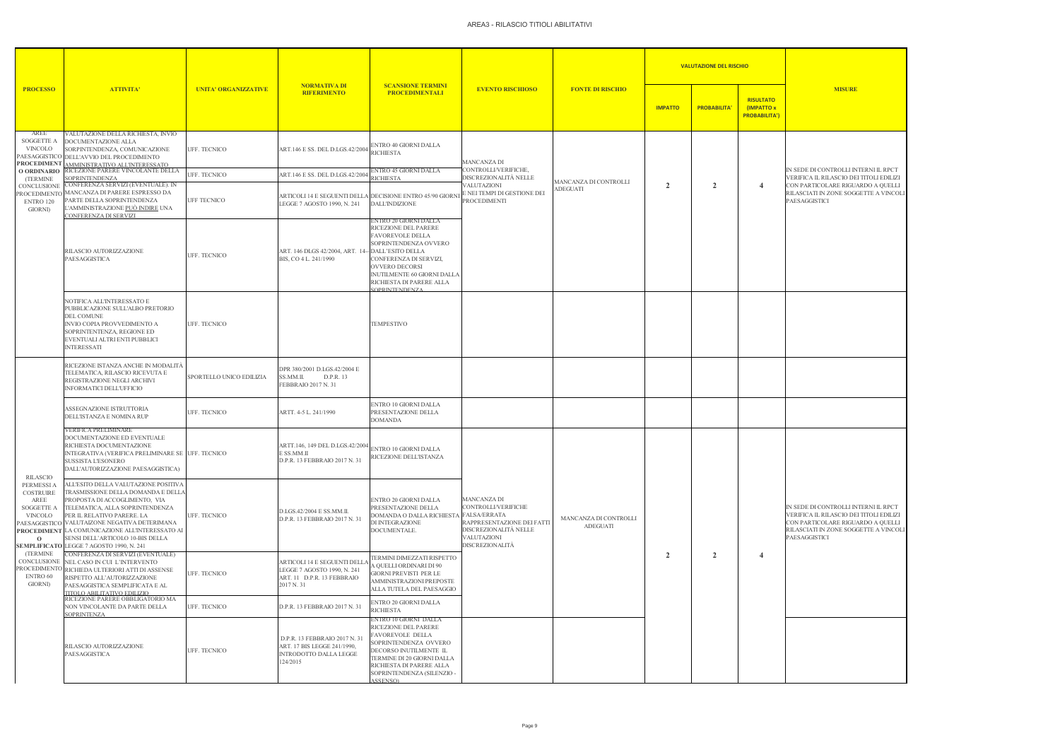# AREA3 - RILASCIO TITOLI ABILITATIVI

| PROCESSO | ATTIVITA' | UNITA' ORGANIZZATIVE | NORMATIVA DI RIFERIMENTO | SCANSIONE TERMINI PROCEDIMENTALI | EVENTO RISCHIOSO | FONTE DI RISCHIO | VALUTAZIONE DEL RISCHIO | | | MISURE |
|---|---|---|---|---|---|---|---|---|---|---|
| | | | | | | | IMPATTO | PROBABILITA' | RISULTATO (IMPATTO x PROBABILITA') | |
| AREE SOGGETTE A VINCOLO PAESAGGISTICO **PROCEDIMENTO ORDINARIO** (TERMINE CONCLUSIONE PROCEDIMENTO ENTRO 120 GIORNI) | VALUTAZIONE DELLA RICHIESTA, INVIO DOCUMENTAZIONE ALLA SORPINTENDENZA, COMUNICAZIONE DELL'AVVIO DEL PROCEDIMENTO AMMINISTRATIVO ALL'INTERESSATO | UFF. TECNICO | ART.146 E SS. DEL D.LGS.42/2004 | ENTRO 40 GIORNI DALLA RICHIESTA | MANCANZA DI CONTROLLI/VERIFICHE, DISCREZIONALITÀ NELLE VALUTAZIONI E NEI TEMPI DI GESTIONE DEI PROCEDIMENTI | MANCANZA DI CONTROLLI ADEGUATI | 2 | 2 | 4 | IN SEDE DI CONTROLLI INTERNI IL RPCT VERIFICA IL RILASCIO DEI TITOLI EDILIZI CON PARTICOLARE RIGUARDO A QUELLI RILASCIATI IN ZONE SOGGETTE A VINCOLI PAESAGGISTICI |
| | RICEZIONE PARERE VINCOLANTE DELLA SOPRINTENDENZA | UFF. TECNICO | ART.146 E SS. DEL D.LGS.42/2004 | ENTRO 45 GIORNI DALLA RICHIESTA | | | | | | |
| | CONFERENZA SERVIZI (EVENTUALE). IN MANCANZA DI PARERE ESPRESSO DA PARTE DELLA SOPRINTENDENZA L'AMMINISTRAZIONE <u>PUÒ INDIRE</u> UNA CONFERENZA DI SERVIZI | UFF TECNICO | ARTICOLI 14 E SEGUENTI DELLA LEGGE 7 AGOSTO 1990, N. 241 | DECISIONE ENTRO 45/90 GIORNI DALL'INDIZIONE | | | | | | |
| | RILASCIO AUTORIZZAZIONE PAESAGGISTICA | UFF. TECNICO | ART. 146 DLGS 42/2004, ART. 14-BIS, CO 4 L. 241/1990 | ENTRO 20 GIORNI DALLA RICEZIONE DEL PARERE FAVOREVOLE DELLA SOPRINTENDENZA OVVERO DALL'ESITO DELLA CONFERENZA DI SERVIZI, OVVERO DECORSI INUTILMENTE 60 GIORNI DALLA RICHIESTA DI PARERE ALLA SOPRINTENDENZA | | | | | | |
| | NOTIFICA ALL'INTERESSATO E PUBBLICAZIONE SULL'ALBO PRETORIO DEL COMUNE<br>INVIO COPIA PROVVEDIMENTO A SOPRINTENTENZA, REGIONE ED EVENTUALI ALTRI ENTI PUBBLICI INTERESSATI | UFF. TECNICO | | TEMPESTIVO | | | | | | |
| RILASCIO PERMESSI A COSTRUIRE AREE SOGGETTE A VINCOLO PAESAGGISTICO **PROCEDIMENTO SEMPLIFICATO** (TERMINE CONCLUSIONE PROCEDIMENTO ENTRO 60 GIORNI) | RICEZIONE ISTANZA ANCHE IN MODALITÀ TELEMATICA, RILASCIO RICEVUTA E REGISTRAZIONE NEGLI ARCHIVI INFORMATICI DELL'UFFICIO | SPORTELLO UNICO EDILIZIA | DPR 380/2001 D.LGS.42/2004 E SS.MM.II. D.P.R. 13 FEBBRAIO 2017 N. 31 | | | | | | | |
| | ASSEGNAZIONE ISTRUTTORIA DELL'ISTANZA E NOMINA RUP | UFF. TECNICO | ARTT. 4-5 L. 241/1990 | ENTRO 10 GIORNI DALLA PRESENTAZIONE DELLA DOMANDA | | | | | | |
| | VERIFICA PRELIMINARE DOCUMENTAZIONE ED EVENTUALE RICHIESTA DOCUMENTAZIONE INTEGRATIVA (VERIFICA PRELIMINARE SE SUSSISTA L'ESONERO DALL'AUTORIZZAZIONE PAESAGGISTICA) | UFF. TECNICO | ARTT.146, 149 DEL D.LGS.42/2004 E SS.MM.II D.P.R. 13 FEBBRAIO 2017 N. 31 | ENTRO 10 GIORNI DALLA RICEZIONE DELL'ISTANZA | MANCANZA DI CONTROLLI/VERIFICHE FALSA/ERRATA RAPPRESENTAZIONE DEI FATTI DISCREZIONALITÀ NELLE VALUTAZIONI DISCREZIONALITÀ | MANCANZA DI CONTROLLI ADEGUATI | 2 | 2 | 4 | IN SEDE DI CONTROLLI INTERNI IL RPCT VERIFICA IL RILASCIO DEI TITOLI EDILIZI CON PARTICOLARE RIGUARDO A QUELLI RILASCIATI IN ZONE SOGGETTE A VINCOLI PAESAGGISTICI |
| | ALL'ESITO DELLA VALUTAZIONE POSITIVA TRASMISSIONE DELLA DOMANDA E DELLA PROPOSTA DI ACCOGLIMENTO, VIA TELEMATICA, ALLA SOPRINTENDENZA PER IL RELATIVO PARERE. LA VALUTAIZONE NEGATIVA DETERIMANA LA COMUNICAZIONE ALL'INTERESSATO AI SENSI DELL'ARTICOLO 10-BIS DELLA LEGGE 7 AGOSTO 1990, N. 241 | UFF. TECNICO | D.LGS.42/2004 E SS.MM.II. D.P.R. 13 FEBBRAIO 2017 N. 31 | ENTRO 20 GIORNI DALLA PRESENTAZIONE DELLA DOMANDA O DALLA RICHIESTA DI INTEGRAZIONE DOCUMENTALE. | | | | | | |
| | CONFERENZA DI SERVIZI (EVENTUALE) NEL CASO IN CUI L'INTERVENTO RICHIEDA ULTERIORI ATTI DI ASSENSE RISPETTO ALL'AUTORIZZAZIONE PAESAGGISTICA SEMPLIFICATA E AL TITOLO ABILITATIVO EDILIZIO | UFF. TECNICO | ARTICOLI 14 E SEGUENTI DELLA LEGGE 7 AGOSTO 1990, N. 241 ART. 11 D.P.R. 13 FEBBRAIO 2017 N. 31 | TERMINI DIMEZZATI RISPETTO A QUELLI ORDINARI DI 90 GIORNI PREVISTI PER LE AMMINISTRAZIONI PREPOSTE ALLA TUTELA DEL PAESAGGIO | | | | | | |
| | RICEZIONE PARERE OBBLIGATORIO MA NON VINCOLANTE DA PARTE DELLA SOPRINTENZA | UFF. TECNICO | D.P.R. 13 FEBBRAIO 2017 N. 31 | ENTRO 20 GIORNI DALLA RICHIESTA | | | | | | |
| | RILASCIO AUTORIZZAZIONE PAESAGGISTICA | UFF. TECNICO | D.P.R. 13 FEBBRAIO 2017 N. 31 ART. 17 BIS LEGGE 241/1990, INTRODOTTO DALLA LEGGE 124/2015 | ENTRO 10 GIORNI DALLA RICEZIONE DEL PARERE FAVOREVOLE DELLA SOPRINTENDENZA OVVERO DECORSO INUTILMENTE IL TERMINE DI 20 GIORNI DALLA RICHIESTA DI PARERE ALLA SOPRINTENDENZA (SILENZIO - ASSENSO) | | | | | | |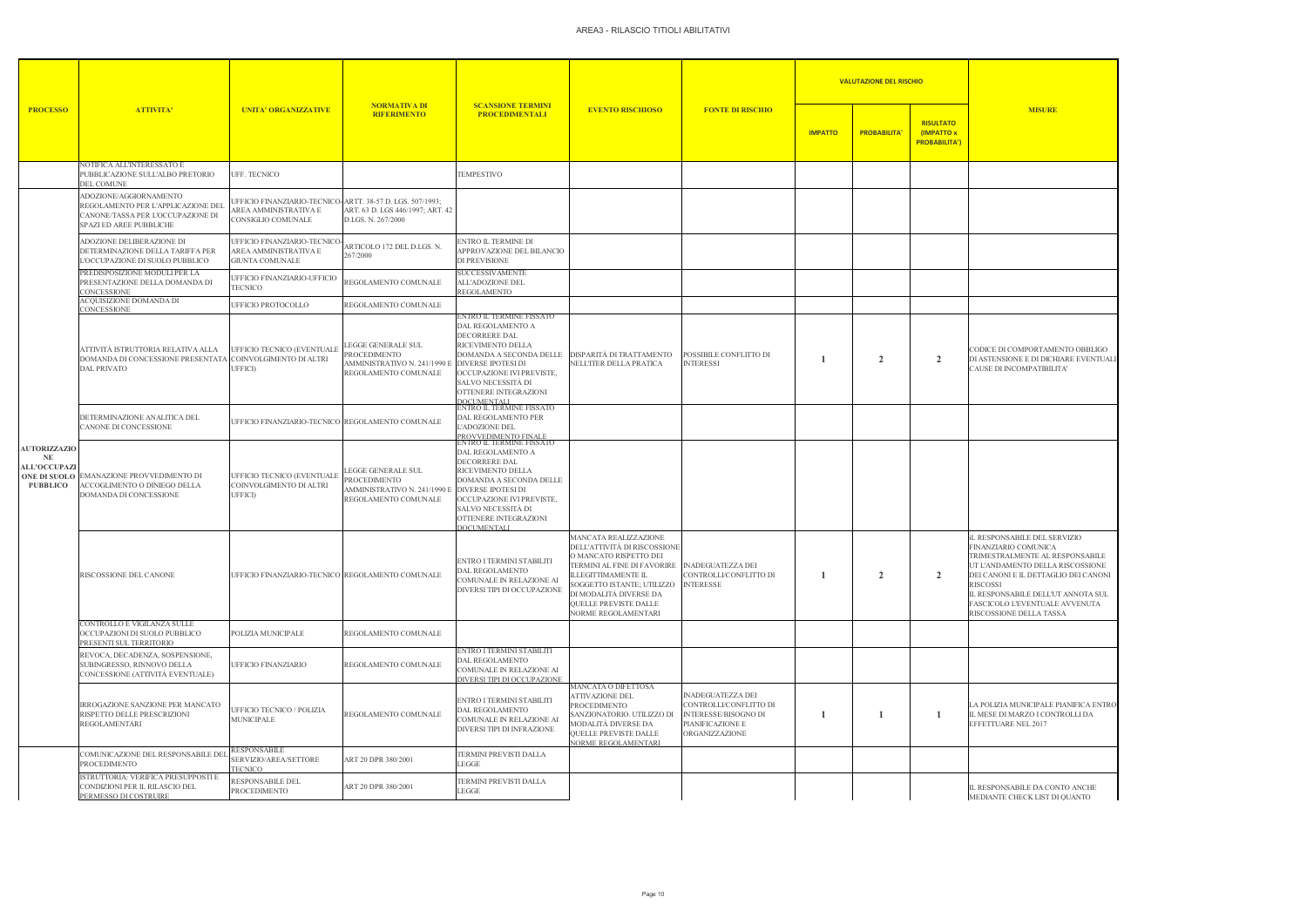# AREA3 - RILASCIO TITIOLI ABILITATIVI

| PROCESSO | ATTIVITA' | UNITA' ORGANIZZATIVE | NORMATIVA DI RIFERIMENTO | SCANSIONE TERMINI PROCEDIMENTALI | EVENTO RISCHIOSO | FONTE DI RISCHIO | VALUTAZIONE DEL RISCHIO | | | MISURE |
|---|---|---|---|---|---|---|---|---|---|---|
| | | | | | | | IMPATTO | PROBABILITA' | RISULTATO (IMPATTO x PROBABILITA') | |
| | NOTIFICA ALL'INTERESSATO E PUBBLICAZIONE SULL'ALBO PRETORIO DEL COMUNE | UFF. TECNICO | | TEMPESTIVO | | | | | | |
| AUTORIZZAZIONE ALL'OCCUPAZIONE DI SUOLO PUBBLICO | ADOZIONE/AGGIORNAMENTO REGOLAMENTO PER L'APPLICAZIONE DEL CANONE/TASSA PER L'OCCUPAZIONE DI SPAZI ED AREE PUBBLICHE | UFFICIO FINANZIARIO-TECNICO-AREA AMMINISTRATIVA E CONSIGLIO COMUNALE | ARTT. 38-57 D. LGS. 507/1993; ART. 63 D. LGS 446/1997; ART. 42 D.LGS. N. 267/2000 | | | | | | | |
| | ADOZIONE DELIBERAZIONE DI DETERMINAZIONE DELLA TARIFFA PER L'OCCUPAZIONE DI SUOLO PUBBLICO | UFFICIO FINANZIARIO-TECNICO-AREA AMMINISTRATIVA E GIUNTA COMUNALE | ARTICOLO 172 DEL D.LGS. N. 267/2000 | ENTRO IL TERMINE DI APPROVAZIONE DEL BILANCIO DI PREVISIONE | | | | | | |
| | PREDISPOSIZIONE MODULI PER LA PRESENTAZIONE DELLA DOMANDA DI CONCESSIONE | UFFICIO FINANZIARIO-UFFICIO TECNICO | REGOLAMENTO COMUNALE | SUCCESSIVAMENTE ALL'ADOZIONE DEL REGOLAMENTO | | | | | | |
| | ACQUISIZIONE DOMANDA DI CONCESSIONE | UFFICIO PROTOCOLLO | REGOLAMENTO COMUNALE | | | | | | | |
| | ATTIVITÀ ISTRUTTORIA RELATIVA ALLA DOMANDA DI CONCESSIONE PRESENTATA DAL PRIVATO | UFFICIO TECNICO (EVENTUALE COINVOLGIMENTO DI ALTRI UFFICI) | LEGGE GENERALE SUL PROCEDIMENTO AMMINISTRATIVO N. 241/1990 E REGOLAMENTO COMUNALE | ENTRO IL TERMINE FISSATO DAL REGOLAMENTO A DECORRERE DAL RICEVIMENTO DELLA DOMANDA A SECONDA DELLE DIVERSE IPOTESI DI OCCUPAZIONE IVI PREVISTE, SALVO NECESSITÀ DI OTTENERE INTEGRAZIONI DOCUMENTALI | DISPARITÀ DI TRATTAMENTO NELL'ITER DELLA PRATICA | POSSIBILE CONFLITTO DI INTERESSI | 1 | 2 | 2 | CODICE DI COMPORTAMENTO OBBLIGO DI ASTENSIONE E DI DICHIARE EVENTUALI CAUSE DI INCOMPATIBILITA' |
| | DETERMINAZIONE ANALITICA DEL CANONE DI CONCESSIONE | UFFICIO FINANZIARIO-TECNICO | REGOLAMENTO COMUNALE | ENTRO IL TERMINE FISSATO DAL REGOLAMENTO PER L'ADOZIONE DEL PROVVEDIMENTO FINALE | | | | | | |
| | EMANAZIONE PROVVEDIMENTO DI ACCOGLIMENTO O DINIEGO DELLA DOMANDA DI CONCESSIONE | UFFICIO TECNICO (EVENTUALE COINVOLGIMENTO DI ALTRI UFFICI) | LEGGE GENERALE SUL PROCEDIMENTO AMMINISTRATIVO N. 241/1990 E REGOLAMENTO COMUNALE | ENTRO IL TERMINE FISSATO DAL REGOLAMENTO A DECORRERE DAL RICEVIMENTO DELLA DOMANDA A SECONDA DELLE DIVERSE IPOTESI DI OCCUPAZIONE IVI PREVISTE, SALVO NECESSITÀ DI OTTENERE INTEGRAZIONI DOCUMENTALI | | | | | | |
| | RISCOSSIONE DEL CANONE | UFFICIO FINANZIARIO-TECNICO | REGOLAMENTO COMUNALE | ENTRO I TERMINI STABILITI DAL REGOLAMENTO COMUNALE IN RELAZIONE AI DIVERSI TIPI DI OCCUPAZIONE | MANCATA REALIZZAZIONE DELL'ATTIVITÀ DI RISCOSSIONE O MANCATO RISPETTO DEI TERMINI AL FINE DI FAVORIRE ILLEGITTIMAMENTE IL SOGGETTO ISTANTE; UTILIZZO DI MODALITÀ DIVERSE DA QUELLE PREVISTE DALLE NORME REGOLAMENTARI | INADEGUATEZZA DEI CONTROLLI/CONFLITTO DI INTERESSE | 1 | 2 | 2 | IL RESPONSABILE DEL SERVIZIO FINANZIARIO COMUNICA TRIMESTRALMENTE AL RESPONSABILE UT L'ANDAMENTO DELLA RISCOSSIONE DEI CANONI E IL DETTAGLIO DEI CANONI RISCOSSI IL RESPONSABILE DELL'UT ANNOTA SUL FASCICOLO L'EVENTUALE AVVENUTA RISCOSSIONE DELLA TASSA |
| | CONTROLLO E VIGILANZA SULLE OCCUPAZIONI DI SUOLO PUBBLICO PRESENTI SUL TERRITORIO | POLIZIA MUNICIPALE | REGOLAMENTO COMUNALE | | | | | | | |
| | REVOCA, DECADENZA, SOSPENSIONE, SUBINGRESSO, RINNOVO DELLA CONCESSIONE (ATTIVITÀ EVENTUALE) | UFFICIO FINANZIARIO | REGOLAMENTO COMUNALE | ENTRO I TERMINI STABILITI DAL REGOLAMENTO COMUNALE IN RELAZIONE AI DIVERSI TIPI DI OCCUPAZIONE | | | | | | |
| | IRROGAZIONE SANZIONE PER MANCATO RISPETTO DELLE PRESCRIZIONI REGOLAMENTARI | UFFICIO TECNICO / POLIZIA MUNICIPALE | REGOLAMENTO COMUNALE | ENTRO I TERMINI STABILITI DAL REGOLAMENTO COMUNALE IN RELAZIONE AI DIVERSI TIPI DI INFRAZIONE | MANCATA O DIFETTOSA ATTIVAZIONE DEL PROCEDIMENTO SANZIONATORIO. UTILIZZO DI MODALITÀ DIVERSE DA QUELLE PREVISTE DALLE NORME REGOLAMENTARI | INADEGUATEZZA DEI CONTROLLI/CONFLITTO DI INTERESSE/BISOGNO DI PIANIFICAZIONE E ORGANIZZAZIONE | 1 | 1 | 1 | LA POLIZIA MUNICIPALE PIANIFICA ENTRO IL MESE DI MARZO I CONTROLLI DA EFFETTUARE NEL 2017 |
| | COMUNICAZIONE DEL RESPONSABILE DEL PROCEDIMENTO | RESPONSABILE SERVIZIO/AREA/SETTORE TECNICO | ART 20 DPR 380/2001 | TERMINI PREVISTI DALLA LEGGE | | | | | | |
| | ISTRUTTORIA: VERIFICA PRESUPPOSTI E CONDIZIONI PER IL RILASCIO DEL PERMESSO DI COSTRUIRE | RESPONSABILE DEL PROCEDIMENTO | ART 20 DPR 380/2001 | TERMINI PREVISTI DALLA LEGGE | | | | | | IL RESPONSABILE DA CONTO ANCHE MEDIANTE CHECK LIST DI QUANTO |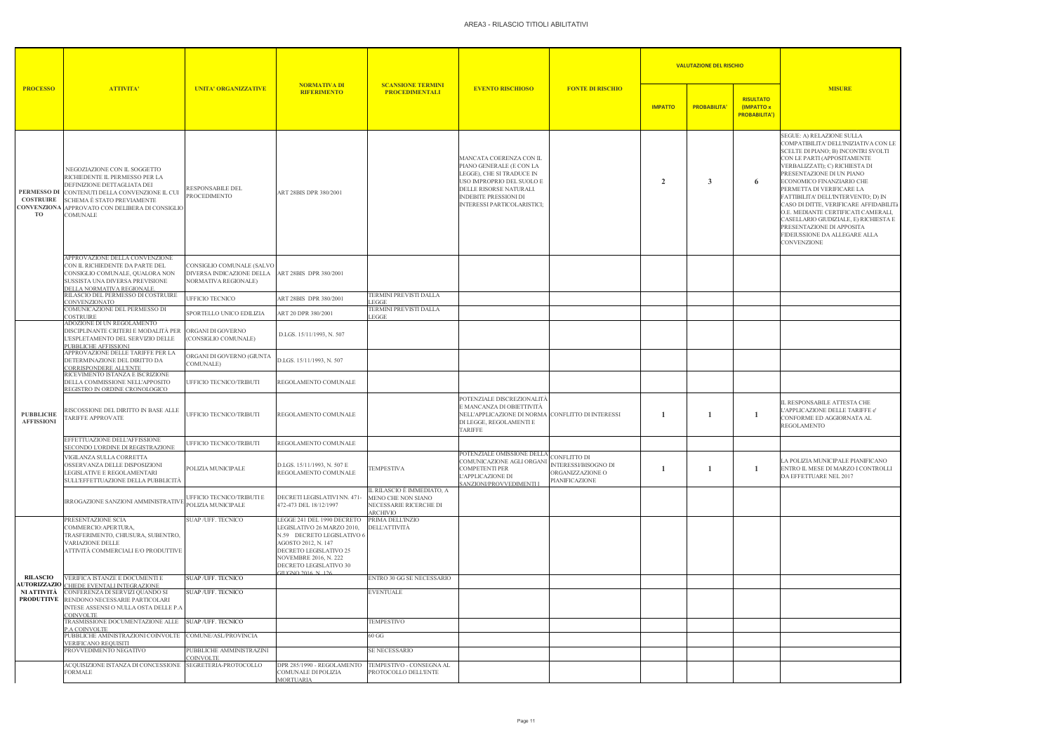# AREA3 - RILASCIO TITIOLI ABILITATIVI

| PROCESSO | ATTIVITA' | UNITA' ORGANIZZATIVE | NORMATIVA DI RIFERIMENTO | SCANSIONE TERMINI PROCEDIMENTALI | EVENTO RISCHIOSO | FONTE DI RISCHIO | VALUTAZIONE DEL RISCHIO | | | MISURE |
|---|---|---|---|---|---|---|---|---|---|---|
| | | | | | | | IMPATTO | PROBABILITA' | RISULTATO (IMPATTO x PROBABILITA') | |
| PERMESSO DI COSTRUIRE CONVENZIONATO | NEGOZIAZIONE CON IL SOGGETTO RICHIEDENTE IL PERMESSO PER LA DEFINIZIONE DETTAGLIATA DEI CONTENUTI DELLA CONVENZIONE IL CUI SCHEMA È STATO PREVIAMENTE APPROVATO CON DELIBERA DI CONSIGLIO COMUNALE | RESPONSABILE DEL PROCEDIMENTO | ART 28BIS DPR 380/2001 | | MANCATA COERENZA CON IL PIANO GENERALE (E CON LA LEGGE), CHE SI TRADUCE IN USO IMPROPRIO DEL SUOLO E DELLE RISORSE NATURALI. INDEBITE PRESSIONI DI INTERESSI PARTICOLARISTICI; | | 2 | 3 | 6 | SEGUE: A) RELAZIONE SULLA COMPATIBILITA' DELL'INIZIATIVA CON LE SCELTE DI PIANO; B) INCONTRI SVOLTI CON LE PARTI (APPOSITAMENTE VERBALIZZATI); C) RICHIESTA DI PRESENTAZIONE DI UN PIANO ECONOMICO FINANZIARIO CHE PERMETTA DI VERIFICARE LA FATTIBILITA' DELL'INTERVENTO; D) IN CASO DI DITTE, VERIFICARE AFFIDABILITà O.E. MEDIANTE CERTIFICATI CAMERALI, CASELLARIO GIUDIZIALE, E) RICHIESTA E PRESENTAZIONE DI APPOSITA FIDEIUSSIONE DA ALLEGARE ALLA CONVENZIONE |
| | APPROVAZIONE DELLA CONVENZIONE CON IL RICHIEDENTE DA PARTE DEL CONSIGLIO COMUNALE, QUALORA NON SUSSISTA UNA DIVERSA PREVISIONE DELLA NORMATIVA REGIONALE. | CONSIGLIO COMUNALE (SALVO DIVERSA INDICAZIONE DELLA NORMATIVA REGIONALE) | ART 28BIS DPR 380/2001 | | | | | | | |
| | RILASCIO DEL PERMESSO DI COSTRUIRE CONVENZIONATO | UFFICIO TECNICO | ART 28BIS DPR 380/2001 | TERMINI PREVISTI DALLA LEGGE | | | | | | |
| | COMUNICAZIONE DEL PERMESSO DI COSTRUIRE | SPORTELLO UNICO EDILIZIA | ART 20 DPR 380/2001 | TERMINI PREVISTI DALLA LEGGE | | | | | | |
| PUBBLICHE AFFISSIONI | ADOZIONE DI UN REGOLAMENTO DISCIPLINANTE CRITERI E MODALITÀ PER L'ESPLETAMENTO DEL SERVIZIO DELLE PUBBLICHE AFFISSIONI | ORGANI DI GOVERNO (CONSIGLIO COMUNALE) | D.LGS. 15/11/1993, N. 507 | | | | | | | |
| | APPROVAZIONE DELLE TARIFFE PER LA DETERMINAZIONE DEL DIRITTO DA CORRISPONDERE ALL'ENTE | ORGANI DI GOVERNO (GIUNTA COMUNALE) | D.LGS. 15/11/1993, N. 507 | | | | | | | |
| | RICEVIMENTO ISTANZA E ISCRIZIONE DELLA COMMISSIONE NELL'APPOSITO REGISTRO IN ORDINE CRONOLOGICO | UFFICIO TECNICO/TRIBUTI | REGOLAMENTO COMUNALE | | | | | | | |
| | RISCOSSIONE DEL DIRITTO IN BASE ALLE TARIFFE APPROVATE | UFFICIO TECNICO/TRIBUTI | REGOLAMENTO COMUNALE | | POTENZIALE DISCREZIONALITÀ E MANCANZA DI OBIETTIVITÀ NELL'APPLICAZIONE DI NORMA DI LEGGE, REGOLAMENTI E TARIFFE | CONFLITTO DI INTERESSI | 1 | 1 | 1 | IL RESPONSABILE ATTESTA CHE L'APPLICAZIONE DELLE TARIFFE e' CONFORME ED AGGIORNATA AL REGOLAMENTO |
| | EFFETTUAZIONE DELL'AFFISSIONE SECONDO L'ORDINE DI REGISTRAZIONE | UFFICIO TECNICO/TRIBUTI | REGOLAMENTO COMUNALE | | | | | | | |
| | VIGILANZA SULLA CORRETTA OSSERVANZA DELLE DISPOSIZIONI LEGISLATIVE E REGOLAMENTARI SULL'EFFETTUAZIONE DELLA PUBBLICITÀ | POLIZIA MUNICIPALE | D.LGS. 15/11/1993, N. 507 E REGOLAMENTO COMUNALE | TEMPESTIVA | POTENZIALE OMISSIONE DELLA COMUNICAZIONE AGLI ORGANI COMPETENTI PER L'APPLICAZIONE DI SANZIONI/PROVVEDIMENTI I | CONFLITTO DI INTERESSI/BISOGNO DI ORGANIZZAZIONE O PIANIFICAZIONE | 1 | 1 | 1 | LA POLIZIA MUNICIPALE PIANIFICANO ENTRO IL MESE DI MARZO I CONTROLLI DA EFFETTUARE NEL 2017 |
| | IRROGAZIONE SANZIONI AMMINISTRATIVE | UFFICIO TECNICO/TRIBUTI E POLIZIA MUNICIPALE | DECRETI LEGISLATIVI NN. 471-472-473 DEL 18/12/1997 | IL RILASCIO È IMMEDIATO, A MENO CHE NON SIANO NECESSARIE RICERCHE DI ARCHIVIO | | | | | | |
| RILASCIO AUTORIZZAZIONI ATTIVITÀ PRODUTTIVE | PRESENTAZIONE SCIA COMMERCIO:APERTURA, TRASFERIMENTO, CHIUSURA, SUBENTRO, VARIAZIONE DELLE ATTIVITÀ COMMERCIALI E/O PRODUTTIVE | SUAP /UFF. TECNICO | LEGGE 241 DEL 1990 DECRETO LEGISLATIVO 26 MARZO 2010, N.59 DECRETO LEGISLATIVO 6 AGOSTO 2012, N. 147 DECRETO LEGISLATIVO 25 NOVEMBRE 2016, N. 222 DECRETO LEGISLATIVO 30 GIUGNO 2016, N. 126 | PRIMA DELL'INZIO DELL'ATTIVITÀ | | | | | | |
| | VERIFICA ISTANZE E DOCUMENTI E CHIEDE EVENTALI INTEGRAZIONE | SUAP /UFF. TECNICO | | ENTRO 30 GG SE NECESSARIO | | | | | | |
| | CONFERENZA DI SERVIZI QUANDO SI RENDONO NECESSARIE PARTICOLARI INTESE ASSENSI O NULLA OSTA DELLE P.A COINVOLTE | SUAP /UFF. TECNICO | | EVENTUALE | | | | | | |
| | TRASMISSIONE DOCUMENTAZIONE ALLE P.A COINVOLTE | SUAP /UFF. TECNICO | | TEMPESTIVO | | | | | | |
| | PUBBLICHE AMINISTRAZIONI COINVOLTE VERIFICANO REQUISITI | COMUNE/ASL/PROVINCIA | | 60 GG | | | | | | |
| | PROVVEDIMENTO NEGATIVO | PUBBLICHE AMMINISTRAZINI COINVOLTE | | SE NECESSARIO | | | | | | |
| | ACQUISIZIONE ISTANZA DI CONCESSIONE FORMALE | SEGRETERIA-PROTOCOLLO | DPR 285/1990 - REGOLAMENTO COMUNALE DI POLIZIA MORTUARIA | TEMPESTIVO - CONSEGNA AL PROTOCOLLO DELL'ENTE | | | | | | |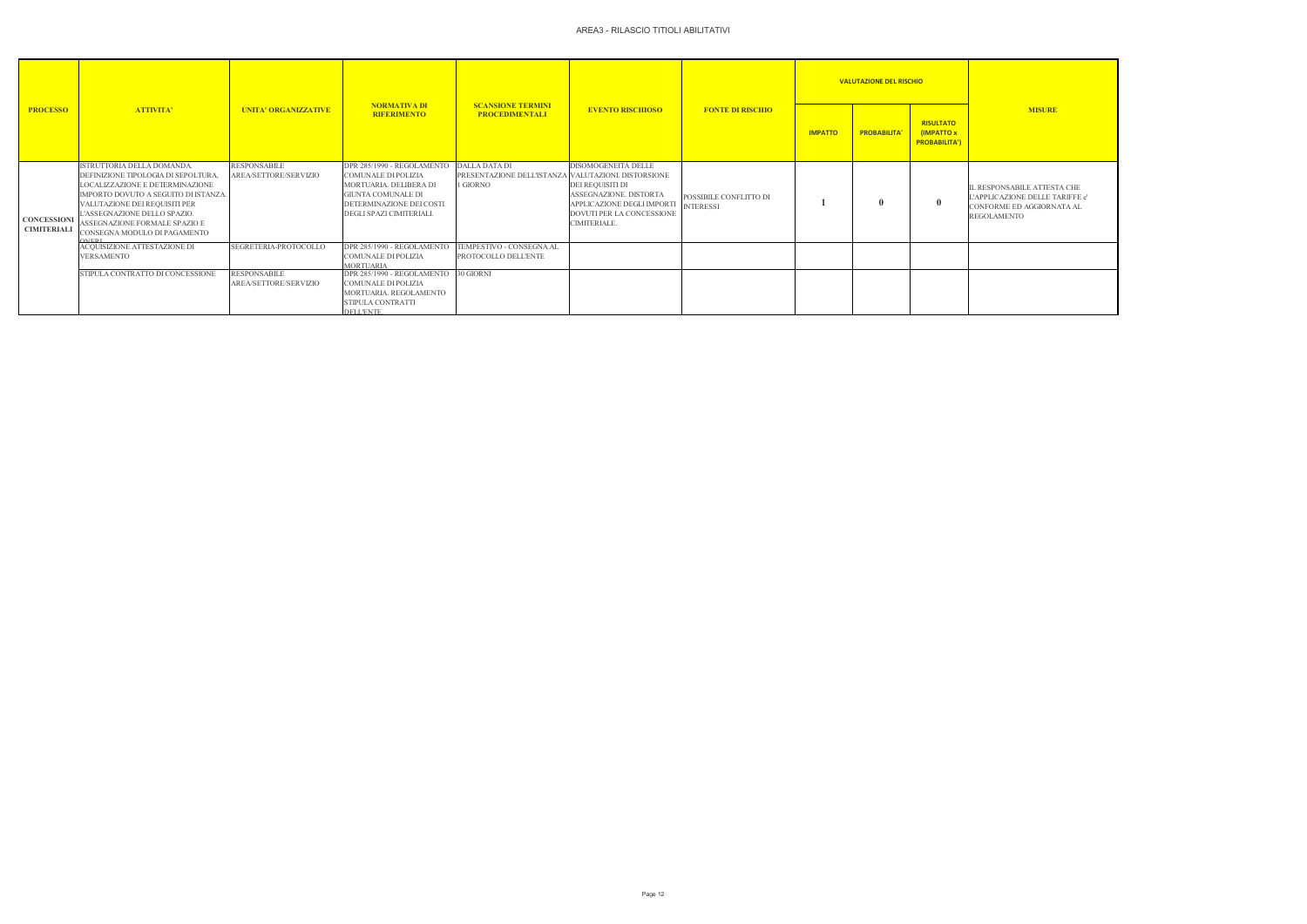# AREA3 - RILASCIO TITIOLI ABILITATIVI

| PROCESSO | ATTIVITA' | UNITA' ORGANIZZATIVE | NORMATIVA DI RIFERIMENTO | SCANSIONE TERMINI PROCEDIMENTALI | EVENTO RISCHIOSO | FONTE DI RISCHIO | VALUTAZIONE DEL RISCHIO | | | MISURE |
|---|---|---|---|---|---|---|---|---|---|---|
| | | | | | | | IMPATTO | PROBABILITA' | RISULTATO (IMPATTO x PROBABILITA') | |
| CONCESSIONI CIMITERIALI | ISTRUTTORIA DELLA DOMANDA. DEFINIZIONE TIPOLOGIA DI SEPOLTURA, LOCALIZZAZIONE E DETERMINAZIONE IMPORTO DOVUTO A SEGUITO DI ISTANZA. VALUTAZIONE DEI REQUISITI PER L'ASSEGNAZIONE DELLO SPAZIO. ASSEGNAZIONE FORMALE SPAZIO E CONSEGNA MODULO DI PAGAMENTO ONERI | RESPONSABILE AREA/SETTORE/SERVIZIO | DPR 285/1990 - REGOLAMENTO COMUNALE DI POLIZIA MORTUARIA. DELIBERA DI GIUNTA COMUNALE DI DETERMINAZIONE DEI COSTI DEGLI SPAZI CIMITERIALI. | DALLA DATA DI PRESENTAZIONE DELL'ISTANZA 1 GIORNO | DISOMOGENEITÀ DELLE VALUTAZIONI. DISTORSIONE DEI REQUISITI DI ASSEGNAZIONE. DISTORTA APPLICAZIONE DEGLI IMPORTI DOVUTI PER LA CONCESSIONE CIMITERIALE. | POSSIBILE CONFLITTO DI INTERESSI | 1 | 0 | 0 | IL RESPONSABILE ATTESTA CHE L'APPLICAZIONE DELLE TARIFFE e' CONFORME ED AGGIORNATA AL REGOLAMENTO |
| | ACQUISIZIONE ATTESTAZIONE DI VERSAMENTO | SEGRETERIA-PROTOCOLLO | DPR 285/1990 - REGOLAMENTO COMUNALE DI POLIZIA MORTUARIA | TEMPESTIVO - CONSEGNA AL PROTOCOLLO DELL'ENTE | | | | | | |
| | STIPULA CONTRATTO DI CONCESSIONE | RESPONSABILE AREA/SETTORE/SERVIZIO | DPR 285/1990 - REGOLAMENTO COMUNALE DI POLIZIA MORTUARIA. REGOLAMENTO STIPULA CONTRATTI DELL'ENTE | 30 GIORNI | | | | | | |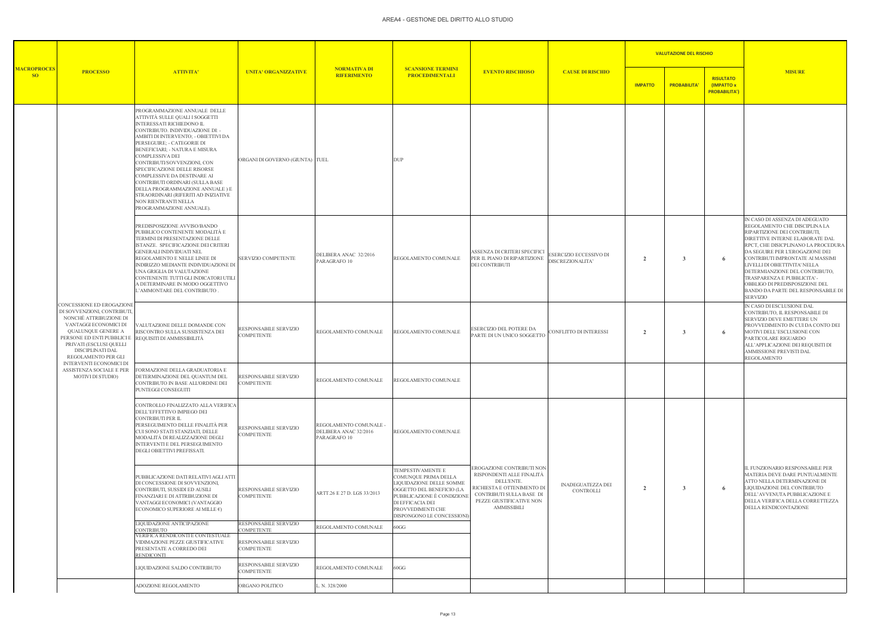# AREA4 - GESTIONE DEL DIRITTO ALLO STUDIO

| MACROPROCESSO | PROCESSO | ATTIVITA' | UNITA' ORGANIZZATIVE | NORMATIVA DI RIFERIMENTO | SCANSIONE TERMINI PROCEDIMENTALI | EVENTO RISCHIOSO | CAUSE DI RISCHIO | VALUTAZIONE DEL RISCHIO | | | MISURE |
|---|---|---|---|---|---|---|---|---|---|---|---|
| | | | | | | | | IMPATTO | PROBABILITA' | RISULTATO (IMPATTO x PROBABILITA') | |
| | CONCESSIONE ED EROGAZIONE DI SOVVENZIONI, CONTRIBUTI, NONCHÉ ATTRIBUZIONE DI VANTAGGI ECONOMICI DI QUALUNQUE GENERE A PERSONE ED ENTI PUBBLICI E PRIVATI (ESCLUSI QUELLI DISCIPLINATI DAL REGOLAMENTO PER GLI INTERVENTI ECONOMICI DI ASSISTENZA SOCIALE E PER MOTIVI DI STUDIO) | PROGRAMMAZIONE ANNUALE DELLE ATTIVITÀ SULLE QUALI I SOGGETTI INTERESSATI RICHIEDONO IL CONTRIBUTO. INDIVIDUAZIONE DI: - AMBITI DI INTERVENTO; - OBIETTIVI DA PERSEGUIRE; - CATEGORIE DI BENEFICIARI; - NATURA E MISURA COMPLESSIVA DEI CONTRIBUTI/SOVVENZIONI, CON SPECIFICAZIONE DELLE RISORSE COMPLESSIVE DA DESTINARE AI CONTRIBUTI ORDINARI (SULLA BASE DELLA PROGRAMMAZIONE ANNUALE ) E STRAORDINARI (RIFERITI AD INIZIATIVE NON RIENTRANTI NELLA PROGRAMMAZIONE ANNUALE). | ORGANI DI GOVERNO (GIUNTA) | TUEL | DUP | | | | | | |
| | | PREDISPOSIZIONE AVVISO/BANDO PUBBLICO CONTENENTE MODALITÀ E TERMINI DI PRESENTAZIONE DELLE ISTANZE. SPECIFICAZIONE DEI CRITERI GENERALI INDIVIDUATI NEL REGOLAMENTO E NELLE LINEE DI INDIRIZZO MEDIANTE INDIVIDUAZIONE DI UNA GRIGLIA DI VALUTAZIONE CONTENENTE TUTTI GLI INDICATORI UTILI A DETERMINARE IN MODO OGGETTIVO L'AMMONTARE DEL CONTRIBUTO . | SERVIZIO COMPETENTE | DELIBERA ANAC 32/2016 PARAGRAFO 10 | REGOLAMENTO COMUNALE | ASSENZA DI CRITERI SPECIFICI PER IL PIANO DI RIPARTIZIONE DEI CONTRIBUTI | ESERCIZIO ECCESSIVO DI DISCREZIONALITA' | 2 | 3 | 6 | IN CASO DI ASSENZA DI ADEGUATO REGOLAMENTO CHE DISCIPLINA LA RIPARTIZIONE DEI CONTRIBUTI, DIRETTIVE INTERNE ELABORATE DAL RPCT, CHE DISICPLINANO LA PROCEDURA DA SEGUIRE PER L'EROGAZIONE DEI CONTRIBUTI IMPRONTATE AI MASSIMI LIVELLI DI OBIETTIVITA' NELLA DETERMIANZIONE DEL CONTRIBUTO, TRASPARENZA E PUBBLICITA' - OBBLIGO DI PREDISPOSIZIONE DEL BANDO DA PARTE DEL RESPONSABILE DI SERVIZIO |
| | | VALUTAZIONE DELLE DOMANDE CON RISCONTRO SULLA SUSSISTENZA DEI REQUISITI DI AMMISSIBILITÀ | RESPONSABILE SERVIZIO COMPETENTE | REGOLAMENTO COMUNALE | REGOLAMENTO COMUNALE | ESERCIZIO DEL POTERE DA PARTE DI UN UNICO SOGGETTO | CONFLITTO DI INTERESSI | 2 | 3 | 6 | IN CASO DI ESCLUSIONE DAL CONTRIBUTO, IL RESPONSABILE DI SERVIZIO DEVE EMETTERE UN PROVVEDIMENTO IN CUI DA CONTO DEI MOTIVI DELL'ESCLUSIONE CON PARTICOLARE RIGUARDO ALL'APPLICAZIONE DEI REQUISITI DI AMMISSIONE PREVISTI DAL REGOLAMENTO |
| | | FORMAZIONE DELLA GRADUATORIA E DETERMINAZIONE DEL QUANTUM DEL CONTRIBUTO IN BASE ALL'ORDINE DEI PUNTEGGI CONSEGUITI | RESPONSABILE SERVIZIO COMPETENTE | REGOLAMENTO COMUNALE | REGOLAMENTO COMUNALE | | | | | | |
| | | CONTROLLO FINALIZZATO ALLA VERIFICA DELL'EFFETTIVO IMPIEGO DEI CONTRIBUTI PER IL PERSEGUIMENTO DELLE FINALITÀ PER CUI SONO STATI STANZIATI, DELLE MODALITÀ DI REALIZZAZIONE DEGLI INTERVENTI E DEL PERSEGUIMENTO DEGLI OBIETTIVI PREFISSATI. | RESPONSABILE SERVIZIO COMPETENTE | REGOLAMENTO COMUNALE - DELIBERA ANAC 32/2016 PARAGRAFO 10 | REGOLAMENTO COMUNALE | EROGAZIONE CONTRIBUTI NON RISPONDENTI ALLE FINALITÀ DELL'ENTE. RICHIESTA E OTTENIMENTO DI CONTRIBUTI SULLA BASE DI PEZZE GIUSTIFICATIVE NON AMMISSIBILI | INADEGUATEZZA DEI CONTROLLI | 2 | 3 | 6 | IL FUNZIONARIO RESPONSABILE PER MATERIA DEVE DARE PUNTUALMENTE ATTO NELLA DETERMINAZIONE DI LIQUIDAZIONE DEL CONTRIBUTO DELL'AVVENUTA PUBBLICAZIONE E DELLA VERIFICA DELLA CORRETTEZZA DELLA RENDICONTAZIONE |
| | | PUBBLICAZIONE DATI RELATIVI AGLI ATTI DI CONCESSIONE DI SOVVENZIONI, CONTRIBUTI, SUSSIDI ED AUSILI FINANZIARI E DI ATTRIBUZIONE DI VANTAGGI ECONOMICI (VANTAGGIO ECONOMICO SUPERIORE AI MILLE €) | RESPONSABILE SERVIZIO COMPETENTE | ARTT.26 E 27 D. LGS 33/2013 | TEMPESTIVAMENTE E COMUNQUE PRIMA DELLA LIQUIDAZIONE DELLE SOMME OGGETTO DEL BENEFICIO (LA PUBBLICAZIONE È CONDIZIONE DI EFFICACIA DEI PROVVEDIMENTI CHE DISPONGONO LE CONCESSIONI) | | | | | | |
| | | LIQUIDAZIONE ANTICIPAZIONE CONTRIBUTO | RESPONSABILE SERVIZIO COMPETENTE | REGOLAMENTO COMUNALE | 60GG | | | | | | |
| | | VERIFICA RENDICONTI E CONTESTUALE VIDIMAZIONE PEZZE GIUSTIFICATIVE PRESENTATE A CORREDO DEI RENDICONTI | RESPONSABILE SERVIZIO COMPETENTE | | | | | | | | |
| | | LIQUIDAZIONE SALDO CONTRIBUTO | RESPONSABILE SERVIZIO COMPETENTE | REGOLAMENTO COMUNALE | 60GG | | | | | | |
| | | ADOZIONE REGOLAMENTO | ORGANO POLITICO | L. N. 328/2000 | | | | | | | |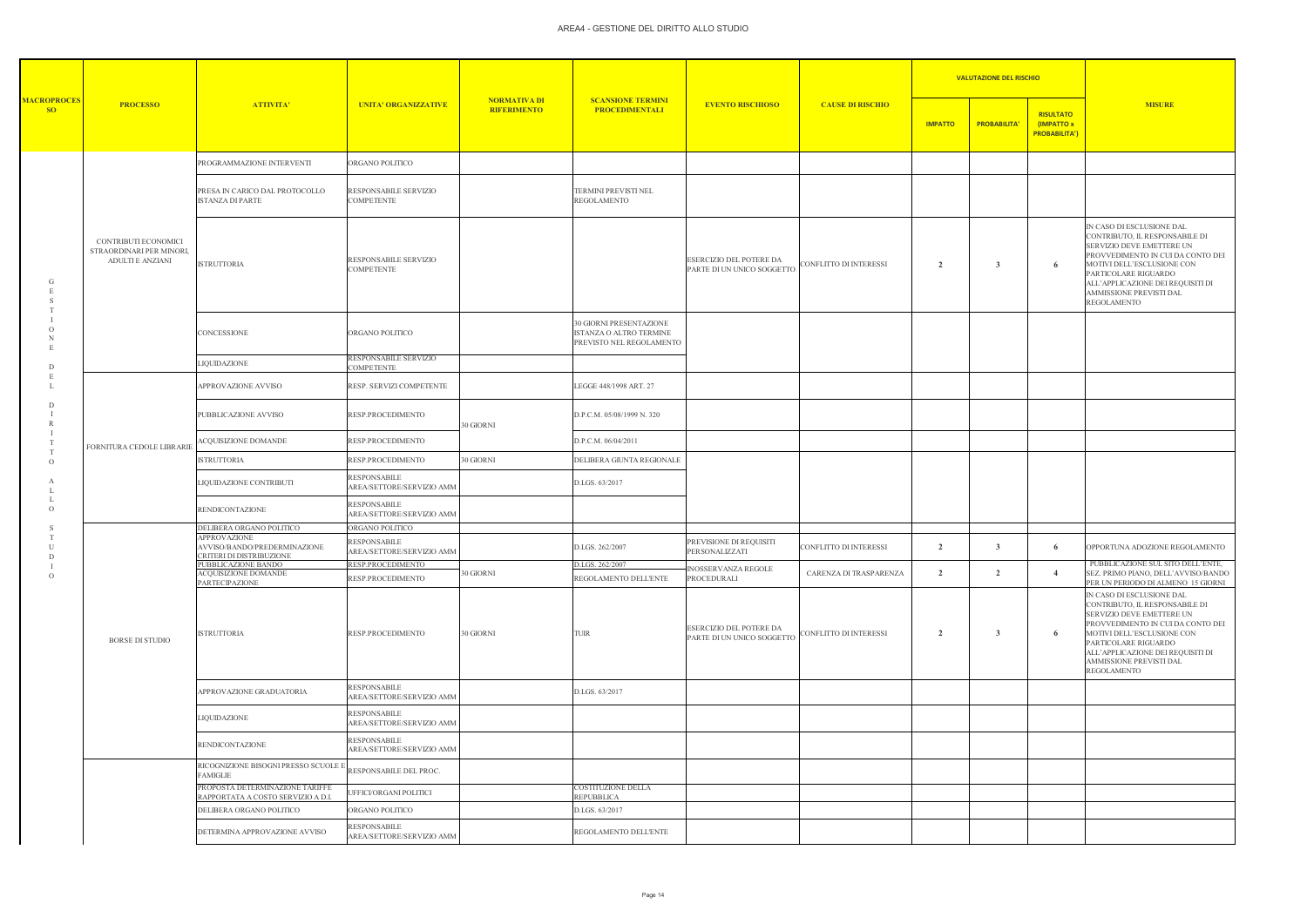# AREA4 - GESTIONE DEL DIRITTO ALLO STUDIO

| MACROPROCESSO | PROCESSO | ATTIVITA' | UNITA' ORGANIZZATIVE | NORMATIVA DI RIFERIMENTO | SCANSIONE TERMINI PROCEDIMENTALI | EVENTO RISCHIOSO | CAUSE DI RISCHIO | VALUTAZIONE DEL RISCHIO | | | MISURE |
|---|---|---|---|---|---|---|---|---|---|---|---|
| | | | | | | | | IMPATTO | PROBABILITA' | RISULTATO (IMPATTO x PROBABILITA') | |
| GESTIONE DEL DIRITTO ALLO STUDIO | CONTRIBUTI ECONOMICI STRAORDINARI PER MINORI, ADULTI E ANZIANI | PROGRAMMAZIONE INTERVENTI | ORGANO POLITICO | | | | | | | | |
| | | PRESA IN CARICO DAL PROTOCOLLO ISTANZA DI PARTE | RESPONSABILE SERVIZIO COMPETENTE | | TERMINI PREVISTI NEL REGOLAMENTO | | | | | | |
| | | ISTRUTTORIA | RESPONSABILE SERVIZIO COMPETENTE | | | ESERCIZIO DEL POTERE DA PARTE DI UN UNICO SOGGETTO | CONFLITTO DI INTERESSI | 2 | 3 | 6 | IN CASO DI ESCLUSIONE DAL CONTRIBUTO, IL RESPONSABILE DI SERVIZIO DEVE EMETTERE UN PROVVEDIMENTO IN CUI DA CONTO DEI MOTIVI DELL'ESCLUSIONE CON PARTICOLARE RIGUARDO ALL'APPLICAZIONE DEI REQUISITI DI AMMISSIONE PREVISTI DAL REGOLAMENTO |
| | | CONCESSIONE | ORGANO POLITICO | | 30 GIORNI PRESENTAZIONE ISTANZA O ALTRO TERMINE PREVISTO NEL REGOLAMENTO | | | | | | |
| | | LIQUIDAZIONE | RESPONSABILE SERVIZIO COMPETENTE | | | | | | | | |
| | FORNITURA CEDOLE LIBRARIE | APPROVAZIONE AVVISO | RESP. SERVIZI COMPETENTE | | LEGGE 448/1998 ART. 27 | | | | | | |
| | | PUBBLICAZIONE AVVISO | RESP.PROCEDIMENTO | 30 GIORNI | D.P.C.M. 05/08/1999 N. 320 | | | | | | |
| | | ACQUISIZIONE DOMANDE | RESP.PROCEDIMENTO | | D.P.C.M. 06/04/2011 | | | | | | |
| | | ISTRUTTORIA | RESP.PROCEDIMENTO | 30 GIORNI | DELIBERA GIUNTA REGIONALE | | | | | | |
| | | LIQUIDAZIONE CONTRIBUTI | RESPONSABILE AREA/SETTORE/SERVIZIO AMM | | D.LGS. 63/2017 | | | | | | |
| | | RENDICONTAZIONE | RESPONSABILE AREA/SETTORE/SERVIZIO AMM | | | | | | | | |
| | BORSE DI STUDIO | DELIBERA ORGANO POLITICO | ORGANO POLITICO | | | | | | | | |
| | | APPROVAZIONE AVVISO/BANDO/PREDERMINAZIONE CRITERI DI DISTRIBUZIONE | RESPONSABILE AREA/SETTORE/SERVIZIO AMM | | D.LGS. 262/2007 | PREVISIONE DI REQUISITI PERSONALIZZATI | CONFLITTO DI INTERESSI | 2 | 3 | 6 | OPPORTUNA ADOZIONE REGOLAMENTO |
| | | PUBBLICAZIONE BANDO | RESP.PROCEDIMENTO | 30 GIORNI | D.LGS. 262/2007 | INOSSERVANZA REGOLE PROCEDURALI | CARENZA DI TRASPARENZA | 2 | 2 | 4 | PUBBLICAZIONE SUL SITO DELL'ENTE, SEZ. PRIMO PIANO, DELL'AVVISO/BANDO PER UN PERIODO DI ALMENO 15 GIORNI |
| | | ACQUISIZIONE DOMANDE PARTECIPAZIONE | RESP.PROCEDIMENTO | | REGOLAMENTO DELL'ENTE | | | | | | |
| | | ISTRUTTORIA | RESP.PROCEDIMENTO | 30 GIORNI | TUIR | ESERCIZIO DEL POTERE DA PARTE DI UN UNICO SOGGETTO | CONFLITTO DI INTERESSI | 2 | 3 | 6 | IN CASO DI ESCLUSIONE DAL CONTRIBUTO, IL RESPONSABILE DI SERVIZIO DEVE EMETTERE UN PROVVEDIMENTO IN CUI DA CONTO DEI MOTIVI DELL'ESCLUSIONE CON PARTICOLARE RIGUARDO ALL'APPLICAZIONE DEI REQUISITI DI AMMISSIONE PREVISTI DAL REGOLAMENTO |
| | | APPROVAZIONE GRADUATORIA | RESPONSABILE AREA/SETTORE/SERVIZIO AMM | | D.LGS. 63/2017 | | | | | | |
| | | LIQUIDAZIONE | RESPONSABILE AREA/SETTORE/SERVIZIO AMM | | | | | | | | |
| | | RENDICONTAZIONE | RESPONSABILE AREA/SETTORE/SERVIZIO AMM | | | | | | | | |
| | | RICOGNIZIONE BISOGNI PRESSO SCUOLE E FAMIGLIE | RESPONSABILE DEL PROC. | | | | | | | | |
| | | PROPOSTA DETERMINAZIONE TARIFFE RAPPORTATA A COSTO SERVIZIO A D.I. | UFFICI/ORGANI POLITICI | | COSTITUZIONE DELLA REPUBBLICA | | | | | | |
| | | DELIBERA ORGANO POLITICO | ORGANO POLITICO | | D.LGS. 63/2017 | | | | | | |
| | | DETERMINA APPROVAZIONE AVVISO | RESPONSABILE AREA/SETTORE/SERVIZIO AMM | | REGOLAMENTO DELL'ENTE | | | | | | |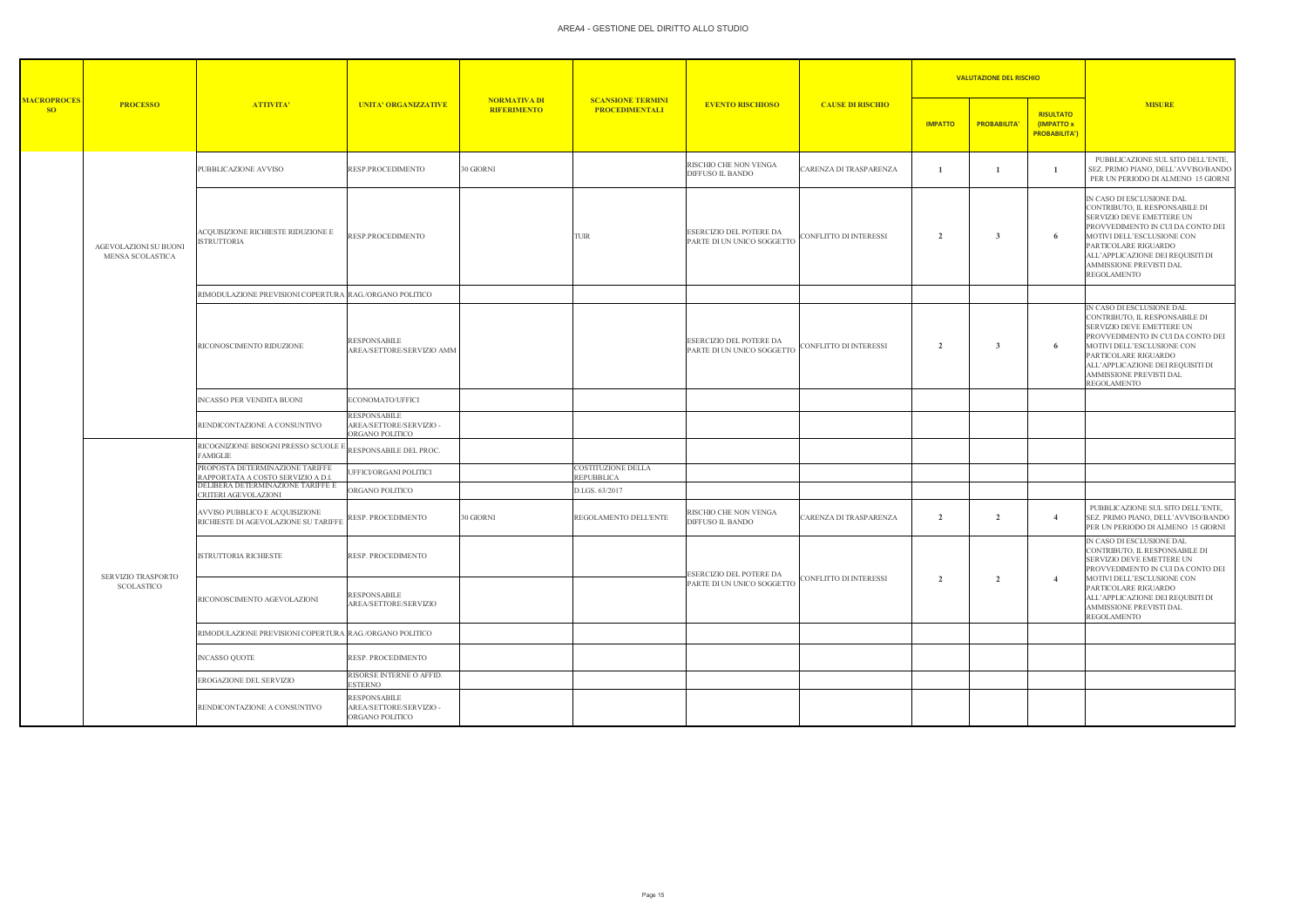# AREA4 - GESTIONE DEL DIRITTO ALLO STUDIO

| MACROPROCESSO | PROCESSO | ATTIVITA' | UNITA' ORGANIZZATIVE | NORMATIVA DI RIFERIMENTO | SCANSIONE TERMINI PROCEDIMENTALI | EVENTO RISCHIOSO | CAUSE DI RISCHIO | VALUTAZIONE DEL RISCHIO | | | MISURE |
|---|---|---|---|---|---|---|---|---|---|---|---|
| | | | | | | | | IMPATTO | PROBABILITA' | RISULTATO (IMPATTO x PROBABILITA') | |
| | AGEVOLAZIONI SU BUONI MENSA SCOLASTICA | PUBBLICAZIONE AVVISO | RESP.PROCEDIMENTO | 30 GIORNI | | RISCHIO CHE NON VENGA DIFFUSO IL BANDO | CARENZA DI TRASPARENZA | 1 | 1 | 1 | PUBBLICAZIONE SUL SITO DELL'ENTE, SEZ. PRIMO PIANO, DELL'AVVISO/BANDO PER UN PERIODO DI ALMENO 15 GIORNI |
| | | ACQUISIZIONE RICHIESTE RIDUZIONE E ISTRUTTORIA | RESP.PROCEDIMENTO | | TUIR | ESERCIZIO DEL POTERE DA PARTE DI UN UNICO SOGGETTO | CONFLITTO DI INTERESSI | 2 | 3 | 6 | IN CASO DI ESCLUSIONE DAL CONTRIBUTO, IL RESPONSABILE DI SERVIZIO DEVE EMETTERE UN PROVVEDIMENTO IN CUI DA CONTO DEI MOTIVI DELL'ESCLUSIONE CON PARTICOLARE RIGUARDO ALL'APPLICAZIONE DEI REQUISITI DI AMMISSIONE PREVISTI DAL REGOLAMENTO |
| | | RIMODULAZIONE PREVISIONI COPERTURA | RAG./ORGANO POLITICO | | | | | | | | |
| | | RICONOSCIMENTO RIDUZIONE | RESPONSABILE AREA/SETTORE/SERVIZIO AMM | | | ESERCIZIO DEL POTERE DA PARTE DI UN UNICO SOGGETTO | CONFLITTO DI INTERESSI | 2 | 3 | 6 | IN CASO DI ESCLUSIONE DAL CONTRIBUTO, IL RESPONSABILE DI SERVIZIO DEVE EMETTERE UN PROVVEDIMENTO IN CUI DA CONTO DEI MOTIVI DELL'ESCLUSIONE CON PARTICOLARE RIGUARDO ALL'APPLICAZIONE DEI REQUISITI DI AMMISSIONE PREVISTI DAL REGOLAMENTO |
| | | INCASSO PER VENDITA BUONI | ECONOMATO/UFFICI | | | | | | | | |
| | | RENDICONTAZIONE A CONSUNTIVO | RESPONSABILE AREA/SETTORE/SERVIZIO - ORGANO POLITICO | | | | | | | | |
| | SERVIZIO TRASPORTO SCOLASTICO | RICOGNIZIONE BISOGNI PRESSO SCUOLE E FAMIGLIE | RESPONSABILE DEL PROC. | | | | | | | | |
| | | PROPOSTA DETERMINAZIONE TARIFFE RAPPORTATA A COSTO SERVIZIO A D.I. | UFFICI/ORGANI POLITICI | | COSTITUZIONE DELLA REPUBBLICA | | | | | | |
| | | DELIBERA DETERMINAZIONE TARIFFE E CRITERI AGEVOLAZIONI | ORGANO POLITICO | | D.LGS. 63/2017 | | | | | | |
| | | AVVISO PUBBLICO E ACQUISIZIONE RICHIESTE DI AGEVOLAZIONE SU TARIFFE | RESP. PROCEDIMENTO | 30 GIORNI | REGOLAMENTO DELL'ENTE | RISCHIO CHE NON VENGA DIFFUSO IL BANDO | CARENZA DI TRASPARENZA | 2 | 2 | 4 | PUBBLICAZIONE SUL SITO DELL'ENTE, SEZ. PRIMO PIANO, DELL'AVVISO/BANDO PER UN PERIODO DI ALMENO 15 GIORNI |
| | | ISTRUTTORIA RICHIESTE | RESP. PROCEDIMENTO | | | ESERCIZIO DEL POTERE DA PARTE DI UN UNICO SOGGETTO | CONFLITTO DI INTERESSI | 2 | 2 | 4 | IN CASO DI ESCLUSIONE DAL CONTRIBUTO, IL RESPONSABILE DI SERVIZIO DEVE EMETTERE UN PROVVEDIMENTO IN CUI DA CONTO DEI MOTIVI DELL'ESCLUSIONE CON PARTICOLARE RIGUARDO ALL'APPLICAZIONE DEI REQUISITI DI AMMISSIONE PREVISTI DAL REGOLAMENTO |
| | | RICONOSCIMENTO AGEVOLAZIONI | RESPONSABILE AREA/SETTORE/SERVIZIO | | | | | | | | |
| | | RIMODULAZIONE PREVISIONI COPERTURA | RAG./ORGANO POLITICO | | | | | | | | |
| | | INCASSO QUOTE | RESP. PROCEDIMENTO | | | | | | | | |
| | | EROGAZIONE DEL SERVIZIO | RISORSE INTERNE O AFFID. ESTERNO | | | | | | | | |
| | | RENDICONTAZIONE A CONSUNTIVO | RESPONSABILE AREA/SETTORE/SERVIZIO - ORGANO POLITICO | | | | | | | | |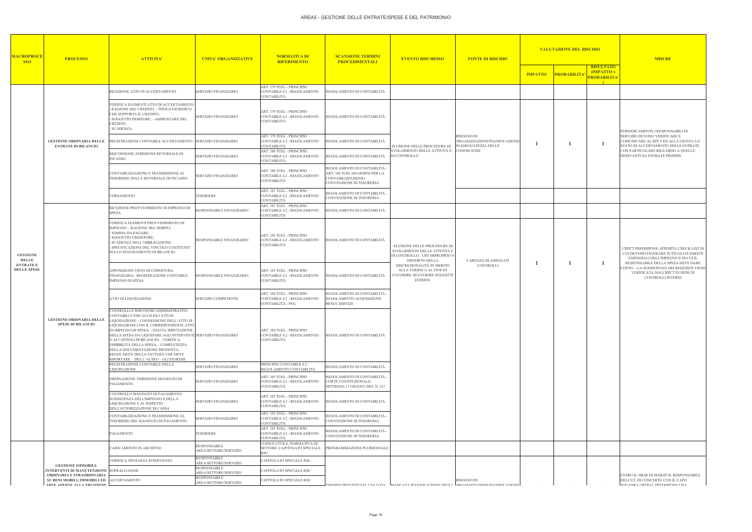# AREA5 - GESTIONE DELLE ENTRATE/SPESE E DEL PATRIMONIO

| MACROPROCESSO | PROCESSO | ATTIVITA' | UNITA' ORGANIZZATIVE | NORMATIVA DI RIFERIMENTO | SCANSIONE TERMINI PROCEDIMENTALI | EVENTO RISCHIOSO | FONTE DI RISCHIO | VALUTAZIONE DEL RISCHIO | | | MISURE |
|---|---|---|---|---|---|---|---|---|---|---|---|
| | | | | | | | | IMPATTO | PROBABILITA' | RISULTATO (IMPATTO x PROBABILITA') | |
| GESTIONE DELLE ENTRATE E DELLE SPESE | GESTIONE ORDINARIA DELLE ENTRATE DI BILANCIO | RICEZIONE ATTO DI ACCERTAMENTO | SERVIZIO FINANZIARIO | ART. 179 TUEL - PRINCIPIO CONTABILE 4.2 - REGOLAMENTO CONTABILITÀ | REGOLAMENTO DI CONTABILITÀ | | | | | | |
| | | VERIFICA ELEMENTI ATTO DI ACCERTAMENTO: - RAGIONE DEL CREDITO; - TITOLO GIURIDICO CHE SUPPORTA IL CREDITO; - SOGGETTO DEBITORE; - AMMONTARE DEL CREDITO; - SCADENZA; | SERVIZIO FINANZIARIO | ART. 179 TUEL - PRINCIPIO CONTABILE 4.2 - REGOLAMENTO CONTABILITÀ | REGOLAMENTO DI CONTABILITÀ | ELUSIONE DELLE PROCEDURE DI SVOLGIMENTO DELLE ATTIVITÀ E DI CONTROLLO | BISOGNO DI ORGANIZZAZIONE/PIANIFICAZIONE-INADEGUATEZZA DELLE CONOSCENZE | 1 | 1 | 1 | PERIODICAMENTE I RESPONSABILI DI SERVIZIO DEVONO VERIFICARE E COMUNICARE AL RPCT ED ALLA GIUNTA LO STATO DI ACCERTAMENTO DELLE ENTRATE, CON PARTICOLARE RIGUARDO A QUELLE DERIVANTI DA ENTRATE PROPRIE |
| | | REGISTRAZIONE CONTABILE ACCERTAMENTO | SERVIZIO FINANZIARIO | ART. 179 TUEL - PRINCIPIO CONTABILE 4.2 - REGOLAMENTO CONTABILITÀ | REGOLAMENTO DI CONTABILITÀ | | | | | | |
| | | RISCOSSIONE: EMISSIONE REVERSALE DI INCASSO | SERVIZIO FINANZIARIO | ART. 180 TUEL - PRINCIPIO CONTABILE 4.2 - REGOLAMENTO CONTABILITÀ | REGOLAMENTO DI CONTABILITÀ | | | | | | |
| | | CONTABILIZZAZIONE E TRASMISSIONE AL TESORIERE DELLA REVERSALE DI INCASSO | SERVIZIO FINANZIARIO | ART. 180 TUEL - PRINCIPIO CONTABILE 4.2 - REGOLAMENTO CONTABILITÀ | REGOLAMENTO DI CONTABILITÀ - ART. 180 TUEL (60 GIORNI PER LA CONTABILIZZAZIONE) - CONVENZIONE DI TESORERIA | | | | | | |
| | | VERSAMENTO | TESORIERE | ART. 181 TUEL - PRINCIPIO CONTABILE 4.2 - REGOLAMENTO CONTABILITÀ | REGOLAMENTO DI CONTABILITÀ - CONVENZIONE DI TESORERIA | | | | | | |
| | GESTIONE ORDINARIA DELLE SPESE DI BILANCIO | RICEZIONE PROVVEDIMENTO DI IMPEGNO DI SPESA | RESPONSABILE FINANZIARIO | ART. 183 TUEL - PRINCIPIO CONTABILE 4.2 - REGOLAMENTO CONTABILITÀ | REGOLAMENTO DI CONTABILITÀ | | | | | | |
| | | VERIFICA ELEMENTI PROVVEDIMENTO DI IMPEGNO: - RAGIONE DEL DEBITO; - SOMMA DA PAGARE; - SOGGETTO CREDITORE; - SCADENZA DELL'OBBLIGAZIONE; - SPECIFICAZIONE DEL VINCOLO COSTITUITO SULLO STANZIAMENTO DI BILANCIO. | RESPONSABILE FINANZIARIO | ART. 183 TUEL - PRINCIPIO CONTABILE 4.2 - REGOLAMENTO CONTABILITÀ | REGOLAMENTO DI CONTABILITÀ | ELUSIONE DELLE PROCEDURE DI SVOLGIMENTO DELLE ATTIVITÀ E DI CONTROLLO - USO IMPROPRIO O DISTORTO DELLA DISCREZIONALITÀ IN MERITO ALLA VERIFICA AL FINE DI FAVORIRE /SFAVORIRE SOGGETTI ESTERNI. | CARENZA DI ADEGUATI CONTROLLI | 1 | 1 | 1 | L'RPCT PREDISPONE APPOSITA CHECK LIST IN CUI DEVONO FIGURARE TUTTI GLI ELEMENTI ESSENZIALI DELL'IMPEGNO E DI CUI IL RESPONSABILE DELLA SPESA DEVE DARE CONTO – LA SUSSISTENZA DEI REQUISITI VIENE VERIFICATA DALL'RPCT IN SEDE DI CONTROLLI INTERNI |
| | | APPOSIZIONE VISTO DI COPERTURA FINANZIARIA - REGISTRAZIONE CONTABILE IMPEGNO DI SPESA | RESPONSABILE FINANZIARIO | ART. 183 TUEL - PRINCIPIO CONTABILE 4.2 - REGOLAMENTO CONTABILITÀ | REGOLAMENTO DI CONTABILITÀ | | | | | | |
| | | ATTO DI LIQUIDAZIONE | SERVIZIO COMPETENTE | ART. 184 TUEL - PRINCIPIO CONTABILE 4.2 - REGOLAMENTO CONTABILITÀ - PEG | REGOLAMENTO DI CONTABILITÀ - REGOLAMENTO ACQUISIZIONE BENI E SERVIZI | | | | | | |
| | | CONTROLLI E RISCONTRI AMMINISTRATIVI, CONTABILI E FISCALI SUGLI ATTI DI LIQUIDAZIONE: - CONNESSIONE DELL'ATTO DI LIQUIDAZIONE CON IL CORRISPONDENTE ATTO DI IMPEGNO DI SPESA; - ESATTA IMPUTAZIONE DELLA SPESA DA LIQUIDARE AGLI INTERVENTI O AI CAPITOLI DI BILANCIO; - VERIFICA ESIBIBILITÀ DELLA SPESA; - COMPLETEZZA DELLA DOCUMENTAZIONE PRODOTTA; - REGOLARITÀ DELLA FATTURA CHE DEVE RIPORTARE – TRA L'ALTRO – GLI ESTREMI | SERVIZIO FINANZIARIO | ART. 184 TUEL - PRINCIPIO CONTABILE 4.2 - REGOLAMENTO CONTABILITÀ | REGOLAMENTO DI CONTABILITÀ | | | | | | |
| | | REGISTRAZIONE CONTABILE DELLA LIQUIDAZIONE | SERVIZIO FINANZIARIO | PRINCIPIO CONTABILE 4.2 - REGOLAMENTO CONTABILITÀ | REGOLAMENTO DI CONTABILITÀ | | | | | | |
| | | ORDINAZIONE: EMISSIONE MANDATO DI PAGAMENTO | SERVIZIO FINANZIARIO | ART. 185 TUEL - PRINCIPIO CONTABILE 4.2 - REGOLAMENTO CONTABILITÀ | REGOLAMENTO DI CONTABILITÀ - CORTE COSTITUZIONALE, SENTENZA 17 GIUGNO 2003, N. 211 | | | | | | |
| | | CONTROLLO MANDATO DI PAGAMENTO: SUSSISTENZA DELL'IMPEGNO E DELLA LIQUIDAZIONE E AL RISPETTO DELL'AUTORIZZAZIONE DI CASSA | SERVIZIO FINANZIARIO | ART. 185 TUEL - PRINCIPIO CONTABILE 4.2 - REGOLAMENTO CONTABILITÀ | REGOLAMENTO DI CONTABILITÀ | | | | | | |
| | | CONTABILIZZAZIONE E TRASMISSIONE AL TESORIERE DEL MANDATO DI PAGAMENTO | SERVIZIO FINANZIARIO | ART. 185 TUEL - PRINCIPIO CONTABILE 4.2 - REGOLAMENTO CONTABILITÀ | REGOLAMENTO DI CONTABILITÀ - CONVENZIONE DI TESORERIA | | | | | | |
| | | PAGAMENTO | TESORIERE | ART. 185 TUEL - PRINCIPIO CONTABILE 4.2 - REGOLAMENTO CONTABILITÀ | REGOLAMENTO DI CONTABILITÀ - CONVENZIONE DI TESORERIA | | | | | | |
| | GESTIONE IMMOBILI: INTERVENTI DI MANUTENZIONE ORDINARIA E STRAORDINARIA SU BENI MOBILI, IMMOBILI ED AREE APERTE ALLA FRUIZIONE | CARICAMENTO IN ARCHIVIO | RESPONSABILE AREA/SETTORE/SERVIZIO | CODICE CIVILE, NORMATIVA DI SETTORE, CAPITOLATO SPECIALE RSU | PROGRAMMAZIONE PLURIENNALE | | | | | | |
| | | VERIFICA TIPOLOGIA INTERVENTO | RESPONSABILE AREA/SETTORE/SERVIZIO | CAPITOLATO SPECIALE RSU | | | | | | | |
| | | SOPRALLUOGHI | RESPONSABILE AREA/SETTORE/SERVIZIO | CAPITOLATO SPECIALE RSU | | | | | | | |
| | | ACCERTAMENTO | RESPONSABILE AREA/SETTORE/SERVIZIO | CAPITOLATO SPECIALE RSU | TERMINI PREVISTI DAL CSA O DA | MANCATA PIANIFICAZIONE DEGLI | BISOGNO DI ORGANIZZAZIONE/PIANIFICAZIONE | | | | ENTRO IL MESE DI MARZO IL RESPONSABILE DELL'UT, DI CONCERTO CON IL CAPO SQUADRA OPERAI PREDISPONE UNA |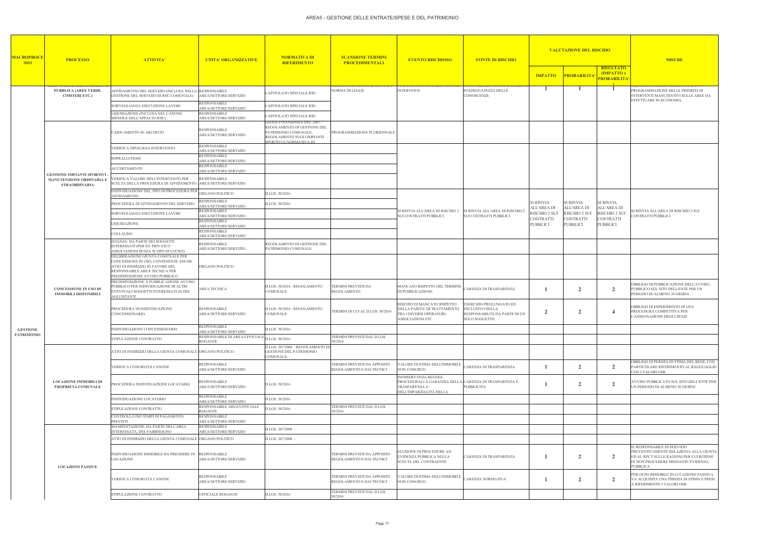# AREA5 - GESTIONE DELLE ENTRATE/SPESE E DEL PATRIMONIO

| MACROPROCESSO | PROCESSO | ATTIVITA' | UNITA' ORGANIZZATIVE | NORMATIVA DI RIFERIMENTO | SCANSIONE TERMINI PROCEDIMENTALI | EVENTO RISCHIOSO | FONTE DI RISCHIO | VALUTAZIONE DEL RISCHIO | | | MISURE |
|---|---|---|---|---|---|---|---|---|---|---|---|
| | | | | | | | | IMPATTO | PROBABILITA' | RISULTATO (IMPATTO x PROBABILITA') | |
| GESTIONE PATRIMONIO | PUBBLICA (AREE VERDI, CIMITERI ETC.) | AFFIDAMENTO DEL SERVIZIO (INCLUSA NELLA GESTIONE DEL SERVIZIO DI RSU COMUNALE) | RESPONSABILE AREA/SETTORE/SERVIZIO | CAPITOLATO SPECIALE RSU | NORMA DI LEGGE | INTERVENTI | INADEGUATEZZA DELLE CONOSCENZE | 1 | 1 | 1 | PROGRAMMAZIONE DELLE PRIORITà DI INTERVENTI MANUTENTIVI SULLE AREE DA EFFETTUARE IN ECONOMIA |
| | | SORVEGLIANZA ESECUZIONE LAVORI | RESPONSABILE AREA/SETTORE/SERVIZIO | CAPITOLATO SPECIALE RSU | | | | | | | |
| | | LIQUIDAZIONE (INCLUSA NEL CANONE MENSILE DELL'APPALTO RSU) | RESPONSABILE AREA/SETTORE/SERVIZIO | CAPITOLATO SPECIALE RSU | | | | | | | |
| | GESTIONE IMPIANTI SPORTIVI - MANUTENZIONE ORDINARIA E STRAORDINARIA | CARICAMENTO IN ARCHIVIO | RESPONSABILE AREA/SETTORE/SERVIZIO | LEGGE FINANZIARIA DEL 2003 - REGOLAMENTO DI GESTIONE DEL PATRIMONIO COMUNALE, REGOLAMENTO SUGLI IMPIANTI SPORTIVI E NORMATIVA DI | PROGRAMMAZIONE PLURIENNALE | | | | | | |
| | | VERIFICA TIPOLOGIA INTERVENTO | RESPONSABILE AREA/SETTORE/SERVIZIO | | | | | | | | |
| | | SOPRALLUOGHI | RESPONSABILE AREA/SETTORE/SERVIZIO | | | | | | | | |
| | | ACCERTAMENTO | RESPONSABILE AREA/SETTORE/SERVIZIO | | | | | | | | |
| | | VERIFICA VALORE DELL'INTERVENTO PER SCELTA DELLA PROCEDURA DI AFFIDAMENTO | RESPONSABILE AREA/SETTORE/SERVIZIO | | | | | | | | |
| | | INDIVIDUAZIONE DEL TIPO DI PROCEDURA PER AFFIDAMENTO | ORGANO POLITICO | D.LGS. 50/2016 | | SI RINVIA ALL'AREA DI RISCHIO 2 SUI CONTRATTI PUBBLICI | SI RINVIA ALL'AREA DI RISCHIO 2 SUI CONTRATTI PUBBLICI | SI RINVIA ALL'AREA DI RISCHIO 2 SUI CONTRATTI PUBBLICI | SI RINVIA ALL'AREA DI RISCHIO 2 SUI CONTRATTI PUBBLICI | SI RINVIA ALL'AREA DI RISCHIO 2 SUI CONTRATTI PUBBLICI | SI RINVIA ALL'AREA DI RISCHIO 2 SUI CONTRATTI PUBBLICI |
| | | PROCEDURA DI AFFIDAMENTO DEL SERVIZIO | RESPONSABILE AREA/SETTORE/SERVIZIO | D.LGS. 50/2016 | | | | | | | |
| | | SORVEGLIANZA ESECUZIONE LAVORI | RESPONSABILE AREA/SETTORE/SERVIZIO | | | | | | | | |
| | | LIQUIDAZIONE | RESPONSABILE AREA/SETTORE/SERVIZIO | | | | | | | | |
| | | COLLAUDO | RESPONSABILE AREA/SETTORE/SERVIZIO | | | | | | | | |
| | CONCESSIONE IN USO DI IMMOBILI DISPONIBILI | ISTANZA DA PARTE DEI SOGGETTI INTERESSATI (PER ES. PRIVATI O ASSOCIAZIONI SENZA SCOPO DI LUCRO) | RESPONSABILE AREA/SETTORE/SERVIZIO | REGOLAMENTO DI GESTIONE DEL PATRIMONIO COMUNALE. | | | | | | | |
| | | DELIBERAZIONE GIUNTA COMUNALE PER CONCESSIONE IN USO, CONTENENTE ANCHE ATTO DI INDIRIZZO IN FAVORE DEL RESPONSABILE AREA TECNICA PER PREDISPOSZIONE AVVISO PUBBLICO | ORGANO POLITICO | | | | | | | | |
| | | PREDISPOSIZIONE E PUBBLICAZIONE AVVISO PUBBLICO PER INDIVIDUAZIONE DI ALTRI EVENTUALI SOGGETTI INTERESSATI OLTRE AGLI ISTANTI | AREA TECNICA | D.LGS. 50/2016 - REGOLAMENTO COMUNALE | TERMINI PREVISTI DA REGOLAMENTO | MANCATO RISPETTO DEL TERMINE DI PUBBLICAZIONE | CARENZA DI TRASPARENZA | 1 | 2 | 2 | OBBLIGO DI PUBBLICAZIONE DELL'AVVISO PUBBLICO SUL SITO DELL'ENTE PER UN PERIODO DI ALMENO 30 GIORNI |
| | | PROCEDURA DI INDIVIDUAZIONE CONCESSIONARIO | RESPONSABILE AREA/SETTORE/SERVIZIO | D.LGS. 50/2016 - REGOLAMENTO COMUNALE | TERMINI DI CUI AL D.LGS. 50/2016 | RISCHIO DI MANCATO RISPETTO DELLA PARITA' DI TRATTAMENTO TRA I DIVERSI OPERATORI, ASSOCIAZIONI ETC. | ESERCIZIO PROLUNGATO ED ESCLUSIVO DELLA RESPONSABILITà DA PARTE DI UN SOLO SOGGETTO | 2 | 2 | 4 | OBBLIGO DI ESPERIMENTO DI UNA PROCEDURA COMPETITIVA PER L'ASSEGNAZIONE DEGLI SPAZI |
| | | INDIVIDUAZIONE CONCESSIONARIO | RESPONSABILE AREA/SETTORE/SERVIZIO | D.LGS. 50/2016 | | | | | | | |
| | | STIPULAZIONE CONTRATTO | RESPONSABILE DI AREA/UFFICIALE ROGANTE | D.LGS. 50/2016 | TERMINI PREVISTI DAL D.LGS. 50/2016 | | | | | | |
| | LOCAZIONE IMMOBILI DI PROPRIETÀ COMUNALE | ATTO DI INDIRIZZO DELLA GIUNTA COMUNALE | ORGANO POLITICO | D.LGS. 267/2000 - REGOLAMENTO DI GESTIONE DEL PATRIMONIO COMUNALE. | | | | | | | |
| | | VERIFICA CONGRUITÀ CANONE | RESPONSABILE AREA/SETTORE/SERVIZIO | | TERMINI PREVISTI DA APPOSITO REGOLAMENTO E DAI TECNICI | VALORE DI STIMA DELL'IMMOBILE NON CONGRUO | CARENZA DI TRASPARENZA | 1 | 2 | 2 | OBBLIGO DI PERIZIA DI STIMA DEL BENE, CON PARTICOLARE RIFERIMENTO AL RAGGUAGLIO CON I VALORI OMI |
| | | PROCEDURA INDIVIDUAZIONE LOCATARIO | RESPONSABILE AREA/SETTORE/SERVIZIO | D.LGS. 50/2016 | | INOSSERVANZA REGOLE PROCEDURALI A GARANZIA DELLA TRASPARENZA E DELL'IMPARZIALITÀ DELLA | CARENZA DI TRASPARENZA E PUBBLICITA | 1 | 2 | 2 | AVVISO PUBBLICATO SUL SITO DELL'ENTE PER UN PERIODO DI ALMENO 30 GIORNI |
| | | INDIVIDUAZIONE LOCATARIO | RESPONSABILE AREA/SETTORE/SERVIZIO | D.LGS. 50/2016 | | | | | | | |
| | | STIPULAZIONE CONTRATTO | RESPONSABILE AREA/UFFICIALE ROGANTE | D.LGS. 50/2016 | TERMINI PREVISTI DAL D.LGS. 50/2016 | | | | | | |
| | | CONTROLLO DEI TEMPI DI PAGAMENTO PREVISTI | RESPONSABILE AREA/SETTORE/SERVIZIO | | | | | | | | |
| | LOCAZIONI PASSIVE | MANIFESTAZIONE, DA PARTE DELL'AREA INTERESSATA, DEL FABBISOGNO | RESPONSABILE AREA/SETTORE/SERVIZIO | D.LGS. 267/2000 - . | | | | | | | |
| | | ATTO DI INDIRIZZO DELLA GIUNTA COMUNALE | ORGANO POLITICO | D.LGS. 267/2000 - | | | | | | | |
| | | INDIVIDUAZIONE IMMOBILE DA PRENDERE IN LOCAZIONE | RESPONSABILE AREA/SETTORE/SERVIZIO | | TERMINI PREVISTI DA APPOSITO REGOLAMENTO E DAI TECNICI | ELUSIONE DI PROCEDURE AD EVIDENZA PUBBLICA NELLA SCELTA DEL CONTRAENTE | CARENZA DI TRASPARENZA | 1 | 2 | 2 | IL RESPONSABILE DI SERVIZIO PREVENTIVAMENTE RELAZIONA ALLA GIUNTA ED AL RPCT SULLE RAGIONI PER CUI RITIENE DI NON PROCEDERE MEDIANTE EVIDENZA PUBBLICA |
| | | VERIFICA CONGRUITÀ CANONE | RESPONSABILE AREA/SETTORE/SERVIZIO | | TERMINI PREVISTI DA APPOSITO REGOLAMENTO E DAI TECNICI | VALORE DI STIMA DELL'IMMOBILE NON CONGRUO | CARENZA NORMATIVA | 1 | 2 | 2 | PER OGNI IMMOBILE IN LCCAZIONE PASSIVA VA ACQUISITA UNA PERIZIA DI STIMA E PRESI A RIFERIMENTO I VALORI OMI |
| | | STIPULAZIONE CONTRATTO | UFFICIALE ROGANTE | D.LGS. 50/2016 | TERMINI PREVISTI DAL D.LGS. 50/2016 | | | | | | |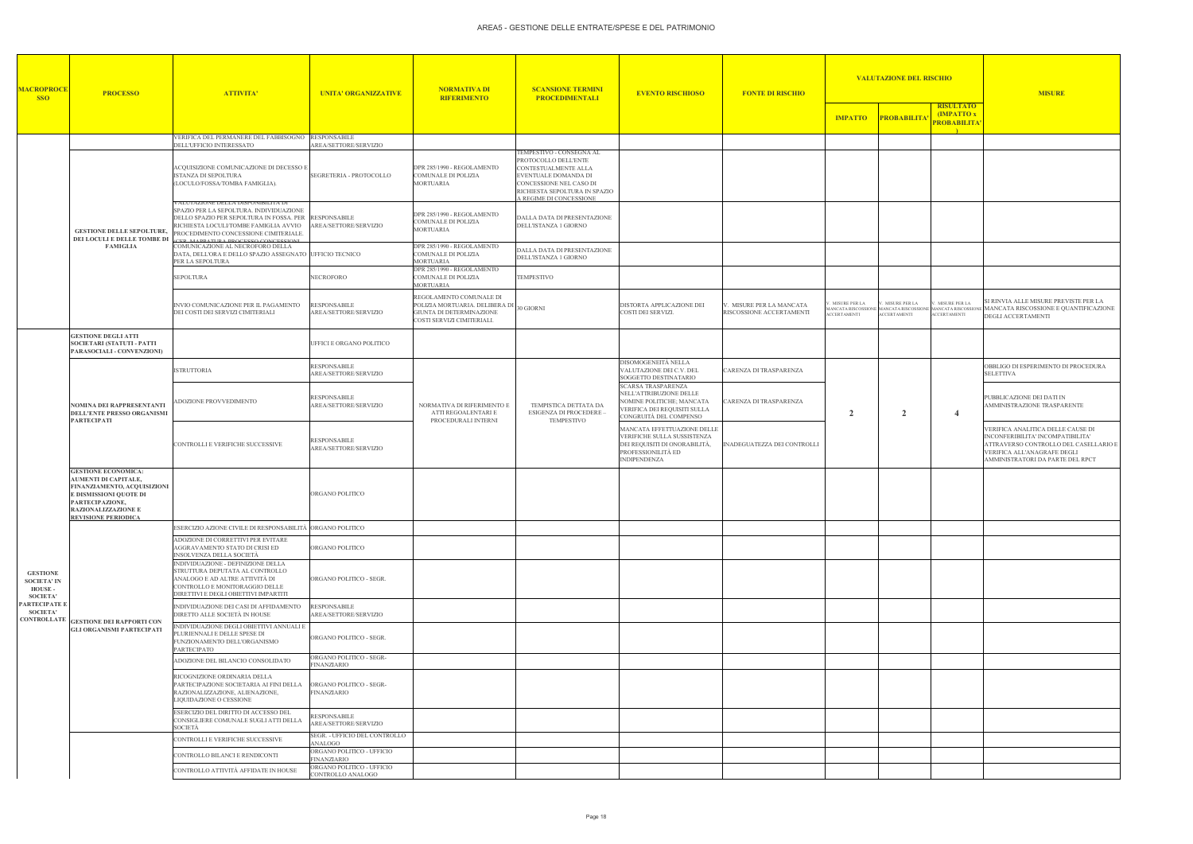# AREA5 - GESTIONE DELLE ENTRATE/SPESE E DEL PATRIMONIO

| MACROPROCESSO | PROCESSO | ATTIVITA' | UNITA' ORGANIZZATIVE | NORMATIVA DI RIFERIMENTO | SCANSIONE TERMINI PROCEDIMENTALI | EVENTO RISCHIOSO | FONTE DI RISCHIO | VALUTAZIONE DEL RISCHIO | | | MISURE |
|---|---|---|---|---|---|---|---|---|---|---|---|
| | | | | | | | | IMPATTO | PROBABILITA' | RISULTATO (IMPATTO x PROBABILITA') | |
| | | VERIFICA DEL PERMANERE DEL FABBISOGNO DELL'UFFICIO INTERESSATO | RESPONSABILE AREA/SETTORE/SERVIZIO | | | | | | | | |
| | GESTIONE DELLE SEPOLTURE, DEI LOCULI E DELLE TOMBE DI FAMIGLIA | ACQUISIZIONE COMUNICAZIONE DI DECESSO E ISTANZA DI SEPOLTURA (LOCULO/FOSSA/TOMBA FAMIGLIA). | SEGRETERIA - PROTOCOLLO | DPR 285/1990 - REGOLAMENTO COMUNALE DI POLIZIA MORTUARIA | TEMPESTIVO - CONSEGNA AL PROTOCOLLO DELL'ENTE CONTESTUALMENTE ALLA EVENTUALE DOMANDA DI CONCESSIONE NEL CASO DI RICHIESTA SEPOLTURA IN SPAZIO A REGIME DI CONCESSIONE | | | | | | |
| | | VALUTAZIONE DELLA DISPONIBILITA' DI SPAZIO PER LA SEPOLTURA. INDIVIDUAZIONE DELLO SPAZIO PER SEPOLTURA IN FOSSA. PER RICHIESTA LOCULI/TOMBE FAMIGLIA AVVIO PROCEDIMENTO CONCESSIONE CIMITERIALE (CFR. MAPPATURA PROCESSO CONCESSIONI) | RESPONSABILE AREA/SETTORE/SERVIZIO | DPR 285/1990 - REGOLAMENTO COMUNALE DI POLIZIA MORTUARIA | DALLA DATA DI PRESENTAZIONE DELL'ISTANZA 1 GIORNO | | | | | | |
| | | COMUNICAZIONE AL NECROFORO DELLA DATA, DELL'ORA E DELLO SPAZIO ASSEGNATO PER LA SEPOLTURA | UFFICIO TECNICO | DPR 285/1990 - REGOLAMENTO COMUNALE DI POLIZIA MORTUARIA | DALLA DATA DI PRESENTAZIONE DELL'ISTANZA 1 GIORNO | | | | | | |
| | | SEPOLTURA | NECROFORO | DPR 285/1990 - REGOLAMENTO COMUNALE DI POLIZIA MORTUARIA | TEMPESTIVO | | | | | | |
| | | INVIO COMUNICAZIONE PER IL PAGAMENTO DEI COSTI DEI SERVIZI CIMITERIALI | RESPONSABILE AREA/SETTORE/SERVIZIO | REGOLAMENTO COMUNALE DI POLIZIA MORTUARIA. DELIBERA DI GIUNTA DI DETERMINAZIONE COSTI SERVIZI CIMITERIALI | 30 GIORNI | DISTORTA APPLICAZIONE DEI COSTI DEI SERVIZI. | V. MISURE PER LA MANCATA RISCOSSIONE ACCERTAMENTI | V. MISURE PER LA MANCATA RISCOSSIONE ACCERTAMENTI | V. MISURE PER LA MANCATA RISCOSSIONE ACCERTAMENTI | V. MISURE PER LA MANCATA RISCOSSIONE ACCERTAMENTI | SI RINVIA ALLE MISURE PREVISTE PER LA MANCATA RISCOSSIONE E QUANTIFICAZIONE DEGLI ACCERTAMENTI |
| GESTIONE SOCIETA' IN HOUSE - SOCIETA' PARTECIPATE E SOCIETA' CONTROLLATE | GESTIONE DEGLI ATTI SOCIETARI (STATUTI - PATTI PARASOCIALI - CONVENZIONI) | | UFFICI E ORGANO POLITICO | | | | | | | | |
| | NOMINA DEI RAPPRESENTANTI DELL'ENTE PRESSO ORGANISMI PARTECIPATI | ISTRUTTORIA | RESPONSABILE AREA/SETTORE/SERVIZIO | NORMATIVA DI RIFERIMENTO E ATTI REGOALENTARI E PROCEDURALI INTERNI | TEMPISTICA DETTATA DA ESIGENZA DI PROCEDERE – TEMPESTIVO | DISOMOGENEITÀ NELLA VALUTAZIONE DEI C.V. DEL SOGGETTO DESTINATARIO | CARENZA DI TRASPARENZA | 2 | 2 | 4 | OBBLIGO DI ESPERIMENTO DI PROCEDURA SELETTIVA |
| | | ADOZIONE PROVVEDIMENTO | RESPONSABILE AREA/SETTORE/SERVIZIO | | | SCARSA TRASPARENZA NELL'ATTRIBUZIONE DELLE NOMINE POLITICHE; MANCATA VERIFICA DEI REQUISITI SULLA CONGRUITÀ DEL COMPENSO | CARENZA DI TRASPARENZA | | | | PUBBLICAZIONE DEI DATI IN AMMINISTRAZIONE TRASPARENTE |
| | | CONTROLLI E VERIFICHE SUCCESSIVE | RESPONSABILE AREA/SETTORE/SERVIZIO | | | MANCATA EFFETTUAZIONE DELLE VERIFICHE SULLA SUSSISTENZA DEI REQUISITI DI ONORABILITÀ, PROFESSIONILITÀ ED INDIPENDENZA | INADEGUATEZZA DEI CONTROLLI | | | | VERIFICA ANALITICA DELLE CAUSE DI INCONFERIBILITA' INCOMPATIBILITA' ATTRAVERSO CONTROLLO DEL CASELLARIO E VERIFICA ALL'ANAGRAFE DEGLI AMMINISTRATORI DA PARTE DEL RPCT |
| | GESTIONE ECONOMICA: AUMENTI DI CAPITALE, FINANZIAMENTO, ACQUISIZIONI E DISMISSIONI QUOTE DI PARTECIPAZIONE, RAZIONALIZZAZIONE E REVISIONE PERIODICA | | ORGANO POLITICO | | | | | | | | |
| | GESTIONE DEI RAPPORTI CON GLI ORGANISMI PARTECIPATI | ESERCIZIO AZIONE CIVILE DI RESPONSABILITÀ | ORGANO POLITICO | | | | | | | | |
| | | ADOZIONE DI CORRETTIVI PER EVITARE AGGRAVAMENTO STATO DI CRISI ED INSOLVENZA DELLA SOCIETÀ | ORGANO POLITICO | | | | | | | | |
| | | INDIVIDUAZIONE - DEFINIZIONE DELLA STRUTTURA DEPUTATA AL CONTROLLO ANALOGO E AD ALTRE ATTIVITÀ DI CONTROLLO E MONITORAGGIO DELLE DIRETTIVI E DEGLI OBIETTIVI IMPARTITI | ORGANO POLITICO - SEGR. | | | | | | | | |
| | | INDIVIDUAZIONE DEI CASI DI AFFIDAMENTO DIRETTO ALLE SOCIETÀ IN HOUSE | RESPONSABILE AREA/SETTORE/SERVIZIO | | | | | | | | |
| | | INDIVIDUAZIONE DEGLI OBIETTIVI ANNUALI E PLURIENNALI E DELLE SPESE DI FUNZIONAMENTO DELL'ORGANISMO PARTECIPATO | ORGANO POLITICO - SEGR. | | | | | | | | |
| | | ADOZIONE DEL BILANCIO CONSOLIDATO | ORGANO POLITICO - SEGR- FINANZIARIO | | | | | | | | |
| | | RICOGNIZIONE ORDINARIA DELLA PARTECIPAZIONE SOCIETARIA AI FINI DELLA RAZIONALIZZAZIONE, ALIENAZIONE, LIQUIDAZIONE O CESSIONE | ORGANO POLITICO - SEGR- FINANZIARIO | | | | | | | | |
| | | ESERCIZIO DEL DIRITTO DI ACCESSO DEL CONSIGLIERE COMUNALE SUGLI ATTI DELLA SOCIETÀ | RESPONSABILE AREA/SETTORE/SERVIZIO | | | | | | | | |
| | | CONTROLLI E VERIFICHE SUCCESSIVE | SEGR. - UFFICIO DEL CONTROLLO ANALOGO | | | | | | | | |
| | | CONTROLLO BILANCI E RENDICONTI | ORGANO POLITICO - UFFICIO FINANZIARIO | | | | | | | | |
| | | CONTROLLO ATTIVITÀ AFFIDATE IN HOUSE | ORGANO POLITICO - UFFICIO CONTROLLO ANALOGO | | | | | | | | |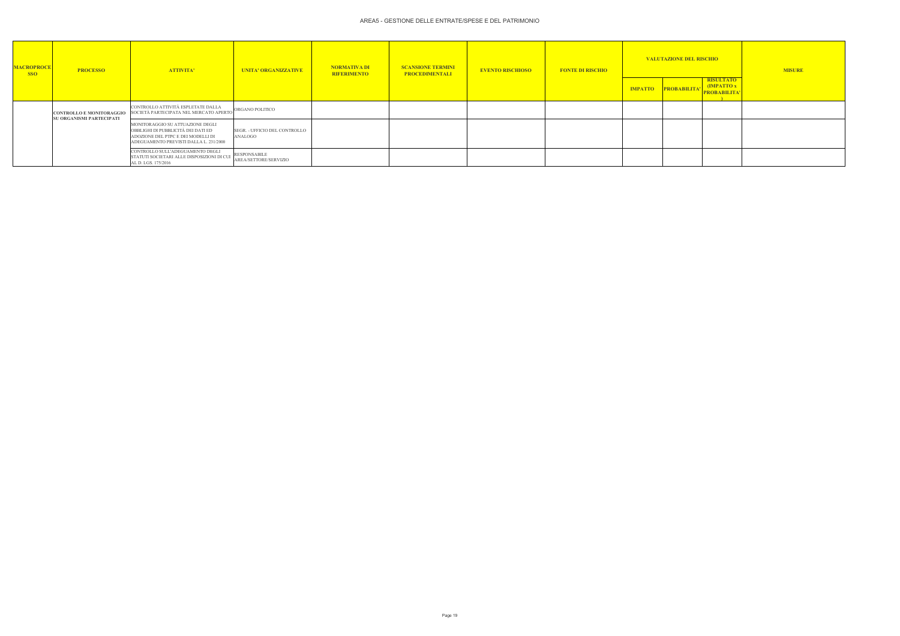# AREA5 - GESTIONE DELLE ENTRATE/SPESE E DEL PATRIMONIO

| MACROPROCESSO | PROCESSO | ATTIVITA' | UNITA' ORGANIZZATIVE | NORMATIVA DI RIFERIMENTO | SCANSIONE TERMINI PROCEDIMENTALI | EVENTO RISCHIOSO | FONTE DI RISCHIO | VALUTAZIONE DEL RISCHIO | | | MISURE |
|---|---|---|---|---|---|---|---|---|---|---|---|
| | | | | | | | | IMPATTO | PROBABILITA' | RISULTATO (IMPATTO x PROBABILITA') | |
| | CONTROLLO E MONITORAGGIO SU ORGANISMI PARTECIPATI | CONTROLLO ATTIVITÀ ESPLETATE DALLA SOCIETÀ PARTECIPATA NEL MERCATO APERTO | ORGANO POLITICO | | | | | | | | |
| | | MONITORAGGIO SU ATTUAZIONE DEGLI OBBLIGHI DI PUBBLICITÀ DEI DATI ED ADOZIONE DEL PTPC E DEI MODELLI DI ADEGUAMENTO PREVISTI DALLA L. 231/2000 | SEGR. - UFFICIO DEL CONTROLLO ANALOGO | | | | | | | | |
| | | CONTROLLO SULL'ADEGUAMENTO DEGLI STATUTI SOCIETARI ALLE DISPOSIZIONI DI CUI AL D. LGS. 175/2016 | RESPONSABILE AREA/SETTORE/SERVIZIO | | | | | | | | |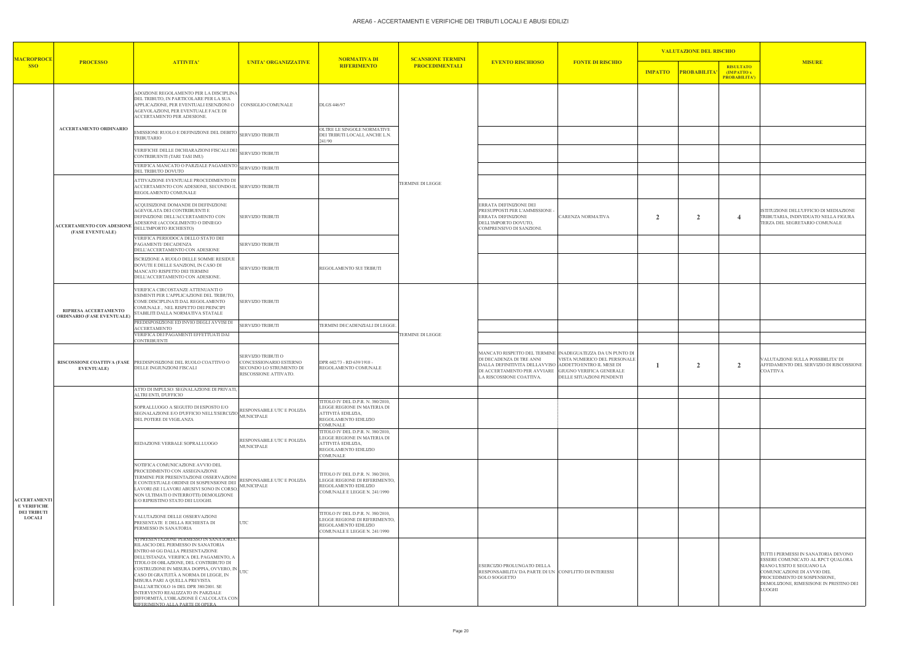# AREA6 - ACCERTAMENTI E VERIFICHE DEI TRIBUTI LOCALI E ABUSI EDILIZI

| MACROPROCESSO | PROCESSO | ATTIVITA' | UNITA' ORGANIZZATIVE | NORMATIVA DI RIFERIMENTO | SCANSIONE TERMINI PROCEDIMENTALI | EVENTO RISCHIOSO | FONTE DI RISCHIO | VALUTAZIONE DEL RISCHIO | | | MISURE |
|---|---|---|---|---|---|---|---|---|---|---|---|
| | | | | | | | | IMPATTO | PROBABILITA' | RISULTATO (IMPATTO x PROBABILITA') | |
| ACCERTAMENTI E VERIFICHE DEI TRIBUTI LOCALI | ACCERTAMENTO ORDINARIO | ADOZIONE REGOLAMENTO PER LA DISCIPLINA DEL TRIBUTO, IN PARTICOLARE PER LA SUA APPLICAZIONE, PER EVENTUALI ESENZIONI O AGEVOLAZIONI, PER EVENTUALE FACE DI ACCERTAMENTO PER ADESIONE. | CONSIGLIO COMUNALE | DLGS 446/97 | TERMINE DI LEGGE | | | | | | |
| | | EMISSIONE RUOLO E DEFINIZIONE DEL DEBITO TRIBUTARIO | SERVIZIO TRIBUTI | OLTRE LE SINGOLE NORMATIVE DEI TRIBUTI LOCALI, ANCHE L.N. 241/90 | | | | | | | |
| | | VERIFICHE DELLE DICHIARAZIONI FISCALI DEI CONTRIBUENTI (TARI TASI IMU) | SERVIZIO TRIBUTI | | | | | | | | |
| | | VERIFICA MANCATO O PARZIALE PAGAMENTO DEL TRIBUTO DOVUTO | SERVIZIO TRIBUTI | | | | | | | | |
| | ACCERTAMENTO CON ADESIONE (FASE EVENTUALE) | ATTIVAZIONE EVENTUALE PROCEDIMENTO DI ACCERTAMENTO CON ADESIONE, SECONDO IL REGOLAMENTO COMUNALE | SERVIZIO TRIBUTI | | | | | | | | |
| | | ACQUISIZIONE DOMANDE DI DEFINIZIONE AGEVOLATA DEI CONTRIBUENTI E DEFINIZIONE DELL'ACCERTAMENTO CON ADESIONE (ACCOGLIMENTO O DINIEGO DELL'IMPORTO RICHIESTO) | SERVIZIO TRIBUTI | | | ERRATA DEFINIZIONE DEI PRESUPPOSTI PER L'AMMISSIONE - ERRATA DEFINIZIONE DELL'IMPORTO DOVUTO, COMPRENSIVO DI SANZIONI. | CARENZA NORMATIVA | 2 | 2 | 4 | ISTITUZIONE DELL'UFFICIO DI MEDIAZIONE TRIBUTARIA, INDIVIDUATO NELLA FIGURA TERZA DEL SEGRETARIO COMUNALE |
| | | VERIFICA PERIODOCA DELLO STATO DEI PAGAMENTI/ DECADENZA DELL'ACCERTAMENTO CON ADESIONE | SERVIZIO TRIBUTI | | | | | | | | |
| | | ISCRIZIONE A RUOLO DELLE SOMME RESIDUE DOVUTE E DELLE SANZIONI, IN CASO DI MANCATO RISPETTO DEI TERMINI DELL'ACCERTAMENTO CON ADESIONE. | SERVIZIO TRIBUTI | REGOLAMENTO SUI TRIBUTI | | | | | | | |
| | RIPRESA ACCERTAMENTO ORDINARIO (FASE EVENTUALE) | VERIFICA CIRCOSTANZE ATTENUANTI O ESIMENTI PER L'APPLICAZIONE DEL TRIBUTO, COME DISCIPLINATI DAL REGOLAMENTO COMUNALE , NEL RISPETTO DEI PRINCIPI STABILITI DALLA NORMATIVA STATALE | SERVIZIO TRIBUTI | | TERMINE DI LEGGE | | | | | | |
| | | PREDISPOSIZIONE ED INVIO DEGLI AVVISI DI ACCERTAMENTO | SERVIZIO TRIBUTI | TERMINI DECADENZIALI DI LEGGE. | | | | | | | |
| | | VERIFICA DEI PAGAMENTI EFFETTUATI DAI CONTRIBUENTI | | | | | | | | | |
| | RISCOSSIONE COATTIVA (FASE EVENTUALE) | PREDISPOSIZIONE DEL RUOLO COATTIVO O DELLE INGIUNZIONI FISCALI | SERVIZIO TRIBUTI O CONCESSIONARIO ESTERNO SECONDO LO STRUMENTO DI RISCOSSIONE ATTIVATO. | DPR 602/73 - RD 639/1910 - REGOLAMENTO COMUNALE | | MANCATO RISPETTO DEL TERMINE DI DECADENZA DI TRE ANNI DALLA DEFINITIVITA DELL'AVVISO DI ACCERTAMENTO PER AVVIARE LA RISCOSSIONE COATTIVA. | INADEGUATEZZA DA UN PUNTO DI VISTA NUMERICO DEL PERSONALE ADDETTO/ENTRO IL MESE DI GIUGNO VERIFICA GENERALE DELLE SITUAZIONI PENDENTI | 1 | 2 | 2 | VALUTAZIONE SULLA POSSIBILITA' DI AFFIDAMENTO DEL SERVIZIO DI RISCOSSIONE COATTIVA |
| | | ATTO DI IMPULSO: SEGNALAZIONE DI PRIVATI, ALTRI ENTI, D'UFFICIO | | | | | | | | | |
| | | SOPRALLUOGO A SEGUITO DI ESPOSTO E/O SEGNALAZIONE E/O D'UFFICIO NELL'ESERCIZIO DEL POTERE DI VIGILANZA | RESPONSABILE UTC E POLIZIA MUNICIPALE | TITOLO IV DEL D.P.R. N. 380/2010, LEGGE REGIONE IN MATERIA DI ATTIVITÀ EDILIZIA, REGOLAMENTO EDILIZIO COMUNALE | | | | | | | |
| | | REDAZIONE VERBALE SOPRALLUOGO | RESPONSABILE UTC E POLIZIA MUNICIPALE | TITOLO IV DEL D.P.R. N. 380/2010, LEGGE REGIONE IN MATERIA DI ATTIVITÀ EDILIZIA, REGOLAMENTO EDILIZIO COMUNALE | | | | | | | |
| | | NOTIFICA COMUNICAZIONE AVVIO DEL PROCEDIMENTO CON ASSEGNAZIONE TERMINE PER PRESENTAZIONE OSSERVAZIONI E CONTESTUALE ORDINE DI SOSPENSIONE DEI LAVORI (SE I LAVORI ABUSIVI SONO IN CORSO, NON ULTIMATI O INTERROTTI) DEMOLIZIONE E/O RIPRISTINO STATO DEI LUOGHI. | RESPONSABILE UTC E POLIZIA MUNICIPALE | TITOLO IV DEL D.P.R. N. 380/2010, LEGGE REGIONE DI RIFERIMENTO, REGOLAMENTO EDILIZIO COMUNALE E LEGGE N. 241/1990 | | | | | | | |
| | | VALUTAZIONE DELLE OSSERVAZIONI PRESENTATE E DELLA RICHIESTA DI PERMESSO IN SANATORIA | UTC | TITOLO IV DEL D.P.R. N. 380/2010, LEGGE REGIONE DI RIFERIMENTO, REGOLAMENTO EDILIZIO COMUNALE E LEGGE N. 241/1990 | | | | | | | |
| | | A) PRESENTAZIONE PERMESSO IN SANATORIA: RILASCIO DEL PERMESSO IN SANATORIA ENTRO 60 GG DALLA PRESENTAZIONE DELL'ISTANZA. VERIFICA DEL PAGAMENTO, A TITOLO DI OBLAZIONE, DEL CONTRIBUTO DI COSTRUZIONE IN MISURA DOPPIA, OVVERO, IN CASO DI GRATUITÀ A NORMA DI LEGGE, IN MISURA PARI A QUELLA PREVISTA DALL'ARTICOLO 16 DEL DPR 380/2001. SE INTERVENTO REALIZZATO IN PARZIALE DIFFORMITÀ, L'OBLAZIONE È CALCOLATA CON RIFERIMENTO ALLA PARTE DI OPERA | UTC | | | ESERCIZIO PROLUNGATO DELLA RESPONSABILITA' DA PARTE DI UN SOLO SOGGETTO | CONFLITTO DI INTERESSI | | | | TUTTI I PERMESSI IN SANATORIA DEVONO ESSERE COMUNICATO AL RPCT QUALORA SIANO L'ESITO E SEGUANO LA COMUNICAZIONE DI AVVIO DEL PROCEDIMENTO DI SOSPENSIONE, DEMOLIZIONE, RIMESISONE IN PRISTINO DEI LUOGHI |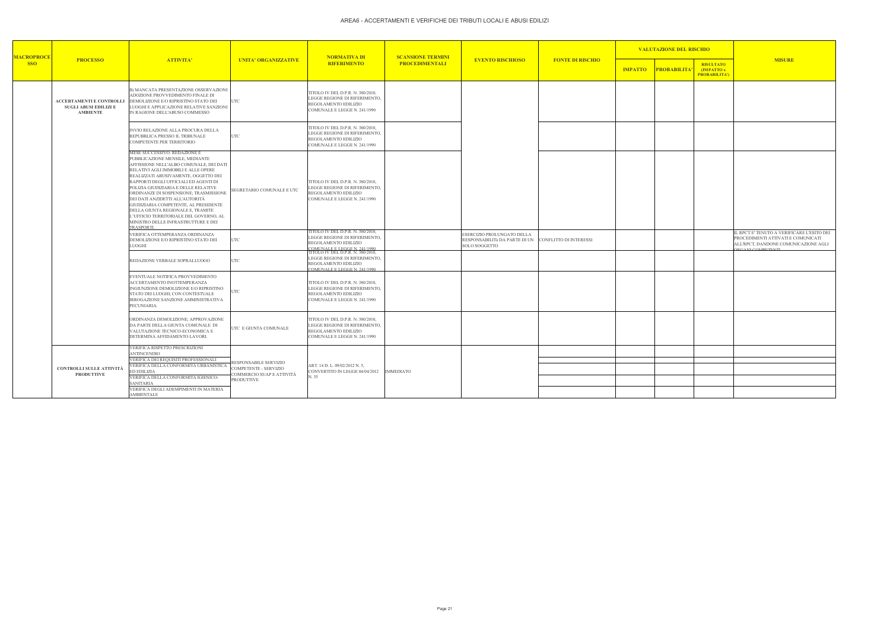# AREA6 - ACCERTAMENTI E VERIFICHE DEI TRIBUTI LOCALI E ABUSI EDILIZI

| MACROPROCESSO | PROCESSO | ATTIVITA' | UNITA' ORGANIZZATIVE | NORMATIVA DI RIFERIMENTO | SCANSIONE TERMINI PROCEDIMENTALI | EVENTO RISCHIOSO | FONTE DI RISCHIO | VALUTAZIONE DEL RISCHIO | | | MISURE |
|---|---|---|---|---|---|---|---|---|---|---|---|
| | | | | | | | | IMPATTO | PROBABILITA' | RISULTATO (IMPATTO x PROBABILITA') | |
| | ACCERTAMENTI E CONTROLLI SUGLI ABUSI EDILIZI E AMBIENTE | B) MANCATA PRESENTAZIONE OSSERVAZIONI: ADOZIONE PROVVEDIMENTO FINALE DI DEMOLIZIONE E/O RIPRISTINO STATO DEI LUOGHI E APPLICAZIONE RELATIVE SANZIONI IN RAGIONE DEL L'ABUSO COMMESSO | UTC | TITOLO IV DEL D.P.R. N. 380/2010, LEGGE REGIONE DI RIFERIMENTO, REGOLAMENTO EDILIZIO COMUNALE E LEGGE N. 241/1990 | | | | | | | |
| | | INVIO RELAZIONE ALLA PROCURA DELLA REPUBBLICA PRESSO IL TRIBUNALE COMPETENTE PER TERRITORIO | UTC | TITOLO IV DEL D.P.R. N. 380/2010, LEGGE REGIONE DI RIFERIMENTO, REGOLAMENTO EDILIZIO COMUNALE E LEGGE N. 241/1990 | | | | | | | |
| | | MESE SUCCESSIVO: REDAZIONE E PUBBLICAZIONE MENSILE, MEDIANTE AFFISSIONE NELL'ALBO COMUNALE, DEI DATI RELATIVI AGLI IMMOBILI E ALLE OPERE REALIZZATI ABUSIVAMENTE, OGGETTO DEI RAPPORTI DEGLI UFFICIALI ED AGENTI DI POLIZIA GIUDIZIARIA E DELLE RELATIVE ORDINANZE DI SOSPENSIONE; TRASMISSIONE DEI DATI ANZIDETTI ALL'AUTORITÀ GIUDIZIARIA COMPETENTE, AL PRESIDENTE DELLA GIUNTA REGIONALE E, TRAMITE L'UFFICIO TERRITORIALE DEL GOVERNO, AL MINISTRO DELLE INFRASTRUTTURE E DEI TRASPORTI. | SEGRETARIO COMUNALE E UTC | TITOLO IV DEL D.P.R. N. 380/2010, LEGGE REGIONE DI RIFERIMENTO, REGOLAMENTO EDILIZIO COMUNALE E LEGGE N. 241/1990 | | | | | | | |
| | | VERIFICA OTTEMPERANZA ORDINANZA DEMOLIZIONE E/O RIPRISTINO STATO DEI LUOGHI | UTC | TITOLO IV DEL D.P.R. N. 380/2010, LEGGE REGIONE DI RIFERIMENTO, REGOLAMENTO EDILIZIO COMUNALE E LEGGE N. 241/1990 | | ESERCIZIO PROLUNGATO DELLA RESPONSABILITà DA PARTE DI UN SOLO SOGGETTO | CONFLITTO DI INTERESSI | | | | IL RPCT E' TENUTO A VERIFICARE L'ESITO DEI PROCEDIMENTI ATTIVATI E COMUNICATI ALL'RPCT, DANDONE COMUNICAZIONE AGLI ORGANI COMPETENTI |
| | | REDAZIONE VERBALE SOPRALLUOGO | UTC | TITOLO IV DEL D.P.R. N. 380/2010, LEGGE REGIONE DI RIFERIMENTO, REGOLAMENTO EDILIZIO COMUNALE E LEGGE N. 241/1990 | | | | | | | |
| | | EVENTUALE NOTIFICA PROVVEDIMENTO ACCERTAMENTO INOTTEMPERANZA INGIUNZIONE DEMOLIZIONE E/O RIPRISTINO STATO DEI LUOGHI, CON CONTESTUALE IRROGAZIONE SANZIONE AMMINISTRATIVA PECUNIARIA. | UTC | TITOLO IV DEL D.P.R. N. 380/2010, LEGGE REGIONE DI RIFERIMENTO, REGOLAMENTO EDILIZIO COMUNALE E LEGGE N. 241/1990 | | | | | | | |
| | | ORDINANZA DEMOLIZIONE; APPROVAZIONE DA PARTE DELLA GIUNTA COMUNALE DI VALUTAZIONE TECNICO-ECONOMICA E DETERMINA AFFIDAMENTO LAVORI. | UTC E GIUNTA COMUNALE | TITOLO IV DEL D.P.R. N. 380/2010, LEGGE REGIONE DI RIFERIMENTO, REGOLAMENTO EDILIZIO COMUNALE E LEGGE N. 241/1990 | | | | | | | |
| | CONTROLLI SULLE ATTIVITÀ PRODUTTIVE | VERIFICA RISPETTO PRESCRIZIONI ANTINCENDIO | RESPONSABILE SERVIZIO COMPETENTE - SERVIZIO COMMERCIO SUAP E ATTIVITÀ PRODUTTIVE | ART. 14 D. L. 09/02/2012 N. 5, CONVERTITO IN LEGGE 04/04/2012 N. 35 | IMMEDIATO | | | | | | |
| | | VERIFICA DEI REQUISITI PROFESSIONALI | | | | | | | | | |
| | | VERIFICA DELLA CONFORMITÀ URBANISTICA ED EDILIZIA | | | | | | | | | |
| | | VERIFICA DELLA CONFORMITÀ IGIENICO-SANITARIA | | | | | | | | | |
| | | VERIFICA DEGLI ADEMPIMENTI IN MATERIA AMBIENTALE | | | | | | | | | |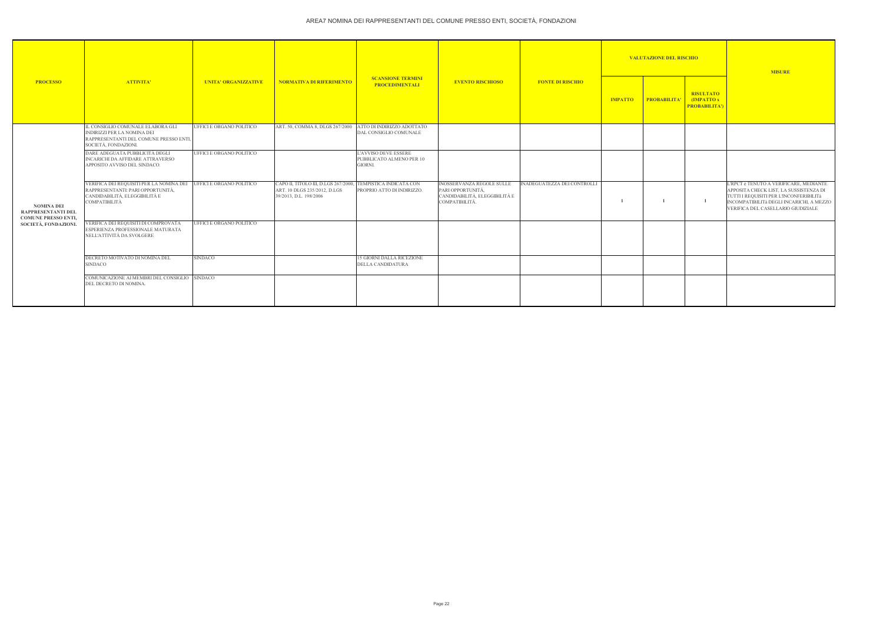# AREA7 NOMINA DEI RAPPRESENTANTI DEL COMUNE PRESSO ENTI, SOCIETÀ, FONDAZIONI

| PROCESSO | ATTIVITA' | UNITA' ORGANIZZATIVE | NORMATIVA DI RIFERIMENTO | SCANSIONE TERMINI PROCEDIMENTALI | EVENTO RISCHIOSO | FONTE DI RISCHIO | VALUTAZIONE DEL RISCHIO | | | MISURE |
|---|---|---|---|---|---|---|---|---|---|---|
| | | | | | | | IMPATTO | PROBABILITA' | RISULTATO (IMPATTO x PROBABILITA') | |
| NOMINA DEI RAPPRESENTANTI DEL COMUNE PRESSO ENTI, SOCIETÀ, FONDAZIONI. | IL CONSIGLIO COMUNALE ELABORA GLI INDIRIZZI PER LA NOMINA DEI RAPPRESENTANTI DEL COMUNE PRESSO ENTI, SOCIETÀ, FONDAZIONI. | UFFICI E ORGANO POLITICO | ART. 50, COMMA 8, DLGS 267/2000 | ATTO DI INDIRIZZO ADOTTATO DAL CONSIGLIO COMUNALE | | | | | | |
| | DARE ADEGUATA PUBBLICITÀ DEGLI INCARICHI DA AFFIDARE ATTRAVERSO APPOSITO AVVISO DEL SINDACO. | UFFICI E ORGANO POLITICO | | L'AVVISO DEVE ESSERE PUBBLICATO ALMENO PER 10 GIORNI. | | | | | | |
| | VERIFICA DEI REQUISITI PER LA NOMINA DEI RAPPRESENTANTI: PARI OPPORTUNITÀ, CANDIDABILITÀ, ELEGGIBILITÀ E COMPATIBILITÀ | UFFICI E ORGANO POLITICO | CAPO II, TITOLO III, D.LGS 267/2000, ART. 10 DLGS 235/2012, D.LGS 39/2013, D.L. 198/2006 | TEMPISTICA INDICATA CON PROPRIO ATTO DI INDIRIZZO. | INOSSERVANZA REGOLE SULLE PARI OPPORTUNITÀ, CANDIDABILITÀ, ELEGGIBILITÀ E COMPATIBILITÀ. | INADEGUATEZZA DEI CONTROLLI | 1 | 1 | 1 | L'RPCT è TENUTO A VERIFICARE, MEDIANTE APPOSITA CHECK LIST, LA SUSSISTENZA DI TUTTI I REQUISITI PER L'INCONFERIBILITà INCOMPATIBILITà DEGLI INCARICHI, A MEZZO VERIFICA DEL CASELLARIO GIUDIZIALE |
| | VERIFICA DEI REQUISITI DI COMPROVATA ESPERIENZA PROFESSIONALE MATURATA NELL'ATTIVITÀ DA SVOLGERE | UFFICI E ORGANO POLITICO | | | | | | | | |
| | DECRETO MOTIVATO DI NOMINA DEL SINDACO | SINDACO | | 15 GIORNI DALLA RICEZIONE DELLA CANDIDATURA | | | | | | |
| | COMUNICAZIONE AI MEMBRI DEL CONSIGLIO DEL DECRETO DI NOMINA. | SINDACO | | | | | | | | |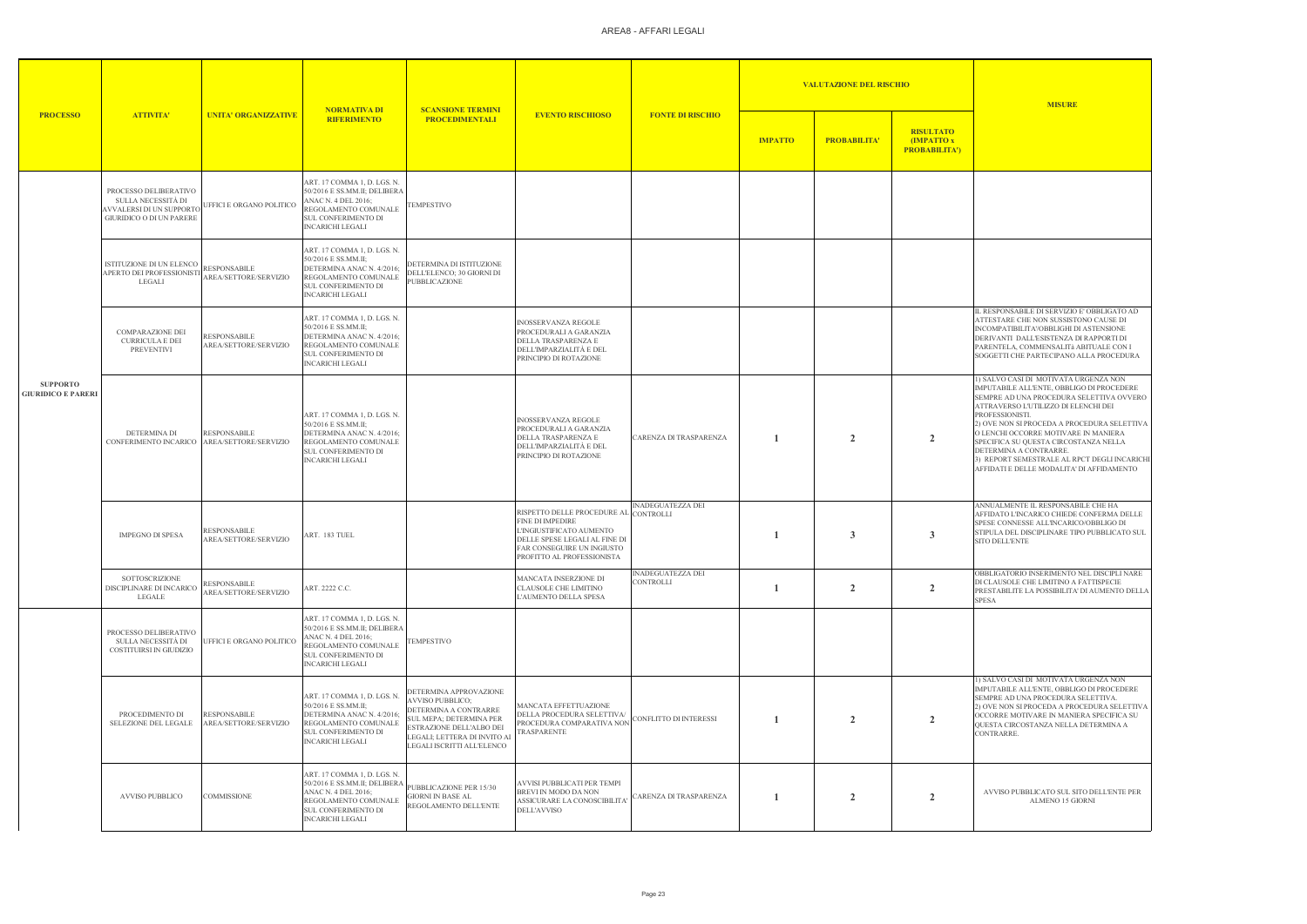# AREA8 - AFFARI LEGALI

| PROCESSO | ATTIVITA' | UNITA' ORGANIZZATIVE | NORMATIVA DI RIFERIMENTO | SCANSIONE TERMINI PROCEDIMENTALI | EVENTO RISCHIOSO | FONTE DI RISCHIO | VALUTAZIONE DEL RISCHIO | | | MISURE |
|---|---|---|---|---|---|---|---|---|---|---|
| | | | | | | | IMPATTO | PROBABILITA' | RISULTATO (IMPATTO x PROBABILITA') | |
| SUPPORTO GIURIDICO E PARERI | PROCESSO DELIBERATIVO SULLA NECESSITÀ DI AVVALERSI DI UN SUPPORTO GIURIDICO O DI UN PARERE | UFFICI E ORGANO POLITICO | ART. 17 COMMA 1, D. LGS. N. 50/2016 E SS.MM.II; DELIBERA ANAC N. 4 DEL 2016; REGOLAMENTO COMUNALE SUL CONFERIMENTO DI INCARICHI LEGALI | TEMPESTIVO | | | | | | |
| | ISTITUZIONE DI UN ELENCO APERTO DEI PROFESSIONISTI LEGALI | RESPONSABILE AREA/SETTORE/SERVIZIO | ART. 17 COMMA 1, D. LGS. N. 50/2016 E SS.MM.II; DETERMINA ANAC N. 4/2016; REGOLAMENTO COMUNALE SUL CONFERIMENTO DI INCARICHI LEGALI | DETERMINA DI ISTITUZIONE DELL'ELENCO; 30 GIORNI DI PUBBLICAZIONE | | | | | | |
| | COMPARAZIONE DEI CURRICULA E DEI PREVENTIVI | RESPONSABILE AREA/SETTORE/SERVIZIO | ART. 17 COMMA 1, D. LGS. N. 50/2016 E SS.MM.II; DETERMINA ANAC N. 4/2016; REGOLAMENTO COMUNALE SUL CONFERIMENTO DI INCARICHI LEGALI | | INOSSERVANZA REGOLE PROCEDURALI A GARANZIA DELLA TRASPARENZA E DELL'IMPARZIALITÀ E DEL PRINCIPIO DI ROTAZIONE | | | | | IL RESPONSABILE DI SERVIZIO E' OBBLIGATO AD ATTESTARE CHE NON SUSSISTONO CAUSE DI INCOMPATIBILITA'/OBBLIGHI DI ASTENSIONE DERIVANTI DALL'ESISTENZA DI RAPPORTI DI PARENTELA, COMMENSALITà ABITUALE CON I SOGGETTI CHE PARTECIPANO ALLA PROCEDURA |
| | DETERMINA DI CONFERIMENTO INCARICO | RESPONSABILE AREA/SETTORE/SERVIZIO | ART. 17 COMMA 1, D. LGS. N. 50/2016 E SS.MM.II; DETERMINA ANAC N. 4/2016; REGOLAMENTO COMUNALE SUL CONFERIMENTO DI INCARICHI LEGALI | | INOSSERVANZA REGOLE PROCEDURALI A GARANZIA DELLA TRASPARENZA E DELL'IMPARZIALITÀ E DEL PRINCIPIO DI ROTAZIONE | CARENZA DI TRASPARENZA | 1 | 2 | 2 | 1) SALVO CASI DI MOTIVATA URGENZA NON IMPUTABILE ALL'ENTE, OBBLIGO DI PROCEDERE SEMPRE AD UNA PROCEDURA SELETTIVA OVVERO ATTRAVERSO L'UTILIZZO DI ELENCHI DEI PROFESSIONISTI. 2) OVE NON SI PROCEDA A PROCEDURA SELETTIVA O LENCHI OCCORRE MOTIVARE IN MANIERA SPECIFICA SU QUESTA CIRCOSTANZA NELLA DETERMINA A CONTRARRE. 3) REPORT SEMESTRALE AL RPCT DEGLI INCARICHI AFFIDATI E DELLE MODALITA' DI AFFIDAMENTO |
| | IMPEGNO DI SPESA | RESPONSABILE AREA/SETTORE/SERVIZIO | ART. 183 TUEL | | RISPETTO DELLE PROCEDURE AL FINE DI IMPEDIRE L'INGIUSTIFICATO AUMENTO DELLE SPESE LEGALI AL FINE DI FAR CONSEGUIRE UN INGIUSTO PROFITTO AL PROFESSIONISTA | INADEGUATEZZA DEI CONTROLLI | 1 | 3 | 3 | ANNUALMENTE IL RESPONSABILE CHE HA AFFIDATO L'INCARICO CHIEDE CONFERMA DELLE SPESE CONNESSE ALL'INCARICO/OBBLIGO DI STIPULA DEL DISCIPLINARE TIPO PUBBLICATO SUL SITO DELL'ENTE |
| | SOTTOSCRIZIONE DISCIPLINARE DI INCARICO LEGALE | RESPONSABILE AREA/SETTORE/SERVIZIO | ART. 2222 C.C. | | MANCATA INSERZIONE DI CLAUSOLE CHE LIMITINO L'AUMENTO DELLA SPESA | INADEGUATEZZA DEI CONTROLLI | 1 | 2 | 2 | OBBLIGATORIO INSERIMENTO NEL DISCIPLINARE DI CLAUSOLE CHE LIMITINO A FATTISPECIE PRESTABILITE LA POSSIBILITA' DI AUMENTO DELLA SPESA |
| | PROCESSO DELIBERATIVO SULLA NECESSITÀ DI COSTITUIRSI IN GIUDIZIO | UFFICI E ORGANO POLITICO | ART. 17 COMMA 1, D. LGS. N. 50/2016 E SS.MM.II; DELIBERA ANAC N. 4 DEL 2016; REGOLAMENTO COMUNALE SUL CONFERIMENTO DI INCARICHI LEGALI | TEMPESTIVO | | | | | | |
| | PROCEDIMENTO DI SELEZIONE DEL LEGALE | RESPONSABILE AREA/SETTORE/SERVIZIO | ART. 17 COMMA 1, D. LGS. N. 50/2016 E SS.MM.II; DETERMINA ANAC N. 4/2016; REGOLAMENTO COMUNALE SUL CONFERIMENTO DI INCARICHI LEGALI | DETERMINA APPROVAZIONE AVVISO PUBBLICO; DETERMINA A CONTRARRE SUL MEPA; DETERMINA PER ESTRAZIONE DELL'ALBO DEI LEGALI; LETTERA DI INVITO AI LEGALI ISCRITTI ALL'ELENCO | MANCATA EFFETTUAZIONE DELLA PROCEDURA SELETTIVA/ PROCEDURA COMPARATIVA NON TRASPARENTE | CONFLITTO DI INTERESSI | 1 | 2 | 2 | 1) SALVO CASI DI MOTIVATA URGENZA NON IMPUTABILE ALL'ENTE, OBBLIGO DI PROCEDERE SEMPRE AD UNA PROCEDURA SELETTIVA. 2) OVE NON SI PROCEDA A PROCEDURA SELETTIVA OCCORRE MOTIVARE IN MANIERA SPECIFICA SU QUESTA CIRCOSTANZA NELLA DETERMINA A CONTRARRE. |
| | AVVISO PUBBLICO | COMMISSIONE | ART. 17 COMMA 1, D. LGS. N. 50/2016 E SS.MM.II; DELIBERA ANAC N. 4 DEL 2016; REGOLAMENTO COMUNALE SUL CONFERIMENTO DI INCARICHI LEGALI | PUBBLICAZIONE PER 15/30 GIORNI IN BASE AL REGOLAMENTO DELL'ENTE | AVVISI PUBBLICATI PER TEMPI BREVI IN MODO DA NON ASSICURARE LA CONOSCIBILITA' DELL'AVVISO | CARENZA DI TRASPARENZA | 1 | 2 | 2 | AVVISO PUBBLICATO SUL SITO DELL'ENTE PER ALMENO 15 GIORNI |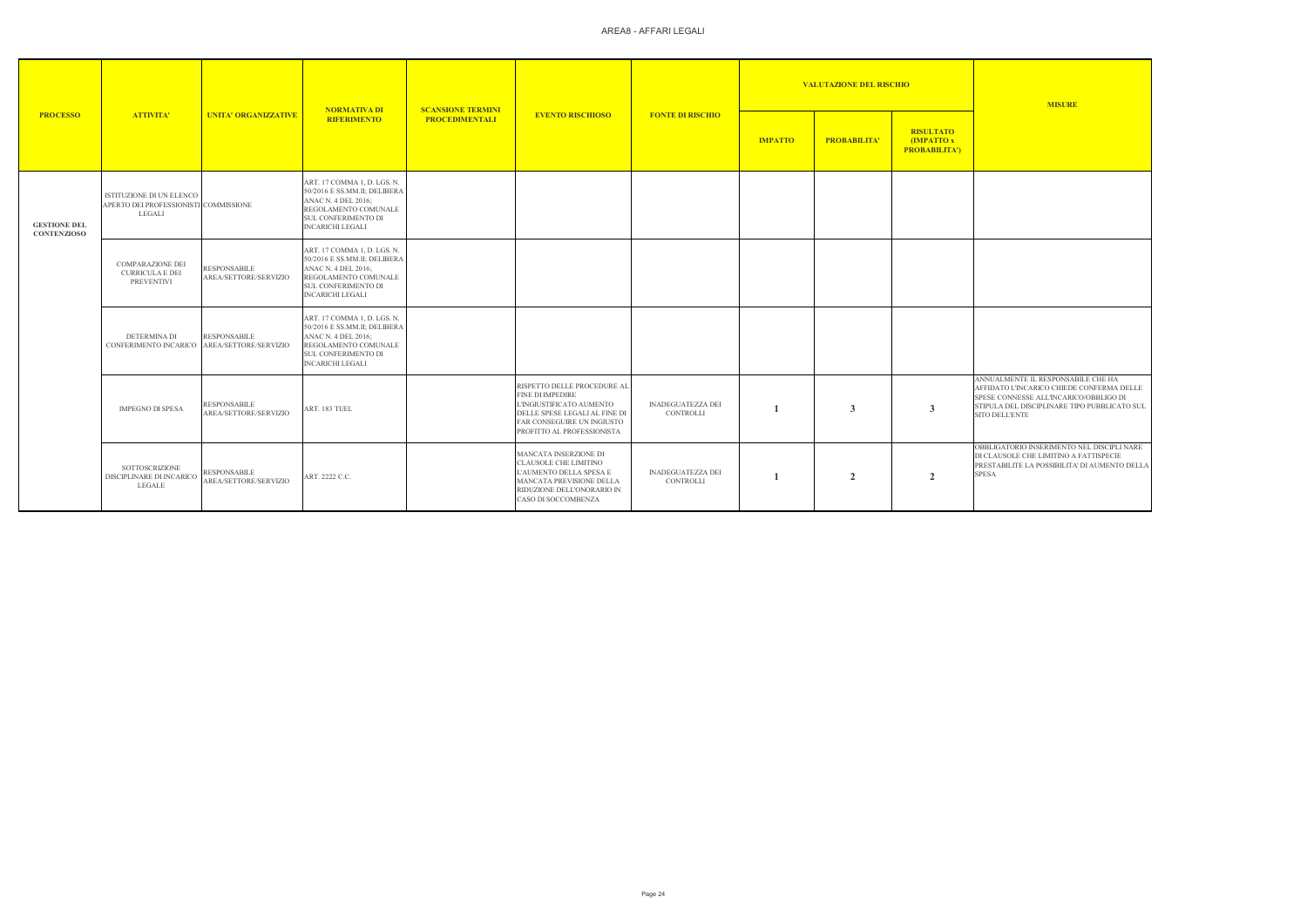# AREA8 - AFFARI LEGALI

| PROCESSO | ATTIVITA' | UNITA' ORGANIZZATIVE | NORMATIVA DI RIFERIMENTO | SCANSIONE TERMINI PROCEDIMENTALI | EVENTO RISCHIOSO | FONTE DI RISCHIO | VALUTAZIONE DEL RISCHIO | | | MISURE |
|---|---|---|---|---|---|---|---|---|---|---|
| | | | | | | | IMPATTO | PROBABILITA' | RISULTATO (IMPATTO x PROBABILITA') | |
| GESTIONE DEL CONTENZIOSO | ISTITUZIONE DI UN ELENCO APERTO DEI PROFESSIONISTI LEGALI | COMMISSIONE | ART. 17 COMMA 1, D. LGS. N. 50/2016 E SS.MM.II; DELIBERA ANAC N. 4 DEL 2016; REGOLAMENTO COMUNALE SUL CONFERIMENTO DI INCARICHI LEGALI | | | | | | | |
| | COMPARAZIONE DEI CURRICULA E DEI PREVENTIVI | RESPONSABILE AREA/SETTORE/SERVIZIO | ART. 17 COMMA 1, D. LGS. N. 50/2016 E SS.MM.II; DELIBERA ANAC N. 4 DEL 2016; REGOLAMENTO COMUNALE SUL CONFERIMENTO DI INCARICHI LEGALI | | | | | | | |
| | DETERMINA DI CONFERIMENTO INCARICO | RESPONSABILE AREA/SETTORE/SERVIZIO | ART. 17 COMMA 1, D. LGS. N. 50/2016 E SS.MM.II; DELIBERA ANAC N. 4 DEL 2016; REGOLAMENTO COMUNALE SUL CONFERIMENTO DI INCARICHI LEGALI | | | | | | | |
| | IMPEGNO DI SPESA | RESPONSABILE AREA/SETTORE/SERVIZIO | ART. 183 TUEL | | RISPETTO DELLE PROCEDURE AL FINE DI IMPEDIRE L'INGIUSTIFICATO AUMENTO DELLE SPESE LEGALI AL FINE DI FAR CONSEGUIRE UN INGIUSTO PROFITTO AL PROFESSIONISTA | INADEGUATEZZA DEI CONTROLLI | 1 | 3 | 3 | ANNUALMENTE IL RESPONSABILE CHE HA AFFIDATO L'INCARICO CHIEDE CONFERMA DELLE SPESE CONNESSE ALL'INCARICO/OBBLIGO DI STIPULA DEL DISCIPLINARE TIPO PUBBLICATO SUL SITO DELL'ENTE |
| | SOTTOSCRIZIONE DISCIPLINARE DI INCARICO LEGALE | RESPONSABILE AREA/SETTORE/SERVIZIO | ART. 2222 C.C. | | MANCATA INSERZIONE DI CLAUSOLE CHE LIMITINO L'AUMENTO DELLA SPESA E MANCATA PREVISIONE DELLA RIDUZIONE DELL'ONORARIO IN CASO DI SOCCOMBENZA | INADEGUATEZZA DEI CONTROLLI | 1 | 2 | 2 | OBBLIGATORIO INSERIMENTO NEL DISCIPLINARE DI CLAUSOLE CHE LIMITINO A FATTISPECIE PRESTABILITE LA POSSIBILITA' DI AUMENTO DELLA SPESA |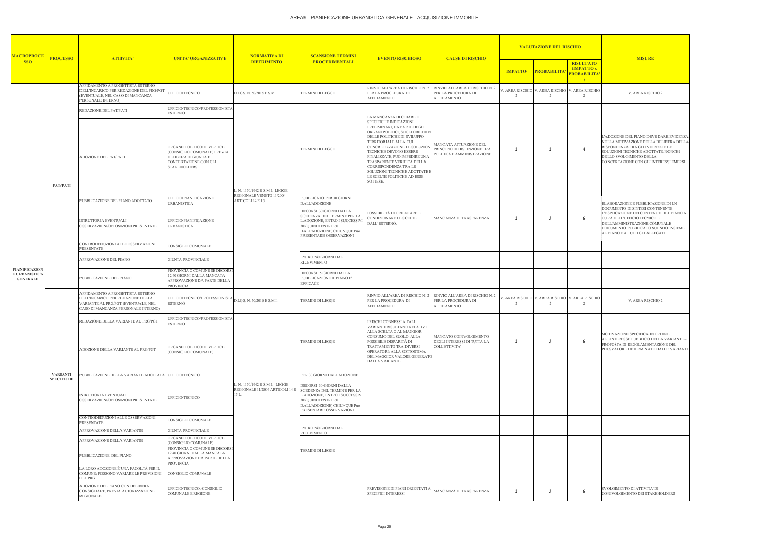# AREA9 - PIANIFICAZIONE URBANISTICA GENERALE - ACQUISIZIONE IMMOBILE

| MACROPROCESSO | PROCESSO | ATTIVITA' | UNITA' ORGANIZZATIVE | NORMATIVA DI RIFERIMENTO | SCANSIONE TERMINI PROCEDIMENTALI | EVENTO RISCHIOSO | CAUSE DI RISCHIO | VALUTAZIONE DEL RISCHIO | | | MISURE |
|---|---|---|---|---|---|---|---|---|---|---|---|
| | | | | | | | | IMPATTO | PROBABILITA' | RISULTATO (IMPATTO x PROBABILITA') | |
| PIANIFICAZIONE URBANISTICA GENERALE | PAT/PATI | AFFIDAMENTO A PROGETTISTA ESTERNO DELL'INCARICO PER REDAZIONE DEL PRG/PGT (EVENTUALE, NEL CASO DI MANCANZA PERSONALE INTERNO) | UFFICIO TECNICO | D.LGS. N. 50/2016 E S.M.I. | TERMINI DI LEGGE | RINVIO ALL'AREA DI RISCHIO N. 2 PER LA PROCEDURA DI AFFIDAMENTO | RINVIO ALL'AREA DI RISCHIO N. 2 PER LA PROCEDURA DI AFFIDAMENTO | V. AREA RISCHIO 2 | V. AREA RISCHIO 2 | V. AREA RISCHIO 2 | V. AREA RISCHIO 2 |
| | | REDAZIONE DEL PAT/PATI | UFFICIO TECNICO/PROFESSIONISTA ESTERNO | L. N. 1150/1942 E S.M.I. -LEGGE REGIONALE VENETO 11/2004 ARTICOLI 14 E 15 | TERMINI DI LEGGE | LA MANCANZA DI CHIARE E SPECIFICHE INDICAZIONI PRELIMINARI, DA PARTE DEGLI ORGANI POLITICI, SUGLI OBIETTIVI DELLE POLITICHE DI SVILUPPO TERRITORIALE ALLA CUI CONCRETIZZAZIONE LE SOLUZIONI TECNICHE DEVONO ESSERE FINALIZZATE, PUÒ IMPEDIRE UNA TRASPARENTE VERIFICA DELLA CORRISPONDENZA TRA LE SOLUZIONI TECNICHE ADOTTATE E LE SCELTE POLITICHE AD ESSE SOTTESE. | MANCATA ATTUAZIONE DEL PRINCIPIO DI DISTINZIONE TRA POLITICA E AMMINISTRAZIONE | 2 | 2 | 4 | L'ADOZIONE DEL PIANO DEVE DARE EVIDENZA NELLA MOTIVAZIONE DELLA DELIBERA DELLA RISPONDENZA TRA GLI INDIRIZZI E LE SOLUZIONI TECNICHE ADOTTATE, NONCHé DELLO SVOLGIMENTO DELLA CONCERTAZIONE CON GLI INTERESSI EMERSI |
| | | ADOZIONE DEL PAT/PATI | ORGANO POLITICO DI VERTICE (CONSIGLIO COMUNALE) PREVIA DELIBERA DI GIUNTA E CONCERTAZIONE CON GLI STAKEHOLDERS | | | | | | | | |
| | | PUBBLICAZIONE DEL PIANO ADOTTATO | UFFICIO PIANIFICAZIONE URBANISTICA | | PUBBLICATO PER 30 GIORNI DALL'ADOZIONE | POSSIBILITÀ DI ORIENTARE E CONDIZIONARE LE SCELTE DALL'ESTERNO. | MANCANZA DI TRASPARENZA | 2 | 3 | 6 | ELABORAZIONE E PUBBLICAZIONE DI UN DOCUMENTO DI SINTESI CONTENENTE L'ESPLICAZIONE DEI CONTENUTI DEL PIANO A CURA DELL'UFFICIO TECNICO E DELL'AMMINISTRAZIONE COMUNALE – DOCUMENTO PUBBLICATO SUL SITO INSIEME AL PIANO E A TUTTI GLI ALLEGATI |
| | | ISTRUTTORIA EVENTUALI OSSERVAZIONI/OPPOSIZIONI PRESENTATE | UFFICIO PIANIFICAZIONE URBANISTICA | | DECORSI 30 GIORNI DALLA SCEDENZA DEL TERMINE PER LA L'ADOZIONE, ENTRO I SUCCESSIVI 30 (QUINDI ENTRO 60 DALL'ADOZIONE) CHIUNQUE Può PRESENTARE OSSERVAZIONI | | | | | | |
| | | CONTRODEDUZIONI ALLE OSSERVAZIONI PRESENTATE | CONSIGLIO COMUNALE | | | | | | | | |
| | | APPROVAZIONE DEL PIANO | GIUNTA PROVINCIALE | | ENTRO 240 GIORNI DAL RICEVIMENTO | | | | | | |
| | | PUBBLICAZIONE DEL PIANO | PROVINCIA O COMUNE SE DECORSI I 2 40 GIORNI DALLA MANCATA APPROVAZIONE DA PARTE DELLA PROVINCIA | | DECORSI 15 GIORNI DALLA PUBBLICAZIONE IL PIANO E' EFFICACE | | | | | | |
| | VARIANTI SPECIFICHE | AFFIDAMENTO A PROGETTISTA ESTERNO DELL'INCARICO PER REDAZIONE DELLA VARIANTE AL PRG/PGT (EVENTUALE, NEL CASO DI MANCANZA PERSONALE INTERNO) | UFFICIO TECNICO/PROFESSIONISTA ESTERNO | D.LGS. N. 50/2016 E S.M.I. | TERMINI DI LEGGE | RINVIO ALL'AREA DI RISCHIO N. 2 PER LA PROCEDURA DI AFFIDAMENTO | RINVIO ALL'AREA DI RISCHIO N. 2 PER LA PROCEDURA DI AFFIDAMENTO | V. AREA RISCHIO 2 | V. AREA RISCHIO 2 | V. AREA RISCHIO 2 | V. AREA RISCHIO 2 |
| | | REDAZIONE DELLA VARIANTE AL PRG/PGT | UFFICIO TECNICO/PROFESSIONISTA ESTERNO | L. N. 1150/1942 E S.M.I. - LEGGE REGIONALE 11/2004 ARTICOLI 14 E 15 L. | TERMINI DI LEGGE | I RISCHI CONNESSI A TALI VARIANTI RISULTANO RELATIVI ALLA SCELTA O AL MAGGIOR CONSUMO DEL SUOLO; ALLA POSSIBILE DISPARITÀ DI TRATTAMENTO TRA DIVERSI OPERATORI; ALLA SOTTOSTIMA DEL MAGGIOR VALORE GENERATO DALLA VARIANTE. | MANCATO COINVOLGIMENTO DEGLI INTERESSI DI TUTTA LA COLLETTIVITA' | 2 | 3 | 6 | MOTIVAZIONE SPECIFICA IN ORDINE ALL'INTERESSE PUBBLICO DELLA VARIANTE – PROPOSTA DI REGOLAMENTAZIONE DEL PLUSVALORE DETERMINATO DALLE VARIANTI |
| | | ADOZIONE DELLA VARIANTE AL PRG/PGT | ORGANO POLITICO DI VERTICE (CONSIGLIO COMUNALE) | | | | | | | | |
| | | PUBBLICAZIONE DELLA VARIANTE ADOTTATA | UFFICIO TECNICO | | PER 30 GIORNI DALL'ADOZIONE | | | | | | |
| | | ISTRUTTORIA EVENTUALI OSSERVAZIONI/OPPOSIZIONI PRESENTATE | UFFICIO TECNICO | | DECORSI 30 GIORNI DALLA SCEDENZA DEL TERMINE PER LA L'ADOZIONE, ENTRO I SUCCESSIVI 30 (QUINDI ENTRO 60 DALL'ADOZIONE) CHIUNQUE Può PRESENTARE OSSERVAZIONI | | | | | | |
| | | CONTRODEDUZIONI ALLE OSSERVAZIONI PRESENTATE | CONSIGLIO COMUNALE | | | | | | | | |
| | | APPROVAZIONE DELLA VARIANTE | GIUNTA PROVINCIALE | | ENTRO 240 GIORNI DAL RICEVIMENTO | | | | | | |
| | | APPROVAZIONE DELLA VARIANTE | ORGANO POLITICO DI VERTICE (CONSIGLIO COMUNALE) | | TERMINI DI LEGGE | | | | | | |
| | | PUBBLICAZIONE DEL PIANO | PROVINCIA O COMUNE SE DECORSI I 2 40 GIORNI DALLA MANCATA APPROVAZIONE DA PARTE DELLA PROVINCIA | | | | | | | | |
| | | LA LORO ADOZIONE È UNA FACOLTÀ PER IL COMUNE; POSSONO VARIARE LE PREVISIONI DEL PRG | CONSIGLIO COMUNALE | | | | | | | | |
| | | ADOZIONE DEL PIANO CON DELIBERA CONSIGLIARE, PREVIA AUTORIZZAZIONE REGIONALE | UFFICIO TECNICO, CONSIGLIO COMUNALE E REGIONE | | | PREVISIONE DI PIANI ORIENTATI A SPECIFICI INTERESSI | MANCANZA DI TRASPARENZA | 2 | 3 | 6 | SVOLGIMENTO DI ATTIVITA' DI CONIVOLGIMENTO DEI STAKEHOLDERS |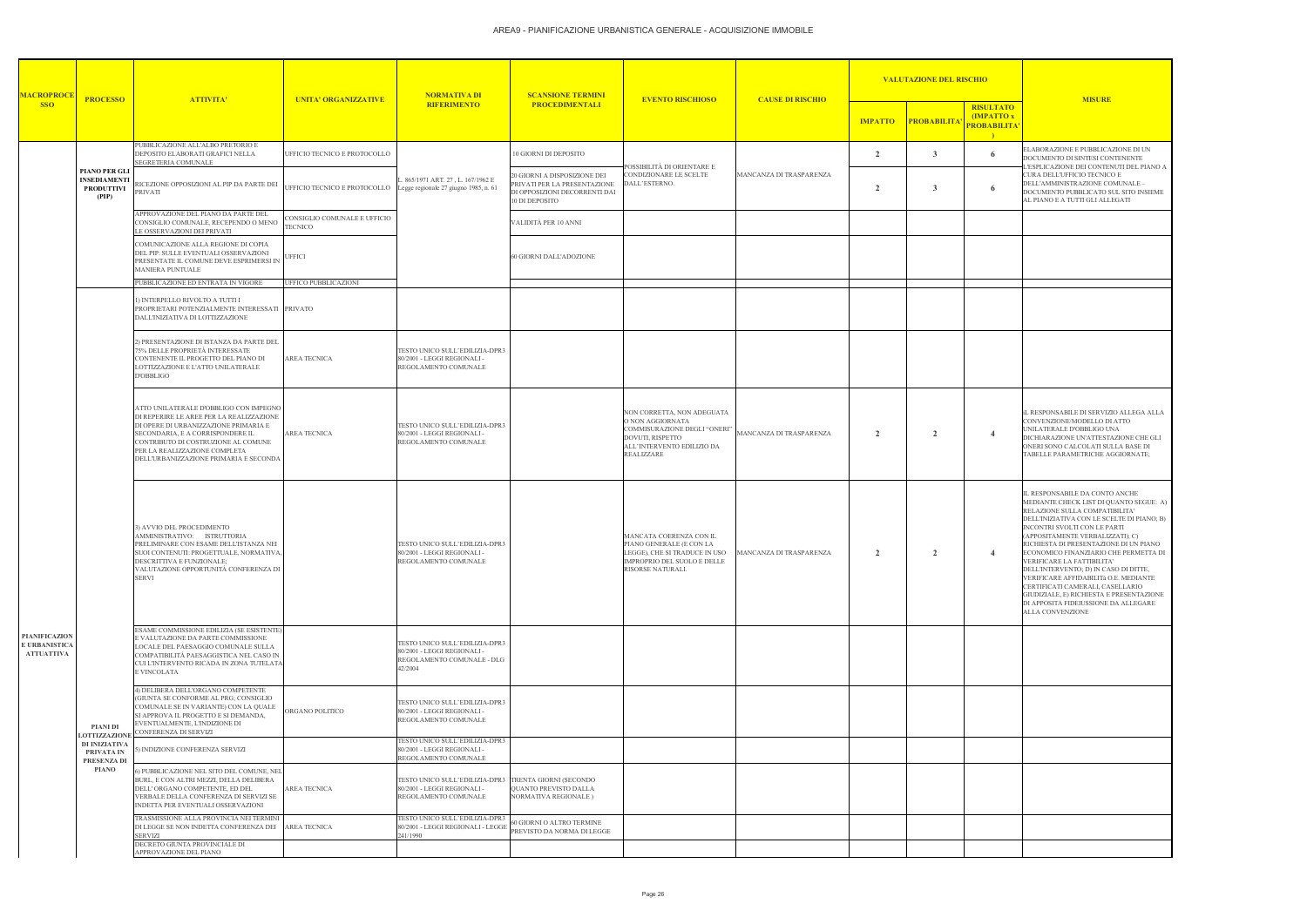# AREA9 - PIANIFICAZIONE URBANISTICA GENERALE - ACQUISIZIONE IMMOBILE

| MACROPROCESSO | PROCESSO | ATTIVITA' | UNITA' ORGANIZZATIVE | NORMATIVA DI RIFERIMENTO | SCANSIONE TERMINI PROCEDIMENTALI | EVENTO RISCHIOSO | CAUSE DI RISCHIO | VALUTAZIONE DEL RISCHIO | | | MISURE |
|---|---|---|---|---|---|---|---|---|---|---|---|
| | | | | | | | | IMPATTO | PROBABILITA' | RISULTATO (IMPATTO x PROBABILITA') | |
| PIANIFICAZIONE E URBANISTICA ATTUATIVA | PIANO PER GLI INSEDIAMENTI PRODUTTIVI (PIP) | PUBBLICAZIONE ALL'ALBO PRETORIO E DEPOSITO ELABORATI GRAFICI NELLA SEGRETERIA COMUNALE | UFFICIO TECNICO E PROTOCOLLO | L. 865/1971 ART. 27 , L. 167/1962 E Legge regionale 27 giugno 1985, n. 61 | 10 GIORNI DI DEPOSITO | POSSIBILITÀ DI ORIENTARE E CONDIZIONARE LE SCELTE DALL'ESTERNO. | MANCANZA DI TRASPARENZA | 2 | 3 | 6 | ELABORAZIONE E PUBBLICAZIONE DI UN DOCUMENTO DI SINTESI CONTENENTE L'ESPLICAZIONE DEI CONTENUTI DEL PIANO A CURA DELL'UFFICIO TECNICO E DELL'AMMINISTRAZIONE COMUNALE – DOCUMENTO PUBBLICATO SUL SITO INSIEME AL PIANO E A TUTTI GLI ALLEGATI |
| | | RICEZIONE OPPOSIZIONI AL PIP DA PARTE DEI PRIVATI | UFFICIO TECNICO E PROTOCOLLO | | 20 GIORNI A DISPOSIZIONE DEI PRIVATI PER LA PRESENTAZIONE DI OPPOSIZIONI DECORRENTI DAI 10 DI DEPOSITO | | | 2 | 3 | 6 | |
| | | APPROVAZIONE DEL PIANO DA PARTE DEL CONSIGLIO COMUNALE, RECEPENDO O MENO LE OSSERVAZIONI DEI PRIVATI | CONSIGLIO COMUNALE E UFFICIO TECNICO | | VALIDITÀ PER 10 ANNI | | | | | | |
| | | COMUNICAZIONE ALLA REGIONE DI COPIA DEL PIP: SULLE EVENTUALI OSSERVAZIONI PRESENTATE IL COMUNE DEVE ESPRIMERSI IN MANIERA PUNTUALE | UFFICI | | 60 GIORNI DALL'ADOZIONE | | | | | | |
| | | PUBBLICAZIONE ED ENTRATA IN VIGORE | UFFICO PUBBLICAZIONI | | | | | | | | |
| | PIANI DI LOTTIZZAZIONE DI INIZIATIVA PRIVATA IN PRESENZA DI PIANO | 1) INTERPELLO RIVOLTO A TUTTI I PROPRIETARI POTENZIALMENTE INTERESSATI DALL'INIZIATIVA DI LOTTIZZAZIONE | PRIVATO | | | | | | | | |
| | | 2) PRESENTAZIONE DI ISTANZA DA PARTE DEL 75% DELLE PROPRIETÀ INTERESSATE CONTENENTE IL PROGETTO DEL PIANO DI LOTTIZZAZIONE E L'ATTO UNILATERALE D'OBBLIGO | AREA TECNICA | TESTO UNICO SULL'EDILIZIA-DPR380/2001 - LEGGI REGIONALI - REGOLAMENTO COMUNALE | | | | | | | |
| | | ATTO UNILATERALE D'OBBLIGO CON IMPEGNO DI REPERIRE LE AREE PER LA REALIZZAZIONE DI OPERE DI URBANIZZAZIONE PRIMARIA E SECONDARIA, E A CORRISPONDERE IL CONTRIBUTO DI COSTRUZIONE AL COMUNE PER LA REALIZZAZIONE COMPLETA DELL'URBANIZZAZIONE PRIMARIA E SECONDA | AREA TECNICA | TESTO UNICO SULL'EDILIZIA-DPR380/2001 - LEGGI REGIONALI - REGOLAMENTO COMUNALE | | NON CORRETTA, NON ADEGUATA O NON AGGIORNATA COMMISURAZIONE DEGLI "ONERI" DOVUTI, RISPETTO ALL'INTERVENTO EDILIZIO DA REALIZZARE | MANCANZA DI TRASPARENZA | 2 | 2 | 4 | iL RESPONSABILE DI SERVIZIO ALLEGA ALLA CONVENZIONE/MODELLO DI ATTO UNILATERALE D'OBBLIGO UNA DICHIARAZIONE UN'ATTESTAZIONE CHE GLI ONERI SONO CALCOLATI SULLA BASE DI TABELLE PARAMETRICHE AGGIORNATE; |
| | | 3) AVVIO DEL PROCEDIMENTO AMMINISTRATIVO: ISTRUTTORIA PRELIMINARE CON ESAME DELL'ISTANZA NEI SUOI CONTENUTI: PROGETTUALE, NORMATIVA, DESCRITTIVA E FUNZIONALE; VALUTAZIONE OPPORTUNITÀ CONFERENZA DI SERVI | | TESTO UNICO SULL'EDILIZIA-DPR380/2001 - LEGGI REGIONALI - REGOLAMENTO COMUNALE | | MANCATA COERENZA CON IL PIANO GENERALE (E CON LA LEGGE), CHE SI TRADUCE IN USO IMPROPRIO DEL SUOLO E DELLE RISORSE NATURALI. | MANCANZA DI TRASPARENZA | 2 | 2 | 4 | IL RESPONSABILE DA CONTO ANCHE MEDIANTE CHECK LIST DI QUANTO SEGUE: A) RELAZIONE SULLA COMPATIBILITA' DELL'INIZIATIVA CON LE SCELTE DI PIANO; B) INCONTRI SVOLTI CON LE PARTI (APPOSITAMENTE VERBALIZZATI); C) RICHIESTA DI PRESENTAZIONE DI UN PIANO ECONOMICO FINANZIARIO CHE PERMETTA DI VERIFICARE LA FATTIBILITA' DELL'INTERVENTO; D) IN CASO DI DITTE, VERIFICARE AFFIDABILITÀ O.E. MEDIANTE CERTIFICATI CAMERALI, CASELLARIO GIUDIZIALE, E) RICHIESTA E PRESENTAZIONE DI APPOSITA FIDEIUSSIONE DA ALLEGARE ALLA CONVENZIONE |
| | | ESAME COMMISSIONE EDILIZIA (SE ESISTENTE) E VALUTAZIONE DA PARTE COMMISSIONE LOCALE DEL PAESAGGIO COMUNALE SULLA COMPATIBILITÀ PAESAGGISTICA NEL CASO IN CUI L'INTERVENTO RICADA IN ZONA TUTELATA E VINCOLATA | | TESTO UNICO SULL'EDILIZIA-DPR380/2001 - LEGGI REGIONALI - REGOLAMENTO COMUNALE - DLG 42/2004 | | | | | | | |
| | | 4) DELIBERA DELL'ORGANO COMPETENTE (GIUNTA SE CONFORME AL PRG, CONSIGLIO COMUNALE SE IN VARIANTE) CON LA QUALE SI APPROVA IL PROGETTO E SI DEMANDA, EVENTUALMENTE, L'INDIZIONE DI CONFERENZA DI SERVIZI | ORGANO POLITICO | TESTO UNICO SULL'EDILIZIA-DPR380/2001 - LEGGI REGIONALI - REGOLAMENTO COMUNALE | | | | | | | |
| | | 5) INDIZIONE CONFERENZA SERVIZI | | TESTO UNICO SULL'EDILIZIA-DPR380/2001 - LEGGI REGIONALI - REGOLAMENTO COMUNALE | | | | | | | |
| | | 6) PUBBLICAZIONE NEL SITO DEL COMUNE, NEL BURL, E CON ALTRI MEZZI, DELLA DELIBERA DELL'ORGANO COMPETENTE, ED DEL VERBALE DELLA CONFERENZA DI SERVIZI SE INDETTA PER EVENTUALI OSSERVAZIONI | AREA TECNICA | TESTO UNICO SULL'EDILIZIA-DPR380/2001 - LEGGI REGIONALI - REGOLAMENTO COMUNALE | TRENTA GIORNI (SECONDO QUANTO PREVISTO DALLA NORMATIVA REGIONALE ) | | | | | | |
| | | TRASMISSIONE ALLA PROVINCIA NEI TERMINI DI LEGGE SE NON INDETTA CONFERENZA DEI SERVIZI | AREA TECNICA | TESTO UNICO SULL'EDILIZIA-DPR380/2001 - LEGGI REGIONALI - LEGGE 241/1990 | 60 GIORNI O ALTRO TERMINE PREVISTO DA NORMA DI LEGGE | | | | | | |
| | | DECRETO GIUNTA PROVINCIALE DI APPROVAZIONE DEL PIANO | | | | | | | | | |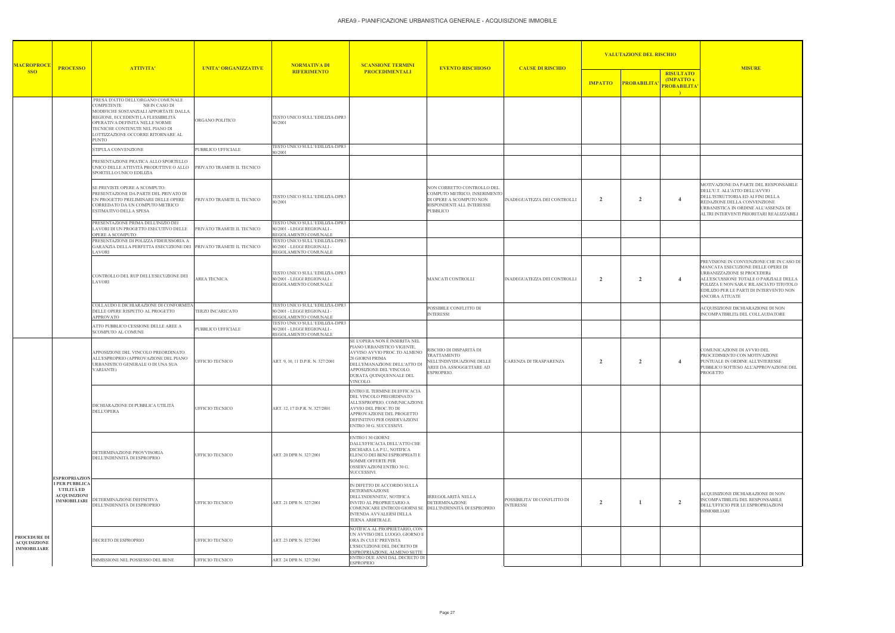# AREA9 - PIANIFICAZIONE URBANISTICA GENERALE - ACQUISIZIONE IMMOBILE

| MACROPROCESSO | PROCESSO | ATTIVITA' | UNITA' ORGANIZZATIVE | NORMATIVA DI RIFERIMENTO | SCANSIONE TERMINI PROCEDIMENTALI | EVENTO RISCHIOSO | CAUSE DI RISCHIO | VALUTAZIONE DEL RISCHIO | | | MISURE |
|---|---|---|---|---|---|---|---|---|---|---|---|
| | | | | | | | | IMPATTO | PROBABILITA' | RISULTATO (IMPATTO x PROBABILITA') | |
| | | PRESA D'ATTO DELL'ORGANO COMUNALE COMPETENTE NB IN CASO DI MODIFICHE SOSTANZIALI APPORTATE DALLA REGIONE, ECCEDENTI LA FLESSIBILITÀ OPERATIVA DEFINITA NELLE NORME TECNICHE CONTENUTE NEL PIANO DI LOTTIZZAZIONE OCCORRE RITORNARE AL PUNTO | ORGANO POLITICO | TESTO UNICO SULL'EDILIZIA-DPR380/2001 | | | | | | | |
| | | STIPULA CONVENZIONE | PUBBLICO UFFICIALE | TESTO UNICO SULL'EDILIZIA-DPR380/2001 | | | | | | | |
| | | PRESENTAZIONE PRATICA ALLO SPORTELLO UNICO DELLE ATTIVITÀ PRODUTTIVE O ALLO SPORTELLO UNICO EDILIZIA | PRIVATO TRAMITE IL TECNICO | | | | | | | | |
| | | SE PREVISTE OPERE A SCOMPUTO: PRESENTAZIONE DA PARTE DEL PRIVATO DI UN PROGETTO PRELIMINARE DELLE OPERE CORREDATO DA UN COMPUTO METRICO ESTIMATIVO DELLA SPESA | PRIVATO TRAMITE IL TECNICO | TESTO UNICO SULL'EDILIZIA-DPR380/2001 | | NON CORRETTO CONTROLLO DEL COMPUTO METRICO; INSERIMENTO DI OPERE A SCOMPUTO NON RISPONDENTI ALL INTERESSE PUBBLICO | INADEGUATEZZA DEI CONTROLLI | 2 | 2 | 4 | MOTIVAZIONE DA PARTE DEL RESPONSABILE DELL'U.T. ALL'ATTO DELL'AVVIO DELL'ISTRUTTORIA ED AI FINI DELLA REDAZIONE DELLA CONVENZIONE URBANISTICA IN ORDINE ALL'ASSENZA DI ALTRI INTERVENTI PRIORITARI REALIZZABILI |
| | | PRESENTAZIONE PRIMA DELL'INIZIO DEI LAVORI DI UN PROGETTO ESECUTIVO DELLE OPERE A SCOMPUTO | PRIVATO TRAMITE IL TECNICO | TESTO UNICO SULL'EDILIZIA-DPR380/2001 - LEGGI REGIONALI - REGOLAMENTO COMUNALE | | | | | | | |
| | | PRESENTAZIONE DI POLIZZA FIDEIUSSORIA A GARANZIA DELLA PERFETTA ESECUZIONE DEI LAVORI | PRIVATO TRAMITE IL TECNICO | TESTO UNICO SULL'EDILIZIA-DPR380/2001 - LEGGI REGIONALI - REGOLAMENTO COMUNALE | | | | | | | |
| | | CONTROLLO DEL RUP DELL'ESECUZIONE DEI LAVORI | AREA TECNICA | TESTO UNICO SULL'EDILIZIA-DPR380/2001 - LEGGI REGIONALI - REGOLAMENTO COMUNALE | | MANCATI CONTROLLI | INADEGUATEZZA DEI CONTROLLI | 2 | 2 | 4 | PREVISIONE IN CONVENZIONE CHE IN CASO DI MANCATA ESECUZIONE DELLE OPERE DI URBANIZZAZIONE SI PROCEDERà ALL'ESCUSSIONE TOTALE O PARZIALE DELLA POLIZZA E NON SARA' RILASCIATO TITOTOLO EDILIZIO PER LE PARTI DI INTERVENTO NON ANCORA ATTUATE |
| | | COLLAUDO E DICHIARAZIONE DI CONFORMITÀ DELLE OPERE RISPETTO AL PROGETTO APPROVATO | TERZO INCARICATO | TESTO UNICO SULL'EDILIZIA-DPR380/2001 - LEGGI REGIONALI - REGOLAMENTO COMUNALE | | POSSIBILE CONFLITTO DI INTERESSI | | | | | ACQUISIZIONE DICHIARAZIONE DI NON INCOMPATIBILITà DEL COLLAUDATORE |
| | | ATTO PUBBLICO CESSIONE DELLE AREE A SCOMPUTO AL COMUNE | PUBBLICO UFFICIALE | TESTO UNICO SULL'EDILIZIA-DPR380/2001 - LEGGI REGIONALI - REGOLAMENTO COMUNALE | | | | | | | |
| PROCEDURE DI ACQUISIZIONE IMMOBILIARE | ESPROPRIAZIONI PER PUBBLICA UTILITÀ ED ACQUISIZIONI IMMOBILIARI | APPOSIZIONE DEL VINCOLO PREORDINATO ALL'ESPROPRIO (APPROVAZIONE DEL PIANO URBANISTICO GENERALE O DI UNA SUA VARIANTE) | UFFICIO TECNICO | ART. 9, 10, 11 D.P.R. N. 327/2001 | SE L'OPERA NON È INSERITA NEL PIANO URBANISTICO VIGENTE, AVVISO AVVIO PROC.TO ALMENO 20 GIORNI PRIMA DELL'EMANAZIONE DELL'ATTO DI APPOSIZIONE DEL VINCOLO. DURATA QUINQUENNALE DEL VINCOLO. | RISCHIO DI DISPARITÀ DI TRATTAMENTO NELL'INDIVIDUAZIONE DELLE AREE DA ASSOGGETTARE AD ESPROPRIO. | CARENZA DI TRASPARENZA | 2 | 2 | 4 | COMUNICAZIONE DI AVVIO DEL PROCEDIMENTO CON MOTIVAZIONE PUNTUALE IN ORDINE ALL'INTERESSE PUBBLICO SOTTESO ALL'APPROVAZIONE DEL PROGETTO |
| | | DICHIARAZIONE DI PUBBLICA UTILITÀ DELL'OPERA | UFFICIO TECNICO | ART. 12, 17 D.P.R. N. 327/2001 | ENTRO IL TERMINE DI EFFICACIA DEL VINCOLO PREORDINATO ALL'ESPROPRIO. COMUNICAZIONE AVVIO DEL PROC.TO DI APPROVAZIONE DEL PROGETTO DEFINITIVO PER OSSERVAZIONI ENTRO 30 G. SUCCESSIVI. | | | | | | |
| | | DETERMINAZIONE PROVVISORIA DELL'INDENNITÀ DI ESPROPRIO | UFFICIO TECNICO | ART. 20 DPR N. 327/2001 | ENTRO I 30 GIORNI DALL'EFFICACIA DELL'ATTO CHE DICHIARA LA P.U., NOTIFICA ELENCO DEI BENI ESPROPRIATI E SOMME OFFERTE PER OSSERVAZIONI ENTRO 30 G. SUCCESSIVI. | | | | | | |
| | | DETERMINAZIONE DEFINITIVA DELL'INDENNITÀ DI ESPROPRIO | UFFICIO TECNICO | ART. 21 DPR N. 327/2001 | IN DIFETTO DI ACCORDO SULLA DETERMINAZIONE DELL'INDENNITA', NOTIFICA INVITO AL PROPRIETARIO A COMUNICARE ENTRO20 GIORNI SE INTENDA AVVALERSI DELLA TERNA ARBITRALE. | IRREGOLARITÀ NELLA DETERMINAZIONE DELL'INDENNITÀ DI ESPROPRIO | POSSIBILITA' DI CONFLITTO DI INTERESSI | 2 | 1 | 2 | ACQUISIZIONE DICHIARAZIONE DI NON INCOMPATIBILITà DEL RESPONSABILE DELL'UFFICIO PER LE ESPROPRIAZIONI IMMOBILIARI |
| | | DECRETO DI ESPROPRIO | UFFICIO TECNICO | ART. 23 DPR N. 327/2001 | NOTIFICA AL PROPRIETARIO, CON UN AVVISO DEL LUOGO, GIORNO E ORA IN CUI E' PREVISTA L'ESECUZIONE DEL DECRETO DI ESPROPRIAZIONE, ALMENO SETTE | | | | | | |
| | | IMMISSIONE NEL POSSESSO DEL BENE | UFFICIO TECNICO | ART. 24 DPR N. 327/2001 | ENTRO DUE ANNI DAL DECRETO DI ESPROPRIO | | | | | | |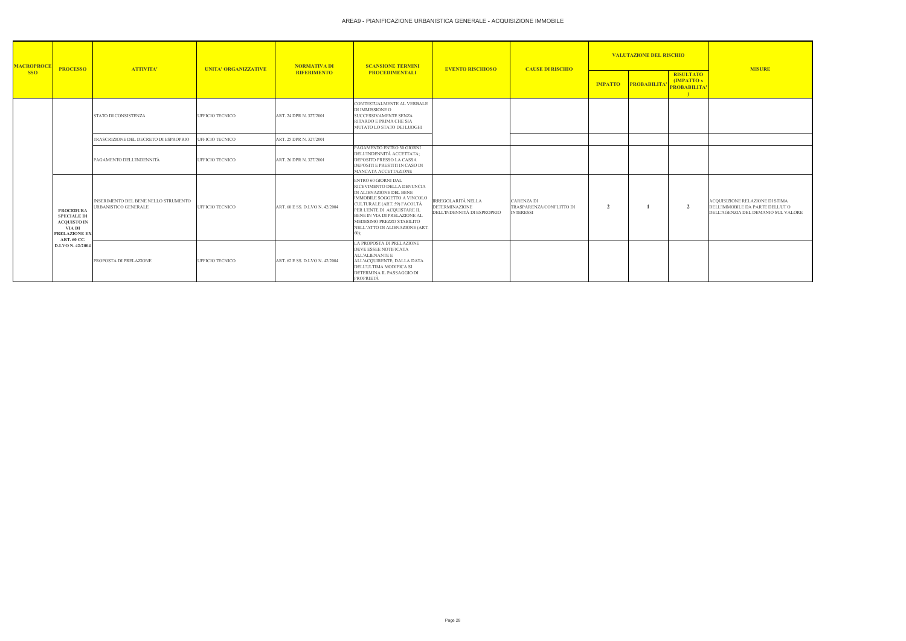# AREA9 - PIANIFICAZIONE URBANISTICA GENERALE - ACQUISIZIONE IMMOBILE

| MACROPROCESSO | PROCESSO | ATTIVITA' | UNITA' ORGANIZZATIVE | NORMATIVA DI RIFERIMENTO | SCANSIONE TERMINI PROCEDIMENTALI | EVENTO RISCHIOSO | CAUSE DI RISCHIO | VALUTAZIONE DEL RISCHIO | | | MISURE |
|---|---|---|---|---|---|---|---|---|---|---|---|
| | | | | | | | | IMPATTO | PROBABILITA' | RISULTATO (IMPATTO x PROBABILITA') | |
| | | STATO DI CONSISTENZA | UFFICIO TECNICO | ART. 24 DPR N. 327/2001 | CONTESTUALMENTE AL VERBALE DI IMMISSIONE O SUCCESSIVAMENTE SENZA RITARDO E PRIMA CHE SIA MUTATO LO STATO DEI LUOGHI | | | | | | |
| | | TRASCRIZIONE DEL DECRETO DI ESPROPRIO | UFFICIO TECNICO | ART. 25 DPR N. 327/2001 | | | | | | | |
| | | PAGAMENTO DELL'INDENNITÀ | UFFICIO TECNICO | ART. 26 DPR N. 327/2001 | PAGAMENTO ENTRO 30 GIORNI DELL'INDENNITÀ ACCETTATA; DEPOSITO PRESSO LA CASSA DEPOSITI E PRESTITI IN CASO DI MANCATA ACCETTAZIONE | | | | | | |
| | PROCEDURA SPECIALE DI ACQUISTO IN VIA DI PRELAZIONE EX ART. 60 CC. D.LVO N. 42/2004 | INSERIMENTO DEL BENE NELLO STRUMENTO URBANISTICO GENERALE | UFFICIO TECNICO | ART. 60 E SS. D.LVO N. 42/2004 | ENTRO 60 GIORNI DAL RICEVIMENTO DELLA DENUNCIA DI ALIENAZIONE DEL BENE IMMOBILE SOGGETTO A VINCOLO CULTURALE (ART. 59) FACOLTÀ PER L'ENTE DI ACQUISTARE IL BENE IN VIA DI PRELAZIONE AL MEDESIMO PREZZO STABILITO NELL'ATTO DI ALIENAZIONE (ART. 60); | IRREGOLARITÀ NELLA DETERMINAZIONE DELL'INDENNITÀ DI ESPROPRIO | CARENZA DI TRASPARENZA/CONFLITTO DI INTERESSI | 2 | 1 | 2 | ACQUISIZIONE RELAZIONE DI STIMA DELL'IMMOBILE DA PARTE DELL'UT O DELL'AGENZIA DEL DEMANIO SUL VALORE |
| | | PROPOSTA DI PRELAZIONE | UFFICIO TECNICO | ART. 62 E SS. D.LVO N. 42/2004 | LA PROPOSTA DI PRELAZIONE DEVE ESSEE NOTIFICATA ALL'ALIENANTE E ALL'ACQUIRENTE; DALLA DATA DELL'ULTIMA MODIFICA SI DETERMINA IL PASSAGGIO DI PROPRIETÀ | | | | | | |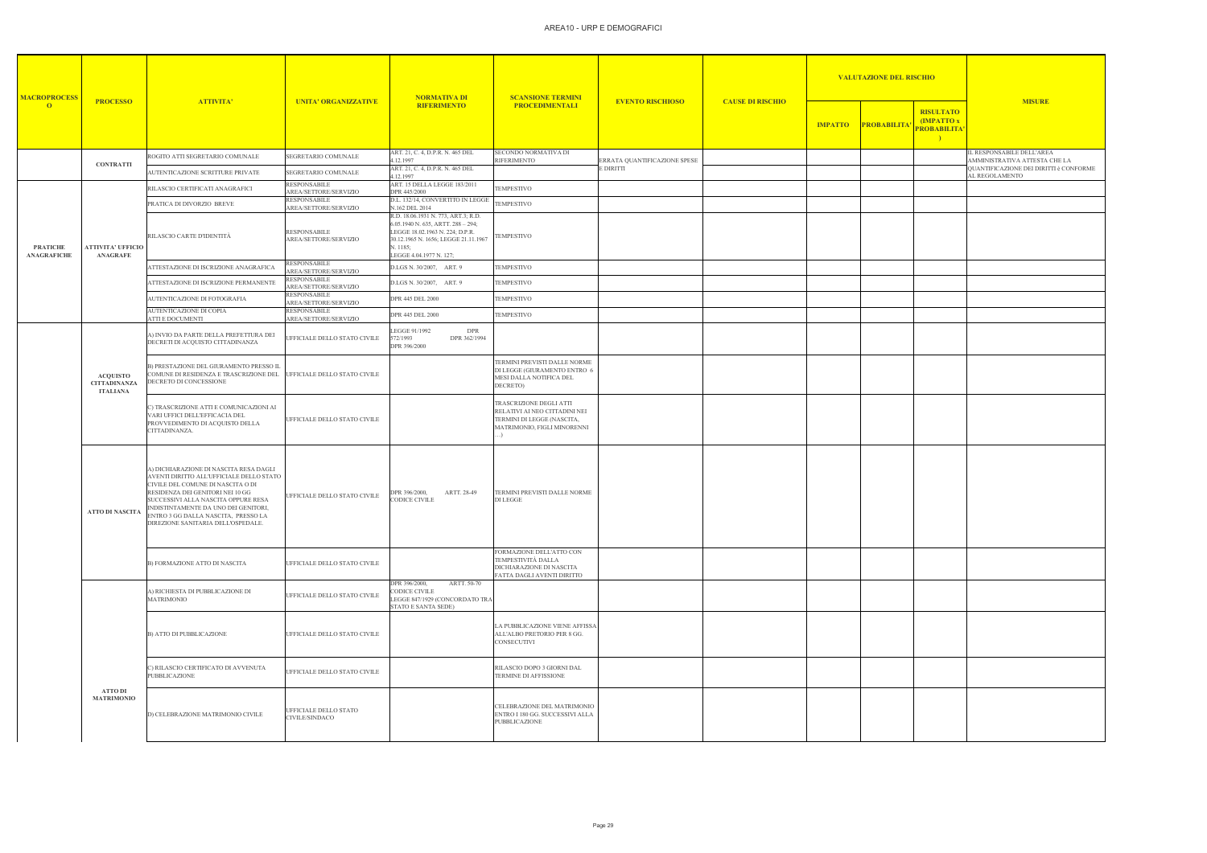# AREA10 - URP E DEMOGRAFICI

| MACROPROCESSO | PROCESSO | ATTIVITA' | UNITA' ORGANIZZATIVE | NORMATIVA DI RIFERIMENTO | SCANSIONE TERMINI PROCEDIMENTALI | EVENTO RISCHIOSO | CAUSE DI RISCHIO | VALUTAZIONE DEL RISCHIO | | | MISURE |
|---|---|---|---|---|---|---|---|---|---|---|---|
| | | | | | | | | IMPATTO | PROBABILITA' | RISULTATO (IMPATTO x PROBABILITA') | |
| | CONTRATTI | ROGITO ATTI SEGRETARIO COMUNALE | SEGRETARIO COMUNALE | ART. 21, C. 4, D.P.R. N. 465 DEL 4.12.1997 | SECONDO NORMATIVA DI RIFERIMENTO | ERRATA QUANTIFICAZIONE SPESE E DIRITTI | | | | | IL RESPONSABILE DELL'AREA AMMINISTRATIVA ATTESTA CHE LA QUANTIFICAZIONE DEI DIRITTI è CONFORME AL REGOLAMENTO |
| | | AUTENTICAZIONE SCRITTURE PRIVATE | SEGRETARIO COMUNALE | ART. 21, C. 4, D.P.R. N. 465 DEL 4.12.1997 | | | | | | | |
| PRATICHE ANAGRAFICHE | ATTIVITA' UFFICIO ANAGRAFE | RILASCIO CERTIFICATI ANAGRAFICI | RESPONSABILE AREA/SETTORE/SERVIZIO | ART. 15 DELLA LEGGE 183/2011 DPR 445/2000 | TEMPESTIVO | | | | | | |
| | | PRATICA DI DIVORZIO BREVE | RESPONSABILE AREA/SETTORE/SERVIZIO | D.L. 132/14, CONVERTITO IN LEGGE N.162 DEL 2014 | TEMPESTIVO | | | | | | |
| | | RILASCIO CARTE D'IDENTITÀ | RESPONSABILE AREA/SETTORE/SERVIZIO | R.D. 18.06.1931 N. 773, ART.3; R.D. 6.05.1940 N. 635, ARTT. 288 – 294; LEGGE 18.02.1963 N. 224; D.P.R. 30.12.1965 N. 1656; LEGGE 21.11.1967 N. 1185; LEGGE 4.04.1977 N. 127; | TEMPESTIVO | | | | | | |
| | | ATTESTAZIONE DI ISCRIZIONE ANAGRAFICA | RESPONSABILE AREA/SETTORE/SERVIZIO | D.LGS N. 30/2007, ART. 9 | TEMPESTIVO | | | | | | |
| | | ATTESTAZIONE DI ISCRIZIONE PERMANENTE | RESPONSABILE AREA/SETTORE/SERVIZIO | D.LGS N. 30/2007, ART. 9 | TEMPESTIVO | | | | | | |
| | | AUTENTICAZIONE DI FOTOGRAFIA | RESPONSABILE AREA/SETTORE/SERVIZIO | DPR 445 DEL 2000 | TEMPESTIVO | | | | | | |
| | | AUTENTICAZIONE DI COPIA ATTI E DOCUMENTI | RESPONSABILE AREA/SETTORE/SERVIZIO | DPR 445 DEL 2000 | TEMPESTIVO | | | | | | |
| | ACQUISTO CITTADINANZA ITALIANA | A) INVIO DA PARTE DELLA PREFETTURA DEI DECRETI DI ACQUISTO CITTADINANZA | UFFICIALE DELLO STATO CIVILE | LEGGE 91/1992 DPR 572/1993 DPR 362/1994 DPR 396/2000 | | | | | | | |
| | | B) PRESTAZIONE DEL GIURAMENTO PRESSO IL COMUNE DI RESIDENZA E TRASCRIZIONE DEL DECRETO DI CONCESSIONE | UFFICIALE DELLO STATO CIVILE | | TERMINI PREVISTI DALLE NORME DI LEGGE (GIURAMENTO ENTRO 6 MESI DALLA NOTIFICA DEL DECRETO) | | | | | | |
| | | C) TRASCRIZIONE ATTI E COMUNICAZIONI AI VARI UFFICI DELL'EFFICACIA DEL PROVVEDIMENTO DI ACQUISTO DELLA CITTADINANZA. | UFFICIALE DELLO STATO CIVILE | | TRASCRIZIONE DEGLI ATTI RELATIVI AI NEO CITTADINI NEI TERMINI DI LEGGE (NASCITA, MATRIMONIO, FIGLI MINORENNI …) | | | | | | |
| | ATTO DI NASCITA | A) DICHIARAZIONE DI NASCITA RESA DAGLI AVENTI DIRITTO ALL'UFFICIALE DELLO STATO CIVILE DEL COMUNE DI NASCITA O DI RESIDENZA DEI GENITORI NEI 10 GG SUCCESSIVI ALLA NASCITA OPPURE RESA INDISTINTAMENTE DA UNO DEI GENITORI, ENTRO 3 GG DALLA NASCITA, PRESSO LA DIREZIONE SANITARIA DELL'OSPEDALE. | UFFICIALE DELLO STATO CIVILE | DPR 396/2000, ARTT. 28-49 CODICE CIVILE | TERMINI PREVISTI DALLE NORME DI LEGGE | | | | | | |
| | | B) FORMAZIONE ATTO DI NASCITA | UFFICIALE DELLO STATO CIVILE | | FORMAZIONE DELL'ATTO CON TEMPESTIVITÀ DALLA DICHIARAZIONE DI NASCITA FATTA DAGLI AVENTI DIRITTO | | | | | | |
| | ATTO DI MATRIMONIO | A) RICHIESTA DI PUBBLICAZIONE DI MATRIMONIO | UFFICIALE DELLO STATO CIVILE | DPR 396/2000, ARTT. 50-70 CODICE CIVILE LEGGE 847/1929 (CONCORDATO TRA STATO E SANTA SEDE) | | | | | | | |
| | | B) ATTO DI PUBBLICAZIONE | UFFICIALE DELLO STATO CIVILE | | LA PUBBLICAZIONE VIENE AFFISSA ALL'ALBO PRETORIO PER 8 GG. CONSECUTIVI | | | | | | |
| | | C) RILASCIO CERTIFICATO DI AVVENUTA PUBBLICAZIONE | UFFICIALE DELLO STATO CIVILE | | RILASCIO DOPO 3 GIORNI DAL TERMINE DI AFFISSIONE | | | | | | |
| | | D) CELEBRAZIONE MATRIMONIO CIVILE | UFFICIALE DELLO STATO CIVILE/SINDACO | | CELEBRAZIONE DEL MATRIMONIO ENTRO I 180 GG. SUCCESSIVI ALLA PUBBLICAZIONE | | | | | | |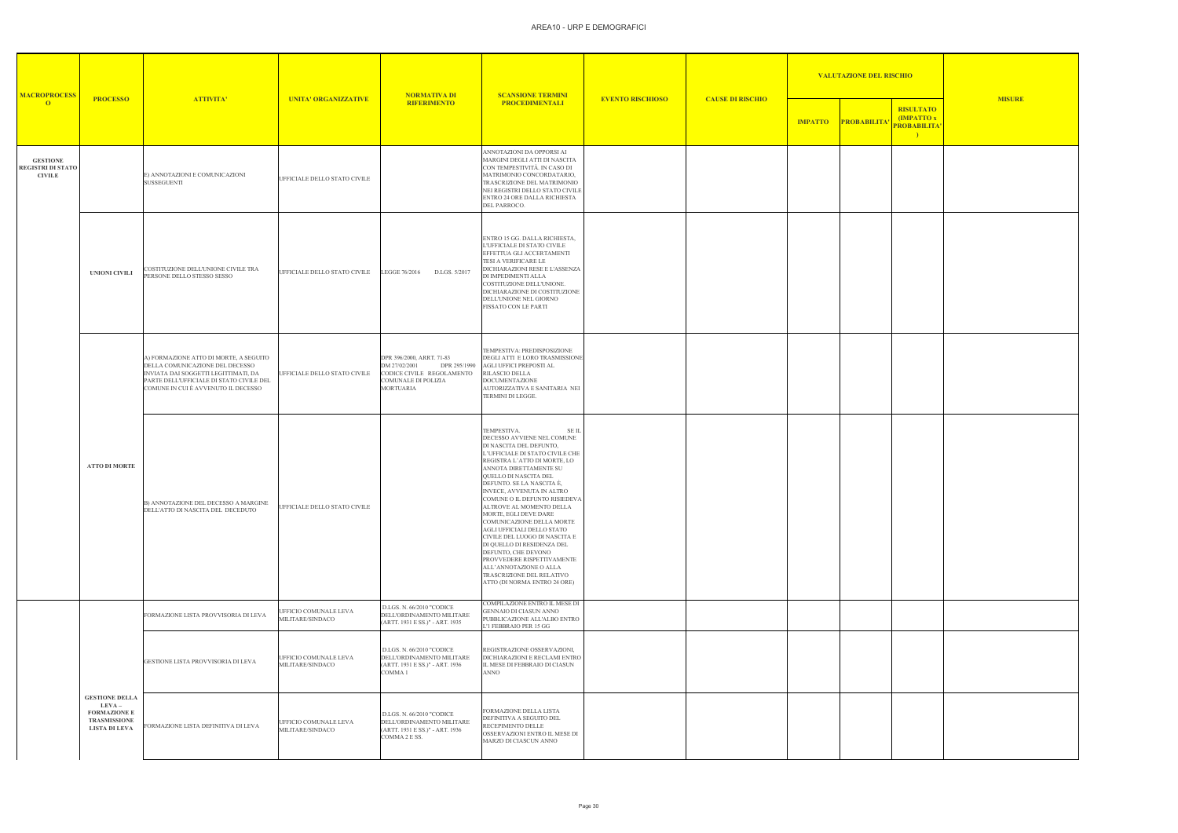# AREA10 - URP E DEMOGRAFICI

| MACROPROCESSO | PROCESSO | ATTIVITA' | UNITA' ORGANIZZATIVE | NORMATIVA DI RIFERIMENTO | SCANSIONE TERMINI PROCEDIMENTALI | EVENTO RISCHIOSO | CAUSE DI RISCHIO | VALUTAZIONE DEL RISCHIO | | | MISURE |
|---|---|---|---|---|---|---|---|---|---|---|---|
| | | | | | | | | IMPATTO | PROBABILITA' | RISULTATO (IMPATTO x PROBABILITA') | |
| GESTIONE REGISTRI DI STATO CIVILE | | E) ANNOTAZIONI E COMUNICAZIONI SUSSEGUENTI | UFFICIALE DELLO STATO CIVILE | | ANNOTAZIONI DA OPPORSI AI MARGINI DEGLI ATTI DI NASCITA CON TEMPESTIVITÀ. IN CASO DI MATRIMONIO CONCORDATARIO, TRASCRIZIONE DEL MATRIMONIO NEI REGISTRI DELLO STATO CIVILE ENTRO 24 ORE DALLA RICHIESTA DEL PARROCO. | | | | | | |
| | UNIONI CIVILI | COSTITUZIONE DELL'UNIONE CIVILE TRA PERSONE DELLO STESSO SESSO | UFFICIALE DELLO STATO CIVILE | LEGGE 76/2016 D.LGS. 5/2017 | ENTRO 15 GG. DALLA RICHIESTA, L'UFFICIALE DI STATO CIVILE EFFETTUA GLI ACCERTAMENTI TESI A VERIFICARE LE DICHIARAZIONI RESE E L'ASSENZA DI IMPEDIMENTI ALLA COSTITUZIONE DELL'UNIONE. DICHIARAZIONE DI COSTITUZIONE DELL'UNIONE NEL GIORNO FISSATO CON LE PARTI | | | | | | |
| | ATTO DI MORTE | A) FORMAZIONE ATTO DI MORTE, A SEGUITO DELLA COMUNICAZIONE DEL DECESSO INVIATA DAI SOGGETTI LEGITTIMATI, DA PARTE DELL'UFFICIALE DI STATO CIVILE DEL COMUNE IN CUI È AVVENUTO IL DECESSO | UFFICIALE DELLO STATO CIVILE | DPR 396/2000, ARRT. 71-83 DM 27/02/2001 DPR 295/1990 CODICE CIVILE REGOLAMENTO COMUNALE DI POLIZIA MORTUARIA | TEMPESTIVA: PREDISPOSIZIONE DEGLI ATTI E LORO TRASMISSIONE AGLI UFFICI PREPOSTI AL RILASCIO DELLA DOCUMENTAZIONE AUTORIZZATIVA E SANITARIA NEI TERMINI DI LEGGE. | | | | | | |
| | | B) ANNOTAZIONE DEL DECESSO A MARGINE DELL'ATTO DI NASCITA DEL DECEDUTO | UFFICIALE DELLO STATO CIVILE | | TEMPESTIVA. SE IL DECESSO AVVIENE NEL COMUNE DI NASCITA DEL DEFUNTO, L'UFFICIALE DI STATO CIVILE CHE REGISTRA L'ATTO DI MORTE, LO ANNOTA DIRETTAMENTE SU QUELLO DI NASCITA DEL DEFUNTO. SE LA NASCITA È, INVECE, AVVENUTA IN ALTRO COMUNE O IL DEFUNTO RISIEDEVA ALTROVE AL MOMENTO DELLA MORTE, EGLI DEVE DARE COMUNICAZIONE DELLA MORTE AGLI UFFICIALI DELLO STATO CIVILE DEL LUOGO DI NASCITA E DI QUELLO DI RESIDENZA DEL DEFUNTO, CHE DEVONO PROVVEDERE RISPETTIVAMENTE ALL'ANNOTAZIONE O ALLA TRASCRIZIONE DEL RELATIVO ATTO (DI NORMA ENTRO 24 ORE) | | | | | | |
| | GESTIONE DELLA LEVA – FORMAZIONE E TRASMISSIONE LISTA DI LEVA | FORMAZIONE LISTA PROVVISORIA DI LEVA | UFFICIO COMUNALE LEVA MILITARE/SINDACO | D.LGS. N. 66/2010 "CODICE DELL'ORDINAMENTO MILITARE (ARTT. 1931 E SS.)" - ART. 1935 | COMPILAZIONE ENTRO IL MESE DI GENNAIO DI CIASUN ANNO PUBBLICAZIONE ALL'ALBO ENTRO L'1 FEBBRAIO PER 15 GG | | | | | | |
| | | GESTIONE LISTA PROVVISORIA DI LEVA | UFFICIO COMUNALE LEVA MILITARE/SINDACO | D.LGS. N. 66/2010 "CODICE DELL'ORDINAMENTO MILITARE (ARTT. 1931 E SS.)" - ART. 1936 COMMA 1 | REGISTRAZIONE OSSERVAZIONI, DICHIARAZIONI E RECLAMI ENTRO IL MESE DI FEBBRAIO DI CIASUN ANNO | | | | | | |
| | | FORMAZIONE LISTA DEFINITIVA DI LEVA | UFFICIO COMUNALE LEVA MILITARE/SINDACO | D.LGS. N. 66/2010 "CODICE DELL'ORDINAMENTO MILITARE (ARTT. 1931 E SS.)" - ART. 1936 COMMA 2 E SS. | FORMAZIONE DELLA LISTA DEFINITIVA A SEGUITO DEL RECEPIMENTO DELLE OSSERVAZIONI ENTRO IL MESE DI MARZO DI CIASCUN ANNO | | | | | | |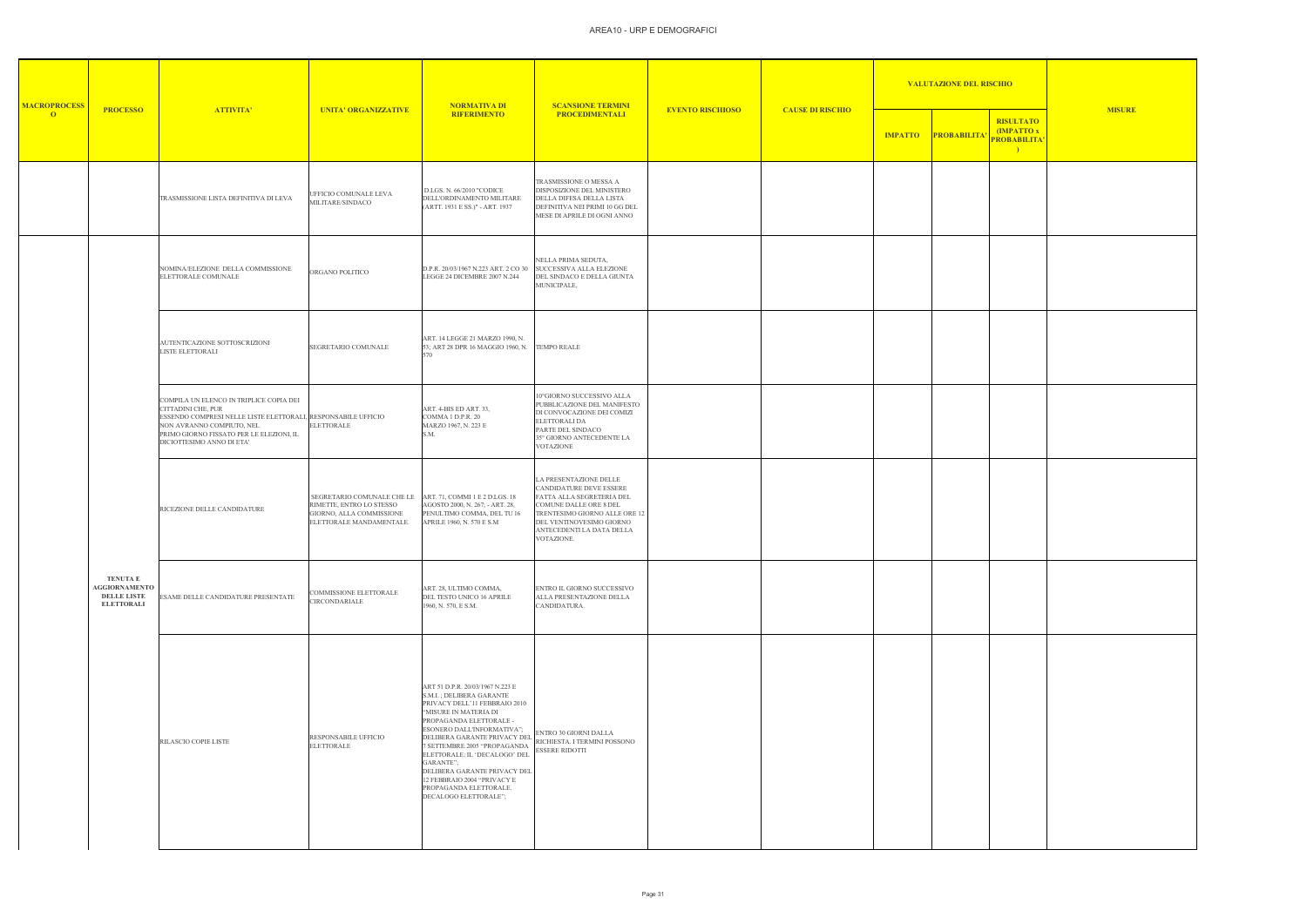## AREA10 - URP E DEMOGRAFICI

| MACROPROCESSO | PROCESSO | ATTIVITA' | UNITA' ORGANIZZATIVE | NORMATIVA DI RIFERIMENTO | SCANSIONE TERMINI PROCEDIMENTALI | EVENTO RISCHIOSO | CAUSE DI RISCHIO | VALUTAZIONE DEL RISCHIO | | | MISURE |
|---|---|---|---|---|---|---|---|---|---|---|---|
| | | | | | | | | IMPATTO | PROBABILITA' | RISULTATO (IMPATTO x PROBABILITA') | |
| | | TRASMISSIONE LISTA DEFINITIVA DI LEVA | UFFICIO COMUNALE LEVA MILITARE/SINDACO | D.LGS. N. 66/2010 "CODICE DELL'ORDINAMENTO MILITARE (ARTT. 1931 E SS.)" - ART. 1937 | TRASMISSIONE O MESSA A DISPOSIZIONE DEL MINISTERO DELLA DIFESA DELLA LISTA DEFINITIVA NEI PRIMI 10 GG DEL MESE DI APRILE DI OGNI ANNO | | | | | | |
| | TENUTA E AGGIORNAMENTO DELLE LISTE ELETTORALI | NOMINA/ELEZIONE DELLA COMMISSIONE ELETTORALE COMUNALE | ORGANO POLITICO | D.P.R. 20/03/1967 N.223 ART. 2 CO 30 LEGGE 24 DICEMBRE 2007 N.244 | NELLA PRIMA SEDUTA, SUCCESSIVA ALLA ELEZIONE DEL SINDACO E DELLA GIUNTA MUNICIPALE, | | | | | | |
| | | AUTENTICAZIONE SOTTOSCRIZIONI LISTE ELETTORALI | SEGRETARIO COMUNALE | ART. 14 LEGGE 21 MARZO 1990, N. 53; ART 28 DPR 16 MAGGIO 1960, N. 570 | TEMPO REALE | | | | | | |
| | | COMPILA UN ELENCO IN TRIPLICE COPIA DEI CITTADINI CHE, PUR ESSENDO COMPRESI NELLE LISTE ELETTORALI, NON AVRANNO COMPIUTO, NEL PRIMO GIORNO FISSATO PER LE ELEZIONI, IL DICIOTTESIMO ANNO DI ETA' | RESPONSABILE UFFICIO ELETTORALE | ART. 4-BIS ED ART. 33, COMMA 1 D.P.R. 20 MARZO 1967, N. 223 E S.M. | 10°GIORNO SUCCESSIVO ALLA PUBBLICAZIONE DEL MANIFESTO DI CONVOCAZIONE DEI COMIZI ELETTORALI DA PARTE DEL SINDACO 35° GIORNO ANTECEDENTE LA VOTAZIONE | | | | | | |
| | | RICEZIONE DELLE CANDIDATURE | SEGRETARIO COMUNALE CHE LE RIMETTE, ENTRO LO STESSO GIORNO, ALLA COMMISSIONE ELETTORALE MANDAMENTALE. | ART. 71, COMMI 1 E 2 D.LGS. 18 AGOSTO 2000, N. 267; - ART. 28, PENULTIMO COMMA, DEL TU 16 APRILE 1960, N. 570 E S.M | LA PRESENTAZIONE DELLE CANDIDATURE DEVE ESSERE FATTA ALLA SEGRETERIA DEL COMUNE DALLE ORE 8 DEL TRENTESIMO GIORNO ALLE ORE 12 DEL VENTINOVESIMO GIORNO ANTECEDENTI LA DATA DELLA VOTAZIONE. | | | | | | |
| | | ESAME DELLE CANDIDATURE PRESENTATE | COMMISSIONE ELETTORALE CIRCONDARIALE | ART. 28, ULTIMO COMMA, DEL TESTO UNICO 16 APRILE 1960, N. 570, E S.M. | ENTRO IL GIORNO SUCCESSIVO ALLA PRESENTAZIONE DELLA CANDIDATURA. | | | | | | |
| | | RILASCIO COPIE LISTE | RESPONSABILE UFFICIO ELETTORALE | ART 51 D.P.R. 20/03/1967 N.223 E S.M.I. ; DELIBERA GARANTE PRIVACY DELL' 11 FEBBRAIO 2010 "MISURE IN MATERIA DI PROPAGANDA ELETTORALE - ESONERO DALL'INFORMATIVA"; DELIBERA GARANTE PRIVACY DEL 7 SETTEMBRE 2005 "PROPAGANDA ELETTORALE: IL 'DECALOGO' DEL GARANTE"; DELIBERA GARANTE PRIVACY DEL 12 FEBBRAIO 2004 "PRIVACY E PROPAGANDA ELETTORALE. DECALOGO ELETTORALE"; | ENTRO 30 GIORNI DALLA RICHIESTA. I TERMINI POSSONO ESSERE RIDOTTI | | | | | | |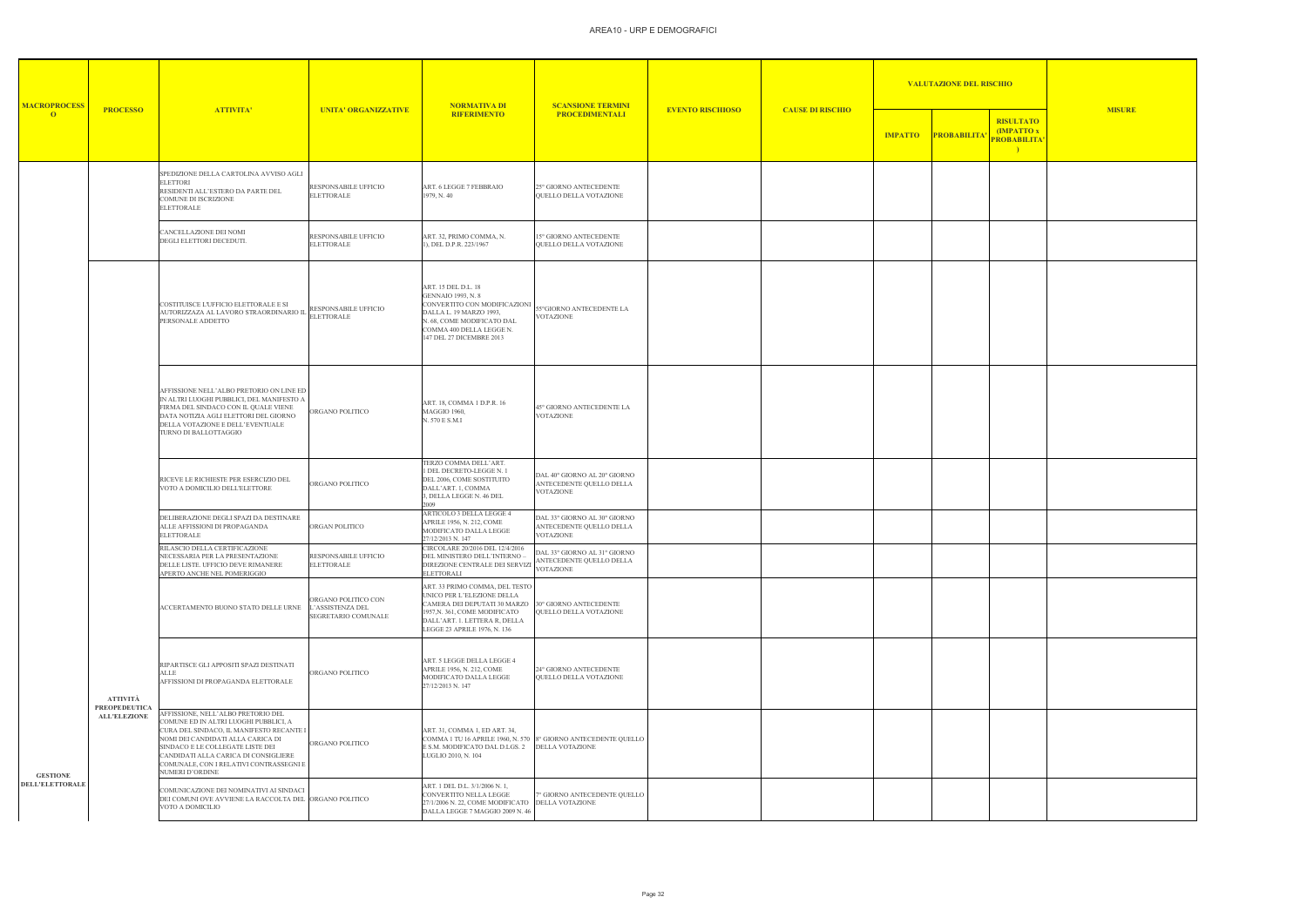# AREA10 - URP E DEMOGRAFICI

| MACROPROCESSO | PROCESSO | ATTIVITA' | UNITA' ORGANIZZATIVE | NORMATIVA DI RIFERIMENTO | SCANSIONE TERMINI PROCEDIMENTALI | EVENTO RISCHIOSO | CAUSE DI RISCHIO | VALUTAZIONE DEL RISCHIO | | | MISURE |
|---|---|---|---|---|---|---|---|---|---|---|---|
| | | | | | | | | IMPATTO | PROBABILITA' | RISULTATO (IMPATTO x PROBABILITA') | |
| | | SPEDIZIONE DELLA CARTOLINA AVVISO AGLI ELETTORI RESIDENTI ALL'ESTERO DA PARTE DEL COMUNE DI ISCRIZIONE ELETTORALE | RESPONSABILE UFFICIO ELETTORALE | ART. 6 LEGGE 7 FEBBRAIO 1979, N. 40 | 25° GIORNO ANTECEDENTE QUELLO DELLA VOTAZIONE | | | | | | |
| | | CANCELLAZIONE DEI NOMI DEGLI ELETTORI DECEDUTI. | RESPONSABILE UFFICIO ELETTORALE | ART. 32, PRIMO COMMA, N. 1), DEL D.P.R. 223/1967 | 15° GIORNO ANTECEDENTE QUELLO DELLA VOTAZIONE | | | | | | |
| | | COSTITUISCE L'UFFICIO ELETTORALE E SI AUTORIZZAZA AL LAVORO STRAORDINARIO IL PERSONALE ADDETTO | RESPONSABILE UFFICIO ELETTORALE | ART. 15 DEL D.L. 18 GENNAIO 1993, N. 8 CONVERTITO CON MODIFICAZIONI DALLA L. 19 MARZO 1993, N. 68, COME MODIFICATO DAL COMMA 400 DELLA LEGGE N. 147 DEL 27 DICEMBRE 2013 | 55°GIORNO ANTECEDENTE LA VOTAZIONE | | | | | | |
| | | AFFISSIONE NELL'ALBO PRETORIO ON LINE ED IN ALTRI LUOGHI PUBBLICI, DEL MANIFESTO A FIRMA DEL SINDACO CON IL QUALE VIENE DATA NOTIZIA AGLI ELETTORI DEL GIORNO DELLA VOTAZIONE E DELL'EVENTUALE TURNO DI BALLOTTAGGIO | ORGANO POLITICO | ART. 18, COMMA 1 D.P.R. 16 MAGGIO 1960, N. 570 E S.M.I | 45° GIORNO ANTECEDENTE LA VOTAZIONE | | | | | | |
| | | RICEVE LE RICHIESTE PER ESERCIZIO DEL VOTO A DOMICILIO DELL'ELETTORE | ORGANO POLITICO | TERZO COMMA DELL'ART. 1 DEL DECRETO-LEGGE N. 1 DEL 2006, COME SOSTITUITO DALL'ART. 1, COMMA 3, DELLA LEGGE N. 46 DEL 2009 | DAL 40° GIORNO AL 20° GIORNO ANTECEDENTE QUELLO DELLA VOTAZIONE | | | | | | |
| | | DELIBERAZIONE DEGLI SPAZI DA DESTINARE ALLE AFFISSIONI DI PROPAGANDA ELETTORALE | ORGAN POLITICO | ARTICOLO 3 DELLA LEGGE 4 APRILE 1956, N. 212, COME MODIFICATO DALLA LEGGE 27/12/2013 N. 147 | DAL 33° GIORNO AL 30° GIORNO ANTECEDENTE QUELLO DELLA VOTAZIONE | | | | | | |
| | | RILASCIO DELLA CERTIFICAZIONE NECESSARIA PER LA PRESENTAZIONE DELLE LISTE. UFFICIO DEVE RIMANERE APERTO ANCHE NEL POMERIGGIO | RESPONSABILE UFFICIO ELETTORALE | CIRCOLARE 20/2016 DEL 12/4/2016 DEL MINISTERO DELL'INTERNO – DIREZIONE CENTRALE DEI SERVIZI ELETTORALI | DAL 33° GIORNO AL 31° GIORNO ANTECEDENTE QUELLO DELLA VOTAZIONE | | | | | | |
| | | ACCERTAMENTO BUONO STATO DELLE URNE | ORGANO POLITICO CON L'ASSISTENZA DEL SEGRETARIO COMUNALE | ART. 33 PRIMO COMMA, DEL TESTO UNICO PER L'ELEZIONE DELLA CAMERA DEI DEPUTATI 30 MARZO 1957,N. 361, COME MODIFICATO DALL'ART. 1. LETTERA R, DELLA LEGGE 23 APRILE 1976, N. 136 | 30° GIORNO ANTECEDENTE QUELLO DELLA VOTAZIONE | | | | | | |
| | | RIPARTISCE GLI APPOSITI SPAZI DESTINATI ALLE AFFISSIONI DI PROPAGANDA ELETTORALE | ORGANO POLITICO | ART. 5 LEGGE DELLA LEGGE 4 APRILE 1956, N. 212, COME MODIFICATO DALLA LEGGE 27/12/2013 N. 147 | 24° GIORNO ANTECEDENTE QUELLO DELLA VOTAZIONE | | | | | | |
| | ATTIVITÀ PREOPEDEUTICA ALL'ELEZIONE | AFFISSIONE, NELL'ALBO PRETORIO DEL COMUNE ED IN ALTRI LUOGHI PUBBLICI, A CURA DEL SINDACO, IL MANIFESTO RECANTE I NOMI DEI CANDIDATI ALLA CARICA DI SINDACO E LE COLLEGATE LISTE DEI CANDIDATI ALLA CARICA DI CONSIGLIERE COMUNALE, CON I RELATIVI CONTRASSEGNI E NUMERI D'ORDINE | ORGANO POLITICO | ART. 31, COMMA 1, ED ART. 34, COMMA 1 TU 16 APRILE 1960, N. 570 E S.M. MODIFICATO DAL D.LGS. 2 LUGLIO 2010, N. 104 | 8° GIORNO ANTECEDENTE QUELLO DELLA VOTAZIONE | | | | | | |
| GESTIONE DELL'ELETTORALE | | COMUNICAZIONE DEI NOMINATIVI AI SINDACI DEI COMUNI OVE AVVIENE LA RACCOLTA DEL VOTO A DOMICILIO | ORGANO POLITICO | ART. 1 DEL D.L. 3/1/2006 N. 1, CONVERTITO NELLA LEGGE 27/1/2006 N. 22, COME MODIFICATO DALLA LEGGE 7 MAGGIO 2009 N. 46 | 7° GIORNO ANTECEDENTE QUELLO DELLA VOTAZIONE | | | | | | |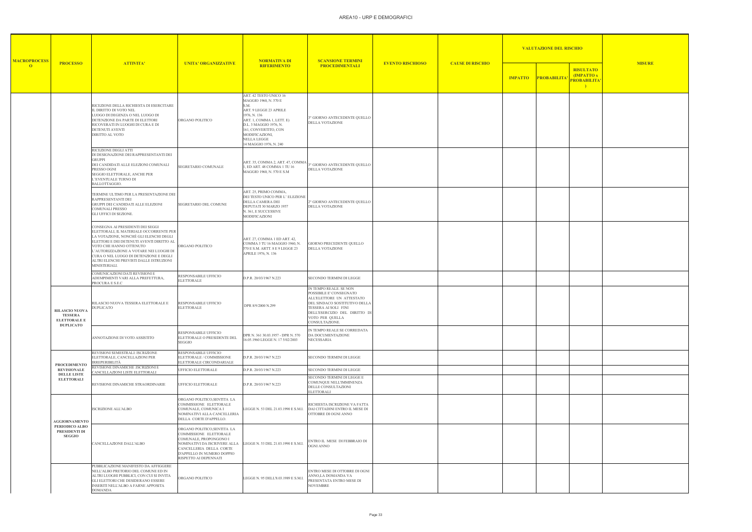# AREA10 - URP E DEMOGRAFICI

| MACROPROCESSO | PROCESSO | ATTIVITA' | UNITA' ORGANIZZATIVE | NORMATIVA DI RIFERIMENTO | SCANSIONE TERMINI PROCEDIMENTALI | EVENTO RISCHIOSO | CAUSE DI RISCHIO | VALUTAZIONE DEL RISCHIO | | | MISURE |
|---|---|---|---|---|---|---|---|---|---|---|---|
| | | | | | | | | IMPATTO | PROBABILITA' | RISULTATO (IMPATTO x PROBABILITA') | |
| | | RICEZIONE DELLA RICHIESTA DI ESERCITARE IL DIRITTO DI VOTO NEL LUOGO DI DEGENZA O NEL LUOGO DI DETENZIONE DA PARTE DI ELETTORI RICOVERATI IN LUOGHI DI CURA E DI DETENUTI AVENTI DIRITTO AL VOTO | ORGANO POLITICO | ART. 42 TESTO UNICO 16 MAGGIO 1960, N. 570 E S.M. ART. 9 LEGGE 23 APRILE 1976, N. 136 ART. 1, COMMA 1, LETT. E) D.L. 3 MAGGIO 1976, N. 161, CONVERTITO, CON MODIFICAZIONI, NELLA LEGGE 14 MAGGIO 1976, N. 240 | 3° GIORNO ANTECEDENTE QUELLO DELLA VOTAZIONE | | | | | | |
| | | RICEZIONE DEGLI ATTI DI DESIGNAZIONE DEI RAPPRESENTANTI DEI GRUPPI DEI CANDIDATI ALLE ELEZIONI COMUNALI PRESSO OGNI SEGGIO ELETTORALE, ANCHE PER L'EVENTUALE TURNO DI BALLOTTAGGIO. | SEGRETARIO COMUNALE | ART. 35, COMMA 2, ART. 47, COMMA 1, ED ART. 48 COMMA 1 TU 16 MAGGIO 1960, N. 570 E S.M | 3° GIORNO ANTECEDENTE QUELLO DELLA VOTAZIONE | | | | | | |
| | | TERMINE ULTIMO PER LA PRESENTAZIONE DEI RAPPRESENTANTI DEI GRUPPI DEI CANDIDATI ALLE ELEZIONI COMUNALI PRESSO GLI UFFICI DI SEZIONE. | SEGRETARIO DEL COMUNE | ART. 25, PRIMO COMMA, DEI TESTO UNICO PER L' ELEZIONE DELLA CAMERA DEI DEPUTATI 30 MARZO 1957 N. 361, E SUCCESSIVE MODIFICAZIONI | 2° GIORNO ANTECEDENTE QUELLO DELLA VOTAZIONE | | | | | | |
| | | CONSEGNA AI PRESIDENTI DEI SEGGI ELETTORALI, IL MATERIALE OCCORRENTE PER LA VOTAZIONE, NONCHÉ GLI ELENCHI DEGLI ELETTORI E DEI DETENUTI AVENTI DIRITTO AL VOTO CHE HANNO OTTENUTO L'AUTORIZZAZIONE A VOTARE NEI LUOGHI DI CURA O NEL LUOGO DI DETENZIONE E DEGLI ALTRI ELENCHI PREVISTI DALLE ISTRUZIONI MINISTERIALI. | ORGANO POLITICO | ART. 27, COMMA 1 ED ART. 42, COMMA 3 TU 16 MAGGIO 1960, N. 570 E S.M. ARTT. 8 E 9 LEGGE 23 APRILE 1976, N. 136 | GIORNO PRECEDENTE QUELLO DELLA VOTAZIONE | | | | | | |
| | | COMUNICAZIONI DATI REVISIONI E ADEMPIMENTI VARI ALLA PREFETTURA, PROCURA E S.E.C | RESPONSABILE UFFICIO ELETTORALE | D.P.R. 20/03/1967 N.223 | SECONDO TERMINI DI LEGGE | | | | | | |
| | RILASCIO NUOVA TESSERA ELETTORALE E DUPLICATO | RILASCIO NUOVA TESSERA ELETTORALE E DUPLICATO | RESPONSABILE UFFICIO ELETTORALE | DPR 8/9/2000 N.299 | IN TEMPO REALE. SE NON POSSIBILE E' CONSEGNATO ALL'ELETTORE UN ATTESTATO DEL SINDACO SOSTITUTIVO DELLA TESSERA AI SOLI FINI DELL'ESERCIZIO DEL DIRITTO DI VOTO PER QUELLA CONSULTAZIONE. | | | | | | |
| | | ANNOTAZIONE DI VOTO ASSISTITO | RESPONSABILE UFFICIO ELETTORALE O PRESIDENTE DEL SEGGIO | DPR N. 361 30.03.1957 - DPR N. 570 16.05.1960 LEGGE N. 17 5/02/2003 | IN TEMPO REALE SE CORREDATA DA DOCUMENTAZIONE NECESSARIA | | | | | | |
| | PROCEDIMENTO REVISIONALE DELLE LISTE ELETTORALI | REVISIONI SEMESTRALI: ISCRIZIONE ELETTORALE, CANCELLAZIONI PER IRREPERIBILITÀ | RESPONSABILE UFFICIO ELETTORALE / COMMISSIONE ELETTORALE CIRCONDARIALE | D.P.R. 20/03/1967 N.223 | SECONDO TERMINI DI LEGGE | | | | | | |
| | | REVISIONE DINAMICHE :ISCRIZIONI E CANCELLAZIONI LISTE ELETTORALI | UFFICIO ELETTORALE | D.P.R. 20/03/1967 N.223 | SECONDO TERMINI DI LEGGE | | | | | | |
| | | REVISIONE DINAMICHE STRAORDINARIE | UFFICIO ELETTORALE | D.P.R. 20/03/1967 N.223 | SECONDO TERMINI DI LEGGE E COMUNQUE NELL'IMMINENZA DELLE CONSULTAZIONI ELETTORALI | | | | | | |
| | AGGIORNAMENTO PERIODICO ALBO PRESIDENTI DI SEGGIO | ISCRIZIONE ALL'ALBO | ORGANO POLITICO,SENTITA LA COMMISSIONE ELETTORALE COMUNALE, COMUNICA I NOMINATIVI ALLA CANCELLERIA DELLA CORTE D'APPELLO. | LEGGE N. 53 DEL 21.03.1990 E S.M.I. | RICHIESTA ISCRIZIONE VA FATTA DAI CITTADINI ENTRO IL MESE DI OTTOBRE DI OGNI ANNO | | | | | | |
| | | CANCELLAZIONE DALL'ALBO | ORGANO POLITICO,SENTITA LA COMMISSIONE ELETTORALE COMUNALE, PROPONGONO I NOMINATIVI DA ISCRIVERE ALLA CANCELLERIA DELLA CORTE D'APPELLO IN NUMERO DOPPIO RISPETTO AI DEPENNATI | LEGGE N. 53 DEL 21.03.1990 E S.M.I. | ENTRO IL MESE DI FEBBRAIO DI OGNI ANNO | | | | | | |
| | | PUBBLICAZIONE MANIFESTO DA AFFIGGERE NELL'ALBO PRETORIO DEL COMUNE ED IN ALTRI LUOGHI PUBBLICI, CON CUI SI INVITA GLI ELETTORI CHE DESIDERANO ESSERE INSERITI NELL'ALBO A FARNE APPOSITA DOMANDA | ORGANO POLITICO | LEGGE N. 95 DELL'8.03.1989 E S.M.I. | ENTRO MESE DI OTTOBRE DI OGNI ANNO,LA DOMANDA VA PRESENTATA ENTRO MESE DI NOVEMBRE | | | | | | |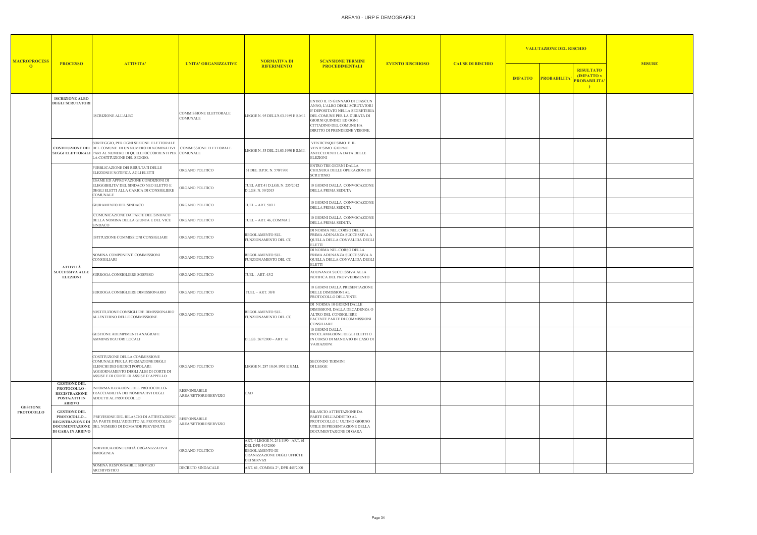# AREA10 - URP E DEMOGRAFICI

| MACROPROCESSO | PROCESSO | ATTIVITA' | UNITA' ORGANIZZATIVE | NORMATIVA DI RIFERIMENTO | SCANSIONE TERMINI PROCEDIMENTALI | EVENTO RISCHIOSO | CAUSE DI RISCHIO | VALUTAZIONE DEL RISCHIO | | | MISURE |
|---|---|---|---|---|---|---|---|---|---|---|---|
| | | | | | | | | IMPATTO | PROBABILITA' | RISULTATO (IMPATTO x PROBABILITA') | |
| | ISCRIZIONE ALBO DEGLI SCRUTATORI | ISCRIZIONE ALL'ALBO | COMMISSIONE ELETTORALE COMUNALE | LEGGE N. 95 DELL'8.03.1989 E S.M.I. | ENTRO IL 15 GENNAIO DI CIASCUN ANNO, L'ALBO DEGLI SCRUTATORI E' DEPOSITATO NELLA SEGRETERIA DEL COMUNE PER LA DURATA DI GIORNI QUINDICI ED OGNI CITTADINO DEL COMUNE HA DIRITTO DI PRENDERNE VISIONE. | | | | | | |
| | COSTITUZIONE DEI SEGGI ELETTORALI | SORTEGGIO, PER OGNI SEZIONE ELETTORALE DEL COMUNE DI UN NUMERO DI NOMINATIVI PARI AL NUMERO DI QUELLI OCCORRENTI PER LA COSTITUZIONE DEL SEGGIO. | COMMISSIONE ELETTORALE COMUNALE | LEGGE N. 53 DEL 21.03.1990 E S.M.I. | VENTICINQUESIMO E IL VENTESIMO GIORNO ANTECEDENTI LA DATA DELLE ELEZIONI | | | | | | |
| | ATTIVITÀ SUCCESSIVA ALLE ELEZIONI | PUBBLICAZIONE DEI RISULTATI DELLE ELEZIONI E NOTIFICA AGLI ELETTI | ORGANO POLITICO | 61 DEL D.P.R. N. 570/1960 | ENTRO TRE GIORNI DALLA CHIUSURA DELLE OPERAZIONI DI SCRUTINIO | | | | | | |
| | | ESAME ED APPROVAZIONE CONDIZIONI DI ELEGGIBILITA' DEL SINDACO NEO ELETTO E DEGLI ELETTI ALLA CARICA DI CONSIGLIERE COMUNALE | ORGANO POLITICO | TUEL ART.41 D.LGS. N. 235/2012 D.LGS. N. 39/2013 | 10 GIORNI DALLA CONVOCAZIONE DELLA PRIMA SEDUTA | | | | | | |
| | | GIURAMENTO DEL SINDACO | ORGANO POLITICO | TUEL – ART. 50/11 | 10 GIORNI DALLA CONVOCAZIONE DELLA PRIMA SEDUTA | | | | | | |
| | | COMUNICAZIONE DA PARTE DEL SINDACO DELLA NOMINA DELLA GIUNTA E DEL VICE SINDACO | ORGANO POLITICO | TUEL – ART. 46, COMMA 2 | 10 GIORNI DALLA CONVOCAZIONE DELLA PRIMA SEDUTA | | | | | | |
| | | ISTITUZIONE COMMISSIONI CONSIGLIARI | ORGANO POLITICO | REGOLAMENTO SUL FUNZIONAMENTO DEL CC | DI NORMA NEL CORSO DELLA PRIMA ADUNANZA SUCCESSIVA A QUELLA DELLA CONVALIDA DEGLI ELETTI | | | | | | |
| | | NOMINA COMPONENTI COMMISSIONI CONSIGLIARI | ORGANO POLITICO | REGOLAMENTO SUL FUNZIONAMENTO DEL CC | DI NORMA NEL CORSO DELLA PRIMA ADUNANZA SUCCESSIVA A QUELLA DELLA CONVALIDA DEGLI ELETTI | | | | | | |
| | | SURROGA CONSIGLIERE SOSPESO | ORGANO POLITICO | TUEL - ART. 45/2 | ADUNANZA SUCCESSIVA ALLA NOTIFICA DEL PROVVEDIMENTO | | | | | | |
| | | SURROGA CONSIGLIERE DIMISSIONARIO | ORGANO POLITICO | TUEL – ART. 38/8 | 10 GIORNI DALLA PRESENTAZIONE DELLE DIMISSIONI AL PROTOCOLLO DELL'ENTE | | | | | | |
| | | SOSTITUZIONE CONSIGLIERE DIMISSIONARIO ALL'INTERNO DELLE COMMISSIONE | ORGANO POLITICO | REGOLAMENTO SUL FUNZIONAMENTO DEL CC | DI NORMA 10 GIORNI DALLE DIMISSIONI, DALLA DECADENZA O ALTRO DEL CONSIGLIERE FACENTE PARTE DI COMMISSIONI CONSILIARE | | | | | | |
| | | GESTIONE ADEMPIMENTI ANAGRAFE AMMINISTRATORI LOCALI | | D.LGS. 267/2000 – ART. 76 | 10 GIORNI DALLA PROCLAMAZIONE DEGLI ELETTI O IN CORSO DI MANDATO IN CASO DI VARIAZIONI | | | | | | |
| | | COSTITUZIONE DELLA COMMISSIONE COMUNALE PER LA FORMAZIONE DEGLI ELENCHI DEI GIUDICI POPOLARI: AGGIORNAMENTO DEGLI ALBI DI CORTE DI ASSISE E DI CORTE DI ASSISE D'APPELLO | ORGANO POLITICO | LEGGE N. 287 10.04.1951 E S.M.I. | SECONDO TERMINI DI LEGGE | | | | | | |
| GESTIONE PROTOCOLLO | GESTIONE DEL PROTOCOLLO - REGISTRAZIONE POSTA/ATTI IN ARRIVO | INFORMATIZZAZIONE DEL PROTOCOLLO-TRACCIABILITÀ DEI NOMINATIVI DEGLI ADDETTI AL PROTOCOLLO | RESPONSABILE AREA/SETTORE/SERVIZIO | CAD | | | | | | | |
| | GESTIONE DEL PROTOCOLLO – REGISTRAZIONE DI DOCUMENTAZIONE DI GARA IN ARRIVO | PREVISIONE DEL RILASCIO DI ATTESTAZIONE DA PARTE DELL'ADDETTO AL PROTOCOLLO DEL NUMERO DI DOMANDE PERVENUTE | RESPONSABILE AREA/SETTORE/SERVIZIO | | RILASCIO ATTESTAZIONE DA PARTE DELL'ADDETTO AL PROTOCOLLO L'ULTIMO GIORNO UTILE DI PRESENTAZIONE DELLA DOCUMENTAZIONE DI GARA | | | | | | |
| | | INDIVIDUAZIONE UNITÀ ORGANIZZATIVA OMOGENEA | ORGANO POLITICO | ART. 4 LEGGE N. 241/1190 - ART. 61 DEL DPR 445/2000 - - REGOLAMENTO DI ORANIZZAZIONE DEGLI UFFICI E DEI SERVIZI | | | | | | | |
| | | NOMINA RESPONSABILE SERVIZIO ARCHIVISTICO | DECRETO SINDACALE | ART. 61, COMMA 2°, DPR 445/2000 | | | | | | | |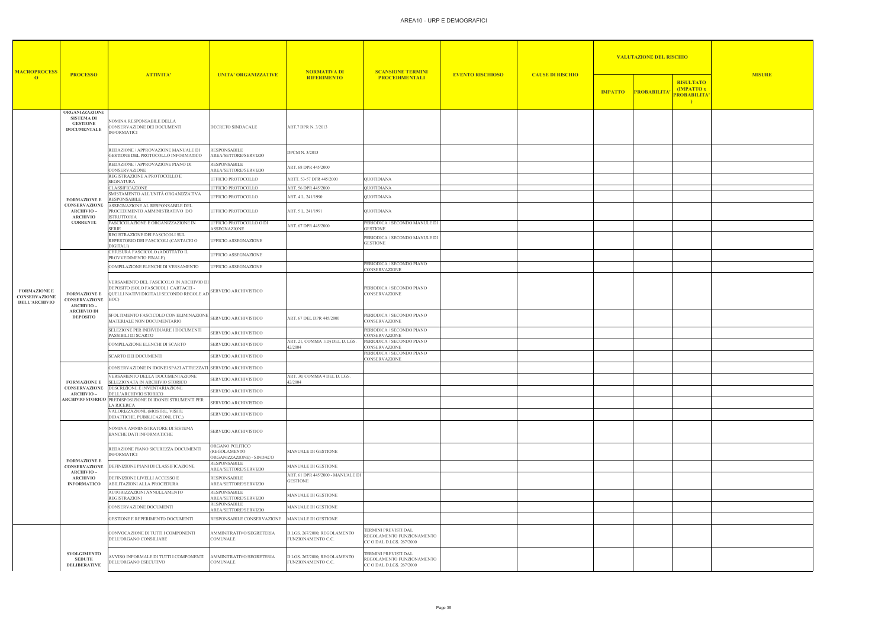# AREA10 - URP E DEMOGRAFICI

| MACROPROCESSO | PROCESSO | ATTIVITA' | UNITA' ORGANIZZATIVE | NORMATIVA DI RIFERIMENTO | SCANSIONE TERMINI PROCEDIMENTALI | EVENTO RISCHIOSO | CAUSE DI RISCHIO | VALUTAZIONE DEL RISCHIO | | | MISURE |
|---|---|---|---|---|---|---|---|---|---|---|---|
| | | | | | | | | IMPATTO | PROBABILITA' | RISULTATO (IMPATTO x PROBABILITA') | |
| FORMAZIONE E CONSERVAZIONE DELL'ARCHIVIO | ORGANIZZAZIONE SISTEMA DI GESTIONE DOCUMENTALE | NOMINA RESPONSABILE DELLA CONSERVAZIONE DEI DOCUMENTI INFORMATICI | DECRETO SINDACALE | ART.7 DPR N. 3/2013 | | | | | | | |
| | | REDAZIONE / APPROVAZIONE MANUALE DI GESTIONE DEL PROTOCOLLO INFORMATICO | RESPONSABILE AREA/SETTORE/SERVIZIO | DPCM N. 3/2013 | | | | | | | |
| | | REDAZIONE / APPROVAZIONE PIANO DI CONSERVAZIONE | RESPONSABILE AREA/SETTORE/SERVIZIO | ART. 68 DPR 445/2000 | | | | | | | |
| | FORMAZIONE E CONSERVAZIONE ARCHIVIO – ARCHIVIO CORRENTE | REGISTRAZIONE A PROTOCOLLO E SEGNATURA | UFFICIO PROTOCOLLO | ARTT. 53-57 DPR 445/2000 | QUOTIDIANA | | | | | | |
| | | CLASSIFICAZIONE | UFFICIO PROTOCOLLO | ART. 56 DPR 445/2000 | QUOTIDIANA | | | | | | |
| | | SMISTAMENTO ALL'UNITÀ ORGANIZZATIVA RESPONSABILE | UFFICIO PROTOCOLLO | ART. 4 L. 241/1990 | QUOTIDIANA | | | | | | |
| | | ASSEGNAZIONE AL RESPONSABILE DEL PROCEDIMENTO AMMINISTRATIVO E/O ISTRUTTORIA | UFFICIO PROTOCOLLO | ART. 5 L. 241/1991 | QUOTIDIANA | | | | | | |
| | | FASCICOLAZIONE E ORGANIZZAZIONE IN SERIE | UFFICIO PROTOCOLLO O DI ASSEGNAZIONE | ART. 67 DPR 445/2000 | PERIODICA / SECONDO MANULE DI GESTIONE | | | | | | |
| | | REGISTRAZIONE DEI FASCICOLI SUL REPERTORIO DEI FASCICOLI (CARTACEI O DIGITALI) | UFFICIO ASSEGNAZIONE | | PERIODICA / SECONDO MANULE DI GESTIONE | | | | | | |
| | FORMAZIONE E CONSERVAZIONE ARCHIVIO – ARCHIVIO DI DEPOSITO | CHIUSURA FASCICOLO (ADOTTATO IL PROVVEDIMENTO FINALE) | UFFICIO ASSEGNAZIONE | | | | | | | | |
| | | COMPILAZIONE ELENCHI DI VERSAMENTO | UFFICIO ASSEGNAZIONE | | PERIODICA / SECONDO PIANO CONSERVAZIONE | | | | | | |
| | | VERSAMENTO DEL FASCICOLO IN ARCHIVIO DI DEPOSITO (SOLO FASCICOLI CARTACEI - QUELLI NATIVI DIGITALI SECONDO REGOLE AD HOC) | SERVIZIO ARCHIVISTICO | | PERIODICA / SECONDO PIANO CONSERVAZIONE | | | | | | |
| | | SFOLTIMENTO FASCICOLO CON ELIMINAZIONE MATERIALE NON DOCUMENTARIO | SERVIZIO ARCHIVISTICO | ART. 67 DEL DPR 445/2000 | PERIODICA / SECONDO PIANO CONSERVAZIONE | | | | | | |
| | | SELEZIONE PER INDIVIDUARE I DOCUMENTI PASSIBILI DI SCARTO | SERVIZIO ARCHIVISTICO | | PERIODICA / SECONDO PIANO CONSERVAZIONE | | | | | | |
| | | COMPILAZIONE ELENCHI DI SCARTO | SERVIZIO ARCHIVISTICO | ART. 21, COMMA 1/D) DEL D. LGS. 42/2004 | PERIODICA / SECONDO PIANO CONSERVAZIONE | | | | | | |
| | | SCARTO DEI DOCUMENTI | SERVIZIO ARCHIVISTICO | | PERIODICA / SECONDO PIANO CONSERVAZIONE | | | | | | |
| | FORMAZIONE E CONSERVAZIONE ARCHIVIO – ARCHIVIO STORICO | CONSERVAZIONE IN IDONEI SPAZI ATTREZZATI | SERVIZIO ARCHIVISTICO | | | | | | | | |
| | | VERSAMENTO DELLA DOCUMENTAZIONE SELEZIONATA IN ARCHIVIO STORICO | SERVIZIO ARCHIVISTICO | ART. 30, COMMA 4 DEL D. LGS. 42/2004 | | | | | | | |
| | | DESCRIZIONE E INVENTARIAZIONE DELL'ARCHIVIO STORICO | SERVIZIO ARCHIVISTICO | | | | | | | | |
| | | PREDISPOSIZIONE DI IDONEI STRUMENTI PER LA RICERCA | SERVIZIO ARCHIVISTICO | | | | | | | | |
| | | VALORIZZAZIONE (MOSTRE, VISITE DIDATTICHE, PUBBLICAZIONI, ETC.) | SERVIZIO ARCHIVISTICO | | | | | | | | |
| | FORMAZIONE E CONSERVAZIONE ARCHIVIO – ARCHIVIO INFORMATICO | NOMINA AMMINISTRATORE DI SISTEMA BANCHE DATI INFORMATICHE | SERVIZIO ARCHIVISTICO | | | | | | | | |
| | | REDAZIONE PIANO SICUREZZA DOCUMENTI INFORMATICI | ORGANO POLITICO (REGOLAMENTO ORGANIZZAZIONE) - SINDACO | MANUALE DI GESTIONE | | | | | | | |
| | | DEFINIZIONE PIANI DI CLASSIFICAZIONE | RESPONSABILE AREA/SETTORE/SERVIZIO | MANUALE DI GESTIONE | | | | | | | |
| | | DEFINIZIONE LIVELLI ACCESSO E ABILITAZIONI ALLA PROCEDURA | RESPONSABILE AREA/SETTORE/SERVIZIO | ART. 61 DPR 445/2000 - MANUALE DI GESTIONE | | | | | | | |
| | | AUTORIZZAZIONI ANNULLAMENTO REGISTRAZIONI | RESPONSABILE AREA/SETTORE/SERVIZIO | MANUALE DI GESTIONE | | | | | | | |
| | | CONSERVAZIONE DOCUMENTI | RESPONSABILE AREA/SETTORE/SERVIZIO | MANUALE DI GESTIONE | | | | | | | |
| | | GESTIONE E REPERIMENTO DOCUMENTI | RESPONSABILE CONSERVAZIONE | MANUALE DI GESTIONE | | | | | | | |
| | SVOLGIMENTO SEDUTE DELIBERATIVE | CONVOCAZIONE DI TUTTI I COMPONENTI DELL'ORGANO CONSILIARE | AMMINITRATIVO/SEGRETERIA COMUNALE | D.LGS. 267/2000; REGOLAMENTO FUNZIONAMENTO C.C. | TERMINI PREVISTI DAL REGOLAMENTO FUNZIONAMENTO CC O DAL D.LGS. 267/2000 | | | | | | |
| | | AVVISO INFORMALE DI TUTTI I COMPONENTI DELL'ORGANO ESECUTIVO | AMMINITRATIVO/SEGRETERIA COMUNALE | D.LGS. 267/2000; REGOLAMENTO FUNZIONAMENTO C.C. | TERMINI PREVISTI DAL REGOLAMENTO FUNZIONAMENTO CC O DAL D.LGS. 267/2000 | | | | | | |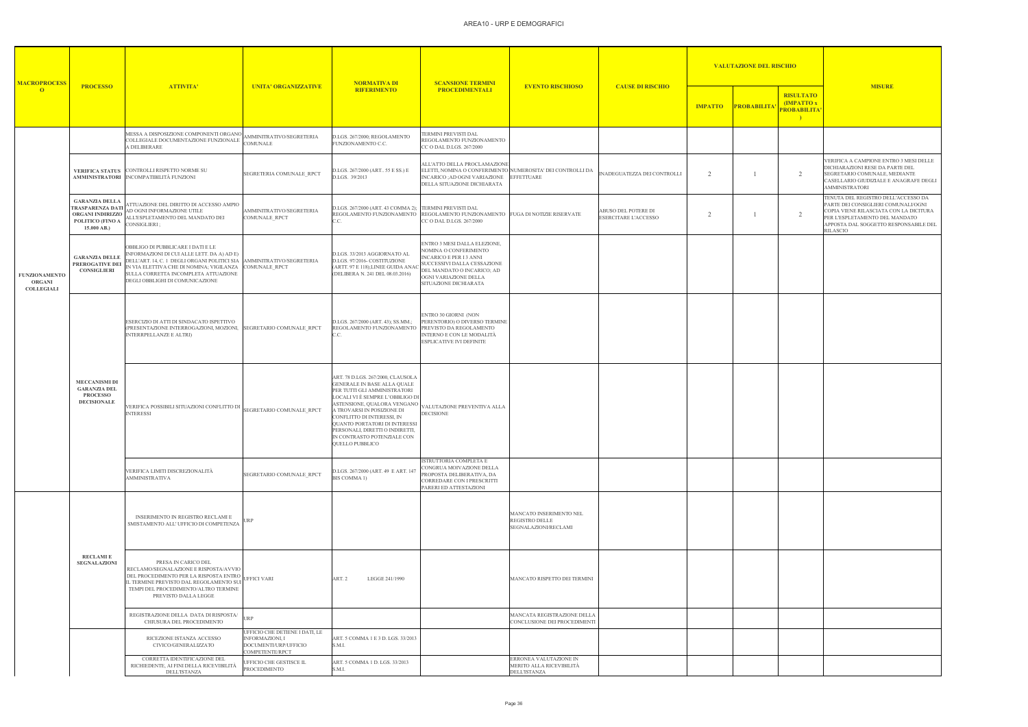# AREA10 - URP E DEMOGRAFICI

| MACROPROCESSO | PROCESSO | ATTIVITA' | UNITA' ORGANIZZATIVE | NORMATIVA DI RIFERIMENTO | SCANSIONE TERMINI PROCEDIMENTALI | EVENTO RISCHIOSO | CAUSE DI RISCHIO | VALUTAZIONE DEL RISCHIO | | | MISURE |
|---|---|---|---|---|---|---|---|---|---|---|---|
| | | | | | | | | IMPATTO | PROBABILITA' | RISULTATO (IMPATTO x PROBABILITA') | |
| FUNZIONAMENTO ORGANI COLLEGIALI | | MESSA A DISPOSIZIONE COMPONENTI ORGANO COLLEGIALE DOCUMENTAZIONE FUNZIONALE A DELIBERARE | AMMINITRATIVO/SEGRETERIA COMUNALE | D.LGS. 267/2000; REGOLAMENTO FUNZIONAMENTO C.C. | TERMINI PREVISTI DAL REGOLAMENTO FUNZIONAMENTO CC O DAL D.LGS. 267/2000 | | | | | | |
| | VERIFICA STATUS AMMINISTRATORI | CONTROLLI RISPETTO NORME SU INCOMPATIBILITÀ FUNZIONI | SEGRETERIA COMUNALE_RPCT | D.LGS. 267/2000 (ART.. 55 E SS.) E D.LGS. 39/2013 | ALL'ATTO DELLA PROCLAMAZIONE ELETTI, NOMINA O CONFERIMENTO INCARICO ;AD OGNI VARIAZIONE DELLA SITUAZIONE DICHIARATA | NUMEROSITA' DEI CONTROLLI DA EFFETTUARE | INADEGUATEZZA DEI CONTROLLI | 2 | 1 | 2 | VERIFICA A CAMPIONE ENTRO 3 MESI DELLE DICHIARAZIONI RESE DA PARTE DEL SEGRETARIO COMUNALE, MEDIANTE CASELLARIO GIUDIZIALE E ANAGRAFE DEGLI AMMINISTRATORI |
| | GARANZIA DELLA TRASPARENZA DATI ORGANI INDIRIZZO POLITICO (FINO A 15.000 AB.) | ATTUAZIONE DEL DIRITTO DI ACCESSO AMPIO AD OGNI INFORMAZIONE UTILE ALL'ESPLETAMENTO DEL MANDATO DEI CONSIGLIERI ; | AMMINITRATIVO/SEGRETERIA COMUNALE_RPCT | D.LGS. 267/2000 (ART. 43 COMMA 2); REGOLAMENTO FUNZIONAMENTO C.C. | TERMINI PREVISTI DAL REGOLAMENTO FUNZIONAMENTO CC O DAL D.LGS. 267/2000 | FUGA DI NOTIZIE RISERVATE | ABUSO DEL POTERE DI ESERCITARE L'ACCESSO | 2 | 1 | 2 | TENUTA DEL REGISTRO DELL'ACCESSO DA PARTE DEI CONSIGLIERI COMUNALI/OGNI COPIA VIENE RILASCIATA CON LA DICITURA PER L'ESPLETAMENTO DEL MANDATO APPOSTA DAL SOGGETTO RESPONSABILE DEL RILASCIO |
| | GARANZIA DELLE PREROGATIVE DEI CONSIGLIERI | OBBLIGO DI PUBBLICARE I DATI E LE INFORMAZIONI DI CUI ALLE LETT. DA A) AD E) DELL'ART. 14, C. 1 DEGLI ORGANI POLITICI SIA IN VIA ELETTIVA CHE DI NOMINA; VIGILANZA SULLA CORRETTA INCOMPLETA ATTUAZIONE DEGLI OBBLIGHI DI COMUNICAZIONE | AMMINITRATIVO/SEGRETERIA COMUNALE_RPCT | D.LGS. 33/2013 AGGIORNATO AL D.LGS. 97/2016- COSTITUZIONE (ARTT. 97 E 118);LINEE GUIDA ANAC (DELIBERA N. 241 DEL 08.03.2016) | ENTRO 3 MESI DALLA ELEZIONE, NOMINA O CONFERIMENTO INCARICO E PER I 3 ANNI SUCCESSIVI DALLA CESSAZIONE DEL MANDATO O INCARICO; AD OGNI VARIAZIONE DELLA SITUAZIONE DICHIARATA | | | | | | |
| | MECCANISMI DI GARANZIA DEL PROCESSO DECISIONALE | ESERCIZIO DI ATTI DI SINDACATO ISPETTIVO (PRESENTAZIONE INTERROGAZIONI, MOZIONI, INTERRPELLANZE E ALTRI) | SEGRETARIO COMUNALE_RPCT | D.LGS. 267/2000 (ART. 43); SS.MM.; REGOLAMENTO FUNZIONAMENTO C.C. | ENTRO 30 GIORNI (NON PERENTORIO) O DIVERSO TERMINE PREVISTO DA REGOLAMENTO INTERNO E CON LE MODALITÀ ESPLICATIVE IVI DEFINITE | | | | | | |
| | | VERIFICA POSSIBILI SITUAZIONI CONFLITTO DI INTERESSI | SEGRETARIO COMUNALE_RPCT | ART. 78 D.LGS. 267/2000, CLAUSOLA GENERALE IN BASE ALLA QUALE PER TUTTI GLI AMMINISTRATORI LOCALI VI È SEMPRE L'OBBLIGO DI ASTENSIONE, QUALORA VENGANO A TROVARSI IN POSIZIONE DI CONFLITTO DI INTERESSI, IN QUANTO PORTATORI DI INTERESSI PERSONALI, DIRETTI O INDIRETTI, IN CONTRASTO POTENZIALE CON QUELLO PUBBLICO | VALUTAZIONE PREVENTIVA ALLA DECISIONE | | | | | | |
| | | VERIFICA LIMITI DISCREZIONALITÀ AMMINISTRATIVA | SEGRETARIO COMUNALE_RPCT | D.LGS. 267/2000 (ART. 49 E ART. 147 BIS COMMA 1) | ISTRUTTORIA COMPLETA E CONGRUA MOIVAZIONE DELLA PROPOSTA DELIBERATIVA, DA CORREDARE CON I PRESCRITTI PARERI ED ATTESTAZIONI | | | | | | |
| | RECLAMI E SEGNALAZIONI | INSERIMENTO IN REGISTRO RECLAMI E SMISTAMENTO ALL' UFFICIO DI COMPETENZA | URP | | | MANCATO INSERIMENTO NEL REGISTRO DELLE SEGNALAZIONI/RECLAMI | | | | | |
| | | PRESA IN CARICO DEL RECLAMO/SEGNALAZIONE E RISPOSTA/AVVIO DEL PROCEDIMENTO PER LA RISPOSTA ENTRO IL TERMINE PREVISTO DAL REGOLAMENTO SUI TEMPI DEL PROCEDIMENTO/ALTRO TERMINE PREVISTO DALLA LEGGE | UFFICI VARI | ART. 2 LEGGE 241/1990 | | MANCATO RISPETTO DEI TERMINI | | | | | |
| | | REGISTRAZIONE DELLA DATA DI RISPOSTA/ CHIUSURA DEL PROCEDIMENTO | URP | | | MANCATA REGISTRAZIONE DELLA CONCLUSIONE DEI PROCEDIMENTI | | | | | |
| | | RICEZIONE ISTANZA ACCESSO CIVICO/GENERALIZZATO | UFFICIO CHE DETIENE I DATI, LE INFORMAZIONI, I DOCUMENTI/URP/UFFICIO COMPETENTE/RPCT | ART. 5 COMMA 1 E 3 D. LGS. 33/2013 S.M.I. | | | | | | | |
| | | CORRETTA IDENTIFICAZIONE DEL RICHIEDENTE, AI FINI DELLA RICEVIBILITÀ DELL'ISTANZA | UFFICIO CHE GESTISCE IL PROCEDIMENTO | ART. 5 COMMA 1 D. LGS. 33/2013 S.M.I. | | ERRONEA VALUTAZIONE IN MERITO ALLA RICEVIBILITÀ DELL'ISTANZA | | | | | |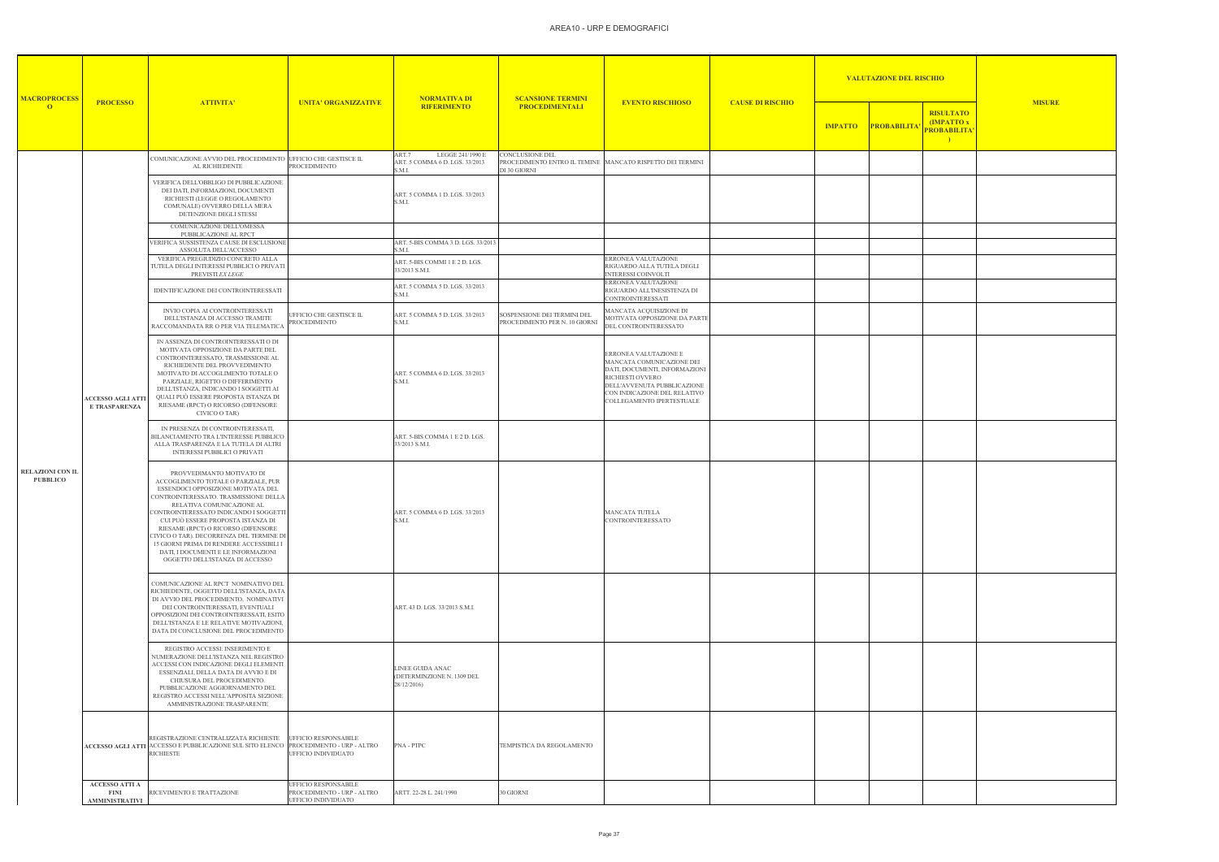# AREA10 - URP E DEMOGRAFICI

| MACROPROCESSO | PROCESSO | ATTIVITA' | UNITA' ORGANIZZATIVE | NORMATIVA DI RIFERIMENTO | SCANSIONE TERMINI PROCEDIMENTALI | EVENTO RISCHIOSO | CAUSE DI RISCHIO | VALUTAZIONE DEL RISCHIO | | | MISURE |
|---|---|---|---|---|---|---|---|---|---|---|---|
| | | | | | | | | IMPATTO | PROBABILITA' | RISULTATO (IMPATTO x PROBABILITA') | |
| RELAZIONI CON IL PUBBLICO | ACCESSO AGLI ATTI E TRASPARENZA | COMUNICAZIONE AVVIO DEL PROCEDIMENTO AL RICHIEDENTE | UFFICIO CHE GESTISCE IL PROCEDIMENTO | ART.7 LEGGE 241/1990 E ART. 5 COMMA 6 D. LGS. 33/2013 S.M.I. | CONCLUSIONE DEL PROCEDIMENTO ENTRO IL TEMINE DI 30 GIORNI | MANCATO RISPETTO DEI TERMINI | | | | | |
| | | VERIFICA DELL'OBBLIGO DI PUBBLICAZIONE DEI DATI, INFORMAZIONI, DOCUMENTI RICHIESTI (LEGGE O REGOLAMENTO COMUNALE) OVVERRO DELLA MERA DETENZIONE DEGLI STESSI | | ART. 5 COMMA 1 D. LGS. 33/2013 S.M.I. | | | | | | | |
| | | COMUNICAZIONE DELL'OMESSA PUBBLICAZIONE AL RPCT | | | | | | | | | |
| | | VERIFICA SUSSISTENZA CAUSE DI ESCLUSIONE ASSOLUTA DELL'ACCESSO | | ART. 5-BIS COMMA 3 D. LGS. 33/2013 S.M.I. | | | | | | | |
| | | VERIFICA PREGIUDIZIO CONCRETO ALLA TUTELA DEGLI INTERESSI PUBBLICI O PRIVATI PREVISTI *EX LEGE* | | ART. 5-BIS COMMI 1 E 2 D. LGS. 33/2013 S.M.I. | | ERRONEA VALUTAZIONE RIGUARDO ALLA TUTELA DEGLI INTERESSI COINVOLTI | | | | | |
| | | IDENTIFICAZIONE DEI CONTROINTERESSATI | | ART. 5 COMMA 5 D. LGS. 33/2013 S.M.I. | | ERRONEA VALUTAZIONE RIGUARDO ALL'INESISTENZA DI CONTROINTERESSATI | | | | | |
| | | INVIO COPIA AI CONTROINTERESSATI DELL'ISTANZA DI ACCESSO TRAMITE RACCOMANDATA RR O PER VIA TELEMATICA | UFFICIO CHE GESTISCE IL PROCEDIMENTO | ART. 5 COMMA 5 D. LGS. 33/2013 S.M.I. | SOSPENSIONE DEI TERMINI DEL PROCEDIMENTO PER N. 10 GIORNI | MANCATA ACQUISIZIONE DI MOTIVATA OPPOSIZIONE DA PARTE DEL CONTROINTERESSATO | | | | | |
| | | IN ASSENZA DI CONTROINTERESSATI O DI MOTIVATA OPPOSIZIONE DA PARTE DEL CONTROINTERESSATO, TRASMISSIONE AL RICHIEDENTE DEL PROVVEDIMENTO MOTIVATO DI ACCOGLIMENTO TOTALE O PARZIALE, RIGETTO O DIFFERIMENTO DELL'ISTANZA, INDICANDO I SOGGETTI AI QUALI PUÒ ESSERE PROPOSTA ISTANZA DI RIESAME (RPCT) O RICORSO (DIFENSORE CIVICO O TAR) | | ART. 5 COMMA 6 D. LGS. 33/2013 S.M.I. | | ERRONEA VALUTAZIONE E MANCATA COMUNICAZIONE DEI DATI, DOCUMENTI, INFORMAZIONI RICHIESTI OVVERO DELL'AVVENUTA PUBBLICAZIONE CON INDICAZIONE DEL RELATIVO COLLEGAMENTO IPERTESTUALE | | | | | |
| | | IN PRESENZA DI CONTROINTERESSATI, BILANCIAMENTO TRA L'INTERESSE PUBBLICO ALLA TRASPARENZA E LA TUTELA DI ALTRI INTERESSI PUBBLICI O PRIVATI | | ART. 5-BIS COMMA 1 E 2 D. LGS. 33/2013 S.M.I. | | | | | | | |
| | | PROVVEDIMANTO MOTIVATO DI ACCOGLIMENTO TOTALE O PARZIALE, PUR ESSENDOCI OPPOSIZIONE MOTIVATA DEL CONTROINTERESSATO. TRASMISSIONE DELLA RELATIVA COMUNICAZIONE AL CONTROINTERESSATO INDICANDO I SOGGETTI CUI PUÒ ESSERE PROPOSTA ISTANZA DI RIESAME (RPCT) O RICORSO (DIFENSORE CIVICO O TAR). DECORRENZA DEL TERMINE DI 15 GIORNI PRIMA DI RENDERE ACCESSIBILI I DATI, I DOCUMENTI E LE INFORMAZIONI OGGETTO DELL'ISTANZA DI ACCESSO | | ART. 5 COMMA 6 D. LGS. 33/2013 S.M.I. | | MANCATA TUTELA CONTROINTERESSATO | | | | | |
| | | COMUNICAZIONE AL RPCT NOMINATIVO DEL RICHIEDENTE, OGGETTO DELL'ISTANZA, DATA DI AVVIO DEL PROCEDIMENTO, NOMINATIVI DEI CONTROINTERESSATI, EVENTUALI OPPOSIZIONI DEI CONTROINTERESSATI, ESITO DELL'ISTANZA E LE RELATIVE MOTIVAZIONI, DATA DI CONCLUSIONE DEL PROCEDIMENTO | | ART. 43 D. LGS. 33/2013 S.M.I. | | | | | | | |
| | | REGISTRO ACCESSI: INSERIMENTO E NUMERAZIONE DELL'ISTANZA NEL REGISTRO ACCESSI CON INDICAZIONE DEGLI ELEMENTI ESSENZIALI, DELLA DATA DI AVVIO E DI CHIUSURA DEL PROCEDIMENTO. PUBBLICAZIONE AGGIORNAMENTO DEL REGISTRO ACCESSI NELL'APPOSITA SEZIONE AMMINISTRAZIONE TRASPARENTE | | LINEE GUIDA ANAC (DETERMINZIONE N. 1309 DEL 28/12/2016) | | | | | | | |
| | ACCESSO AGLI ATTI | REGISTRAZIONE CENTRALIZZATA RICHIESTE ACCESSO E PUBBLICAZIONE SUL SITO ELENCO RICHIESTE | UFFICIO RESPONSABILE PROCEDIMENTO - URP - ALTRO UFFICIO INDIVIDUATO | PNA - PTPC | TEMPISTICA DA REGOLAMENTO | | | | | | |
| | ACCESSO ATTI A FINI AMMINISTRATIVI | RICEVIMENTO E TRATTAZIONE | UFFICIO RESPONSABILE PROCEDIMENTO - URP - ALTRO UFFICIO INDIVIDUATO | ARTT. 22-28 L. 241/1990 | 30 GIORNI | | | | | | |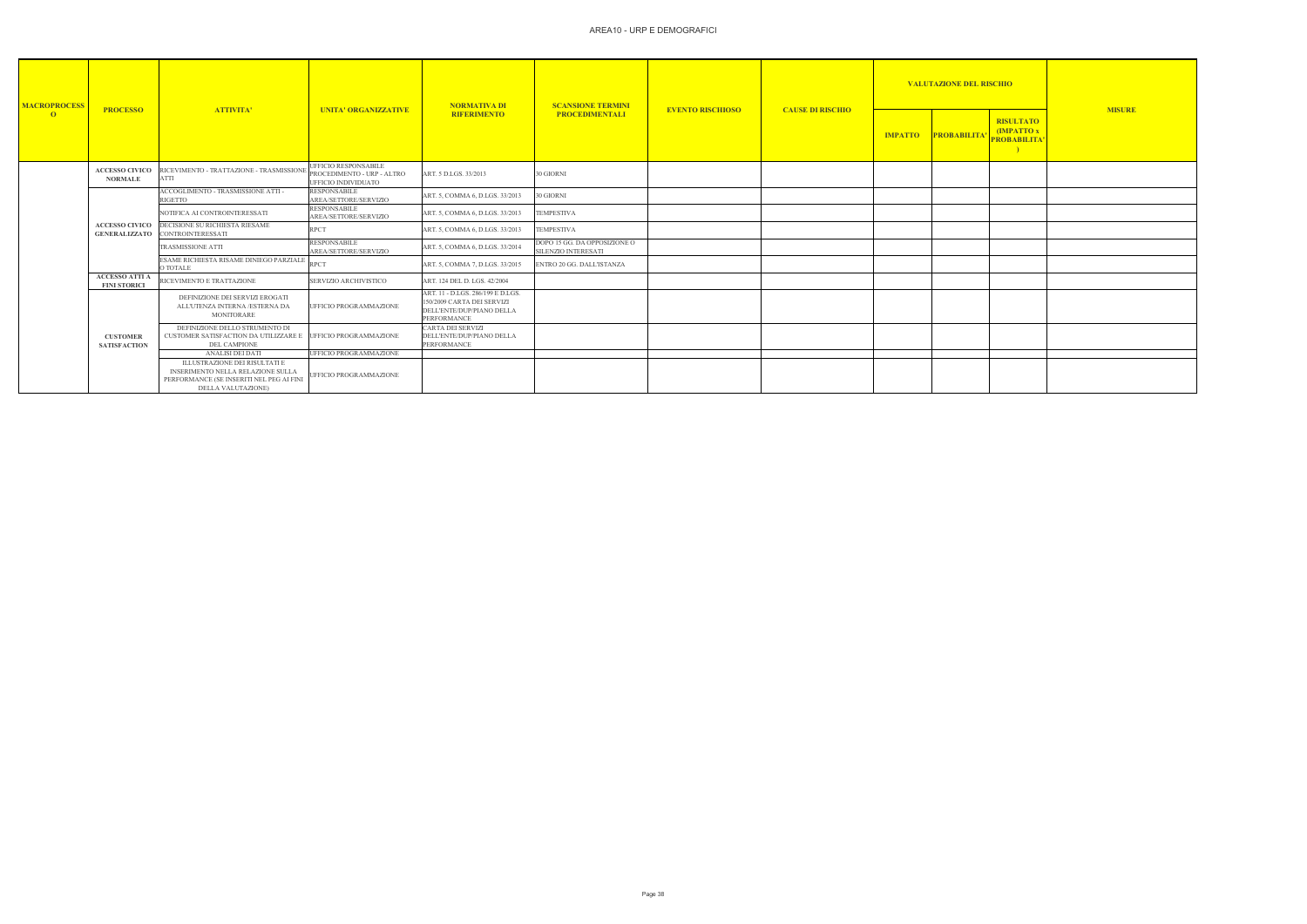# AREA10 - URP E DEMOGRAFICI

| MACROPROCESSO | PROCESSO | ATTIVITA' | UNITA' ORGANIZZATIVE | NORMATIVA DI RIFERIMENTO | SCANSIONE TERMINI PROCEDIMENTALI | EVENTO RISCHIOSO | CAUSE DI RISCHIO | VALUTAZIONE DEL RISCHIO | | | MISURE |
|---|---|---|---|---|---|---|---|---|---|---|---|
| | | | | | | | | IMPATTO | PROBABILITA' | RISULTATO (IMPATTO x PROBABILITA') | |
| | ACCESSO CIVICO NORMALE | RICEVIMENTO - TRATTAZIONE - TRASMISSIONE ATTI | UFFICIO RESPONSABILE PROCEDIMENTO - URP - ALTRO UFFICIO INDIVIDUATO | ART. 5 D.LGS. 33/2013 | 30 GIORNI | | | | | | |
| | ACCESSO CIVICO GENERALIZZATO | ACCOGLIMENTO - TRASMISSIONE ATTI - RIGETTO | RESPONSABILE AREA/SETTORE/SERVIZIO | ART. 5, COMMA 6, D.LGS. 33/2013 | 30 GIORNI | | | | | | |
| | | NOTIFICA AI CONTROINTERESSATI | RESPONSABILE AREA/SETTORE/SERVIZIO | ART. 5, COMMA 6, D.LGS. 33/2013 | TEMPESTIVA | | | | | | |
| | | DECISIONE SU RICHIESTA RIESAME CONTROINTERESSATI | RPCT | ART. 5, COMMA 6, D.LGS. 33/2013 | TEMPESTIVA | | | | | | |
| | | TRASMISSIONE ATTI | RESPONSABILE AREA/SETTORE/SERVIZIO | ART. 5, COMMA 6, D.LGS. 33/2014 | DOPO 15 GG. DA OPPOSIZIONE O SILENZIO INTERESATI | | | | | | |
| | | ESAME RICHIESTA RISAME DINIEGO PARZIALE O TOTALE | RPCT | ART. 5, COMMA 7, D.LGS. 33/2015 | ENTRO 20 GG. DALL'ISTANZA | | | | | | |
| | ACCESSO ATTI A FINI STORICI | RICEVIMENTO E TRATTAZIONE | SERVIZIO ARCHIVISTICO | ART. 124 DEL D. LGS. 42/2004 | | | | | | | |
| | CUSTOMER SATISFACTION | DEFINIZIONE DEI SERVIZI EROGATI ALL'UTENZA INTERNA /ESTERNA DA MONITORARE | UFFICIO PROGRAMMAZIONE | ART. 11 - D.LGS. 286/199 E D.LGS. 150/2009 CARTA DEI SERVIZI DELL'ENTE/DUP/PIANO DELLA PERFORMANCE | | | | | | | |
| | | DEFINIZIONE DELLO STRUMENTO DI CUSTOMER SATISFACTION DA UTILIZZARE E DEL CAMPIONE | UFFICIO PROGRAMMAZIONE | CARTA DEI SERVIZI DELL'ENTE/DUP/PIANO DELLA PERFORMANCE | | | | | | | |
| | | ANALISI DEI DATI | UFFICIO PROGRAMMAZIONE | | | | | | | | |
| | | ILLUSTRAZIONE DEI RISULTATI E INSERIMENTO NELLA RELAZIONE SULLA PERFORMANCE (SE INSERITI NEL PEG AI FINI DELLA VALUTAZIONE) | UFFICIO PROGRAMMAZIONE | | | | | | | | |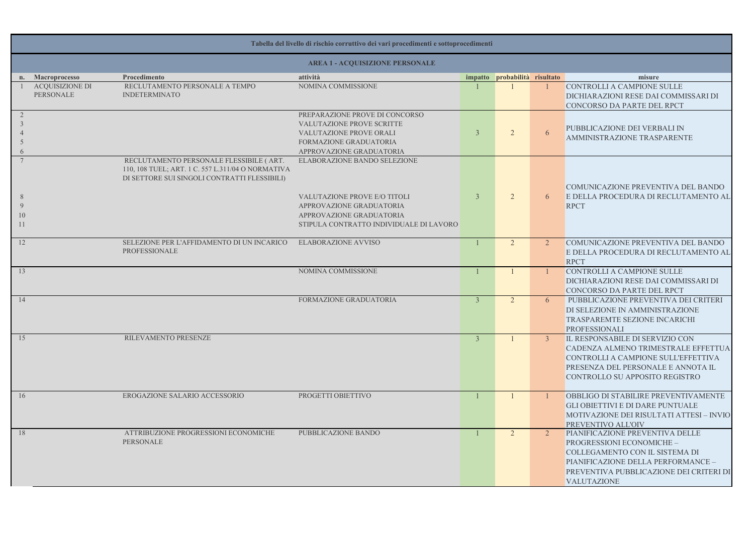**Tabella del livello di rischio corruttivo dei vari procedimenti e sottoprocedimenti**

**AREA 1 - ACQUISIZIONE PERSONALE**

| n. | Macroprocesso | Procedimento | attività | impatto | probabilità | risultato | misure |
|---|---|---|---|---|---|---|---|
| 1 | ACQUISIZIONE DI PERSONALE | RECLUTAMENTO PERSONALE A TEMPO INDETERMINATO | NOMINA COMMISSIONE | 1 | 1 | 1 | CONTROLLI A CAMPIONE SULLE DICHIARAZIONI RESE DAI COMMISSARI DI CONCORSO DA PARTE DEL RPCT |
| 2<br>3<br>4<br>5<br>6 | | | PREPARAZIONE PROVE DI CONCORSO<br>VALUTAZIONE PROVE SCRITTE<br>VALUTAZIONE PROVE ORALI<br>FORMAZIONE GRADUATORIA<br>APPROVAZIONE GRADUATORIA | 3 | 2 | 6 | PUBBLICAZIONE DEI VERBALI IN AMMINISTRAZIONE TRASPARENTE |
| 7<br>8<br>9<br>10<br>11 | | RECLUTAMENTO PERSONALE FLESSIBILE ( ART. 110, 108 TUEL; ART. 1 C. 557 L.311/04 O NORMATIVA DI SETTORE SUI SINGOLI CONTRATTI FLESSIBILI) | ELABORAZIONE BANDO SELEZIONE<br>VALUTAZIONE PROVE E/O TITOLI<br>APPROVAZIONE GRADUATORIA<br>APPROVAZIONE GRADUATORIA<br>STIPULA CONTRATTO INDIVIDUALE DI LAVORO | 3 | 2 | 6 | COMUNICAZIONE PREVENTIVA DEL BANDO E DELLA PROCEDURA DI RECLUTAMENTO AL RPCT |
| 12 | | SELEZIONE PER L'AFFIDAMENTO DI UN INCARICO PROFESSIONALE | ELABORAZIONE AVVISO | 1 | 2 | 2 | COMUNICAZIONE PREVENTIVA DEL BANDO E DELLA PROCEDURA DI RECLUTAMENTO AL RPCT |
| 13 | | | NOMINA COMMISSIONE | 1 | 1 | 1 | CONTROLLI A CAMPIONE SULLE DICHIARAZIONI RESE DAI COMMISSARI DI CONCORSO DA PARTE DEL RPCT |
| 14 | | | FORMAZIONE GRADUATORIA | 3 | 2 | 6 | PUBBLICAZIONE PREVENTIVA DEI CRITERI DI SELEZIONE IN AMMINISTRAZIONE TRASPAREMTE SEZIONE INCARICHI PROFESSIONALI |
| 15 | | RILEVAMENTO PRESENZE | | 3 | 1 | 3 | IL RESPONSABILE DI SERVIZIO CON CADENZA ALMENO TRIMESTRALE EFFETTUA CONTROLLI A CAMPIONE SULL'EFFETTIVA PRESENZA DEL PERSONALE E ANNOTA IL CONTROLLO SU APPOSITO REGISTRO |
| 16 | | EROGAZIONE SALARIO ACCESSORIO | PROGETTI OBIETTIVO | 1 | 1 | 1 | OBBLIGO DI STABILIRE PREVENTIVAMENTE GLI OBIETTIVI E DI DARE PUNTUALE MOTIVAZIONE DEI RISULTATI ATTESI – INVIO PREVENTIVO ALL'OIV |
| 18 | | ATTRIBUZIONE PROGRESSIONI ECONOMICHE PERSONALE | PUBBLICAZIONE BANDO | 1 | 2 | 2 | PIANIFICAZIONE PREVENTIVA DELLE PROGRESSIONI ECONOMICHE – COLLEGAMENTO CON IL SISTEMA DI PIANIFICAZIONE DELLA PERFORMANCE – PREVENTIVA PUBBLICAZIONE DEI CRITERI DI VALUTAZIONE |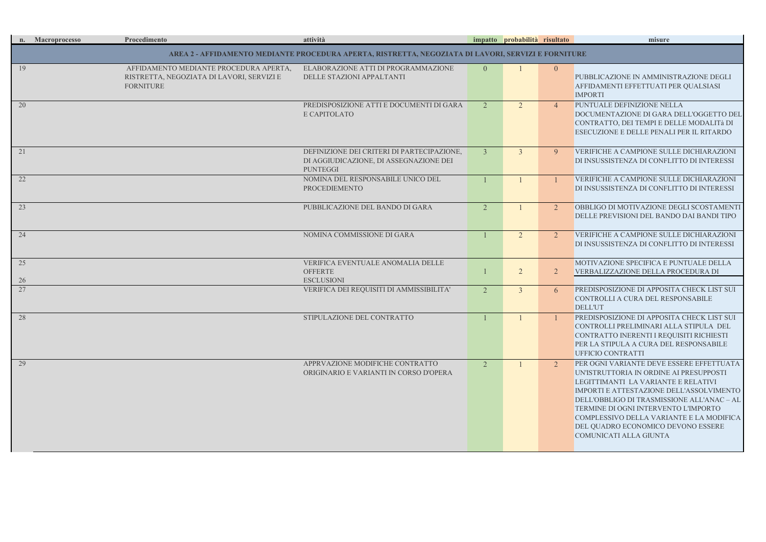| n. | Macroprocesso | Procedimento | attività | impatto | probabilità | risultato | misure |
|---|---|---|---|---|---|---|---|
| AREA 2 - AFFIDAMENTO MEDIANTE PROCEDURA APERTA, RISTRETTA, NEGOZIATA DI LAVORI, SERVIZI E FORNITURE | | | | | | | |
| 19 | | AFFIDAMENTO MEDIANTE PROCEDURA APERTA, RISTRETTA, NEGOZIATA DI LAVORI, SERVIZI E FORNITURE | ELABORAZIONE ATTI DI PROGRAMMAZIONE DELLE STAZIONI APPALTANTI | 0 | 1 | 0 | PUBBLICAZIONE IN AMMINISTRAZIONE DEGLI AFFIDAMENTI EFFETTUATI PER QUALSIASI IMPORTI |
| 20 | | | PREDISPOSIZIONE ATTI E DOCUMENTI DI GARA E CAPITOLATO | 2 | 2 | 4 | PUNTUALE DEFINIZIONE NELLA DOCUMENTAZIONE DI GARA DELL'OGGETTO DEL CONTRATTO, DEI TEMPI E DELLE MODALITà DI ESECUZIONE E DELLE PENALI PER IL RITARDO |
| 21 | | | DEFINIZIONE DEI CRITERI DI PARTECIPAZIONE, DI AGGIUDICAZIONE, DI ASSEGNAZIONE DEI PUNTEGGI | 3 | 3 | 9 | VERIFICHE A CAMPIONE SULLE DICHIARAZIONI DI INSUSSISTENZA DI CONFLITTO DI INTERESSI |
| 22 | | | NOMINA DEL RESPONSABILE UNICO DEL PROCEDIEMENTO | 1 | 1 | 1 | VERIFICHE A CAMPIONE SULLE DICHIARAZIONI DI INSUSSISTENZA DI CONFLITTO DI INTERESSI |
| 23 | | | PUBBLICAZIONE DEL BANDO DI GARA | 2 | 1 | 2 | OBBLIGO DI MOTIVAZIONE DEGLI SCOSTAMENTI DELLE PREVISIONI DEL BANDO DAI BANDI TIPO |
| 24 | | | NOMINA COMMISSIONE DI GARA | 1 | 2 | 2 | VERIFICHE A CAMPIONE SULLE DICHIARAZIONI DI INSUSSISTENZA DI CONFLITTO DI INTERESSI |
| 25 | | | VERIFICA EVENTUALE ANOMALIA DELLE OFFERTE | 1 | 2 | 2 | MOTIVAZIONE SPECIFICA E PUNTUALE DELLA VERBALIZZAZIONE DELLA PROCEDURA DI |
| 26 | | | ESCLUSIONI | | | | |
| 27 | | | VERIFICA DEI REQUISITI DI AMMISSIBILITA' | 2 | 3 | 6 | PREDISPOSIZIONE DI APPOSITA CHECK LIST SUI CONTROLLI A CURA DEL RESPONSABILE DELL'UT |
| 28 | | | STIPULAZIONE DEL CONTRATTO | 1 | 1 | 1 | PREDISPOSIZIONE DI APPOSITA CHECK LIST SUI CONTROLLI PRELIMINARI ALLA STIPULA DEL CONTRATTO INERENTI I REQUISITI RICHIESTI PER LA STIPULA A CURA DEL RESPONSABILE UFFICIO CONTRATTI |
| 29 | | | APPRVAZIONE MODIFICHE CONTRATTO ORIGINARIO E VARIANTI IN CORSO D'OPERA | 2 | 1 | 2 | PER OGNI VARIANTE DEVE ESSERE EFFETTUATA UN'ISTRUTTORIA IN ORDINE AI PRESUPPOSTI LEGITTIMANTI LA VARIANTE E RELATIVI IMPORTI E ATTESTAZIONE DELL'ASSOLVIMENTO DELL'OBBLIGO DI TRASMISSIONE ALL'ANAC – AL TERMINE DI OGNI INTERVENTO L'IMPORTO COMPLESSIVO DELLA VARIANTE E LA MODIFICA DEL QUADRO ECONOMICO DEVONO ESSERE COMUNICATI ALLA GIUNTA |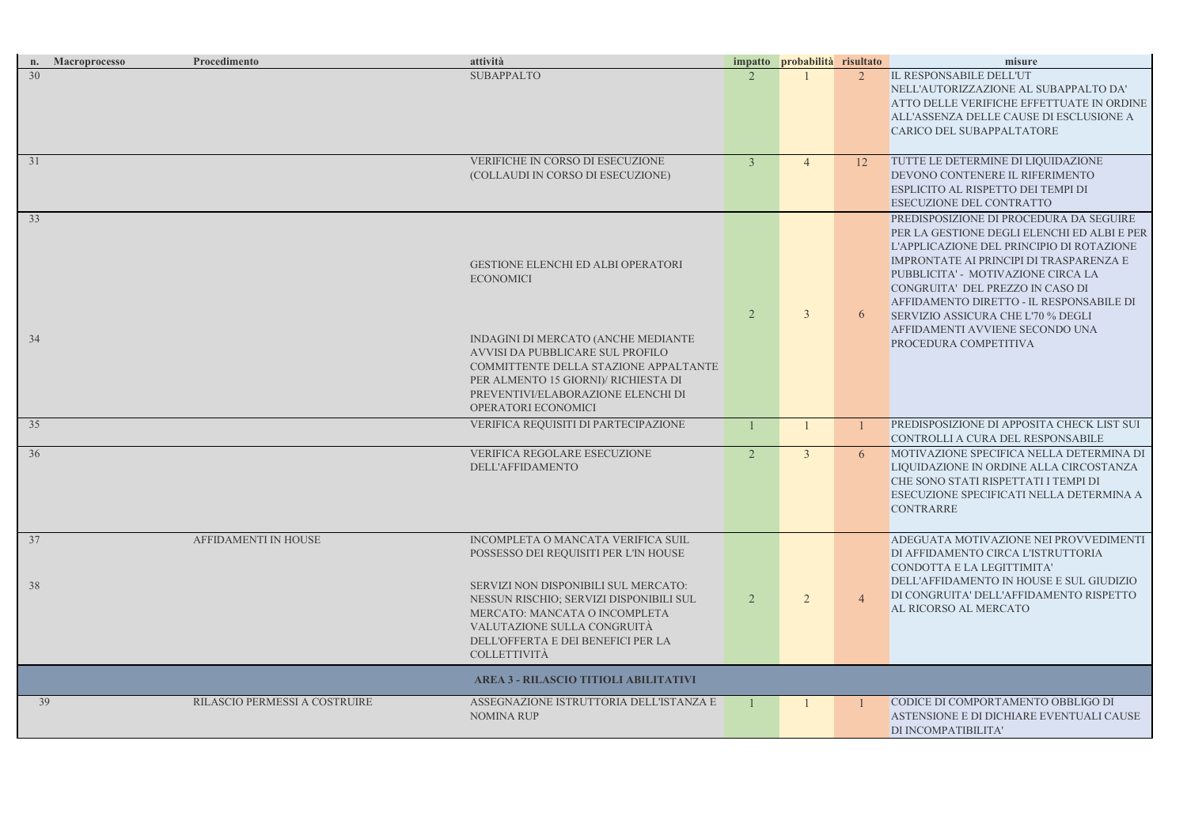| n. | Macroprocesso | Procedimento | attività | impatto | probabilità | risultato | misure |
|---|---|---|---|---|---|---|---|
| 30 | | | SUBAPPALTO | 2 | 1 | 2 | IL RESPONSABILE DELL'UT NELL'AUTORIZZAZIONE AL SUBAPPALTO DA' ATTO DELLE VERIFICHE EFFETTUATE IN ORDINE ALL'ASSENZA DELLE CAUSE DI ESCLUSIONE A CARICO DEL SUBAPPALTATORE |
| 31 | | | VERIFICHE IN CORSO DI ESECUZIONE (COLLAUDI IN CORSO DI ESECUZIONE) | 3 | 4 | 12 | TUTTE LE DETERMINE DI LIQUIDAZIONE DEVONO CONTENERE IL RIFERIMENTO ESPLICITO AL RISPETTO DEI TEMPI DI ESECUZIONE DEL CONTRATTO |
| 33 | | | GESTIONE ELENCHI ED ALBI OPERATORI ECONOMICI | 2 | 3 | 6 | PREDISPOSIZIONE DI PROCEDURA DA SEGUIRE PER LA GESTIONE DEGLI ELENCHI ED ALBI E PER L'APPLICAZIONE DEL PRINCIPIO DI ROTAZIONE IMPRONTATE AI PRINCIPI DI TRASPARENZA E PUBBLICITA' - MOTIVAZIONE CIRCA LA CONGRUITA' DEL PREZZO IN CASO DI AFFIDAMENTO DIRETTO - IL RESPONSABILE DI SERVIZIO ASSICURA CHE L'70 % DEGLI AFFIDAMENTI AVVIENE SECONDO UNA PROCEDURA COMPETITIVA |
| 34 | | | INDAGINI DI MERCATO (ANCHE MEDIANTE AVVISI DA PUBBLICARE SUL PROFILO COMMITTENTE DELLA STAZIONE APPALTANTE PER ALMENTO 15 GIORNI)/ RICHIESTA DI PREVENTIVI/ELABORAZIONE ELENCHI DI OPERATORI ECONOMICI | | | | |
| 35 | | | VERIFICA REQUISITI DI PARTECIPAZIONE | 1 | 1 | 1 | PREDISPOSIZIONE DI APPOSITA CHECK LIST SUI CONTROLLI A CURA DEL RESPONSABILE |
| 36 | | | VERIFICA REGOLARE ESECUZIONE DELL'AFFIDAMENTO | 2 | 3 | 6 | MOTIVAZIONE SPECIFICA NELLA DETERMINA DI LIQUIDAZIONE IN ORDINE ALLA CIRCOSTANZA CHE SONO STATI RISPETTATI I TEMPI DI ESECUZIONE SPECIFICATI NELLA DETERMINA A CONTRARRE |
| 37 | | AFFIDAMENTI IN HOUSE | INCOMPLETA O MANCATA VERIFICA SUIL POSSESSO DEI REQUISITI PER L'IN HOUSE | 2 | 2 | 4 | ADEGUATA MOTIVAZIONE NEI PROVVEDIMENTI DI AFFIDAMENTO CIRCA L'ISTRUTTORIA CONDOTTA E LA LEGITTIMITA' DELL'AFFIDAMENTO IN HOUSE E SUL GIUDIZIO DI CONGRUITA' DELL'AFFIDAMENTO RISPETTO AL RICORSO AL MERCATO |
| 38 | | | SERVIZI NON DISPONIBILI SUL MERCATO: NESSUN RISCHIO; SERVIZI DISPONIBILI SUL MERCATO: MANCATA O INCOMPLETA VALUTAZIONE SULLA CONGRUITÀ DELL'OFFERTA E DEI BENEFICI PER LA COLLETTIVITÀ | | | | |
| | | | **AREA 3 - RILASCIO TITIOLI ABILITATIVI** | | | | |
| 39 | | RILASCIO PERMESSI A COSTRUIRE | ASSEGNAZIONE ISTRUTTORIA DELL'ISTANZA E NOMINA RUP | 1 | 1 | 1 | CODICE DI COMPORTAMENTO OBBLIGO DI ASTENSIONE E DI DICHIARE EVENTUALI CAUSE DI INCOMPATIBILITA' |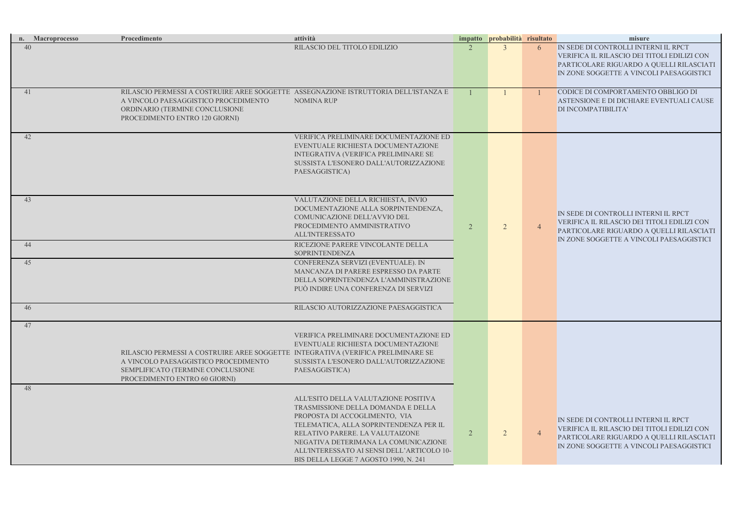| n. | Macroprocesso | Procedimento | attività | impatto | probabilità | risultato | misure |
|---|---|---|---|---|---|---|---|
| 40 | | | RILASCIO DEL TITOLO EDILIZIO | 2 | 3 | 6 | IN SEDE DI CONTROLLI INTERNI IL RPCT VERIFICA IL RILASCIO DEI TITOLI EDILIZI CON PARTICOLARE RIGUARDO A QUELLI RILASCIATI IN ZONE SOGGETTE A VINCOLI PAESAGGISTICI |
| 41 | | RILASCIO PERMESSI A COSTRUIRE AREE SOGGETTE A VINCOLO PAESAGGISTICO PROCEDIMENTO ORDINARIO (TERMINE CONCLUSIONE PROCEDIMENTO ENTRO 120 GIORNI) | ASSEGNAZIONE ISTRUTTORIA DELL'ISTANZA E NOMINA RUP | 1 | 1 | 1 | CODICE DI COMPORTAMENTO OBBLIGO DI ASTENSIONE E DI DICHIARE EVENTUALI CAUSE DI INCOMPATIBILITA' |
| 42 | | | VERIFICA PRELIMINARE DOCUMENTAZIONE ED EVENTUALE RICHIESTA DOCUMENTAZIONE INTEGRATIVA (VERIFICA PRELIMINARE SE SUSSISTA L'ESONERO DALL'AUTORIZZAZIONE PAESAGGISTICA) | 2 | 2 | 4 | IN SEDE DI CONTROLLI INTERNI IL RPCT VERIFICA IL RILASCIO DEI TITOLI EDILIZI CON PARTICOLARE RIGUARDO A QUELLI RILASCIATI IN ZONE SOGGETTE A VINCOLI PAESAGGISTICI |
| 43 | | | VALUTAZIONE DELLA RICHIESTA, INVIO DOCUMENTAZIONE ALLA SORPINTENDENZA, COMUNICAZIONE DELL'AVVIO DEL PROCEDIMENTO AMMINISTRATIVO ALL'INTERESSATO | | | | |
| 44 | | | RICEZIONE PARERE VINCOLANTE DELLA SOPRINTENDENZA | | | | |
| 45 | | | CONFERENZA SERVIZI (EVENTUALE). IN MANCANZA DI PARERE ESPRESSO DA PARTE DELLA SOPRINTENDENZA L'AMMINISTRAZIONE PUÒ INDIRE UNA CONFERENZA DI SERVIZI | | | | |
| 46 | | | RILASCIO AUTORIZZAZIONE PAESAGGISTICA | | | | |
| 47 | | RILASCIO PERMESSI A COSTRUIRE AREE SOGGETTE A VINCOLO PAESAGGISTICO PROCEDIMENTO SEMPLIFICATO (TERMINE CONCLUSIONE PROCEDIMENTO ENTRO 60 GIORNI) | VERIFICA PRELIMINARE DOCUMENTAZIONE ED EVENTUALE RICHIESTA DOCUMENTAZIONE INTEGRATIVA (VERIFICA PRELIMINARE SE SUSSISTA L'ESONERO DALL'AUTORIZZAZIONE PAESAGGISTICA) | 2 | 2 | 4 | IN SEDE DI CONTROLLI INTERNI IL RPCT VERIFICA IL RILASCIO DEI TITOLI EDILIZI CON PARTICOLARE RIGUARDO A QUELLI RILASCIATI IN ZONE SOGGETTE A VINCOLI PAESAGGISTICI |
| 48 | | | ALL'ESITO DELLA VALUTAZIONE POSITIVA TRASMISSIONE DELLA DOMANDA E DELLA PROPOSTA DI ACCOGLIMENTO, VIA TELEMATICA, ALLA SOPRINTENDENZA PER IL RELATIVO PARERE. LA VALUTAIZONE NEGATIVA DETERIMANA LA COMUNICAZIONE ALL'INTERESSATO AI SENSI DELL'ARTICOLO 10-BIS DELLA LEGGE 7 AGOSTO 1990, N. 241 | | | | |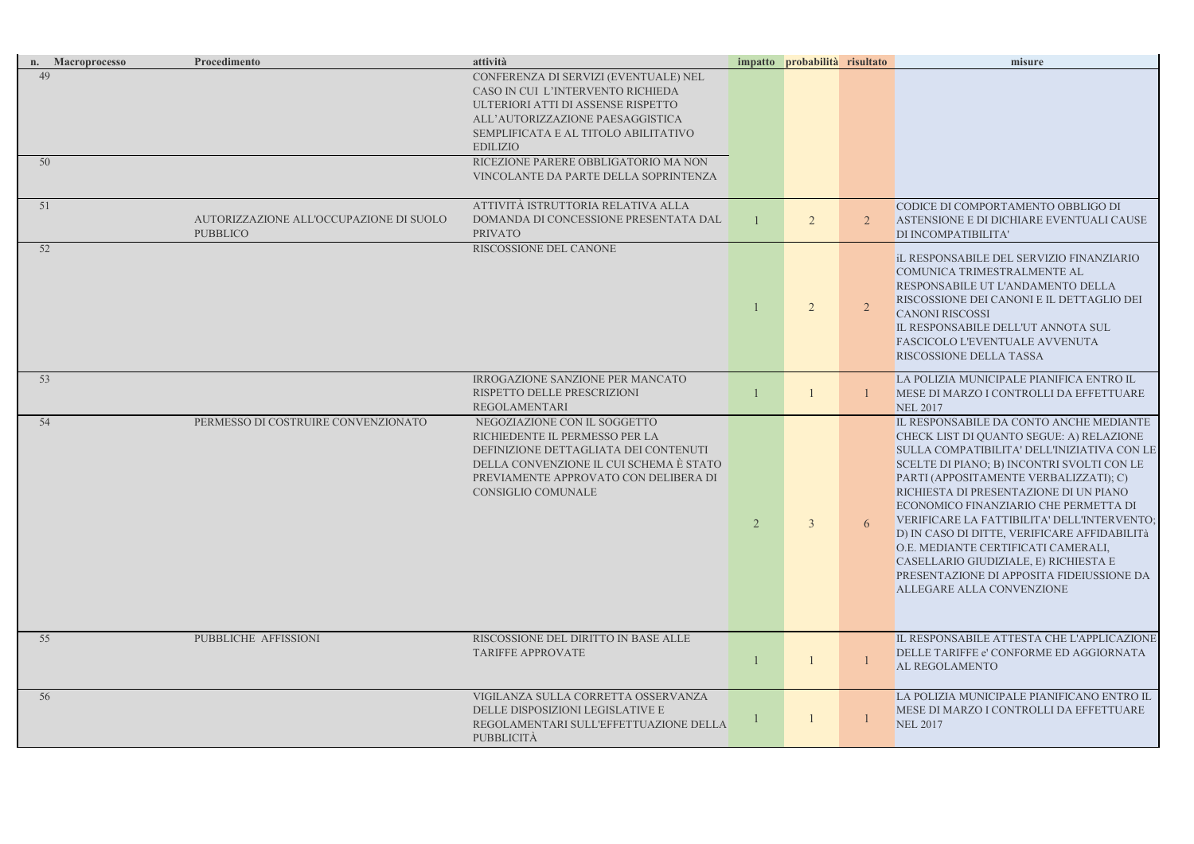| n. | Macroprocesso | Procedimento | attività | impatto | probabilità | risultato | misure |
|---|---|---|---|---|---|---|---|
| 49 | | | CONFERENZA DI SERVIZI (EVENTUALE) NEL CASO IN CUI L'INTERVENTO RICHIEDA ULTERIORI ATTI DI ASSENSE RISPETTO ALL'AUTORIZZAZIONE PAESAGGISTICA SEMPLIFICATA E AL TITOLO ABILITATIVO EDILIZIO | | | | |
| 50 | | | RICEZIONE PARERE OBBLIGATORIO MA NON VINCOLANTE DA PARTE DELLA SOPRINTENZA | | | | |
| 51 | | AUTORIZZAZIONE ALL'OCCUPAZIONE DI SUOLO PUBBLICO | ATTIVITÀ ISTRUTTORIA RELATIVA ALLA DOMANDA DI CONCESSIONE PRESENTATA DAL PRIVATO | 1 | 2 | 2 | CODICE DI COMPORTAMENTO OBBLIGO DI ASTENSIONE E DI DICHIARE EVENTUALI CAUSE DI INCOMPATIBILITA' |
| 52 | | | RISCOSSIONE DEL CANONE | 1 | 2 | 2 | iL RESPONSABILE DEL SERVIZIO FINANZIARIO COMUNICA TRIMESTRALMENTE AL RESPONSABILE UT L'ANDAMENTO DELLA RISCOSSIONE DEI CANONI E IL DETTAGLIO DEI CANONI RISCOSSI IL RESPONSABILE DELL'UT ANNOTA SUL FASCICOLO L'EVENTUALE AVVENUTA RISCOSSIONE DELLA TASSA |
| 53 | | | IRROGAZIONE SANZIONE PER MANCATO RISPETTO DELLE PRESCRIZIONI REGOLAMENTARI | 1 | 1 | 1 | LA POLIZIA MUNICIPALE PIANIFICA ENTRO IL MESE DI MARZO I CONTROLLI DA EFFETTUARE NEL 2017 |
| 54 | | PERMESSO DI COSTRUIRE CONVENZIONATO | NEGOZIAZIONE CON IL SOGGETTO RICHIEDENTE IL PERMESSO PER LA DEFINIZIONE DETTAGLIATA DEI CONTENUTI DELLA CONVENZIONE IL CUI SCHEMA È STATO PREVIAMENTE APPROVATO CON DELIBERA DI CONSIGLIO COMUNALE | 2 | 3 | 6 | IL RESPONSABILE DA CONTO ANCHE MEDIANTE CHECK LIST DI QUANTO SEGUE: A) RELAZIONE SULLA COMPATIBILITA' DELL'INIZIATIVA CON LE SCELTE DI PIANO; B) INCONTRI SVOLTI CON LE PARTI (APPOSITAMENTE VERBALIZZATI); C) RICHIESTA DI PRESENTAZIONE DI UN PIANO ECONOMICO FINANZIARIO CHE PERMETTA DI VERIFICARE LA FATTIBILITA' DELL'INTERVENTO; D) IN CASO DI DITTE, VERIFICARE AFFIDABILITà O.E. MEDIANTE CERTIFICATI CAMERALI, CASELLARIO GIUDIZIALE, E) RICHIESTA E PRESENTAZIONE DI APPOSITA FIDEIUSSIONE DA ALLEGARE ALLA CONVENZIONE |
| 55 | | PUBBLICHE AFFISSIONI | RISCOSSIONE DEL DIRITTO IN BASE ALLE TARIFFE APPROVATE | 1 | 1 | 1 | IL RESPONSABILE ATTESTA CHE L'APPLICAZIONE DELLE TARIFFE e' CONFORME ED AGGIORNATA AL REGOLAMENTO |
| 56 | | | VIGILANZA SULLA CORRETTA OSSERVANZA DELLE DISPOSIZIONI LEGISLATIVE E REGOLAMENTARI SULL'EFFETTUAZIONE DELLA PUBBLICITÀ | 1 | 1 | 1 | LA POLIZIA MUNICIPALE PIANIFICANO ENTRO IL MESE DI MARZO I CONTROLLI DA EFFETTUARE NEL 2017 |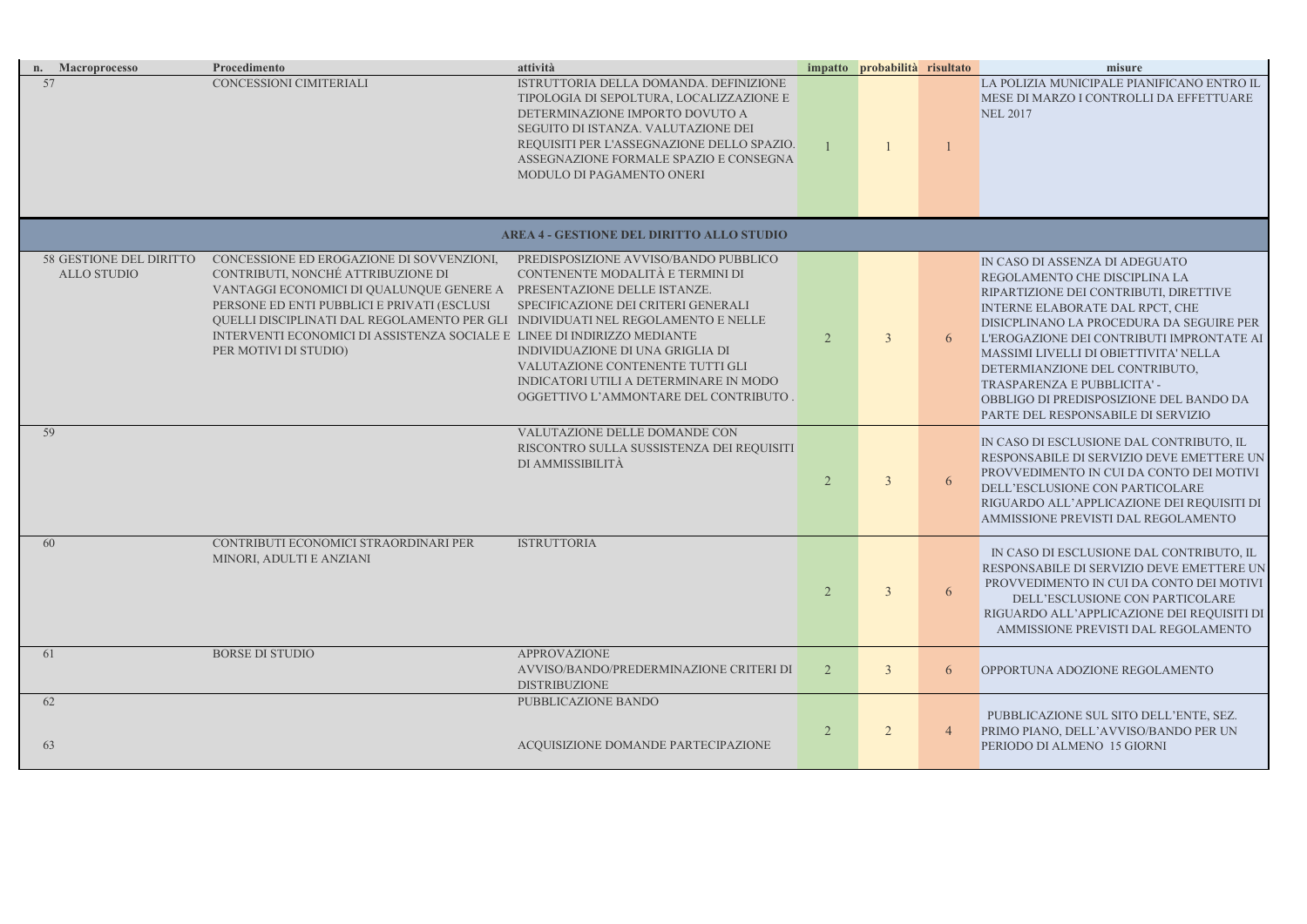| n. | Macroprocesso | Procedimento | attività | impatto | probabilità | risultato | misure |
|---|---|---|---|---|---|---|---|
| 57 | | CONCESSIONI CIMITERIALI | ISTRUTTORIA DELLA DOMANDA. DEFINIZIONE TIPOLOGIA DI SEPOLTURA, LOCALIZZAZIONE E DETERMINAZIONE IMPORTO DOVUTO A SEGUITO DI ISTANZA. VALUTAZIONE DEI REQUISITI PER L'ASSEGNAZIONE DELLO SPAZIO. ASSEGNAZIONE FORMALE SPAZIO E CONSEGNA MODULO DI PAGAMENTO ONERI | 1 | 1 | 1 | LA POLIZIA MUNICIPALE PIANIFICANO ENTRO IL MESE DI MARZO I CONTROLLI DA EFFETTUARE NEL 2017 |
| | | | **AREA 4 - GESTIONE DEL DIRITTO ALLO STUDIO** | | | | |
| 58 | GESTIONE DEL DIRITTO ALLO STUDIO | CONCESSIONE ED EROGAZIONE DI SOVVENZIONI, CONTRIBUTI, NONCHÉ ATTRIBUZIONE DI VANTAGGI ECONOMICI DI QUALUNQUE GENERE A PERSONE ED ENTI PUBBLICI E PRIVATI (ESCLUSI QUELLI DISCIPLINATI DAL REGOLAMENTO PER GLI INTERVENTI ECONOMICI DI ASSISTENZA SOCIALE E PER MOTIVI DI STUDIO) | PREDISPOSIZIONE AVVISO/BANDO PUBBLICO CONTENENTE MODALITÀ E TERMINI DI PRESENTAZIONE DELLE ISTANZE. SPECIFICAZIONE DEI CRITERI GENERALI INDIVIDUATI NEL REGOLAMENTO E NELLE LINEE DI INDIRIZZO MEDIANTE INDIVIDUAZIONE DI UNA GRIGLIA DI VALUTAZIONE CONTENENTE TUTTI GLI INDICATORI UTILI A DETERMINARE IN MODO OGGETTIVO L'AMMONTARE DEL CONTRIBUTO . | 2 | 3 | 6 | IN CASO DI ASSENZA DI ADEGUATO REGOLAMENTO CHE DISCIPLINA LA RIPARTIZIONE DEI CONTRIBUTI, DIRETTIVE INTERNE ELABORATE DAL RPCT, CHE DISICPLINANO LA PROCEDURA DA SEGUIRE PER L'EROGAZIONE DEI CONTRIBUTI IMPRONTATE AI MASSIMI LIVELLI DI OBIETTIVITA' NELLA DETERMIANZIONE DEL CONTRIBUTO, TRASPARENZA E PUBBLICITA' - OBBLIGO DI PREDISPOSIZIONE DEL BANDO DA PARTE DEL RESPONSABILE DI SERVIZIO |
| 59 | | | VALUTAZIONE DELLE DOMANDE CON RISCONTRO SULLA SUSSISTENZA DEI REQUISITI DI AMMISSIBILITÀ | 2 | 3 | 6 | IN CASO DI ESCLUSIONE DAL CONTRIBUTO, IL RESPONSABILE DI SERVIZIO DEVE EMETTERE UN PROVVEDIMENTO IN CUI DA CONTO DEI MOTIVI DELL'ESCLUSIONE CON PARTICOLARE RIGUARDO ALL'APPLICAZIONE DEI REQUISITI DI AMMISSIONE PREVISTI DAL REGOLAMENTO |
| 60 | | CONTRIBUTI ECONOMICI STRAORDINARI PER MINORI, ADULTI E ANZIANI | ISTRUTTORIA | 2 | 3 | 6 | IN CASO DI ESCLUSIONE DAL CONTRIBUTO, IL RESPONSABILE DI SERVIZIO DEVE EMETTERE UN PROVVEDIMENTO IN CUI DA CONTO DEI MOTIVI DELL'ESCLUSIONE CON PARTICOLARE RIGUARDO ALL'APPLICAZIONE DEI REQUISITI DI AMMISSIONE PREVISTI DAL REGOLAMENTO |
| 61 | | BORSE DI STUDIO | APPROVAZIONE AVVISO/BANDO/PREDERMINAZIONE CRITERI DI DISTRIBUZIONE | 2 | 3 | 6 | OPPORTUNA ADOZIONE REGOLAMENTO |
| 62 | | | PUBBLICAZIONE BANDO | 2 | 2 | 4 | PUBBLICAZIONE SUL SITO DELL'ENTE, SEZ. PRIMO PIANO, DELL'AVVISO/BANDO PER UN PERIODO DI ALMENO 15 GIORNI |
| 63 | | | ACQUISIZIONE DOMANDE PARTECIPAZIONE | | | | |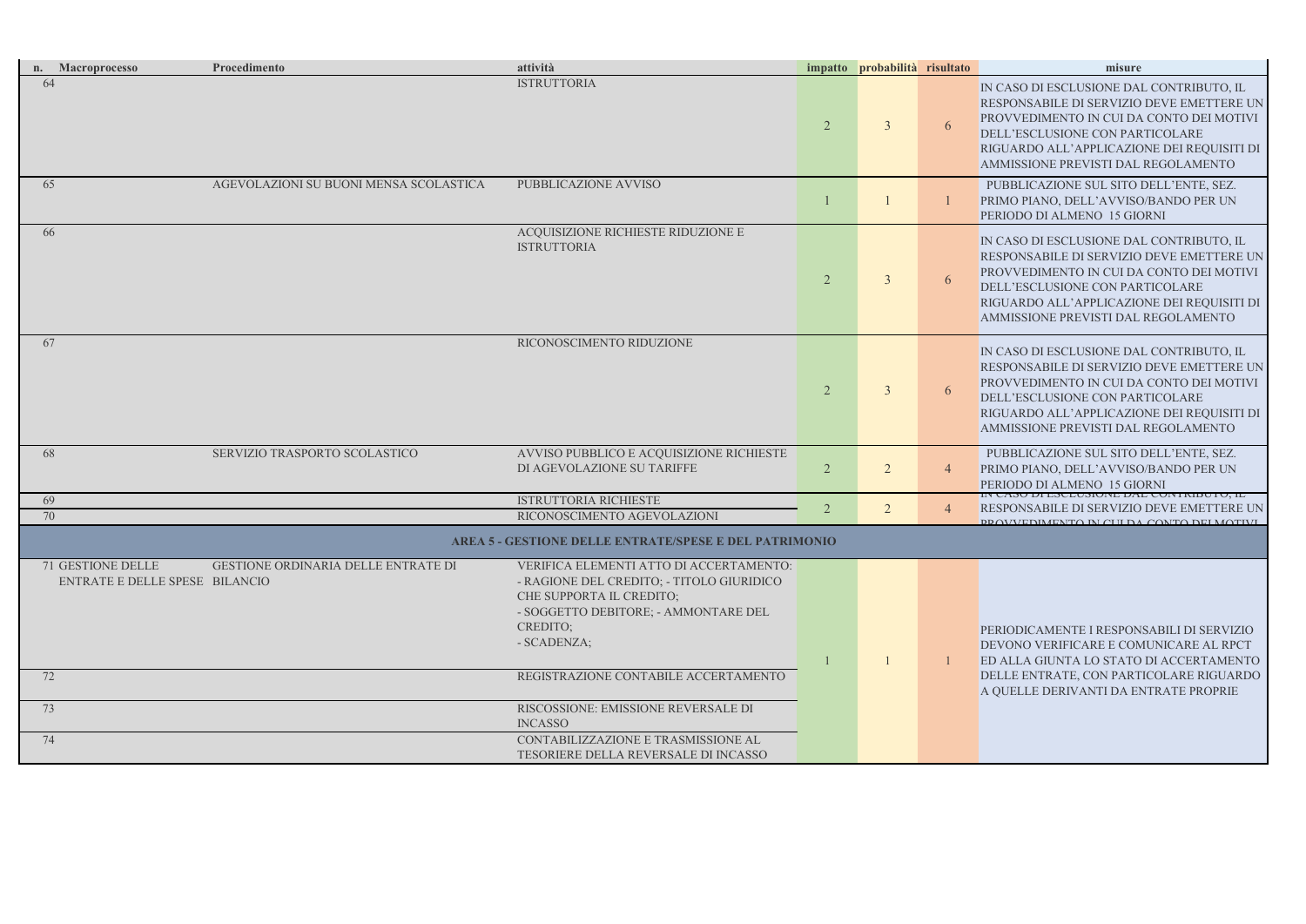| n. | Macroprocesso | Procedimento | attività | impatto | probabilità | risultato | misure |
|---|---|---|---|---|---|---|---|
| 64 | | | ISTRUTTORIA | 2 | 3 | 6 | IN CASO DI ESCLUSIONE DAL CONTRIBUTO, IL RESPONSABILE DI SERVIZIO DEVE EMETTERE UN PROVVEDIMENTO IN CUI DA CONTO DEI MOTIVI DELL'ESCLUSIONE CON PARTICOLARE RIGUARDO ALL'APPLICAZIONE DEI REQUISITI DI AMMISSIONE PREVISTI DAL REGOLAMENTO |
| 65 | | AGEVOLAZIONI SU BUONI MENSA SCOLASTICA | PUBBLICAZIONE AVVISO | 1 | 1 | 1 | PUBBLICAZIONE SUL SITO DELL'ENTE, SEZ. PRIMO PIANO, DELL'AVVISO/BANDO PER UN PERIODO DI ALMENO 15 GIORNI |
| 66 | | | ACQUISIZIONE RICHIESTE RIDUZIONE E ISTRUTTORIA | 2 | 3 | 6 | IN CASO DI ESCLUSIONE DAL CONTRIBUTO, IL RESPONSABILE DI SERVIZIO DEVE EMETTERE UN PROVVEDIMENTO IN CUI DA CONTO DEI MOTIVI DELL'ESCLUSIONE CON PARTICOLARE RIGUARDO ALL'APPLICAZIONE DEI REQUISITI DI AMMISSIONE PREVISTI DAL REGOLAMENTO |
| 67 | | | RICONOSCIMENTO RIDUZIONE | 2 | 3 | 6 | IN CASO DI ESCLUSIONE DAL CONTRIBUTO, IL RESPONSABILE DI SERVIZIO DEVE EMETTERE UN PROVVEDIMENTO IN CUI DA CONTO DEI MOTIVI DELL'ESCLUSIONE CON PARTICOLARE RIGUARDO ALL'APPLICAZIONE DEI REQUISITI DI AMMISSIONE PREVISTI DAL REGOLAMENTO |
| 68 | | SERVIZIO TRASPORTO SCOLASTICO | AVVISO PUBBLICO E ACQUISIZIONE RICHIESTE DI AGEVOLAZIONE SU TARIFFE | 2 | 2 | 4 | PUBBLICAZIONE SUL SITO DELL'ENTE, SEZ. PRIMO PIANO, DELL'AVVISO/BANDO PER UN PERIODO DI ALMENO 15 GIORNI |
| 69 | | | ISTRUTTORIA RICHIESTE | 2 | 2 | 4 | IN CASO DI ESCLUSIONE DAL CONTRIBUTO, IL RESPONSABILE DI SERVIZIO DEVE EMETTERE UN PROVVEDIMENTO IN CUI DA CONTO DEI MOTIVI |
| 70 | | | RICONOSCIMENTO AGEVOLAZIONI | | | | |
| | | | **AREA 5 - GESTIONE DELLE ENTRATE/SPESE E DEL PATRIMONIO** | | | | |
| 71 | GESTIONE DELLE ENTRATE E DELLE SPESE | GESTIONE ORDINARIA DELLE ENTRATE DI BILANCIO | VERIFICA ELEMENTI ATTO DI ACCERTAMENTO: - RAGIONE DEL CREDITO; - TITOLO GIURIDICO CHE SUPPORTA IL CREDITO; - SOGGETTO DEBITORE; - AMMONTARE DEL CREDITO; - SCADENZA; | 1 | 1 | 1 | PERIODICAMENTE I RESPONSABILI DI SERVIZIO DEVONO VERIFICARE E COMUNICARE AL RPCT ED ALLA GIUNTA LO STATO DI ACCERTAMENTO DELLE ENTRATE, CON PARTICOLARE RIGUARDO A QUELLE DERIVANTI DA ENTRATE PROPRIE |
| 72 | | | REGISTRAZIONE CONTABILE ACCERTAMENTO | | | | |
| 73 | | | RISCOSSIONE: EMISSIONE REVERSALE DI INCASSO | | | | |
| 74 | | | CONTABILIZZAZIONE E TRASMISSIONE AL TESORIERE DELLA REVERSALE DI INCASSO | | | | |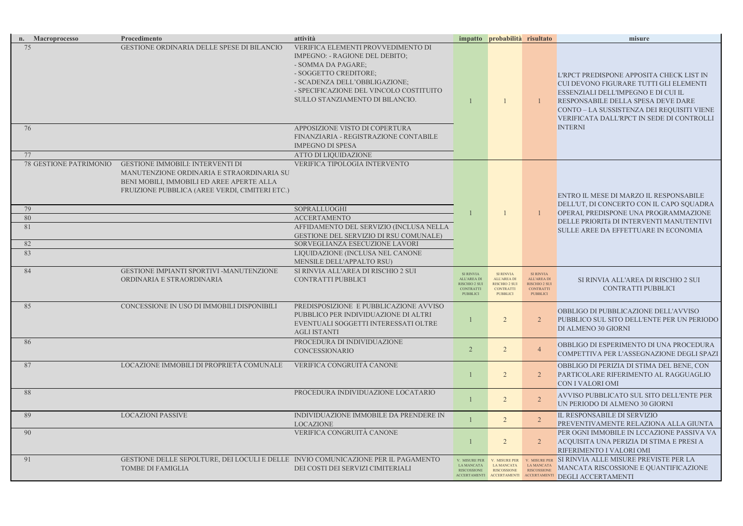| n. | Macroprocesso | Procedimento | attività | impatto | probabilità | risultato | misure |
|---|---|---|---|---|---|---|---|
| 75 | | GESTIONE ORDINARIA DELLE SPESE DI BILANCIO | VERIFICA ELEMENTI PROVVEDIMENTO DI IMPEGNO: - RAGIONE DEL DEBITO; - SOMMA DA PAGARE; - SOGGETTO CREDITORE; - SCADENZA DELL'OBBLIGAZIONE; - SPECIFICAZIONE DEL VINCOLO COSTITUITO SULLO STANZIAMENTO DI BILANCIO. | 1 | 1 | 1 | L'RPCT PREDISPONE APPOSITA CHECK LIST IN CUI DEVONO FIGURARE TUTTI GLI ELEMENTI ESSENZIALI DELL'IMPEGNO E DI CUI IL RESPONSABILE DELLA SPESA DEVE DARE CONTO – LA SUSSISTENZA DEI REQUISITI VIENE VERIFICATA DALL'RPCT IN SEDE DI CONTROLLI INTERNI |
| 76 | | | APPOSIZIONE VISTO DI COPERTURA FINANZIARIA - REGISTRAZIONE CONTABILE IMPEGNO DI SPESA | | | | |
| 77 | | | ATTO DI LIQUIDAZIONE | | | | |
| 78 | GESTIONE PATRIMONIO | GESTIONE IMMOBILI: INTERVENTI DI MANUTENZIONE ORDINARIA E STRAORDINARIA SU BENI MOBILI, IMMOBILI ED AREE APERTE ALLA FRUIZIONE PUBBLICA (AREE VERDI, CIMITERI ETC.) | VERIFICA TIPOLOGIA INTERVENTO | 1 | 1 | 1 | ENTRO IL MESE DI MARZO IL RESPONSABILE DELL'UT, DI CONCERTO CON IL CAPO SQUADRA OPERAI, PREDISPONE UNA PROGRAMMAZIONE DELLE PRIORITà DI INTERVENTI MANUTENTIVI SULLE AREE DA EFFETTUARE IN ECONOMIA |
| 79 | | | SOPRALLUOGHI | | | | |
| 80 | | | ACCERTAMENTO | | | | |
| 81 | | | AFFIDAMENTO DEL SERVIZIO (INCLUSA NELLA GESTIONE DEL SERVIZIO DI RSU COMUNALE) | | | | |
| 82 | | | SORVEGLIANZA ESECUZIONE LAVORI | | | | |
| 83 | | | LIQUIDAZIONE (INCLUSA NEL CANONE MENSILE DELL'APPALTO RSU) | | | | |
| 84 | | GESTIONE IMPIANTI SPORTIVI -MANUTENZIONE ORDINARIA E STRAORDINARIA | SI RINVIA ALL'AREA DI RISCHIO 2 SUI CONTRATTI PUBBLICI | SI RINVIA ALL'AREA DI RISCHIO 2 SUI CONTRATTI PUBBLICI | SI RINVIA ALL'AREA DI RISCHIO 2 SUI CONTRATTI PUBBLICI | SI RINVIA ALL'AREA DI RISCHIO 2 SUI CONTRATTI PUBBLICI | SI RINVIA ALL'AREA DI RISCHIO 2 SUI CONTRATTI PUBBLICI |
| 85 | | CONCESSIONE IN USO DI IMMOBILI DISPONIBILI | PREDISPOSIZIONE E PUBBLICAZIONE AVVISO PUBBLICO PER INDIVIDUAZIONE DI ALTRI EVENTUALI SOGGETTI INTERESSATI OLTRE AGLI ISTANTI | 1 | 2 | 2 | OBBLIGO DI PUBBLICAZIONE DELL'AVVISO PUBBLICO SUL SITO DELL'ENTE PER UN PERIODO DI ALMENO 30 GIORNI |
| 86 | | | PROCEDURA DI INDIVIDUAZIONE CONCESSIONARIO | 2 | 2 | 4 | OBBLIGO DI ESPERIMENTO DI UNA PROCEDURA COMPETTIVA PER L'ASSEGNAZIONE DEGLI SPAZI |
| 87 | | LOCAZIONE IMMOBILI DI PROPRIETÀ COMUNALE | VERIFICA CONGRUITÀ CANONE | 1 | 2 | 2 | OBBLIGO DI PERIZIA DI STIMA DEL BENE, CON PARTICOLARE RIFERIMENTO AL RAGGUAGLIO CON I VALORI OMI |
| 88 | | | PROCEDURA INDIVIDUAZIONE LOCATARIO | 1 | 2 | 2 | AVVISO PUBBLICATO SUL SITO DELL'ENTE PER UN PERIODO DI ALMENO 30 GIORNI |
| 89 | | LOCAZIONI PASSIVE | INDIVIDUAZIONE IMMOBILE DA PRENDERE IN LOCAZIONE | 1 | 2 | 2 | IL RESPONSABILE DI SERVIZIO PREVENTIVAMENTE RELAZIONA ALLA GIUNTA |
| 90 | | | VERIFICA CONGRUITÀ CANONE | 1 | 2 | 2 | PER OGNI IMMOBILE IN LCCAZIONE PASSIVA VA ACQUISITA UNA PERIZIA DI STIMA E PRESI A RIFERIMENTO I VALORI OMI |
| 91 | | GESTIONE DELLE SEPOLTURE, DEI LOCULI E DELLE TOMBE DI FAMIGLIA | INVIO COMUNICAZIONE PER IL PAGAMENTO DEI COSTI DEI SERVIZI CIMITERIALI | V. MISURE PER LA MANCATA RISCOSSIONE ACCERTAMENTI | V. MISURE PER LA MANCATA RISCOSSIONE ACCERTAMENTI | V. MISURE PER LA MANCATA RISCOSSIONE ACCERTAMENTI | SI RINVIA ALLE MISURE PREVISTE PER LA MANCATA RISCOSSIONE E QUANTIFICAZIONE DEGLI ACCERTAMENTI |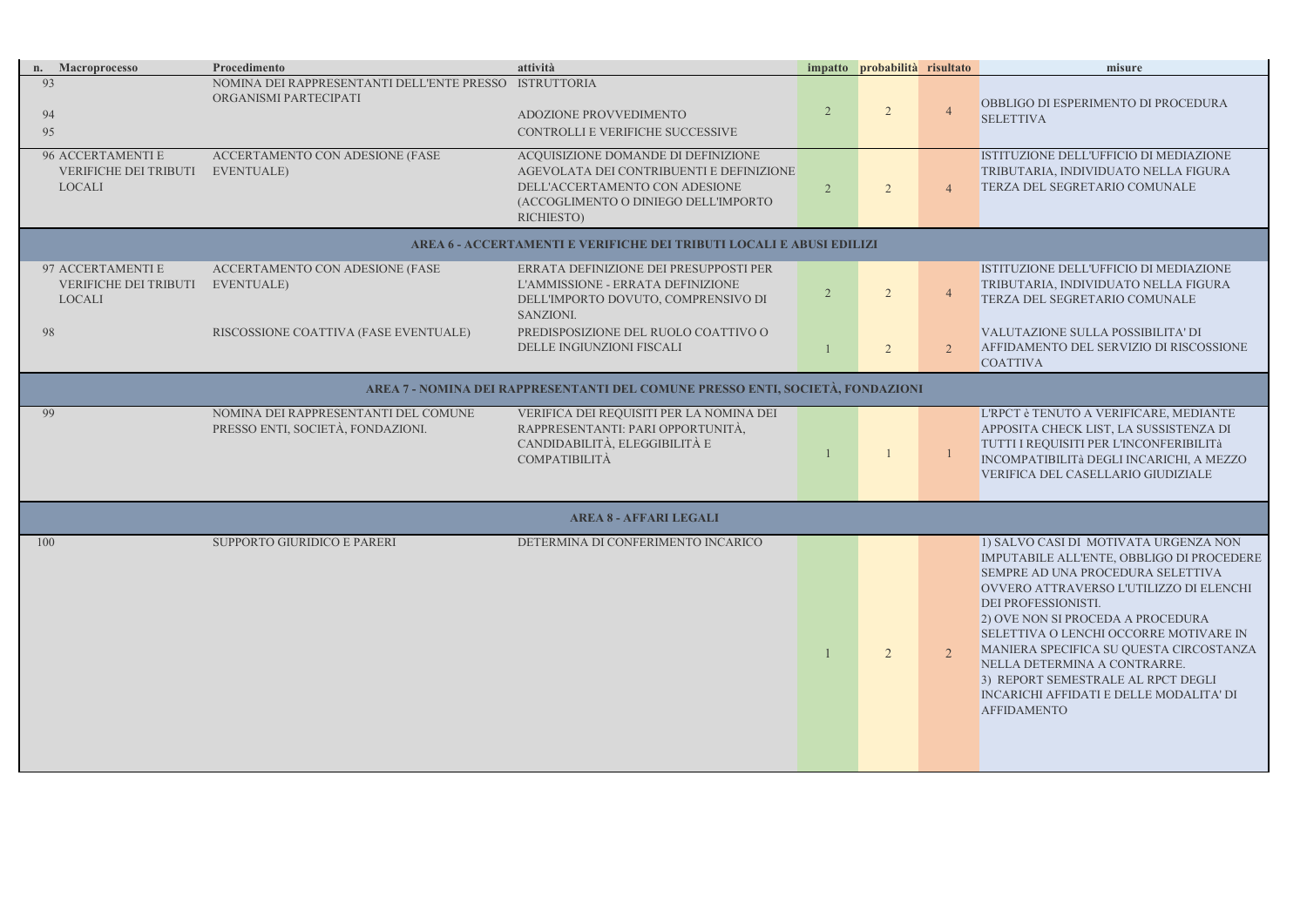| n. | Macroprocesso | Procedimento | attività | impatto | probabilità | risultato | misure |
|---|---|---|---|---|---|---|---|
| 93 | | NOMINA DEI RAPPRESENTANTI DELL'ENTE PRESSO ORGANISMI PARTECIPATI | ISTRUTTORIA | 2 | 2 | 4 | OBBLIGO DI ESPERIMENTO DI PROCEDURA SELETTIVA |
| 94 | | | ADOZIONE PROVVEDIMENTO | | | | |
| 95 | | | CONTROLLI E VERIFICHE SUCCESSIVE | | | | |
| 96 | ACCERTAMENTI E VERIFICHE DEI TRIBUTI LOCALI | ACCERTAMENTO CON ADESIONE (FASE EVENTUALE) | ACQUISIZIONE DOMANDE DI DEFINIZIONE AGEVOLATA DEI CONTRIBUENTI E DEFINIZIONE DELL'ACCERTAMENTO CON ADESIONE (ACCOGLIMENTO O DINIEGO DELL'IMPORTO RICHIESTO) | 2 | 2 | 4 | ISTITUZIONE DELL'UFFICIO DI MEDIAZIONE TRIBUTARIA, INDIVIDUATO NELLA FIGURA TERZA DEL SEGRETARIO COMUNALE |
| | | | **AREA 6 - ACCERTAMENTI E VERIFICHE DEI TRIBUTI LOCALI E ABUSI EDILIZI** | | | | |
| 97 | ACCERTAMENTI E VERIFICHE DEI TRIBUTI LOCALI | ACCERTAMENTO CON ADESIONE (FASE EVENTUALE) | ERRATA DEFINIZIONE DEI PRESUPPOSTI PER L'AMMISSIONE - ERRATA DEFINIZIONE DELL'IMPORTO DOVUTO, COMPRENSIVO DI SANZIONI. | 2 | 2 | 4 | ISTITUZIONE DELL'UFFICIO DI MEDIAZIONE TRIBUTARIA, INDIVIDUATO NELLA FIGURA TERZA DEL SEGRETARIO COMUNALE |
| 98 | | RISCOSSIONE COATTIVA (FASE EVENTUALE) | PREDISPOSIZIONE DEL RUOLO COATTIVO O DELLE INGIUNZIONI FISCALI | 1 | 2 | 2 | VALUTAZIONE SULLA POSSIBILITA' DI AFFIDAMENTO DEL SERVIZIO DI RISCOSSIONE COATTIVA |
| | | | **AREA 7 - NOMINA DEI RAPPRESENTANTI DEL COMUNE PRESSO ENTI, SOCIETÀ, FONDAZIONI** | | | | |
| 99 | | NOMINA DEI RAPPRESENTANTI DEL COMUNE PRESSO ENTI, SOCIETÀ, FONDAZIONI. | VERIFICA DEI REQUISITI PER LA NOMINA DEI RAPPRESENTANTI: PARI OPPORTUNITÀ, CANDIDABILITÀ, ELEGGIBILITÀ E COMPATIBILITÀ | 1 | 1 | 1 | L'RPCT è TENUTO A VERIFICARE, MEDIANTE APPOSITA CHECK LIST, LA SUSSISTENZA DI TUTTI I REQUISITI PER L'INCONFERIBILITà INCOMPATIBILITà DEGLI INCARICHI, A MEZZO VERIFICA DEL CASELLARIO GIUDIZIALE |
| | | | **AREA 8 - AFFARI LEGALI** | | | | |
| 100 | | SUPPORTO GIURIDICO E PARERI | DETERMINA DI CONFERIMENTO INCARICO | 1 | 2 | 2 | 1) SALVO CASI DI MOTIVATA URGENZA NON IMPUTABILE ALL'ENTE, OBBLIGO DI PROCEDERE SEMPRE AD UNA PROCEDURA SELETTIVA OVVERO ATTRAVERSO L'UTILIZZO DI ELENCHI DEI PROFESSIONISTI.<br>2) OVE NON SI PROCEDA A PROCEDURA SELETTIVA O LENCHI OCCORRE MOTIVARE IN MANIERA SPECIFICA SU QUESTA CIRCOSTANZA NELLA DETERMINA A CONTRARRE.<br>3) REPORT SEMESTRALE AL RPCT DEGLI INCARICHI AFFIDATI E DELLE MODALITA' DI AFFIDAMENTO |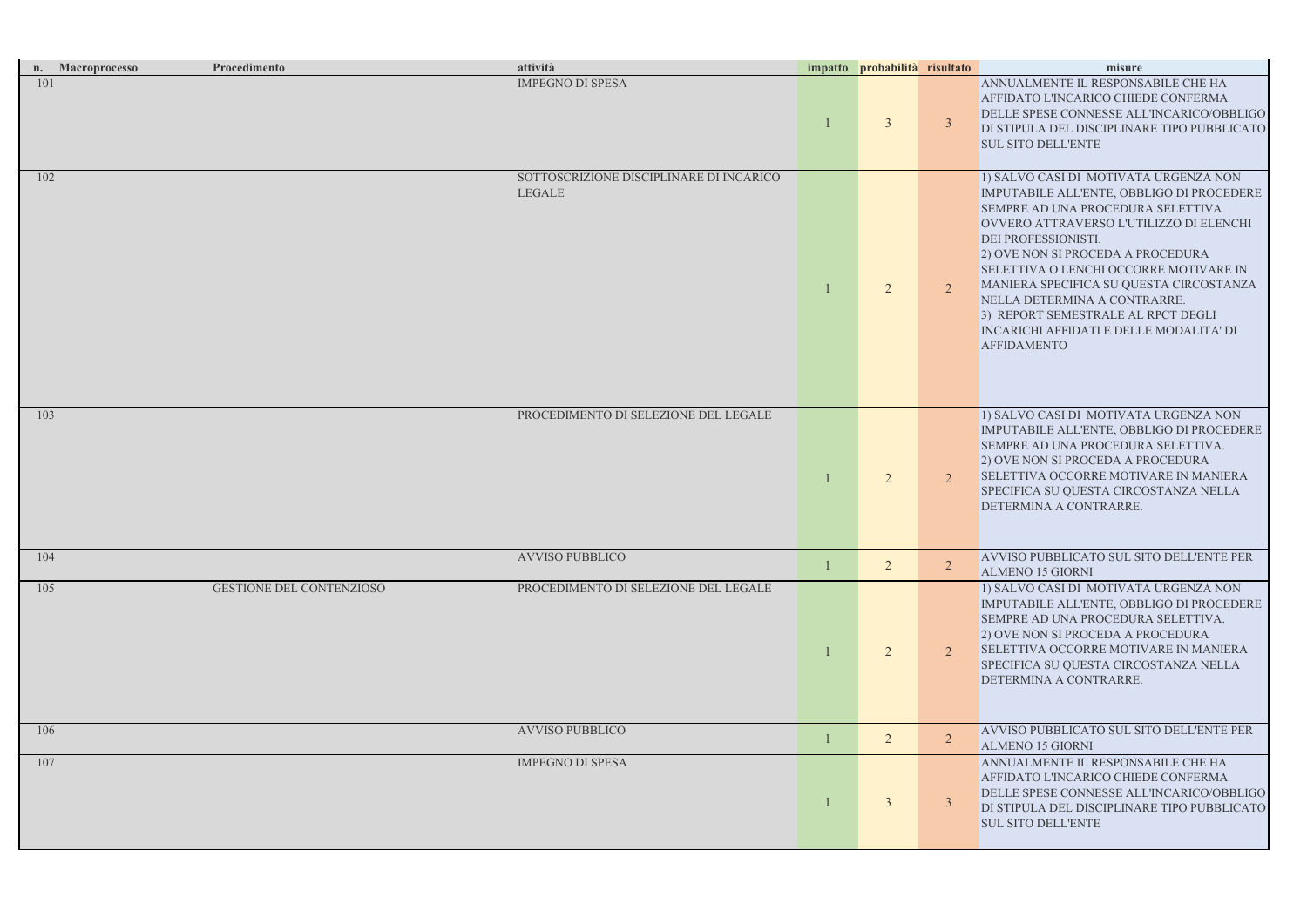| n. | Macroprocesso | Procedimento | attività | impatto | probabilità | risultato | misure |
|---|---|---|---|---|---|---|---|
| 101 | | | IMPEGNO DI SPESA | 1 | 3 | 3 | ANNUALMENTE IL RESPONSABILE CHE HA AFFIDATO L'INCARICO CHIEDE CONFERMA DELLE SPESE CONNESSE ALL'INCARICO/OBBLIGO DI STIPULA DEL DISCIPLINARE TIPO PUBBLICATO SUL SITO DELL'ENTE |
| 102 | | | SOTTOSCRIZIONE DISCIPLINARE DI INCARICO LEGALE | 1 | 2 | 2 | 1) SALVO CASI DI MOTIVATA URGENZA NON IMPUTABILE ALL'ENTE, OBBLIGO DI PROCEDERE SEMPRE AD UNA PROCEDURA SELETTIVA OVVERO ATTRAVERSO L'UTILIZZO DI ELENCHI DEI PROFESSIONISTI.<br>2) OVE NON SI PROCEDA A PROCEDURA SELETTIVA O LENCHI OCCORRE MOTIVARE IN MANIERA SPECIFICA SU QUESTA CIRCOSTANZA NELLA DETERMINA A CONTRARRE.<br>3) REPORT SEMESTRALE AL RPCT DEGLI INCARICHI AFFIDATI E DELLE MODALITA' DI AFFIDAMENTO |
| 103 | | | PROCEDIMENTO DI SELEZIONE DEL LEGALE | 1 | 2 | 2 | 1) SALVO CASI DI MOTIVATA URGENZA NON IMPUTABILE ALL'ENTE, OBBLIGO DI PROCEDERE SEMPRE AD UNA PROCEDURA SELETTIVA.<br>2) OVE NON SI PROCEDA A PROCEDURA SELETTIVA OCCORRE MOTIVARE IN MANIERA SPECIFICA SU QUESTA CIRCOSTANZA NELLA DETERMINA A CONTRARRE. |
| 104 | | | AVVISO PUBBLICO | 1 | 2 | 2 | AVVISO PUBBLICATO SUL SITO DELL'ENTE PER ALMENO 15 GIORNI |
| 105 | | GESTIONE DEL CONTENZIOSO | PROCEDIMENTO DI SELEZIONE DEL LEGALE | 1 | 2 | 2 | 1) SALVO CASI DI MOTIVATA URGENZA NON IMPUTABILE ALL'ENTE, OBBLIGO DI PROCEDERE SEMPRE AD UNA PROCEDURA SELETTIVA.<br>2) OVE NON SI PROCEDA A PROCEDURA SELETTIVA OCCORRE MOTIVARE IN MANIERA SPECIFICA SU QUESTA CIRCOSTANZA NELLA DETERMINA A CONTRARRE. |
| 106 | | | AVVISO PUBBLICO | 1 | 2 | 2 | AVVISO PUBBLICATO SUL SITO DELL'ENTE PER ALMENO 15 GIORNI |
| 107 | | | IMPEGNO DI SPESA | 1 | 3 | 3 | ANNUALMENTE IL RESPONSABILE CHE HA AFFIDATO L'INCARICO CHIEDE CONFERMA DELLE SPESE CONNESSE ALL'INCARICO/OBBLIGO DI STIPULA DEL DISCIPLINARE TIPO PUBBLICATO SUL SITO DELL'ENTE |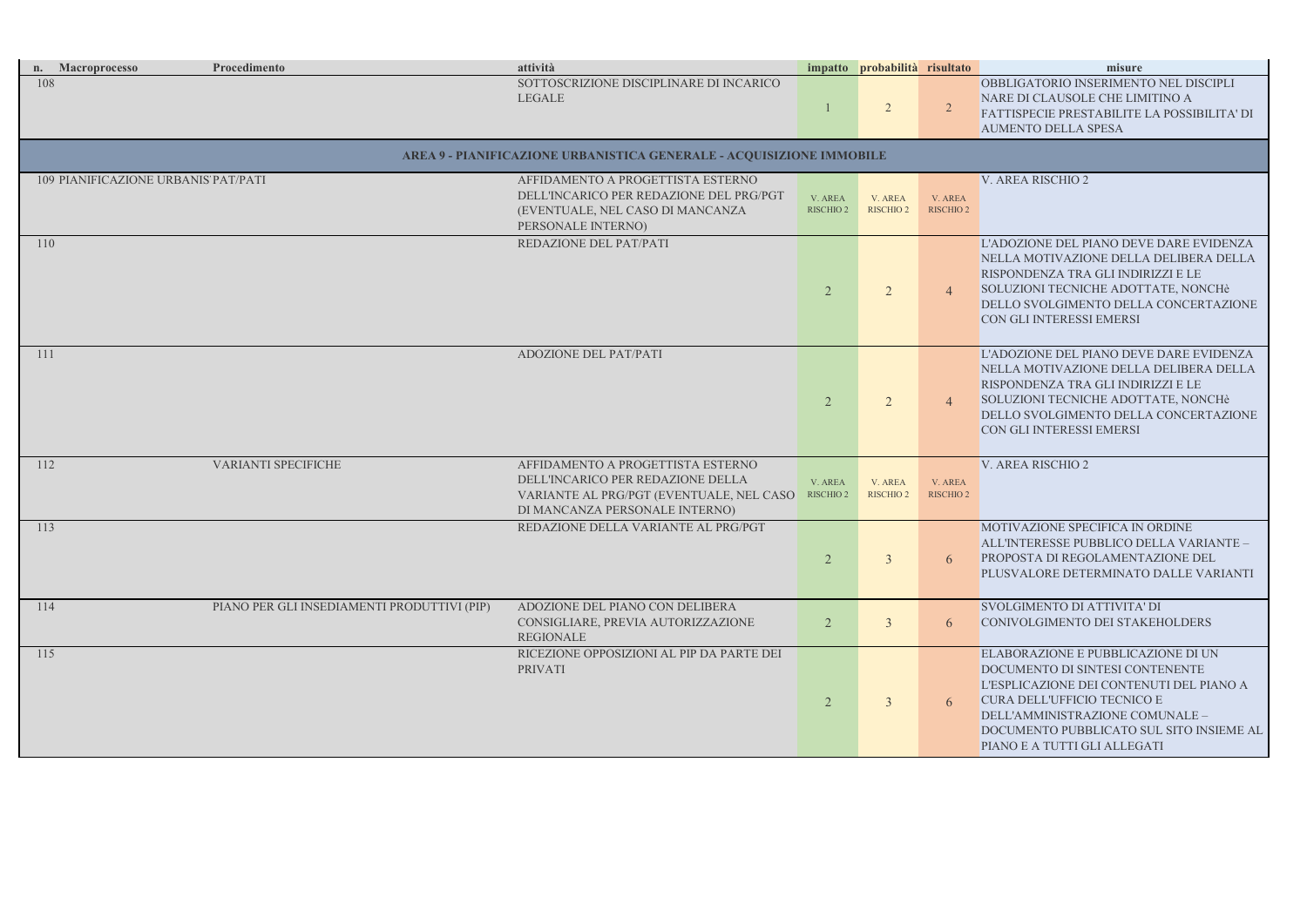| n. | Macroprocesso | Procedimento | attività | impatto | probabilità | risultato | misure |
|---|---|---|---|---|---|---|---|
| 108 | | | SOTTOSCRIZIONE DISCIPLINARE DI INCARICO LEGALE | 1 | 2 | 2 | OBBLIGATORIO INSERIMENTO NEL DISCIPLI NARE DI CLAUSOLE CHE LIMITINO A FATTISPECIE PRESTABILITE LA POSSIBILITA' DI AUMENTO DELLA SPESA |
| **AREA 9 - PIANIFICAZIONE URBANISTICA GENERALE - ACQUISIZIONE IMMOBILE** | | | | | | | |
| 109 | PIANIFICAZIONE URBANIS' | PAT/PATI | AFFIDAMENTO A PROGETTISTA ESTERNO DELL'INCARICO PER REDAZIONE DEL PRG/PGT (EVENTUALE, NEL CASO DI MANCANZA PERSONALE INTERNO) | V. AREA RISCHIO 2 | V. AREA RISCHIO 2 | V. AREA RISCHIO 2 | V. AREA RISCHIO 2 |
| 110 | | | REDAZIONE DEL PAT/PATI | 2 | 2 | 4 | L'ADOZIONE DEL PIANO DEVE DARE EVIDENZA NELLA MOTIVAZIONE DELLA DELIBERA DELLA RISPONDENZA TRA GLI INDIRIZZI E LE SOLUZIONI TECNICHE ADOTTATE, NONCHè DELLO SVOLGIMENTO DELLA CONCERTAZIONE CON GLI INTERESSI EMERSI |
| 111 | | | ADOZIONE DEL PAT/PATI | 2 | 2 | 4 | L'ADOZIONE DEL PIANO DEVE DARE EVIDENZA NELLA MOTIVAZIONE DELLA DELIBERA DELLA RISPONDENZA TRA GLI INDIRIZZI E LE SOLUZIONI TECNICHE ADOTTATE, NONCHè DELLO SVOLGIMENTO DELLA CONCERTAZIONE CON GLI INTERESSI EMERSI |
| 112 | | VARIANTI SPECIFICHE | AFFIDAMENTO A PROGETTISTA ESTERNO DELL'INCARICO PER REDAZIONE DELLA VARIANTE AL PRG/PGT (EVENTUALE, NEL CASO DI MANCANZA PERSONALE INTERNO) | V. AREA RISCHIO 2 | V. AREA RISCHIO 2 | V. AREA RISCHIO 2 | V. AREA RISCHIO 2 |
| 113 | | | REDAZIONE DELLA VARIANTE AL PRG/PGT | 2 | 3 | 6 | MOTIVAZIONE SPECIFICA IN ORDINE ALL'INTERESSE PUBBLICO DELLA VARIANTE – PROPOSTA DI REGOLAMENTAZIONE DEL PLUSVALORE DETERMINATO DALLE VARIANTI |
| 114 | | PIANO PER GLI INSEDIAMENTI PRODUTTIVI (PIP) | ADOZIONE DEL PIANO CON DELIBERA CONSIGLIARE, PREVIA AUTORIZZAZIONE REGIONALE | 2 | 3 | 6 | SVOLGIMENTO DI ATTIVITA' DI CONIVOLGIMENTO DEI STAKEHOLDERS |
| 115 | | | RICEZIONE OPPOSIZIONI AL PIP DA PARTE DEI PRIVATI | 2 | 3 | 6 | ELABORAZIONE E PUBBLICAZIONE DI UN DOCUMENTO DI SINTESI CONTENENTE L'ESPLICAZIONE DEI CONTENUTI DEL PIANO A CURA DELL'UFFICIO TECNICO E DELL'AMMINISTRAZIONE COMUNALE – DOCUMENTO PUBBLICATO SUL SITO INSIEME AL PIANO E A TUTTI GLI ALLEGATI |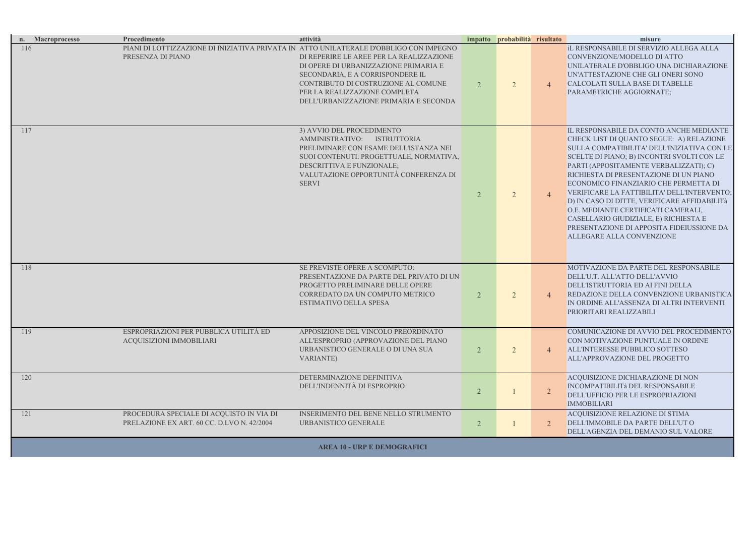| n. | Macroprocesso | Procedimento | attività | impatto | probabilità | risultato | misure |
|---|---|---|---|---|---|---|---|
| 116 | | PIANI DI LOTTIZZAZIONE DI INIZIATIVA PRIVATA IN PRESENZA DI PIANO | ATTO UNILATERALE D'OBBLIGO CON IMPEGNO DI REPERIRE LE AREE PER LA REALIZZAZIONE DI OPERE DI URBANIZZAZIONE PRIMARIA E SECONDARIA, E A CORRISPONDERE IL CONTRIBUTO DI COSTRUZIONE AL COMUNE PER LA REALIZZAZIONE COMPLETA DELL'URBANIZZAZIONE PRIMARIA E SECONDA | 2 | 2 | 4 | iL RESPONSABILE DI SERVIZIO ALLEGA ALLA CONVENZIONE/MODELLO DI ATTO UNILATERALE D'OBBLIGO UNA DICHIARAZIONE UN'ATTESTAZIONE CHE GLI ONERI SONO CALCOLATI SULLA BASE DI TABELLE PARAMETRICHE AGGIORNATE; |
| 117 | | | 3) AVVIO DEL PROCEDIMENTO AMMINISTRATIVO: ISTRUTTORIA PRELIMINARE CON ESAME DELL'ISTANZA NEI SUOI CONTENUTI: PROGETTUALE, NORMATIVA, DESCRITTIVA E FUNZIONALE; VALUTAZIONE OPPORTUNITÀ CONFERENZA DI SERVI | 2 | 2 | 4 | IL RESPONSABILE DA CONTO ANCHE MEDIANTE CHECK LIST DI QUANTO SEGUE: A) RELAZIONE SULLA COMPATIBILITA' DELL'INIZIATIVA CON LE SCELTE DI PIANO; B) INCONTRI SVOLTI CON LE PARTI (APPOSITAMENTE VERBALIZZATI); C) RICHIESTA DI PRESENTAZIONE DI UN PIANO ECONOMICO FINANZIARIO CHE PERMETTA DI VERIFICARE LA FATTIBILITA' DELL'INTERVENTO; D) IN CASO DI DITTE, VERIFICARE AFFIDABILITà O.E. MEDIANTE CERTIFICATI CAMERALI, CASELLARIO GIUDIZIALE, E) RICHIESTA E PRESENTAZIONE DI APPOSITA FIDEIUSSIONE DA ALLEGARE ALLA CONVENZIONE |
| 118 | | | SE PREVISTE OPERE A SCOMPUTO: PRESENTAZIONE DA PARTE DEL PRIVATO DI UN PROGETTO PRELIMINARE DELLE OPERE CORREDATO DA UN COMPUTO METRICO ESTIMATIVO DELLA SPESA | 2 | 2 | 4 | MOTIVAZIONE DA PARTE DEL RESPONSABILE DELL'U.T. ALL'ATTO DELL'AVVIO DELL'ISTRUTTORIA ED AI FINI DELLA REDAZIONE DELLA CONVENZIONE URBANISTICA IN ORDINE ALL'ASSENZA DI ALTRI INTERVENTI PRIORITARI REALIZZABILI |
| 119 | | ESPROPRIAZIONI PER PUBBLICA UTILITÀ ED ACQUISIZIONI IMMOBILIARI | APPOSIZIONE DEL VINCOLO PREORDINATO ALL'ESPROPRIO (APPROVAZIONE DEL PIANO URBANISTICO GENERALE O DI UNA SUA VARIANTE) | 2 | 2 | 4 | COMUNICAZIONE DI AVVIO DEL PROCEDIMENTO CON MOTIVAZIONE PUNTUALE IN ORDINE ALL'INTERESSE PUBBLICO SOTTESO ALL'APPROVAZIONE DEL PROGETTO |
| 120 | | | DETERMINAZIONE DEFINITIVA DELL'INDENNITÀ DI ESPROPRIO | 2 | 1 | 2 | ACQUISIZIONE DICHIARAZIONE DI NON INCOMPATIBILITà DEL RESPONSABILE DELL'UFFICIO PER LE ESPROPRIAZIONI IMMOBILIARI |
| 121 | | PROCEDURA SPECIALE DI ACQUISTO IN VIA DI PRELAZIONE EX ART. 60 CC. D.LVO N. 42/2004 | INSERIMENTO DEL BENE NELLO STRUMENTO URBANISTICO GENERALE | 2 | 1 | 2 | ACQUISIZIONE RELAZIONE DI STIMA DELL'IMMOBILE DA PARTE DELL'UT O DELL'AGENZIA DEL DEMANIO SUL VALORE |
| | | | **AREA 10 - URP E DEMOGRAFICI** | | | | |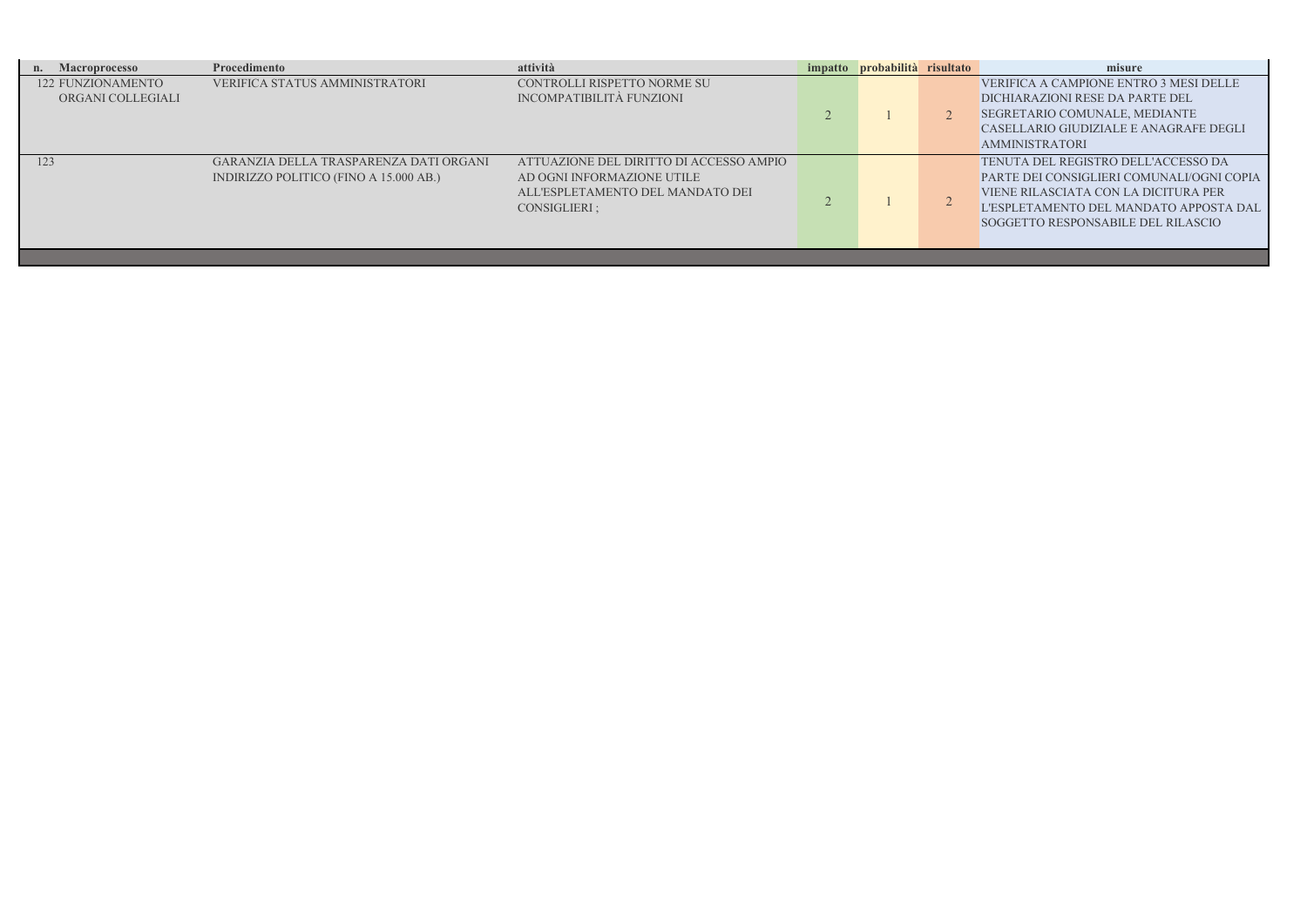| n. | Macroprocesso | Procedimento | attività | impatto | probabilità | risultato | misure |
|---|---|---|---|---|---|---|---|
| 122 | FUNZIONAMENTO ORGANI COLLEGIALI | VERIFICA STATUS AMMINISTRATORI | CONTROLLI RISPETTO NORME SU INCOMPATIBILITÀ FUNZIONI | 2 | 1 | 2 | VERIFICA A CAMPIONE ENTRO 3 MESI DELLE DICHIARAZIONI RESE DA PARTE DEL SEGRETARIO COMUNALE, MEDIANTE CASELLARIO GIUDIZIALE E ANAGRAFE DEGLI AMMINISTRATORI |
| 123 | | GARANZIA DELLA TRASPARENZA DATI ORGANI INDIRIZZO POLITICO (FINO A 15.000 AB.) | ATTUAZIONE DEL DIRITTO DI ACCESSO AMPIO AD OGNI INFORMAZIONE UTILE ALL'ESPLETAMENTO DEL MANDATO DEI CONSIGLIERI ; | 2 | 1 | 2 | TENUTA DEL REGISTRO DELL'ACCESSO DA PARTE DEI CONSIGLIERI COMUNALI/OGNI COPIA VIENE RILASCIATA CON LA DICITURA PER L'ESPLETAMENTO DEL MANDATO APPOSTA DAL SOGGETTO RESPONSABILE DEL RILASCIO |